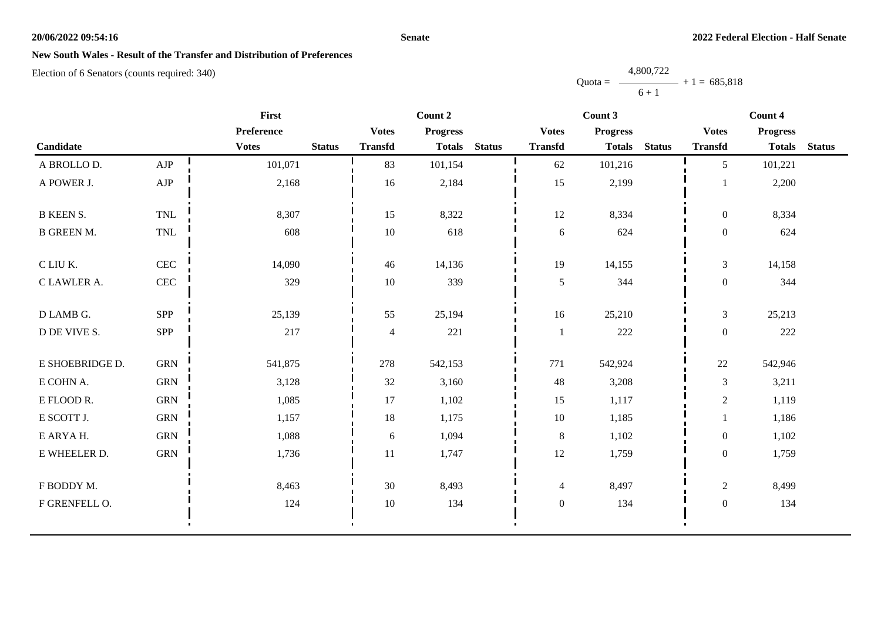**20/06/2022 09:54:16** **Senate** **2022 Federal Election - Half Senate**

## New South Wales - Result of the Transfer and Distribution of Preferences

Election of 6 Senators (counts required: 340)

$$\text{Quota} = \frac{4{,}800{,}722}{6 + 1} + 1 = 685{,}818$$

| Candidate | | First Preference Votes | Status | Count 2 Votes Transfd | Count 2 Progress Totals | Status | Count 3 Votes Transfd | Count 3 Progress Totals | Status | Count 4 Votes Transfd | Count 4 Progress Totals | Status |
|---|---|---|---|---|---|---|---|---|---|---|---|---|
| A BROLLO D. | AJP | 101,071 | | 83 | 101,154 | | 62 | 101,216 | | 5 | 101,221 | |
| A POWER J. | AJP | 2,168 | | 16 | 2,184 | | 15 | 2,199 | | 1 | 2,200 | |
| B KEEN S. | TNL | 8,307 | | 15 | 8,322 | | 12 | 8,334 | | 0 | 8,334 | |
| B GREEN M. | TNL | 608 | | 10 | 618 | | 6 | 624 | | 0 | 624 | |
| C LIU K. | CEC | 14,090 | | 46 | 14,136 | | 19 | 14,155 | | 3 | 14,158 | |
| C LAWLER A. | CEC | 329 | | 10 | 339 | | 5 | 344 | | 0 | 344 | |
| D LAMB G. | SPP | 25,139 | | 55 | 25,194 | | 16 | 25,210 | | 3 | 25,213 | |
| D DE VIVE S. | SPP | 217 | | 4 | 221 | | 1 | 222 | | 0 | 222 | |
| E SHOEBRIDGE D. | GRN | 541,875 | | 278 | 542,153 | | 771 | 542,924 | | 22 | 542,946 | |
| E COHN A. | GRN | 3,128 | | 32 | 3,160 | | 48 | 3,208 | | 3 | 3,211 | |
| E FLOOD R. | GRN | 1,085 | | 17 | 1,102 | | 15 | 1,117 | | 2 | 1,119 | |
| E SCOTT J. | GRN | 1,157 | | 18 | 1,175 | | 10 | 1,185 | | 1 | 1,186 | |
| E ARYA H. | GRN | 1,088 | | 6 | 1,094 | | 8 | 1,102 | | 0 | 1,102 | |
| E WHEELER D. | GRN | 1,736 | | 11 | 1,747 | | 12 | 1,759 | | 0 | 1,759 | |
| F BODDY M. | | 8,463 | | 30 | 8,493 | | 4 | 8,497 | | 2 | 8,499 | |
| F GRENFELL O. | | 124 | | 10 | 134 | | 0 | 134 | | 0 | 134 | |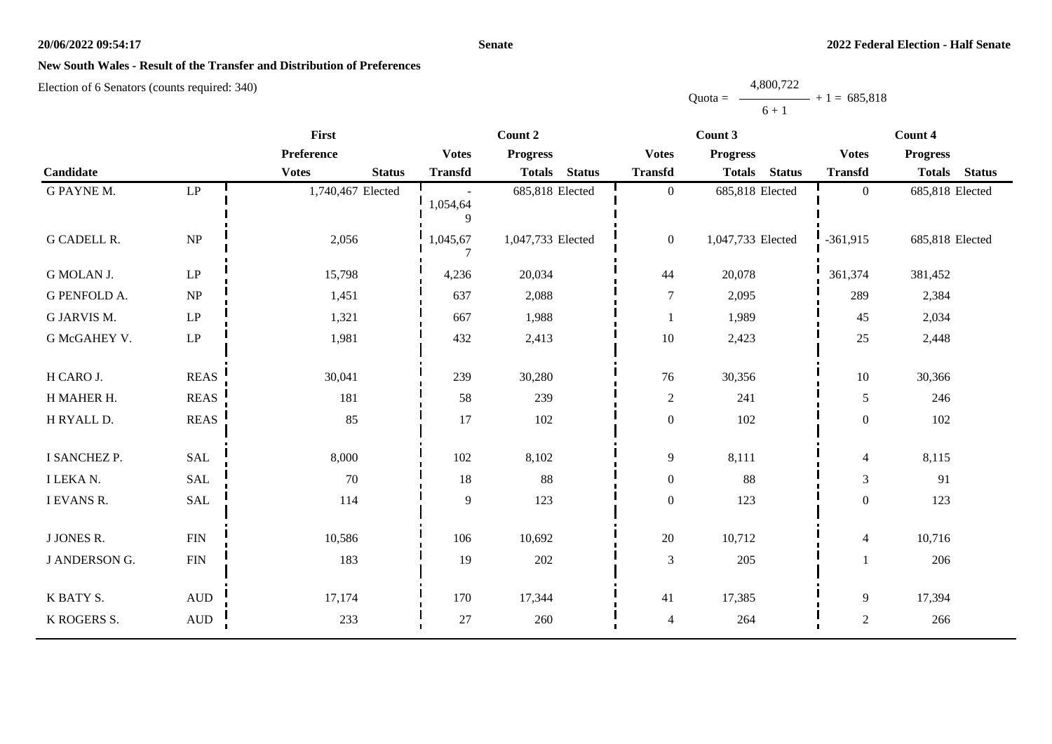**20/06/2022 09:54:17** **Senate** **2022 Federal Election - Half Senate**

## New South Wales - Result of the Transfer and Distribution of Preferences

Election of 6 Senators (counts required: 340)

$$\text{Quota} = \frac{4,800,722}{6 + 1} + 1 = 685,818$$

| Candidate | | First Preference | | Count 2 | | | Count 3 | | | Count 4 | | |
|---|---|---|---|---|---|---|---|---|---|---|---|---|
| | | Votes | Status | Votes Transfd | Progress Totals | Status | Votes Transfd | Progress Totals | Status | Votes Transfd | Progress Totals | Status |
| G PAYNE M. | LP | 1,740,467 | Elected | -1,054,649 | 685,818 | Elected | 0 | 685,818 | Elected | 0 | 685,818 | Elected |
| G CADELL R. | NP | 2,056 | | 1,045,677 | 1,047,733 | Elected | 0 | 1,047,733 | Elected | -361,915 | 685,818 | Elected |
| G MOLAN J. | LP | 15,798 | | 4,236 | 20,034 | | 44 | 20,078 | | 361,374 | 381,452 | |
| G PENFOLD A. | NP | 1,451 | | 637 | 2,088 | | 7 | 2,095 | | 289 | 2,384 | |
| G JARVIS M. | LP | 1,321 | | 667 | 1,988 | | 1 | 1,989 | | 45 | 2,034 | |
| G McGAHEY V. | LP | 1,981 | | 432 | 2,413 | | 10 | 2,423 | | 25 | 2,448 | |
| H CARO J. | REAS | 30,041 | | 239 | 30,280 | | 76 | 30,356 | | 10 | 30,366 | |
| H MAHER H. | REAS | 181 | | 58 | 239 | | 2 | 241 | | 5 | 246 | |
| H RYALL D. | REAS | 85 | | 17 | 102 | | 0 | 102 | | 0 | 102 | |
| I SANCHEZ P. | SAL | 8,000 | | 102 | 8,102 | | 9 | 8,111 | | 4 | 8,115 | |
| I LEKA N. | SAL | 70 | | 18 | 88 | | 0 | 88 | | 3 | 91 | |
| I EVANS R. | SAL | 114 | | 9 | 123 | | 0 | 123 | | 0 | 123 | |
| J JONES R. | FIN | 10,586 | | 106 | 10,692 | | 20 | 10,712 | | 4 | 10,716 | |
| J ANDERSON G. | FIN | 183 | | 19 | 202 | | 3 | 205 | | 1 | 206 | |
| K BATY S. | AUD | 17,174 | | 170 | 17,344 | | 41 | 17,385 | | 9 | 17,394 | |
| K ROGERS S. | AUD | 233 | | 27 | 260 | | 4 | 264 | | 2 | 266 | |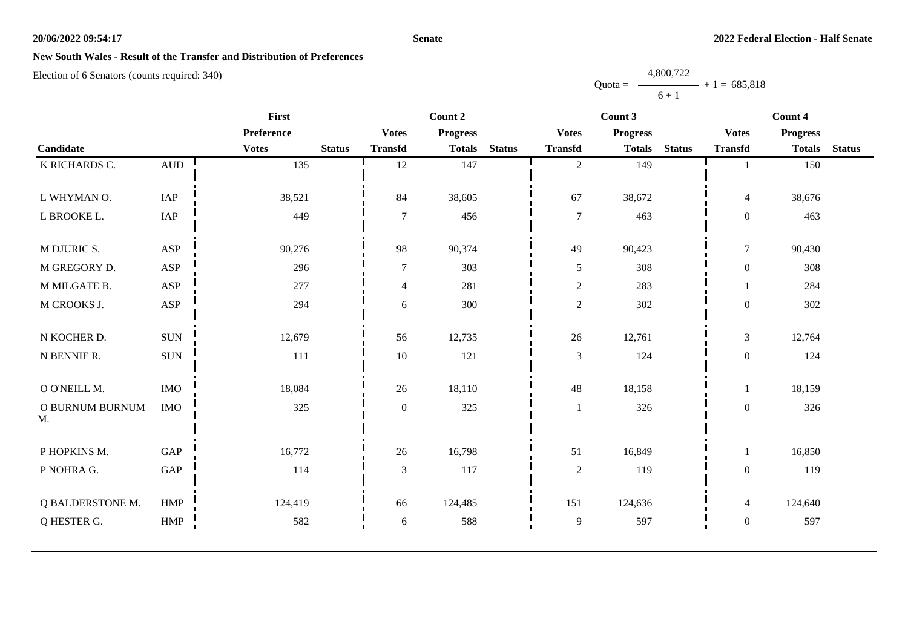## New South Wales - Result of the Transfer and Distribution of Preferences

Election of 6 Senators (counts required: 340)

$$\text{Quota} = \frac{4{,}800{,}722}{6 + 1} + 1 = 685{,}818$$

| Candidate | | First Preference Votes | Status | Count 2 Votes Transfd | Count 2 Progress Totals | Status | Count 3 Votes Transfd | Count 3 Progress Totals | Status | Count 4 Votes Transfd | Count 4 Progress Totals | Status |
|---|---|---|---|---|---|---|---|---|---|---|---|---|
| K RICHARDS C. | AUD | 135 | | 12 | 147 | | 2 | 149 | | 1 | 150 | |
| L WHYMAN O. | IAP | 38,521 | | 84 | 38,605 | | 67 | 38,672 | | 4 | 38,676 | |
| L BROOKE L. | IAP | 449 | | 7 | 456 | | 7 | 463 | | 0 | 463 | |
| M DJURIC S. | ASP | 90,276 | | 98 | 90,374 | | 49 | 90,423 | | 7 | 90,430 | |
| M GREGORY D. | ASP | 296 | | 7 | 303 | | 5 | 308 | | 0 | 308 | |
| M MILGATE B. | ASP | 277 | | 4 | 281 | | 2 | 283 | | 1 | 284 | |
| M CROOKS J. | ASP | 294 | | 6 | 300 | | 2 | 302 | | 0 | 302 | |
| N KOCHER D. | SUN | 12,679 | | 56 | 12,735 | | 26 | 12,761 | | 3 | 12,764 | |
| N BENNIE R. | SUN | 111 | | 10 | 121 | | 3 | 124 | | 0 | 124 | |
| O O'NEILL M. | IMO | 18,084 | | 26 | 18,110 | | 48 | 18,158 | | 1 | 18,159 | |
| O BURNUM BURNUM M. | IMO | 325 | | 0 | 325 | | 1 | 326 | | 0 | 326 | |
| P HOPKINS M. | GAP | 16,772 | | 26 | 16,798 | | 51 | 16,849 | | 1 | 16,850 | |
| P NOHRA G. | GAP | 114 | | 3 | 117 | | 2 | 119 | | 0 | 119 | |
| Q BALDERSTONE M. | HMP | 124,419 | | 66 | 124,485 | | 151 | 124,636 | | 4 | 124,640 | |
| Q HESTER G. | HMP | 582 | | 6 | 588 | | 9 | 597 | | 0 | 597 | |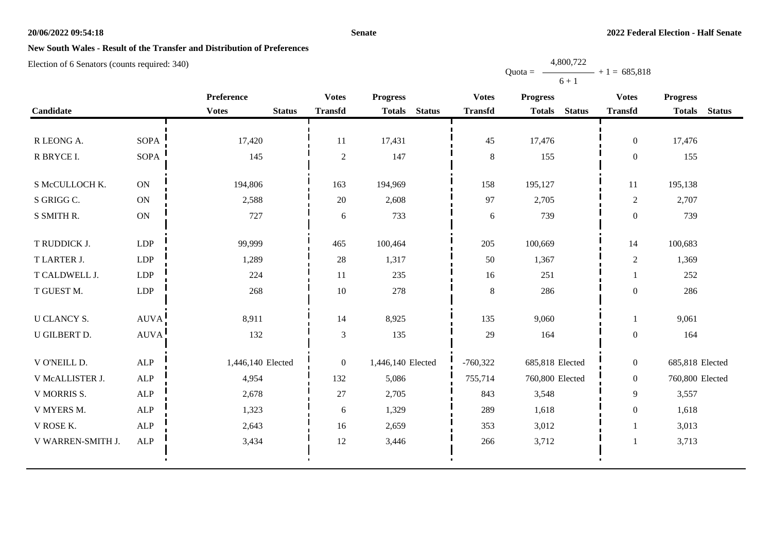## New South Wales - Result of the Transfer and Distribution of Preferences

Election of 6 Senators (counts required: 340)

$$\text{Quota} = \frac{4,800,722}{6 + 1} + 1 = 685,818$$

| Candidate | | Preference Votes | Status | Votes Transfd | Progress Totals | Status | Votes Transfd | Progress Totals | Status | Votes Transfd | Progress Totals | Status |
|---|---|---|---|---|---|---|---|---|---|---|---|---|
| R LEONG A. | SOPA | 17,420 | | 11 | 17,431 | | 45 | 17,476 | | 0 | 17,476 | |
| R BRYCE I. | SOPA | 145 | | 2 | 147 | | 8 | 155 | | 0 | 155 | |
| S McCULLOCH K. | ON | 194,806 | | 163 | 194,969 | | 158 | 195,127 | | 11 | 195,138 | |
| S GRIGG C. | ON | 2,588 | | 20 | 2,608 | | 97 | 2,705 | | 2 | 2,707 | |
| S SMITH R. | ON | 727 | | 6 | 733 | | 6 | 739 | | 0 | 739 | |
| T RUDDICK J. | LDP | 99,999 | | 465 | 100,464 | | 205 | 100,669 | | 14 | 100,683 | |
| T LARTER J. | LDP | 1,289 | | 28 | 1,317 | | 50 | 1,367 | | 2 | 1,369 | |
| T CALDWELL J. | LDP | 224 | | 11 | 235 | | 16 | 251 | | 1 | 252 | |
| T GUEST M. | LDP | 268 | | 10 | 278 | | 8 | 286 | | 0 | 286 | |
| U CLANCY S. | AUVA | 8,911 | | 14 | 8,925 | | 135 | 9,060 | | 1 | 9,061 | |
| U GILBERT D. | AUVA | 132 | | 3 | 135 | | 29 | 164 | | 0 | 164 | |
| V O'NEILL D. | ALP | 1,446,140 | Elected | 0 | 1,446,140 | Elected | -760,322 | 685,818 | Elected | 0 | 685,818 | Elected |
| V McALLISTER J. | ALP | 4,954 | | 132 | 5,086 | | 755,714 | 760,800 | Elected | 0 | 760,800 | Elected |
| V MORRIS S. | ALP | 2,678 | | 27 | 2,705 | | 843 | 3,548 | | 9 | 3,557 | |
| V MYERS M. | ALP | 1,323 | | 6 | 1,329 | | 289 | 1,618 | | 0 | 1,618 | |
| V ROSE K. | ALP | 2,643 | | 16 | 2,659 | | 353 | 3,012 | | 1 | 3,013 | |
| V WARREN-SMITH J. | ALP | 3,434 | | 12 | 3,446 | | 266 | 3,712 | | 1 | 3,713 | |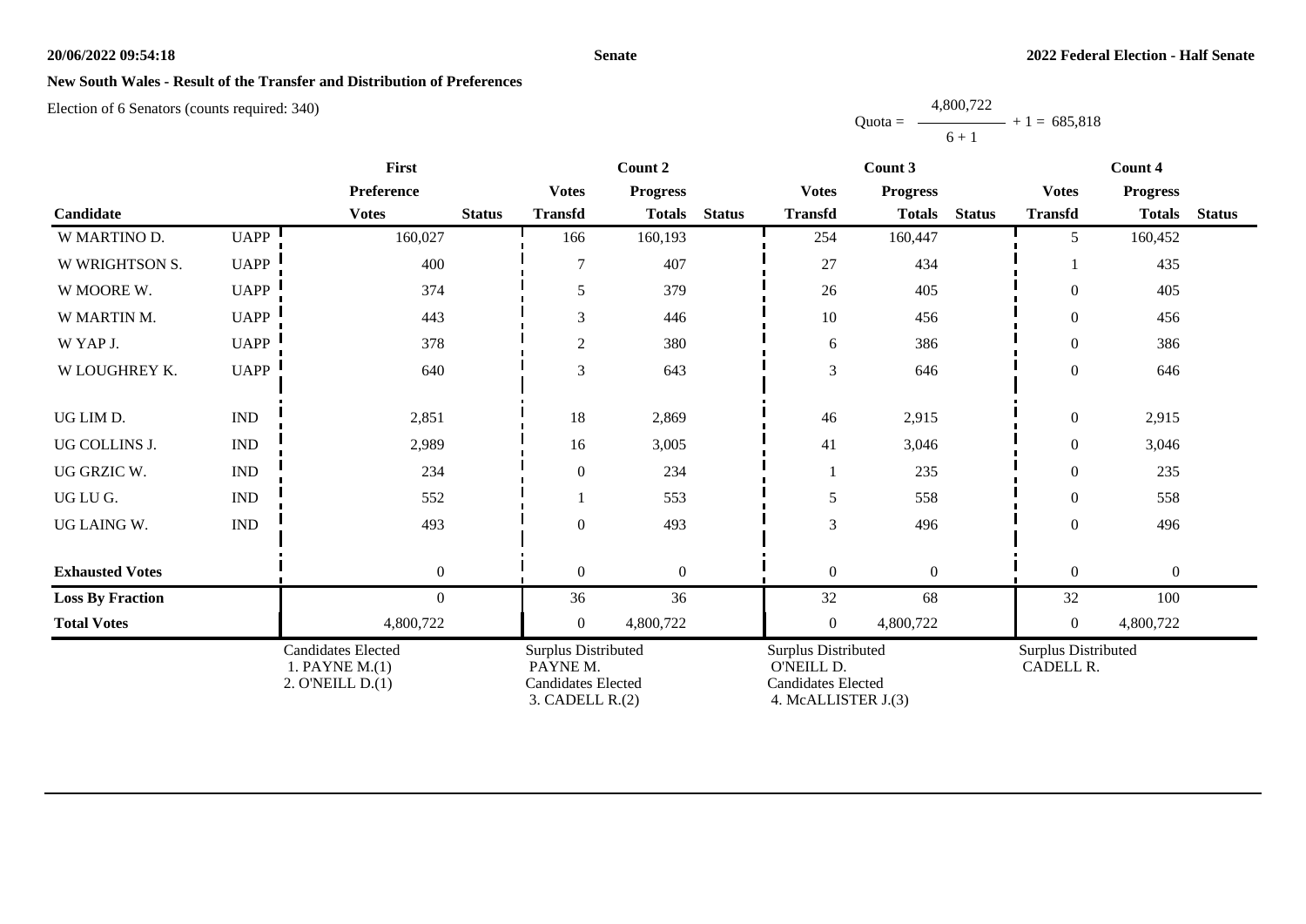**New South Wales - Result of the Transfer and Distribution of Preferences**

Election of 6 Senators (counts required: 340)

Quota = $\frac{4,800,722}{6 + 1} + 1 = 685,818$

| Candidate | | First Preference Votes | Status | Count 2 Votes Transfd | Count 2 Progress Totals | Status | Count 3 Votes Transfd | Count 3 Progress Totals | Status | Count 4 Votes Transfd | Count 4 Progress Totals | Status |
|---|---|---|---|---|---|---|---|---|---|---|---|---|
| W MARTINO D. | UAPP | 160,027 | | 166 | 160,193 | | 254 | 160,447 | | 5 | 160,452 | |
| W WRIGHTSON S. | UAPP | 400 | | 7 | 407 | | 27 | 434 | | 1 | 435 | |
| W MOORE W. | UAPP | 374 | | 5 | 379 | | 26 | 405 | | 0 | 405 | |
| W MARTIN M. | UAPP | 443 | | 3 | 446 | | 10 | 456 | | 0 | 456 | |
| W YAP J. | UAPP | 378 | | 2 | 380 | | 6 | 386 | | 0 | 386 | |
| W LOUGHREY K. | UAPP | 640 | | 3 | 643 | | 3 | 646 | | 0 | 646 | |
| UG LIM D. | IND | 2,851 | | 18 | 2,869 | | 46 | 2,915 | | 0 | 2,915 | |
| UG COLLINS J. | IND | 2,989 | | 16 | 3,005 | | 41 | 3,046 | | 0 | 3,046 | |
| UG GRZIC W. | IND | 234 | | 0 | 234 | | 1 | 235 | | 0 | 235 | |
| UG LU G. | IND | 552 | | 1 | 553 | | 5 | 558 | | 0 | 558 | |
| UG LAING W. | IND | 493 | | 0 | 493 | | 3 | 496 | | 0 | 496 | |
| **Exhausted Votes** | | 0 | | 0 | 0 | | 0 | 0 | | 0 | 0 | |
| **Loss By Fraction** | | 0 | | 36 | 36 | | 32 | 68 | | 32 | 100 | |
| **Total Votes** | | 4,800,722 | | 0 | 4,800,722 | | 0 | 4,800,722 | | 0 | 4,800,722 | |

| First | Count 2 | Count 3 | Count 4 |
|---|---|---|---|
| Candidates Elected<br>1. PAYNE M.(1)<br>2. O'NEILL D.(1) | Surplus Distributed<br>PAYNE M.<br>Candidates Elected<br>3. CADELL R.(2) | Surplus Distributed<br>O'NEILL D.<br>Candidates Elected<br>4. McALLISTER J.(3) | Surplus Distributed<br>CADELL R. |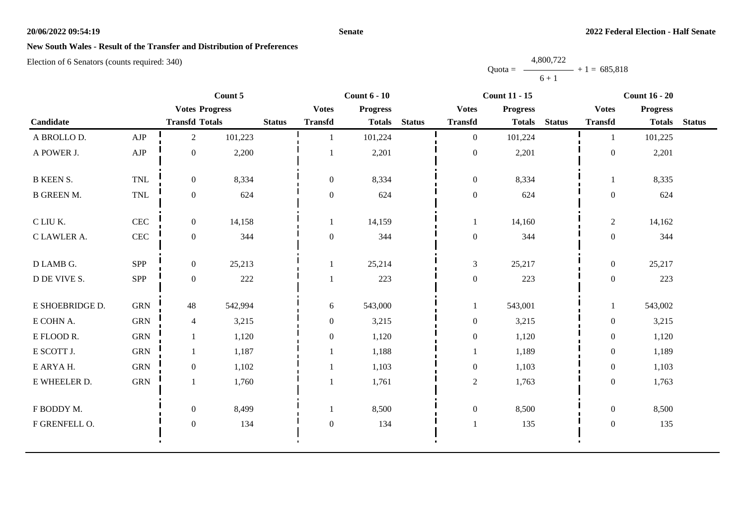## New South Wales - Result of the Transfer and Distribution of Preferences

Election of 6 Senators (counts required: 340)

$$\text{Quota} = \frac{4,800,722}{6 + 1} + 1 = 685,818$$

| Candidate | | Count 5 | | | Count 6 - 10 | | | Count 11 - 15 | | | Count 16 - 20 | | |
|---|---|---|---|---|---|---|---|---|---|---|---|---|---|
| | | Votes Transfd | Progress Totals | Status | Votes Transfd | Progress Totals | Status | Votes Transfd | Progress Totals | Status | Votes Transfd | Progress Totals | Status |
| A BROLLO D. | AJP | 2 | 101,223 | | 1 | 101,224 | | 0 | 101,224 | | 1 | 101,225 | |
| A POWER J. | AJP | 0 | 2,200 | | 1 | 2,201 | | 0 | 2,201 | | 0 | 2,201 | |
| B KEEN S. | TNL | 0 | 8,334 | | 0 | 8,334 | | 0 | 8,334 | | 1 | 8,335 | |
| B GREEN M. | TNL | 0 | 624 | | 0 | 624 | | 0 | 624 | | 0 | 624 | |
| C LIU K. | CEC | 0 | 14,158 | | 1 | 14,159 | | 1 | 14,160 | | 2 | 14,162 | |
| C LAWLER A. | CEC | 0 | 344 | | 0 | 344 | | 0 | 344 | | 0 | 344 | |
| D LAMB G. | SPP | 0 | 25,213 | | 1 | 25,214 | | 3 | 25,217 | | 0 | 25,217 | |
| D DE VIVE S. | SPP | 0 | 222 | | 1 | 223 | | 0 | 223 | | 0 | 223 | |
| E SHOEBRIDGE D. | GRN | 48 | 542,994 | | 6 | 543,000 | | 1 | 543,001 | | 1 | 543,002 | |
| E COHN A. | GRN | 4 | 3,215 | | 0 | 3,215 | | 0 | 3,215 | | 0 | 3,215 | |
| E FLOOD R. | GRN | 1 | 1,120 | | 0 | 1,120 | | 0 | 1,120 | | 0 | 1,120 | |
| E SCOTT J. | GRN | 1 | 1,187 | | 1 | 1,188 | | 1 | 1,189 | | 0 | 1,189 | |
| E ARYA H. | GRN | 0 | 1,102 | | 1 | 1,103 | | 0 | 1,103 | | 0 | 1,103 | |
| E WHEELER D. | GRN | 1 | 1,760 | | 1 | 1,761 | | 2 | 1,763 | | 0 | 1,763 | |
| F BODDY M. | | 0 | 8,499 | | 1 | 8,500 | | 0 | 8,500 | | 0 | 8,500 | |
| F GRENFELL O. | | 0 | 134 | | 0 | 134 | | 1 | 135 | | 0 | 135 | |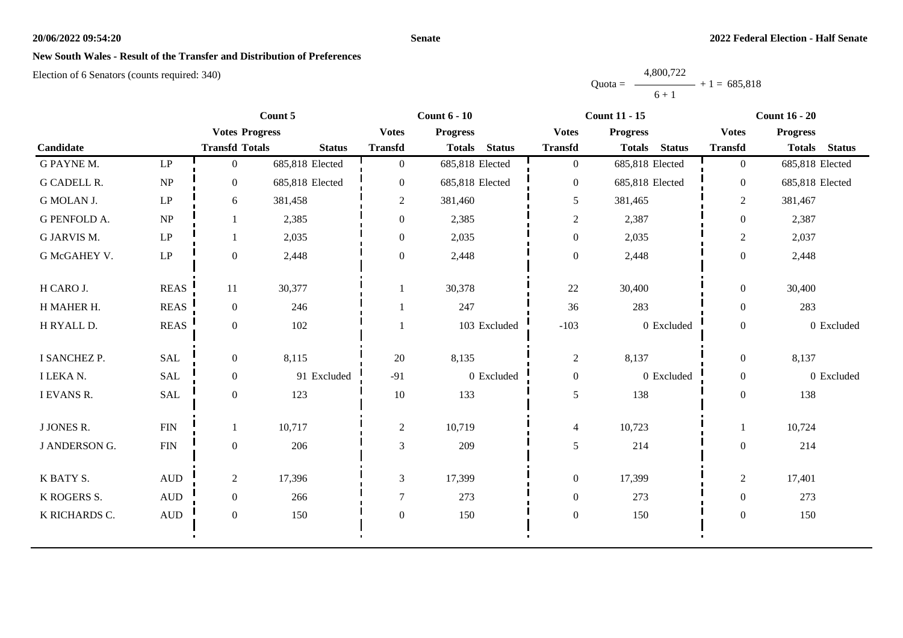## New South Wales - Result of the Transfer and Distribution of Preferences

Election of 6 Senators (counts required: 340)

$$\text{Quota} = \frac{4,800,722}{6 + 1} + 1 = 685,818$$

| Candidate | | Count 5 | | | Count 6 - 10 | | | Count 11 - 15 | | | Count 16 - 20 | | |
|---|---|---|---|---|---|---|---|---|---|---|---|---|---|
| | | Votes Transfd | Progress Totals | Status | Votes Transfd | Progress Totals | Status | Votes Transfd | Progress Totals | Status | Votes Transfd | Progress Totals | Status |
| G PAYNE M. | LP | 0 | 685,818 | Elected | 0 | 685,818 | Elected | 0 | 685,818 | Elected | 0 | 685,818 | Elected |
| G CADELL R. | NP | 0 | 685,818 | Elected | 0 | 685,818 | Elected | 0 | 685,818 | Elected | 0 | 685,818 | Elected |
| G MOLAN J. | LP | 6 | 381,458 | | 2 | 381,460 | | 5 | 381,465 | | 2 | 381,467 | |
| G PENFOLD A. | NP | 1 | 2,385 | | 0 | 2,385 | | 2 | 2,387 | | 0 | 2,387 | |
| G JARVIS M. | LP | 1 | 2,035 | | 0 | 2,035 | | 0 | 2,035 | | 2 | 2,037 | |
| G McGAHEY V. | LP | 0 | 2,448 | | 0 | 2,448 | | 0 | 2,448 | | 0 | 2,448 | |
| H CARO J. | REAS | 11 | 30,377 | | 1 | 30,378 | | 22 | 30,400 | | 0 | 30,400 | |
| H MAHER H. | REAS | 0 | 246 | | 1 | 247 | | 36 | 283 | | 0 | 283 | |
| H RYALL D. | REAS | 0 | 102 | | 1 | 103 | Excluded | -103 | 0 | Excluded | 0 | 0 | Excluded |
| I SANCHEZ P. | SAL | 0 | 8,115 | | 20 | 8,135 | | 2 | 8,137 | | 0 | 8,137 | |
| I LEKA N. | SAL | 0 | 91 | Excluded | -91 | 0 | Excluded | 0 | 0 | Excluded | 0 | 0 | Excluded |
| I EVANS R. | SAL | 0 | 123 | | 10 | 133 | | 5 | 138 | | 0 | 138 | |
| J JONES R. | FIN | 1 | 10,717 | | 2 | 10,719 | | 4 | 10,723 | | 1 | 10,724 | |
| J ANDERSON G. | FIN | 0 | 206 | | 3 | 209 | | 5 | 214 | | 0 | 214 | |
| K BATY S. | AUD | 2 | 17,396 | | 3 | 17,399 | | 0 | 17,399 | | 2 | 17,401 | |
| K ROGERS S. | AUD | 0 | 266 | | 7 | 273 | | 0 | 273 | | 0 | 273 | |
| K RICHARDS C. | AUD | 0 | 150 | | 0 | 150 | | 0 | 150 | | 0 | 150 | |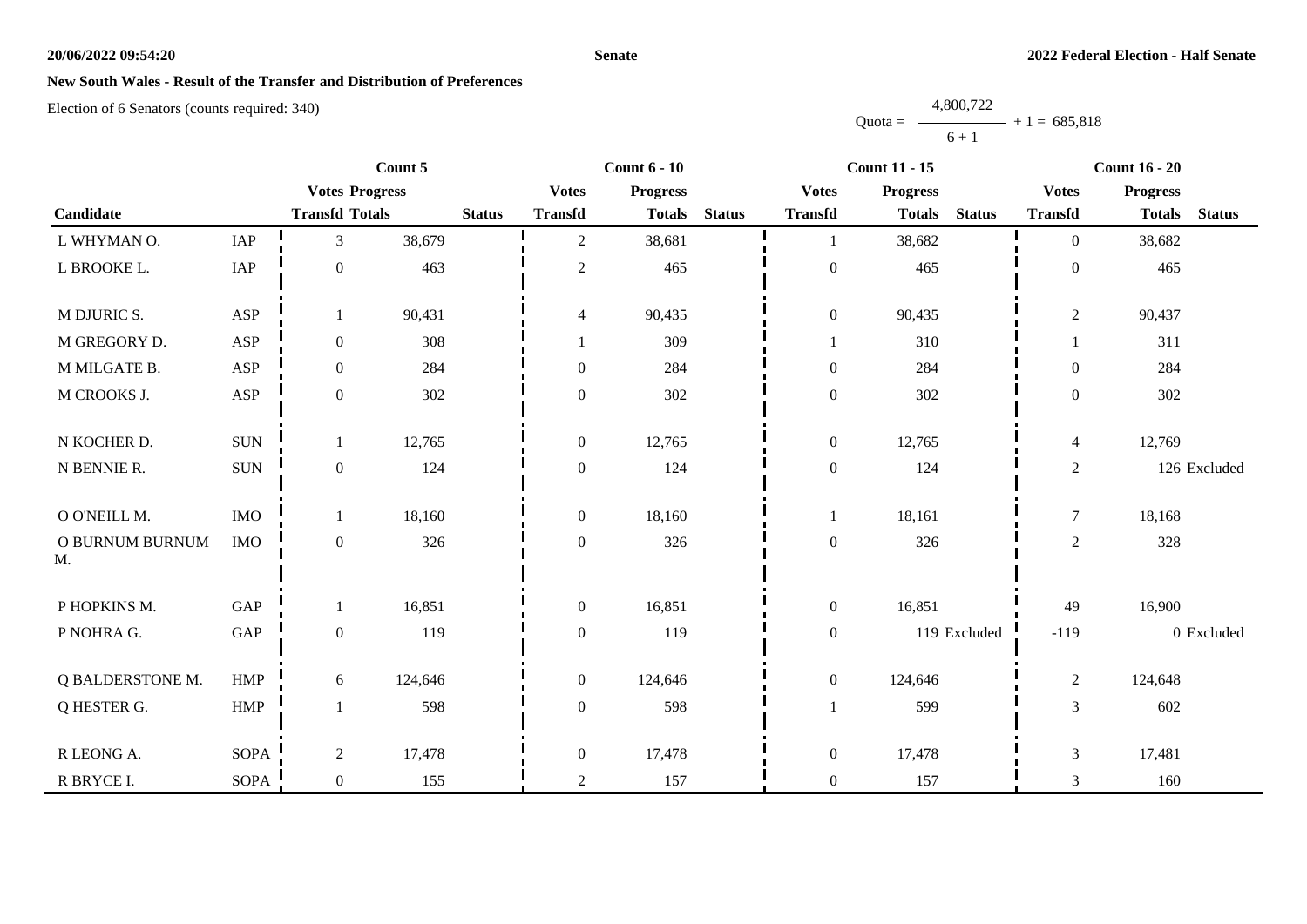**20/06/2022 09:54:20** **Senate** **2022 Federal Election - Half Senate**

## New South Wales - Result of the Transfer and Distribution of Preferences

Election of 6 Senators (counts required: 340)

$$\text{Quota} = \frac{4,800,722}{6 + 1} + 1 = 685,818$$

| | | Count 5 | | | Count 6 - 10 | | | Count 11 - 15 | | | Count 16 - 20 | | |
|---|---|---|---|---|---|---|---|---|---|---|---|---|---|
| | | Votes Progress | | | Votes | Progress | | Votes | Progress | | Votes | Progress | |
| Candidate | | Transfd | Totals | Status | Transfd | Totals | Status | Transfd | Totals | Status | Transfd | Totals | Status |
| L WHYMAN O. | IAP | 3 | 38,679 | | 2 | 38,681 | | 1 | 38,682 | | 0 | 38,682 | |
| L BROOKE L. | IAP | 0 | 463 | | 2 | 465 | | 0 | 465 | | 0 | 465 | |
| M DJURIC S. | ASP | 1 | 90,431 | | 4 | 90,435 | | 0 | 90,435 | | 2 | 90,437 | |
| M GREGORY D. | ASP | 0 | 308 | | 1 | 309 | | 1 | 310 | | 1 | 311 | |
| M MILGATE B. | ASP | 0 | 284 | | 0 | 284 | | 0 | 284 | | 0 | 284 | |
| M CROOKS J. | ASP | 0 | 302 | | 0 | 302 | | 0 | 302 | | 0 | 302 | |
| N KOCHER D. | SUN | 1 | 12,765 | | 0 | 12,765 | | 0 | 12,765 | | 4 | 12,769 | |
| N BENNIE R. | SUN | 0 | 124 | | 0 | 124 | | 0 | 124 | | 2 | 126 | Excluded |
| O O'NEILL M. | IMO | 1 | 18,160 | | 0 | 18,160 | | 1 | 18,161 | | 7 | 18,168 | |
| O BURNUM BURNUM M. | IMO | 0 | 326 | | 0 | 326 | | 0 | 326 | | 2 | 328 | |
| P HOPKINS M. | GAP | 1 | 16,851 | | 0 | 16,851 | | 0 | 16,851 | | 49 | 16,900 | |
| P NOHRA G. | GAP | 0 | 119 | | 0 | 119 | | 0 | 119 | Excluded | -119 | 0 | Excluded |
| Q BALDERSTONE M. | HMP | 6 | 124,646 | | 0 | 124,646 | | 0 | 124,646 | | 2 | 124,648 | |
| Q HESTER G. | HMP | 1 | 598 | | 0 | 598 | | 1 | 599 | | 3 | 602 | |
| R LEONG A. | SOPA | 2 | 17,478 | | 0 | 17,478 | | 0 | 17,478 | | 3 | 17,481 | |
| R BRYCE I. | SOPA | 0 | 155 | | 2 | 157 | | 0 | 157 | | 3 | 160 | |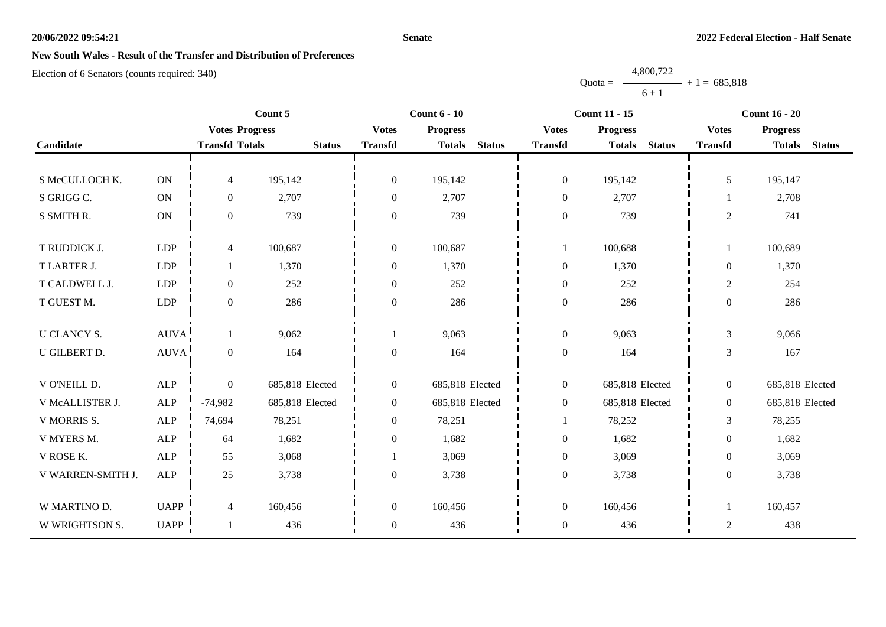**20/06/2022 09:54:21** **Senate** **2022 Federal Election - Half Senate**

## New South Wales - Result of the Transfer and Distribution of Preferences

Election of 6 Senators (counts required: 340)

$$\text{Quota} = \frac{4,800,722}{6 + 1} + 1 = 685,818$$

| Candidate | | Count 5 | | | Count 6 - 10 | | | Count 11 - 15 | | | Count 16 - 20 | | |
|---|---|---|---|---|---|---|---|---|---|---|---|---|---|
| | | Votes Transfd | Progress Totals | Status | Votes Transfd | Progress Totals | Status | Votes Transfd | Progress Totals | Status | Votes Transfd | Progress Totals | Status |
| S McCULLOCH K. | ON | 4 | 195,142 | | 0 | 195,142 | | 0 | 195,142 | | 5 | 195,147 | |
| S GRIGG C. | ON | 0 | 2,707 | | 0 | 2,707 | | 0 | 2,707 | | 1 | 2,708 | |
| S SMITH R. | ON | 0 | 739 | | 0 | 739 | | 0 | 739 | | 2 | 741 | |
| T RUDDICK J. | LDP | 4 | 100,687 | | 0 | 100,687 | | 1 | 100,688 | | 1 | 100,689 | |
| T LARTER J. | LDP | 1 | 1,370 | | 0 | 1,370 | | 0 | 1,370 | | 0 | 1,370 | |
| T CALDWELL J. | LDP | 0 | 252 | | 0 | 252 | | 0 | 252 | | 2 | 254 | |
| T GUEST M. | LDP | 0 | 286 | | 0 | 286 | | 0 | 286 | | 0 | 286 | |
| U CLANCY S. | AUVA | 1 | 9,062 | | 1 | 9,063 | | 0 | 9,063 | | 3 | 9,066 | |
| U GILBERT D. | AUVA | 0 | 164 | | 0 | 164 | | 0 | 164 | | 3 | 167 | |
| V O'NEILL D. | ALP | 0 | 685,818 | Elected | 0 | 685,818 | Elected | 0 | 685,818 | Elected | 0 | 685,818 | Elected |
| V McALLISTER J. | ALP | -74,982 | 685,818 | Elected | 0 | 685,818 | Elected | 0 | 685,818 | Elected | 0 | 685,818 | Elected |
| V MORRIS S. | ALP | 74,694 | 78,251 | | 0 | 78,251 | | 1 | 78,252 | | 3 | 78,255 | |
| V MYERS M. | ALP | 64 | 1,682 | | 0 | 1,682 | | 0 | 1,682 | | 0 | 1,682 | |
| V ROSE K. | ALP | 55 | 3,068 | | 1 | 3,069 | | 0 | 3,069 | | 0 | 3,069 | |
| V WARREN-SMITH J. | ALP | 25 | 3,738 | | 0 | 3,738 | | 0 | 3,738 | | 0 | 3,738 | |
| W MARTINO D. | UAPP | 4 | 160,456 | | 0 | 160,456 | | 0 | 160,456 | | 1 | 160,457 | |
| W WRIGHTSON S. | UAPP | 1 | 436 | | 0 | 436 | | 0 | 436 | | 2 | 438 | |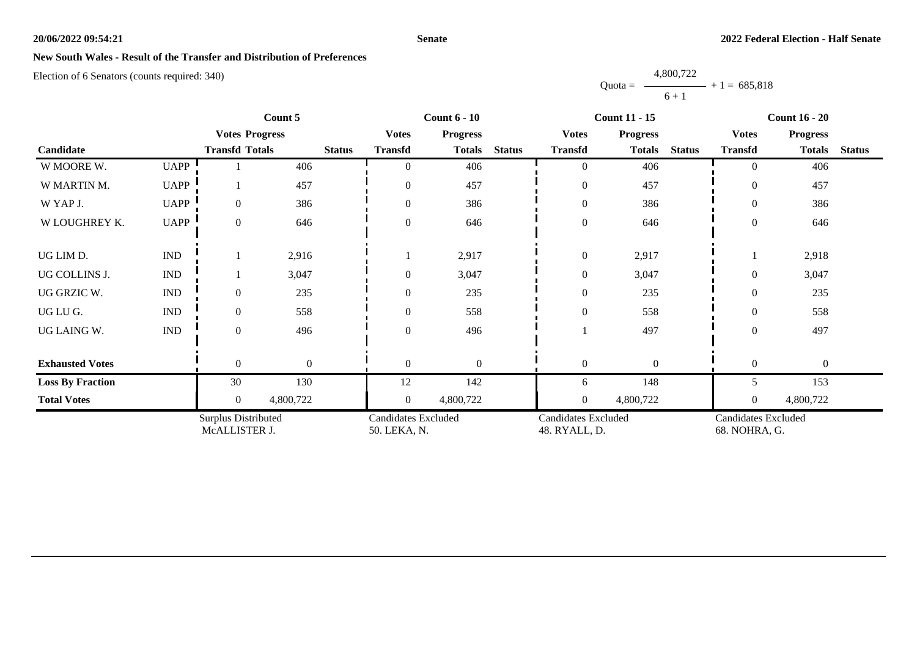## New South Wales - Result of the Transfer and Distribution of Preferences

Election of 6 Senators (counts required: 340)

$$\text{Quota} = \frac{4,800,722}{6+1} + 1 = 685,818$$

| Candidate | | Count 5 | | | Count 6 - 10 | | | Count 11 - 15 | | | Count 16 - 20 | | |
|---|---|---|---|---|---|---|---|---|---|---|---|---|---|
| | | Votes Transfd | Progress Totals | Status | Votes Transfd | Progress Totals | Status | Votes Transfd | Progress Totals | Status | Votes Transfd | Progress Totals | Status |
| W MOORE W. | UAPP | 1 | 406 | | 0 | 406 | | 0 | 406 | | 0 | 406 | |
| W MARTIN M. | UAPP | 1 | 457 | | 0 | 457 | | 0 | 457 | | 0 | 457 | |
| W YAP J. | UAPP | 0 | 386 | | 0 | 386 | | 0 | 386 | | 0 | 386 | |
| W LOUGHREY K. | UAPP | 0 | 646 | | 0 | 646 | | 0 | 646 | | 0 | 646 | |
| UG LIM D. | IND | 1 | 2,916 | | 1 | 2,917 | | 0 | 2,917 | | 1 | 2,918 | |
| UG COLLINS J. | IND | 1 | 3,047 | | 0 | 3,047 | | 0 | 3,047 | | 0 | 3,047 | |
| UG GRZIC W. | IND | 0 | 235 | | 0 | 235 | | 0 | 235 | | 0 | 235 | |
| UG LU G. | IND | 0 | 558 | | 0 | 558 | | 0 | 558 | | 0 | 558 | |
| UG LAING W. | IND | 0 | 496 | | 0 | 496 | | 1 | 497 | | 0 | 497 | |
| **Exhausted Votes** | | 0 | 0 | | 0 | 0 | | 0 | 0 | | 0 | 0 | |
| **Loss By Fraction** | | 30 | 130 | | 12 | 142 | | 6 | 148 | | 5 | 153 | |
| **Total Votes** | | 0 | 4,800,722 | | 0 | 4,800,722 | | 0 | 4,800,722 | | 0 | 4,800,722 | |
| | | Surplus Distributed McALLISTER J. | | | Candidates Excluded 50. LEKA, N. | | | Candidates Excluded 48. RYALL, D. | | | Candidates Excluded 68. NOHRA, G. | | |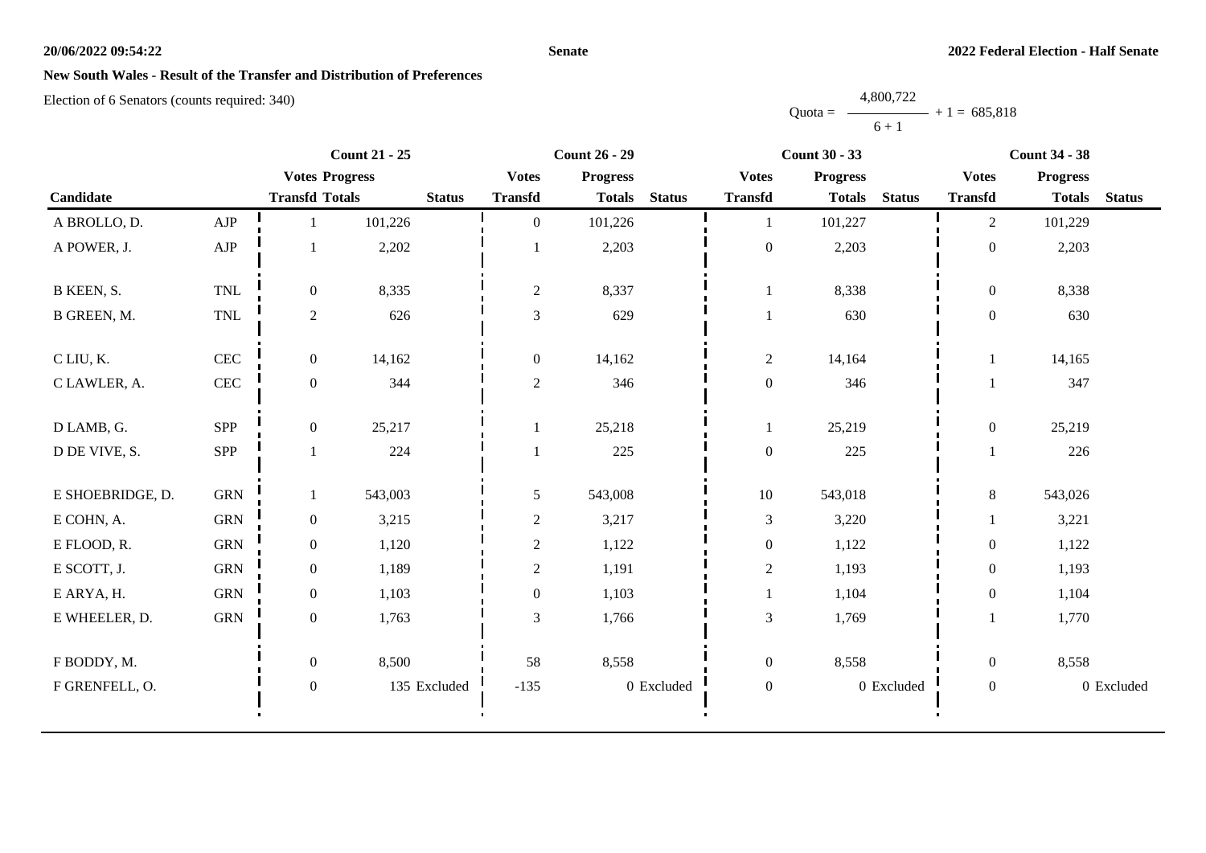**Senate**

**2022 Federal Election - Half Senate**

**New South Wales - Result of the Transfer and Distribution of Preferences**

Election of 6 Senators (counts required: 340)

Quota = $\frac{4,800,722}{6 + 1} + 1 = 685,818$

| Candidate | | Count 21 - 25 | | | Count 26 - 29 | | | Count 30 - 33 | | | Count 34 - 38 | | |
|---|---|---|---|---|---|---|---|---|---|---|---|---|---|
| | | Votes Transfd | Progress Totals | Status | Votes Transfd | Progress Totals | Status | Votes Transfd | Progress Totals | Status | Votes Transfd | Progress Totals | Status |
| A BROLLO, D. | AJP | 1 | 101,226 | | 0 | 101,226 | | 1 | 101,227 | | 2 | 101,229 | |
| A POWER, J. | AJP | 1 | 2,202 | | 1 | 2,203 | | 0 | 2,203 | | 0 | 2,203 | |
| B KEEN, S. | TNL | 0 | 8,335 | | 2 | 8,337 | | 1 | 8,338 | | 0 | 8,338 | |
| B GREEN, M. | TNL | 2 | 626 | | 3 | 629 | | 1 | 630 | | 0 | 630 | |
| C LIU, K. | CEC | 0 | 14,162 | | 0 | 14,162 | | 2 | 14,164 | | 1 | 14,165 | |
| C LAWLER, A. | CEC | 0 | 344 | | 2 | 346 | | 0 | 346 | | 1 | 347 | |
| D LAMB, G. | SPP | 0 | 25,217 | | 1 | 25,218 | | 1 | 25,219 | | 0 | 25,219 | |
| D DE VIVE, S. | SPP | 1 | 224 | | 1 | 225 | | 0 | 225 | | 1 | 226 | |
| E SHOEBRIDGE, D. | GRN | 1 | 543,003 | | 5 | 543,008 | | 10 | 543,018 | | 8 | 543,026 | |
| E COHN, A. | GRN | 0 | 3,215 | | 2 | 3,217 | | 3 | 3,220 | | 1 | 3,221 | |
| E FLOOD, R. | GRN | 0 | 1,120 | | 2 | 1,122 | | 0 | 1,122 | | 0 | 1,122 | |
| E SCOTT, J. | GRN | 0 | 1,189 | | 2 | 1,191 | | 2 | 1,193 | | 0 | 1,193 | |
| E ARYA, H. | GRN | 0 | 1,103 | | 0 | 1,103 | | 1 | 1,104 | | 0 | 1,104 | |
| E WHEELER, D. | GRN | 0 | 1,763 | | 3 | 1,766 | | 3 | 1,769 | | 1 | 1,770 | |
| F BODDY, M. | | 0 | 8,500 | | 58 | 8,558 | | 0 | 8,558 | | 0 | 8,558 | |
| F GRENFELL, O. | | 0 | 135 | Excluded | -135 | 0 | Excluded | 0 | 0 | Excluded | 0 | 0 | Excluded |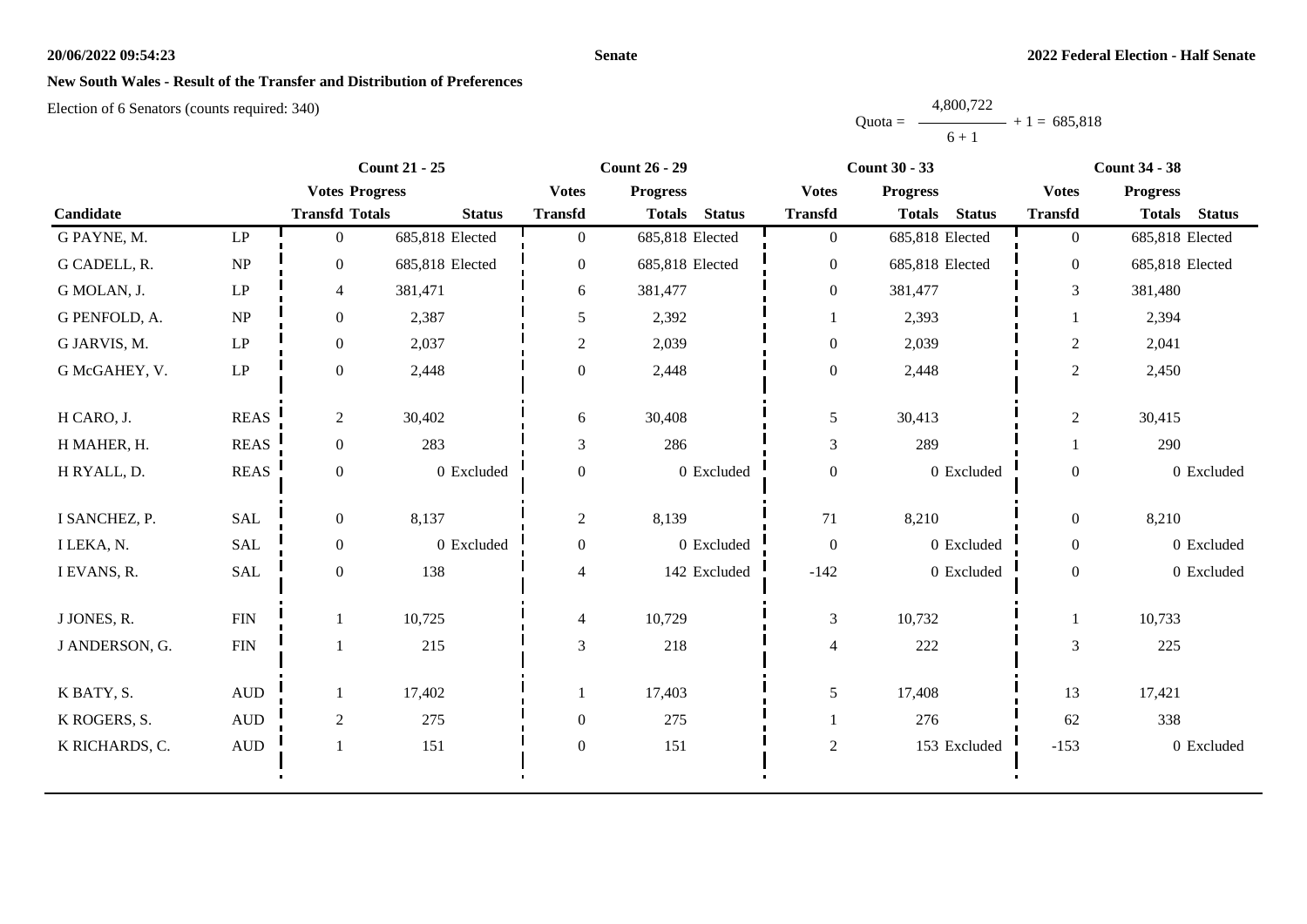**20/06/2022 09:54:23** **Senate** **2022 Federal Election - Half Senate**

## New South Wales - Result of the Transfer and Distribution of Preferences

Election of 6 Senators (counts required: 340)

$$\text{Quota} = \frac{4{,}800{,}722}{6+1} + 1 = 685{,}818$$

| Candidate | | Count 21 - 25 | | | Count 26 - 29 | | | Count 30 - 33 | | | Count 34 - 38 | | |
|---|---|---|---|---|---|---|---|---|---|---|---|---|---|
| | | Votes Transfd | Progress Totals | Status | Votes Transfd | Progress Totals | Status | Votes Transfd | Progress Totals | Status | Votes Transfd | Progress Totals | Status |
| G PAYNE, M. | LP | 0 | 685,818 | Elected | 0 | 685,818 | Elected | 0 | 685,818 | Elected | 0 | 685,818 | Elected |
| G CADELL, R. | NP | 0 | 685,818 | Elected | 0 | 685,818 | Elected | 0 | 685,818 | Elected | 0 | 685,818 | Elected |
| G MOLAN, J. | LP | 4 | 381,471 | | 6 | 381,477 | | 0 | 381,477 | | 3 | 381,480 | |
| G PENFOLD, A. | NP | 0 | 2,387 | | 5 | 2,392 | | 1 | 2,393 | | 1 | 2,394 | |
| G JARVIS, M. | LP | 0 | 2,037 | | 2 | 2,039 | | 0 | 2,039 | | 2 | 2,041 | |
| G McGAHEY, V. | LP | 0 | 2,448 | | 0 | 2,448 | | 0 | 2,448 | | 2 | 2,450 | |
| H CARO, J. | REAS | 2 | 30,402 | | 6 | 30,408 | | 5 | 30,413 | | 2 | 30,415 | |
| H MAHER, H. | REAS | 0 | 283 | | 3 | 286 | | 3 | 289 | | 1 | 290 | |
| H RYALL, D. | REAS | 0 | 0 | Excluded | 0 | 0 | Excluded | 0 | 0 | Excluded | 0 | 0 | Excluded |
| I SANCHEZ, P. | SAL | 0 | 8,137 | | 2 | 8,139 | | 71 | 8,210 | | 0 | 8,210 | |
| I LEKA, N. | SAL | 0 | 0 | Excluded | 0 | 0 | Excluded | 0 | 0 | Excluded | 0 | 0 | Excluded |
| I EVANS, R. | SAL | 0 | 138 | | 4 | 142 | Excluded | -142 | 0 | Excluded | 0 | 0 | Excluded |
| J JONES, R. | FIN | 1 | 10,725 | | 4 | 10,729 | | 3 | 10,732 | | 1 | 10,733 | |
| J ANDERSON, G. | FIN | 1 | 215 | | 3 | 218 | | 4 | 222 | | 3 | 225 | |
| K BATY, S. | AUD | 1 | 17,402 | | 1 | 17,403 | | 5 | 17,408 | | 13 | 17,421 | |
| K ROGERS, S. | AUD | 2 | 275 | | 0 | 275 | | 1 | 276 | | 62 | 338 | |
| K RICHARDS, C. | AUD | 1 | 151 | | 0 | 151 | | 2 | 153 | Excluded | -153 | 0 | Excluded |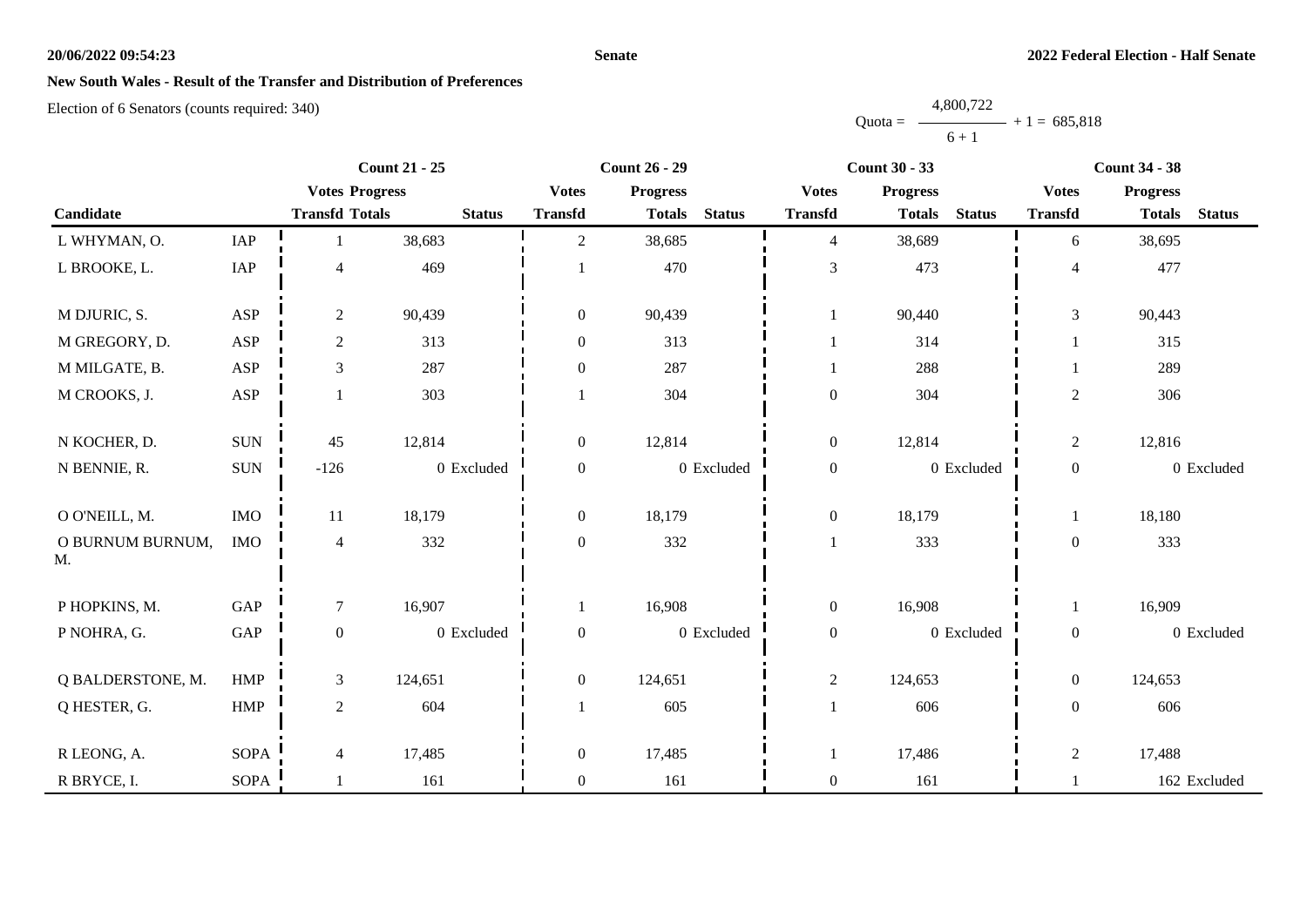## New South Wales - Result of the Transfer and Distribution of Preferences

Election of 6 Senators (counts required: 340)

$$\text{Quota} = \frac{4{,}800{,}722}{6 + 1} + 1 = 685{,}818$$

| | | Count 21 - 25 | | | Count 26 - 29 | | | Count 30 - 33 | | | Count 34 - 38 | | |
|---|---|---|---|---|---|---|---|---|---|---|---|---|---|
| | | Votes | Progress | | Votes | Progress | | Votes | Progress | | Votes | Progress | |
| Candidate | | Transfd | Totals | Status | Transfd | Totals | Status | Transfd | Totals | Status | Transfd | Totals | Status |
| L WHYMAN, O. | IAP | 1 | 38,683 | | 2 | 38,685 | | 4 | 38,689 | | 6 | 38,695 | |
| L BROOKE, L. | IAP | 4 | 469 | | 1 | 470 | | 3 | 473 | | 4 | 477 | |
| M DJURIC, S. | ASP | 2 | 90,439 | | 0 | 90,439 | | 1 | 90,440 | | 3 | 90,443 | |
| M GREGORY, D. | ASP | 2 | 313 | | 0 | 313 | | 1 | 314 | | 1 | 315 | |
| M MILGATE, B. | ASP | 3 | 287 | | 0 | 287 | | 1 | 288 | | 1 | 289 | |
| M CROOKS, J. | ASP | 1 | 303 | | 1 | 304 | | 0 | 304 | | 2 | 306 | |
| N KOCHER, D. | SUN | 45 | 12,814 | | 0 | 12,814 | | 0 | 12,814 | | 2 | 12,816 | |
| N BENNIE, R. | SUN | -126 | 0 | Excluded | 0 | 0 | Excluded | 0 | 0 | Excluded | 0 | 0 | Excluded |
| O O'NEILL, M. | IMO | 11 | 18,179 | | 0 | 18,179 | | 0 | 18,179 | | 1 | 18,180 | |
| O BURNUM BURNUM, M. | IMO | 4 | 332 | | 0 | 332 | | 1 | 333 | | 0 | 333 | |
| P HOPKINS, M. | GAP | 7 | 16,907 | | 1 | 16,908 | | 0 | 16,908 | | 1 | 16,909 | |
| P NOHRA, G. | GAP | 0 | 0 | Excluded | 0 | 0 | Excluded | 0 | 0 | Excluded | 0 | 0 | Excluded |
| Q BALDERSTONE, M. | HMP | 3 | 124,651 | | 0 | 124,651 | | 2 | 124,653 | | 0 | 124,653 | |
| Q HESTER, G. | HMP | 2 | 604 | | 1 | 605 | | 1 | 606 | | 0 | 606 | |
| R LEONG, A. | SOPA | 4 | 17,485 | | 0 | 17,485 | | 1 | 17,486 | | 2 | 17,488 | |
| R BRYCE, I. | SOPA | 1 | 161 | | 0 | 161 | | 0 | 161 | | 1 | 162 | Excluded |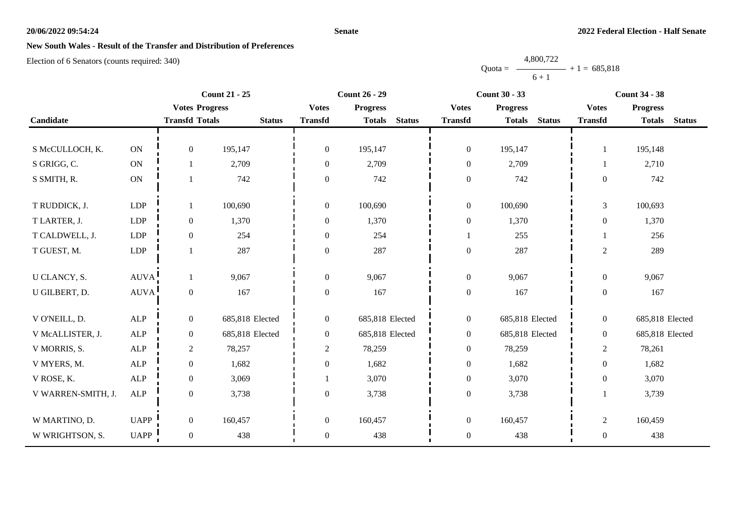**New South Wales - Result of the Transfer and Distribution of Preferences**

Election of 6 Senators (counts required: 340)

$$\text{Quota} = \frac{4,800,722}{6 + 1} + 1 = 685,818$$

| Candidate | | Count 21 - 25 | | | Count 26 - 29 | | | Count 30 - 33 | | | Count 34 - 38 | | |
|---|---|---|---|---|---|---|---|---|---|---|---|---|---|
| | | Votes Transfd | Progress Totals | Status | Votes Transfd | Progress Totals | Status | Votes Transfd | Progress Totals | Status | Votes Transfd | Progress Totals | Status |
| S McCULLOCH, K. | ON | 0 | 195,147 | | 0 | 195,147 | | 0 | 195,147 | | 1 | 195,148 | |
| S GRIGG, C. | ON | 1 | 2,709 | | 0 | 2,709 | | 0 | 2,709 | | 1 | 2,710 | |
| S SMITH, R. | ON | 1 | 742 | | 0 | 742 | | 0 | 742 | | 0 | 742 | |
| T RUDDICK, J. | LDP | 1 | 100,690 | | 0 | 100,690 | | 0 | 100,690 | | 3 | 100,693 | |
| T LARTER, J. | LDP | 0 | 1,370 | | 0 | 1,370 | | 0 | 1,370 | | 0 | 1,370 | |
| T CALDWELL, J. | LDP | 0 | 254 | | 0 | 254 | | 1 | 255 | | 1 | 256 | |
| T GUEST, M. | LDP | 1 | 287 | | 0 | 287 | | 0 | 287 | | 2 | 289 | |
| U CLANCY, S. | AUVA | 1 | 9,067 | | 0 | 9,067 | | 0 | 9,067 | | 0 | 9,067 | |
| U GILBERT, D. | AUVA | 0 | 167 | | 0 | 167 | | 0 | 167 | | 0 | 167 | |
| V O'NEILL, D. | ALP | 0 | 685,818 | Elected | 0 | 685,818 | Elected | 0 | 685,818 | Elected | 0 | 685,818 | Elected |
| V McALLISTER, J. | ALP | 0 | 685,818 | Elected | 0 | 685,818 | Elected | 0 | 685,818 | Elected | 0 | 685,818 | Elected |
| V MORRIS, S. | ALP | 2 | 78,257 | | 2 | 78,259 | | 0 | 78,259 | | 2 | 78,261 | |
| V MYERS, M. | ALP | 0 | 1,682 | | 0 | 1,682 | | 0 | 1,682 | | 0 | 1,682 | |
| V ROSE, K. | ALP | 0 | 3,069 | | 1 | 3,070 | | 0 | 3,070 | | 0 | 3,070 | |
| V WARREN-SMITH, J. | ALP | 0 | 3,738 | | 0 | 3,738 | | 0 | 3,738 | | 1 | 3,739 | |
| W MARTINO, D. | UAPP | 0 | 160,457 | | 0 | 160,457 | | 0 | 160,457 | | 2 | 160,459 | |
| W WRIGHTSON, S. | UAPP | 0 | 438 | | 0 | 438 | | 0 | 438 | | 0 | 438 | |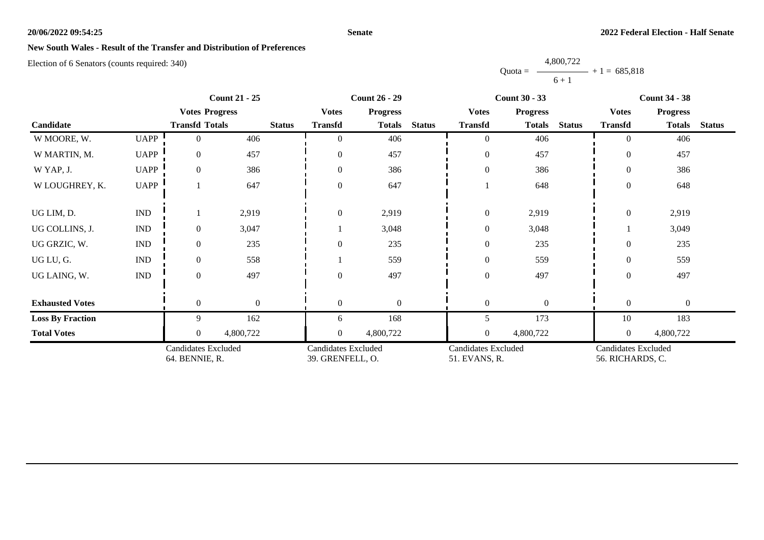## New South Wales - Result of the Transfer and Distribution of Preferences

Election of 6 Senators (counts required: 340)

$$\text{Quota} = \frac{4,800,722}{6 + 1} + 1 = 685,818$$

| Candidate | | Count 21 - 25 Votes Transfd | Progress Totals | Status | Count 26 - 29 Votes Transfd | Progress Totals | Status | Count 30 - 33 Votes Transfd | Progress Totals | Status | Count 34 - 38 Votes Transfd | Progress Totals | Status |
|---|---|---|---|---|---|---|---|---|---|---|---|---|---|
| W MOORE, W. | UAPP | 0 | 406 | | 0 | 406 | | 0 | 406 | | 0 | 406 | |
| W MARTIN, M. | UAPP | 0 | 457 | | 0 | 457 | | 0 | 457 | | 0 | 457 | |
| W YAP, J. | UAPP | 0 | 386 | | 0 | 386 | | 0 | 386 | | 0 | 386 | |
| W LOUGHREY, K. | UAPP | 1 | 647 | | 0 | 647 | | 1 | 648 | | 0 | 648 | |
| UG LIM, D. | IND | 1 | 2,919 | | 0 | 2,919 | | 0 | 2,919 | | 0 | 2,919 | |
| UG COLLINS, J. | IND | 0 | 3,047 | | 1 | 3,048 | | 0 | 3,048 | | 1 | 3,049 | |
| UG GRZIC, W. | IND | 0 | 235 | | 0 | 235 | | 0 | 235 | | 0 | 235 | |
| UG LU, G. | IND | 0 | 558 | | 1 | 559 | | 0 | 559 | | 0 | 559 | |
| UG LAING, W. | IND | 0 | 497 | | 0 | 497 | | 0 | 497 | | 0 | 497 | |
| **Exhausted Votes** | | 0 | 0 | | 0 | 0 | | 0 | 0 | | 0 | 0 | |
| **Loss By Fraction** | | 9 | 162 | | 6 | 168 | | 5 | 173 | | 10 | 183 | |
| **Total Votes** | | 0 | 4,800,722 | | 0 | 4,800,722 | | 0 | 4,800,722 | | 0 | 4,800,722 | |
| | | Candidates Excluded 64. BENNIE, R. | | | Candidates Excluded 39. GRENFELL, O. | | | Candidates Excluded 51. EVANS, R. | | | Candidates Excluded 56. RICHARDS, C. | | |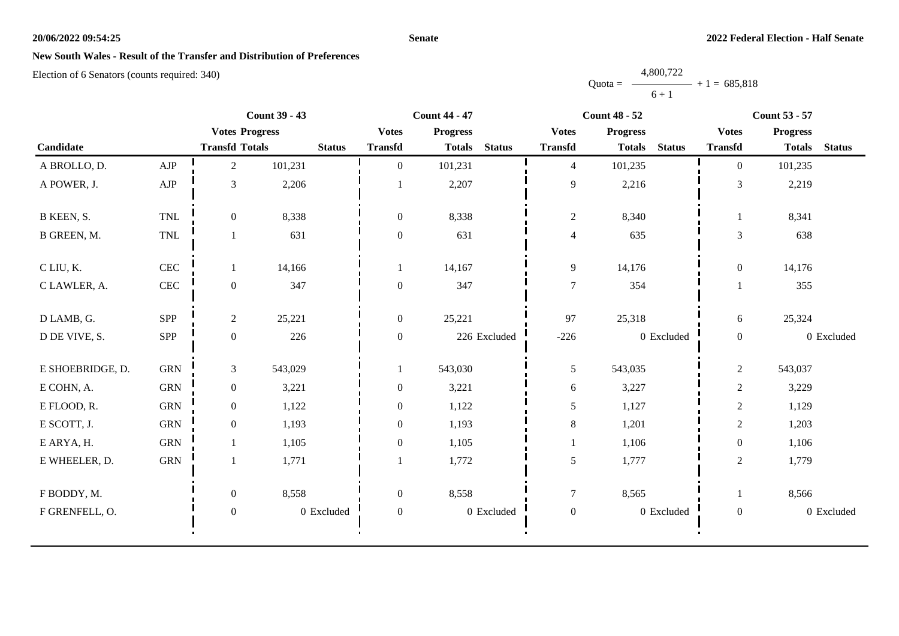**Senate**

**2022 Federal Election - Half Senate**

## New South Wales - Result of the Transfer and Distribution of Preferences

Election of 6 Senators (counts required: 340)

$$\text{Quota} = \frac{4{,}800{,}722}{6 + 1} + 1 = 685{,}818$$

| | | Count 39 - 43 | | | Count 44 - 47 | | | Count 48 - 52 | | | Count 53 - 57 | | |
|---|---|---|---|---|---|---|---|---|---|---|---|---|---|
| | | Votes | Progress | | Votes | Progress | | Votes | Progress | | Votes | Progress | |
| Candidate | | Transfd | Totals | Status | Transfd | Totals | Status | Transfd | Totals | Status | Transfd | Totals | Status |
| A BROLLO, D. | AJP | 2 | 101,231 | | 0 | 101,231 | | 4 | 101,235 | | 0 | 101,235 | |
| A POWER, J. | AJP | 3 | 2,206 | | 1 | 2,207 | | 9 | 2,216 | | 3 | 2,219 | |
| B KEEN, S. | TNL | 0 | 8,338 | | 0 | 8,338 | | 2 | 8,340 | | 1 | 8,341 | |
| B GREEN, M. | TNL | 1 | 631 | | 0 | 631 | | 4 | 635 | | 3 | 638 | |
| C LIU, K. | CEC | 1 | 14,166 | | 1 | 14,167 | | 9 | 14,176 | | 0 | 14,176 | |
| C LAWLER, A. | CEC | 0 | 347 | | 0 | 347 | | 7 | 354 | | 1 | 355 | |
| D LAMB, G. | SPP | 2 | 25,221 | | 0 | 25,221 | | 97 | 25,318 | | 6 | 25,324 | |
| D DE VIVE, S. | SPP | 0 | 226 | | 0 | 226 | Excluded | -226 | 0 | Excluded | 0 | 0 | Excluded |
| E SHOEBRIDGE, D. | GRN | 3 | 543,029 | | 1 | 543,030 | | 5 | 543,035 | | 2 | 543,037 | |
| E COHN, A. | GRN | 0 | 3,221 | | 0 | 3,221 | | 6 | 3,227 | | 2 | 3,229 | |
| E FLOOD, R. | GRN | 0 | 1,122 | | 0 | 1,122 | | 5 | 1,127 | | 2 | 1,129 | |
| E SCOTT, J. | GRN | 0 | 1,193 | | 0 | 1,193 | | 8 | 1,201 | | 2 | 1,203 | |
| E ARYA, H. | GRN | 1 | 1,105 | | 0 | 1,105 | | 1 | 1,106 | | 0 | 1,106 | |
| E WHEELER, D. | GRN | 1 | 1,771 | | 1 | 1,772 | | 5 | 1,777 | | 2 | 1,779 | |
| F BODDY, M. | | 0 | 8,558 | | 0 | 8,558 | | 7 | 8,565 | | 1 | 8,566 | |
| F GRENFELL, O. | | 0 | 0 | Excluded | 0 | 0 | Excluded | 0 | 0 | Excluded | 0 | 0 | Excluded |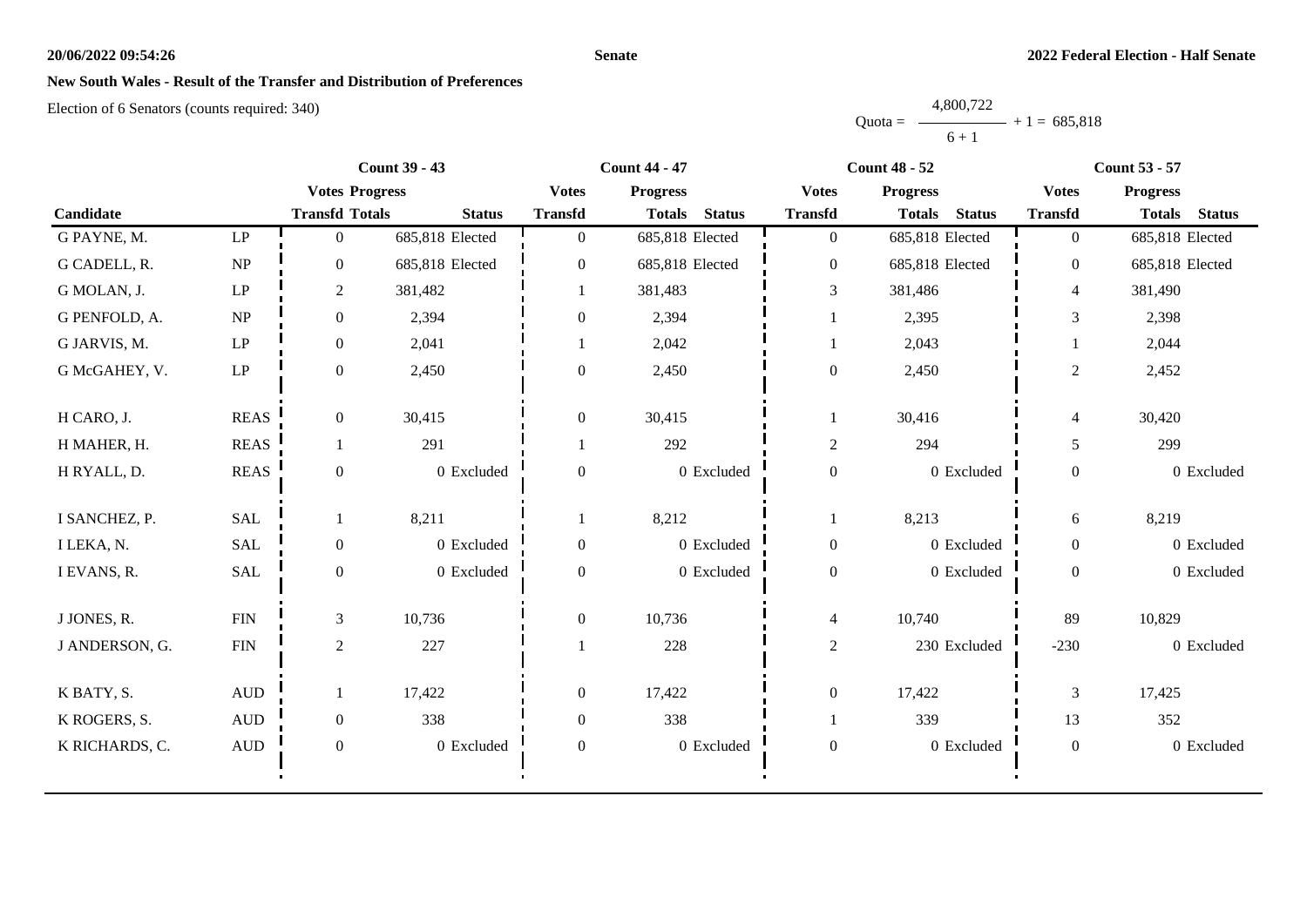# New South Wales - Result of the Transfer and Distribution of Preferences

Election of 6 Senators (counts required: 340)

$$\text{Quota} = \frac{4,800,722}{6 + 1} + 1 = 685,818$$

| Candidate | | Count 39 - 43 | | | Count 44 - 47 | | | Count 48 - 52 | | | Count 53 - 57 | | |
|---|---|---|---|---|---|---|---|---|---|---|---|---|---|
| | | Votes Transfd | Progress Totals | Status | Votes Transfd | Progress Totals | Status | Votes Transfd | Progress Totals | Status | Votes Transfd | Progress Totals | Status |
| G PAYNE, M. | LP | 0 | 685,818 | Elected | 0 | 685,818 | Elected | 0 | 685,818 | Elected | 0 | 685,818 | Elected |
| G CADELL, R. | NP | 0 | 685,818 | Elected | 0 | 685,818 | Elected | 0 | 685,818 | Elected | 0 | 685,818 | Elected |
| G MOLAN, J. | LP | 2 | 381,482 | | 1 | 381,483 | | 3 | 381,486 | | 4 | 381,490 | |
| G PENFOLD, A. | NP | 0 | 2,394 | | 0 | 2,394 | | 1 | 2,395 | | 3 | 2,398 | |
| G JARVIS, M. | LP | 0 | 2,041 | | 1 | 2,042 | | 1 | 2,043 | | 1 | 2,044 | |
| G McGAHEY, V. | LP | 0 | 2,450 | | 0 | 2,450 | | 0 | 2,450 | | 2 | 2,452 | |
| H CARO, J. | REAS | 0 | 30,415 | | 0 | 30,415 | | 1 | 30,416 | | 4 | 30,420 | |
| H MAHER, H. | REAS | 1 | 291 | | 1 | 292 | | 2 | 294 | | 5 | 299 | |
| H RYALL, D. | REAS | 0 | 0 | Excluded | 0 | 0 | Excluded | 0 | 0 | Excluded | 0 | 0 | Excluded |
| I SANCHEZ, P. | SAL | 1 | 8,211 | | 1 | 8,212 | | 1 | 8,213 | | 6 | 8,219 | |
| I LEKA, N. | SAL | 0 | 0 | Excluded | 0 | 0 | Excluded | 0 | 0 | Excluded | 0 | 0 | Excluded |
| I EVANS, R. | SAL | 0 | 0 | Excluded | 0 | 0 | Excluded | 0 | 0 | Excluded | 0 | 0 | Excluded |
| J JONES, R. | FIN | 3 | 10,736 | | 0 | 10,736 | | 4 | 10,740 | | 89 | 10,829 | |
| J ANDERSON, G. | FIN | 2 | 227 | | 1 | 228 | | 2 | 230 | Excluded | -230 | 0 | Excluded |
| K BATY, S. | AUD | 1 | 17,422 | | 0 | 17,422 | | 0 | 17,422 | | 3 | 17,425 | |
| K ROGERS, S. | AUD | 0 | 338 | | 0 | 338 | | 1 | 339 | | 13 | 352 | |
| K RICHARDS, C. | AUD | 0 | 0 | Excluded | 0 | 0 | Excluded | 0 | 0 | Excluded | 0 | 0 | Excluded |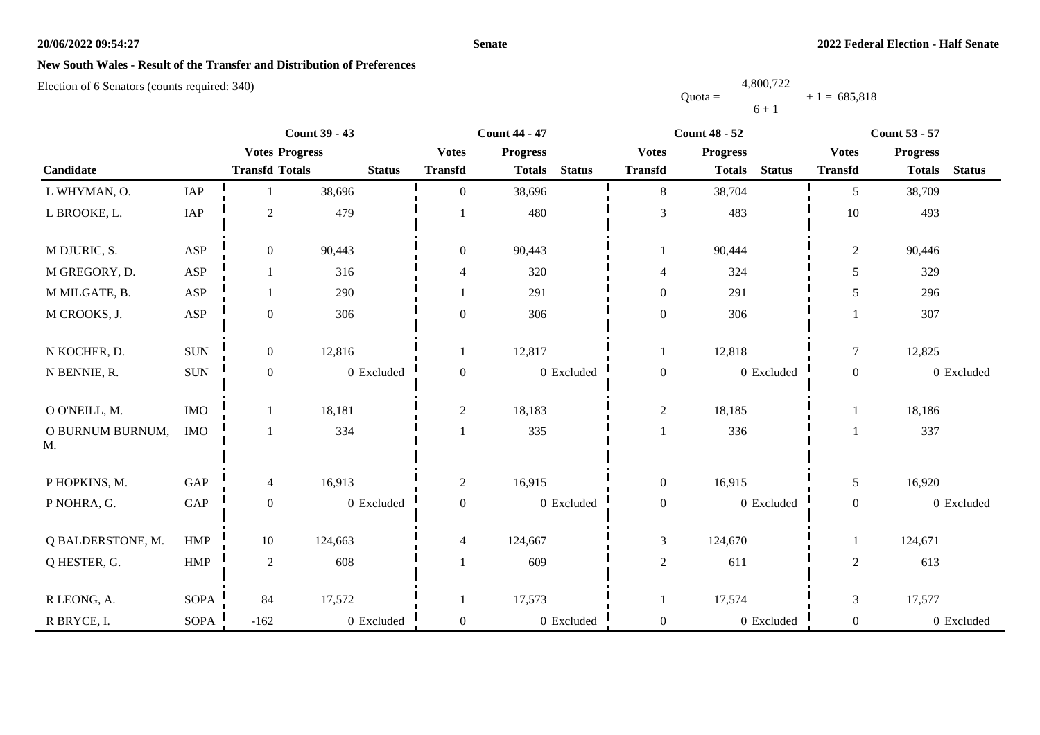## New South Wales - Result of the Transfer and Distribution of Preferences

Election of 6 Senators (counts required: 340)

$$\text{Quota} = \frac{4,800,722}{6 + 1} + 1 = 685,818$$

| Candidate | | Count 39 - 43 | | | Count 44 - 47 | | | Count 48 - 52 | | | Count 53 - 57 | | |
|---|---|---|---|---|---|---|---|---|---|---|---|---|---|
| | | Votes Transfd | Progress Totals | Status | Votes Transfd | Progress Totals | Status | Votes Transfd | Progress Totals | Status | Votes Transfd | Progress Totals | Status |
| L WHYMAN, O. | IAP | 1 | 38,696 | | 0 | 38,696 | | 8 | 38,704 | | 5 | 38,709 | |
| L BROOKE, L. | IAP | 2 | 479 | | 1 | 480 | | 3 | 483 | | 10 | 493 | |
| M DJURIC, S. | ASP | 0 | 90,443 | | 0 | 90,443 | | 1 | 90,444 | | 2 | 90,446 | |
| M GREGORY, D. | ASP | 1 | 316 | | 4 | 320 | | 4 | 324 | | 5 | 329 | |
| M MILGATE, B. | ASP | 1 | 290 | | 1 | 291 | | 0 | 291 | | 5 | 296 | |
| M CROOKS, J. | ASP | 0 | 306 | | 0 | 306 | | 0 | 306 | | 1 | 307 | |
| N KOCHER, D. | SUN | 0 | 12,816 | | 1 | 12,817 | | 1 | 12,818 | | 7 | 12,825 | |
| N BENNIE, R. | SUN | 0 | 0 | Excluded | 0 | 0 | Excluded | 0 | 0 | Excluded | 0 | 0 | Excluded |
| O O'NEILL, M. | IMO | 1 | 18,181 | | 2 | 18,183 | | 2 | 18,185 | | 1 | 18,186 | |
| O BURNUM BURNUM, M. | IMO | 1 | 334 | | 1 | 335 | | 1 | 336 | | 1 | 337 | |
| P HOPKINS, M. | GAP | 4 | 16,913 | | 2 | 16,915 | | 0 | 16,915 | | 5 | 16,920 | |
| P NOHRA, G. | GAP | 0 | 0 | Excluded | 0 | 0 | Excluded | 0 | 0 | Excluded | 0 | 0 | Excluded |
| Q BALDERSTONE, M. | HMP | 10 | 124,663 | | 4 | 124,667 | | 3 | 124,670 | | 1 | 124,671 | |
| Q HESTER, G. | HMP | 2 | 608 | | 1 | 609 | | 2 | 611 | | 2 | 613 | |
| R LEONG, A. | SOPA | 84 | 17,572 | | 1 | 17,573 | | 1 | 17,574 | | 3 | 17,577 | |
| R BRYCE, I. | SOPA | -162 | 0 | Excluded | 0 | 0 | Excluded | 0 | 0 | Excluded | 0 | 0 | Excluded |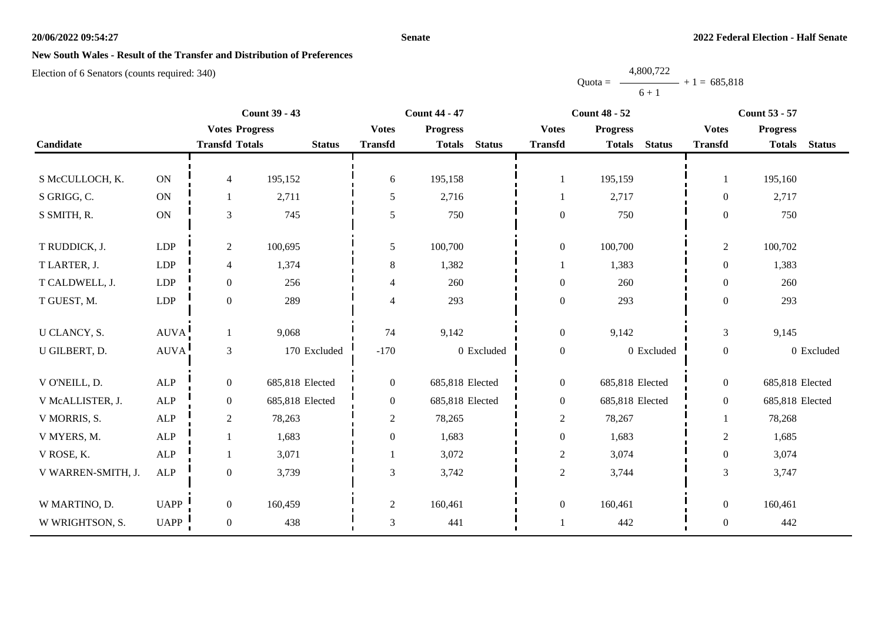## New South Wales - Result of the Transfer and Distribution of Preferences

Election of 6 Senators (counts required: 340)

$$\text{Quota} = \frac{4,800,722}{6 + 1} + 1 = 685,818$$

| Candidate | | Count 39 - 43 | | | Count 44 - 47 | | | Count 48 - 52 | | | Count 53 - 57 | | |
|---|---|---|---|---|---|---|---|---|---|---|---|---|---|
| | | Votes Transfd | Progress Totals | Status | Votes Transfd | Progress Totals | Status | Votes Transfd | Progress Totals | Status | Votes Transfd | Progress Totals | Status |
| S McCULLOCH, K. | ON | 4 | 195,152 | | 6 | 195,158 | | 1 | 195,159 | | 1 | 195,160 | |
| S GRIGG, C. | ON | 1 | 2,711 | | 5 | 2,716 | | 1 | 2,717 | | 0 | 2,717 | |
| S SMITH, R. | ON | 3 | 745 | | 5 | 750 | | 0 | 750 | | 0 | 750 | |
| T RUDDICK, J. | LDP | 2 | 100,695 | | 5 | 100,700 | | 0 | 100,700 | | 2 | 100,702 | |
| T LARTER, J. | LDP | 4 | 1,374 | | 8 | 1,382 | | 1 | 1,383 | | 0 | 1,383 | |
| T CALDWELL, J. | LDP | 0 | 256 | | 4 | 260 | | 0 | 260 | | 0 | 260 | |
| T GUEST, M. | LDP | 0 | 289 | | 4 | 293 | | 0 | 293 | | 0 | 293 | |
| U CLANCY, S. | AUVA | 1 | 9,068 | | 74 | 9,142 | | 0 | 9,142 | | 3 | 9,145 | |
| U GILBERT, D. | AUVA | 3 | 170 | Excluded | -170 | 0 | Excluded | 0 | 0 | Excluded | 0 | 0 | Excluded |
| V O'NEILL, D. | ALP | 0 | 685,818 | Elected | 0 | 685,818 | Elected | 0 | 685,818 | Elected | 0 | 685,818 | Elected |
| V McALLISTER, J. | ALP | 0 | 685,818 | Elected | 0 | 685,818 | Elected | 0 | 685,818 | Elected | 0 | 685,818 | Elected |
| V MORRIS, S. | ALP | 2 | 78,263 | | 2 | 78,265 | | 2 | 78,267 | | 1 | 78,268 | |
| V MYERS, M. | ALP | 1 | 1,683 | | 0 | 1,683 | | 0 | 1,683 | | 2 | 1,685 | |
| V ROSE, K. | ALP | 1 | 3,071 | | 1 | 3,072 | | 2 | 3,074 | | 0 | 3,074 | |
| V WARREN-SMITH, J. | ALP | 0 | 3,739 | | 3 | 3,742 | | 2 | 3,744 | | 3 | 3,747 | |
| W MARTINO, D. | UAPP | 0 | 160,459 | | 2 | 160,461 | | 0 | 160,461 | | 0 | 160,461 | |
| W WRIGHTSON, S. | UAPP | 0 | 438 | | 3 | 441 | | 1 | 442 | | 0 | 442 | |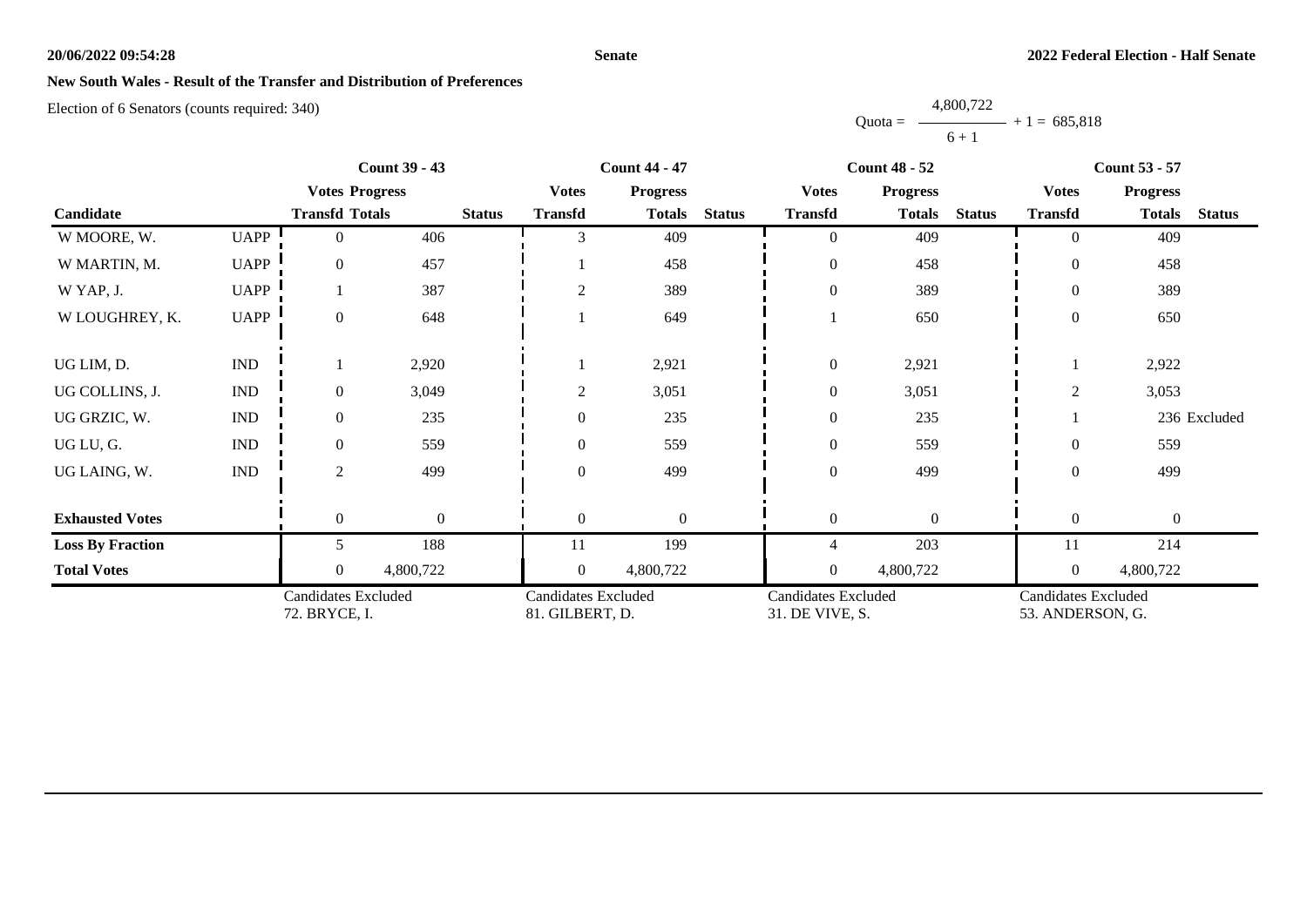## New South Wales - Result of the Transfer and Distribution of Preferences

Election of 6 Senators (counts required: 340)

$$\text{Quota} = \frac{4,800,722}{6 + 1} + 1 = 685,818$$

| Candidate | | Count 39 - 43 | | | Count 44 - 47 | | | Count 48 - 52 | | | Count 53 - 57 | | |
|---|---|---|---|---|---|---|---|---|---|---|---|---|---|
| | | Votes Transfd | Progress Totals | Status | Votes Transfd | Progress Totals | Status | Votes Transfd | Progress Totals | Status | Votes Transfd | Progress Totals | Status |
| W MOORE, W. | UAPP | 0 | 406 | | 3 | 409 | | 0 | 409 | | 0 | 409 | |
| W MARTIN, M. | UAPP | 0 | 457 | | 1 | 458 | | 0 | 458 | | 0 | 458 | |
| W YAP, J. | UAPP | 1 | 387 | | 2 | 389 | | 0 | 389 | | 0 | 389 | |
| W LOUGHREY, K. | UAPP | 0 | 648 | | 1 | 649 | | 1 | 650 | | 0 | 650 | |
| UG LIM, D. | IND | 1 | 2,920 | | 1 | 2,921 | | 0 | 2,921 | | 1 | 2,922 | |
| UG COLLINS, J. | IND | 0 | 3,049 | | 2 | 3,051 | | 0 | 3,051 | | 2 | 3,053 | |
| UG GRZIC, W. | IND | 0 | 235 | | 0 | 235 | | 0 | 235 | | 1 | 236 | Excluded |
| UG LU, G. | IND | 0 | 559 | | 0 | 559 | | 0 | 559 | | 0 | 559 | |
| UG LAING, W. | IND | 2 | 499 | | 0 | 499 | | 0 | 499 | | 0 | 499 | |
| **Exhausted Votes** | | 0 | 0 | | 0 | 0 | | 0 | 0 | | 0 | 0 | |
| **Loss By Fraction** | | 5 | 188 | | 11 | 199 | | 4 | 203 | | 11 | 214 | |
| **Total Votes** | | 0 | 4,800,722 | | 0 | 4,800,722 | | 0 | 4,800,722 | | 0 | 4,800,722 | |
| | | Candidates Excluded 72. BRYCE, I. | | | Candidates Excluded 81. GILBERT, D. | | | Candidates Excluded 31. DE VIVE, S. | | | Candidates Excluded 53. ANDERSON, G. | | |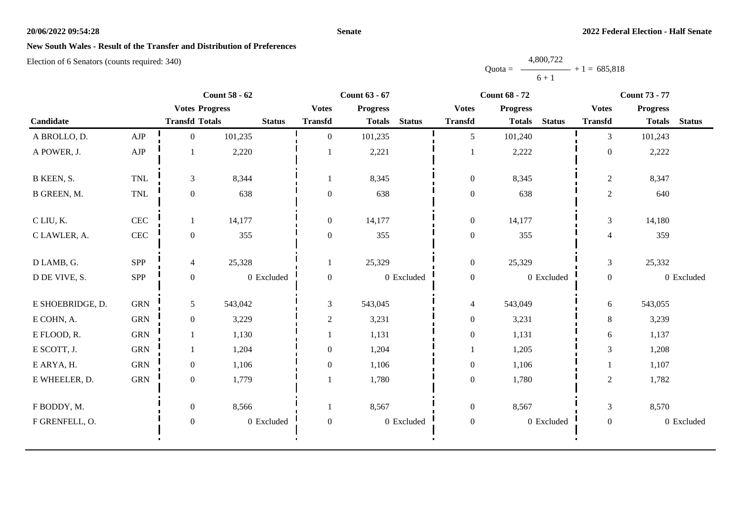**New South Wales - Result of the Transfer and Distribution of Preferences**

Election of 6 Senators (counts required: 340)

Quota = $\frac{4,800,722}{6 + 1} + 1 = 685,818$

| Candidate | | Count 58 - 62 | | | Count 63 - 67 | | | Count 68 - 72 | | | Count 73 - 77 | | |
|---|---|---|---|---|---|---|---|---|---|---|---|---|---|
| | | Votes Transfd | Progress Totals | Status | Votes Transfd | Progress Totals | Status | Votes Transfd | Progress Totals | Status | Votes Transfd | Progress Totals | Status |
| A BROLLO, D. | AJP | 0 | 101,235 | | 0 | 101,235 | | 5 | 101,240 | | 3 | 101,243 | |
| A POWER, J. | AJP | 1 | 2,220 | | 1 | 2,221 | | 1 | 2,222 | | 0 | 2,222 | |
| B KEEN, S. | TNL | 3 | 8,344 | | 1 | 8,345 | | 0 | 8,345 | | 2 | 8,347 | |
| B GREEN, M. | TNL | 0 | 638 | | 0 | 638 | | 0 | 638 | | 2 | 640 | |
| C LIU, K. | CEC | 1 | 14,177 | | 0 | 14,177 | | 0 | 14,177 | | 3 | 14,180 | |
| C LAWLER, A. | CEC | 0 | 355 | | 0 | 355 | | 0 | 355 | | 4 | 359 | |
| D LAMB, G. | SPP | 4 | 25,328 | | 1 | 25,329 | | 0 | 25,329 | | 3 | 25,332 | |
| D DE VIVE, S. | SPP | 0 | 0 | Excluded | 0 | 0 | Excluded | 0 | 0 | Excluded | 0 | 0 | Excluded |
| E SHOEBRIDGE, D. | GRN | 5 | 543,042 | | 3 | 543,045 | | 4 | 543,049 | | 6 | 543,055 | |
| E COHN, A. | GRN | 0 | 3,229 | | 2 | 3,231 | | 0 | 3,231 | | 8 | 3,239 | |
| E FLOOD, R. | GRN | 1 | 1,130 | | 1 | 1,131 | | 0 | 1,131 | | 6 | 1,137 | |
| E SCOTT, J. | GRN | 1 | 1,204 | | 0 | 1,204 | | 1 | 1,205 | | 3 | 1,208 | |
| E ARYA, H. | GRN | 0 | 1,106 | | 0 | 1,106 | | 0 | 1,106 | | 1 | 1,107 | |
| E WHEELER, D. | GRN | 0 | 1,779 | | 1 | 1,780 | | 0 | 1,780 | | 2 | 1,782 | |
| F BODDY, M. | | 0 | 8,566 | | 1 | 8,567 | | 0 | 8,567 | | 3 | 8,570 | |
| F GRENFELL, O. | | 0 | 0 | Excluded | 0 | 0 | Excluded | 0 | 0 | Excluded | 0 | 0 | Excluded |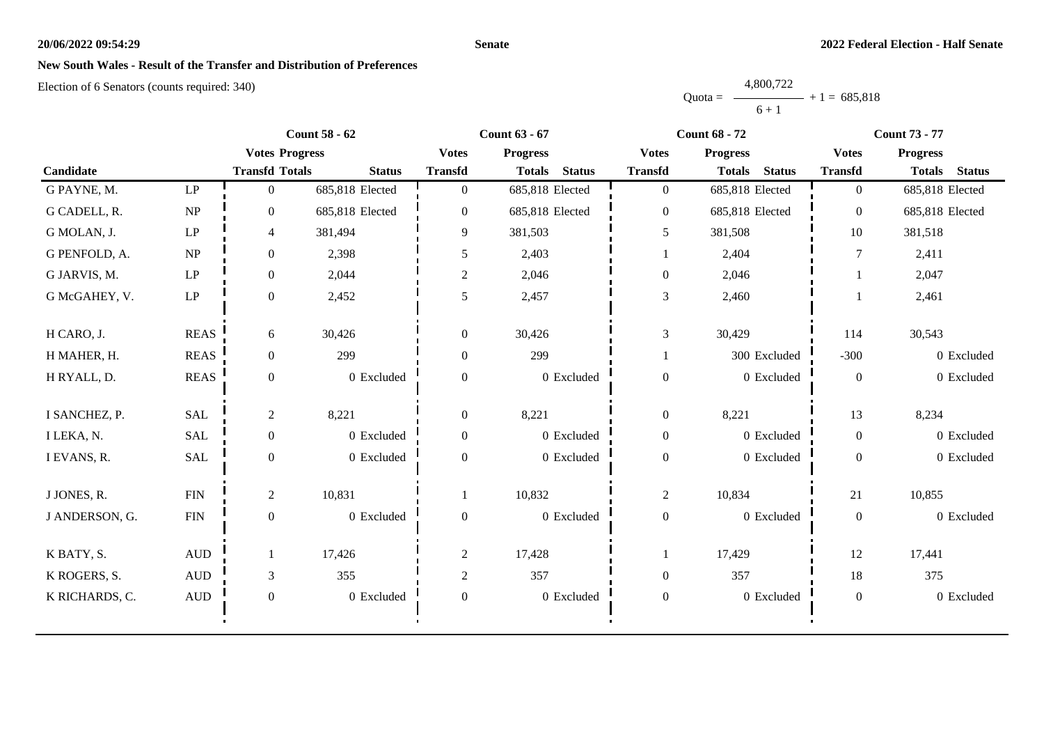**20/06/2022 09:54:29** **Senate** **2022 Federal Election - Half Senate**

## New South Wales - Result of the Transfer and Distribution of Preferences

Election of 6 Senators (counts required: 340)

$$\text{Quota} = \frac{4,800,722}{6 + 1} + 1 = 685,818$$

| | | Count 58 - 62 | | | Count 63 - 67 | | | Count 68 - 72 | | | Count 73 - 77 | | |
|---|---|---|---|---|---|---|---|---|---|---|---|---|---|
| | | Votes | Progress | | Votes | Progress | | Votes | Progress | | Votes | Progress | |
| Candidate | | Transfd | Totals | Status | Transfd | Totals | Status | Transfd | Totals | Status | Transfd | Totals | Status |
| G PAYNE, M. | LP | 0 | 685,818 | Elected | 0 | 685,818 | Elected | 0 | 685,818 | Elected | 0 | 685,818 | Elected |
| G CADELL, R. | NP | 0 | 685,818 | Elected | 0 | 685,818 | Elected | 0 | 685,818 | Elected | 0 | 685,818 | Elected |
| G MOLAN, J. | LP | 4 | 381,494 | | 9 | 381,503 | | 5 | 381,508 | | 10 | 381,518 | |
| G PENFOLD, A. | NP | 0 | 2,398 | | 5 | 2,403 | | 1 | 2,404 | | 7 | 2,411 | |
| G JARVIS, M. | LP | 0 | 2,044 | | 2 | 2,046 | | 0 | 2,046 | | 1 | 2,047 | |
| G McGAHEY, V. | LP | 0 | 2,452 | | 5 | 2,457 | | 3 | 2,460 | | 1 | 2,461 | |
| H CARO, J. | REAS | 6 | 30,426 | | 0 | 30,426 | | 3 | 30,429 | | 114 | 30,543 | |
| H MAHER, H. | REAS | 0 | 299 | | 0 | 299 | | 1 | 300 | Excluded | -300 | 0 | Excluded |
| H RYALL, D. | REAS | 0 | 0 | Excluded | 0 | 0 | Excluded | 0 | 0 | Excluded | 0 | 0 | Excluded |
| I SANCHEZ, P. | SAL | 2 | 8,221 | | 0 | 8,221 | | 0 | 8,221 | | 13 | 8,234 | |
| I LEKA, N. | SAL | 0 | 0 | Excluded | 0 | 0 | Excluded | 0 | 0 | Excluded | 0 | 0 | Excluded |
| I EVANS, R. | SAL | 0 | 0 | Excluded | 0 | 0 | Excluded | 0 | 0 | Excluded | 0 | 0 | Excluded |
| J JONES, R. | FIN | 2 | 10,831 | | 1 | 10,832 | | 2 | 10,834 | | 21 | 10,855 | |
| J ANDERSON, G. | FIN | 0 | 0 | Excluded | 0 | 0 | Excluded | 0 | 0 | Excluded | 0 | 0 | Excluded |
| K BATY, S. | AUD | 1 | 17,426 | | 2 | 17,428 | | 1 | 17,429 | | 12 | 17,441 | |
| K ROGERS, S. | AUD | 3 | 355 | | 2 | 357 | | 0 | 357 | | 18 | 375 | |
| K RICHARDS, C. | AUD | 0 | 0 | Excluded | 0 | 0 | Excluded | 0 | 0 | Excluded | 0 | 0 | Excluded |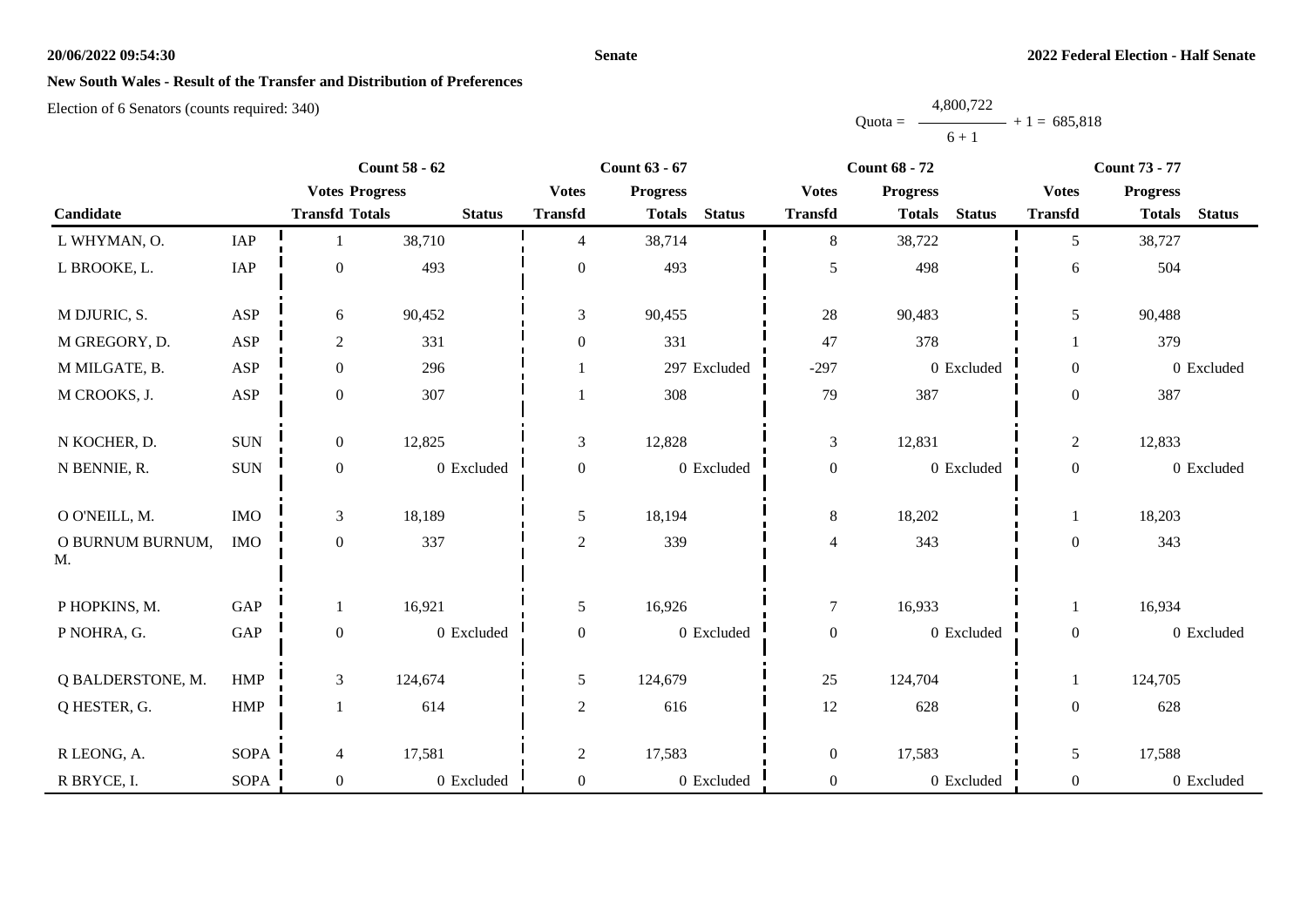**20/06/2022 09:54:30** **Senate** **2022 Federal Election - Half Senate**

## New South Wales - Result of the Transfer and Distribution of Preferences

Election of 6 Senators (counts required: 340)

$$\text{Quota} = \frac{4,800,722}{6 + 1} + 1 = 685,818$$

| Candidate | | Count 58 - 62 | | | Count 63 - 67 | | | Count 68 - 72 | | | Count 73 - 77 | | |
|---|---|---|---|---|---|---|---|---|---|---|---|---|---|
| | | Votes Transfd | Progress Totals | Status | Votes Transfd | Progress Totals | Status | Votes Transfd | Progress Totals | Status | Votes Transfd | Progress Totals | Status |
| L WHYMAN, O. | IAP | 1 | 38,710 | | 4 | 38,714 | | 8 | 38,722 | | 5 | 38,727 | |
| L BROOKE, L. | IAP | 0 | 493 | | 0 | 493 | | 5 | 498 | | 6 | 504 | |
| M DJURIC, S. | ASP | 6 | 90,452 | | 3 | 90,455 | | 28 | 90,483 | | 5 | 90,488 | |
| M GREGORY, D. | ASP | 2 | 331 | | 0 | 331 | | 47 | 378 | | 1 | 379 | |
| M MILGATE, B. | ASP | 0 | 296 | | 1 | 297 | Excluded | -297 | 0 | Excluded | 0 | 0 | Excluded |
| M CROOKS, J. | ASP | 0 | 307 | | 1 | 308 | | 79 | 387 | | 0 | 387 | |
| N KOCHER, D. | SUN | 0 | 12,825 | | 3 | 12,828 | | 3 | 12,831 | | 2 | 12,833 | |
| N BENNIE, R. | SUN | 0 | 0 | Excluded | 0 | 0 | Excluded | 0 | 0 | Excluded | 0 | 0 | Excluded |
| O O'NEILL, M. | IMO | 3 | 18,189 | | 5 | 18,194 | | 8 | 18,202 | | 1 | 18,203 | |
| O BURNUM BURNUM, M. | IMO | 0 | 337 | | 2 | 339 | | 4 | 343 | | 0 | 343 | |
| P HOPKINS, M. | GAP | 1 | 16,921 | | 5 | 16,926 | | 7 | 16,933 | | 1 | 16,934 | |
| P NOHRA, G. | GAP | 0 | 0 | Excluded | 0 | 0 | Excluded | 0 | 0 | Excluded | 0 | 0 | Excluded |
| Q BALDERSTONE, M. | HMP | 3 | 124,674 | | 5 | 124,679 | | 25 | 124,704 | | 1 | 124,705 | |
| Q HESTER, G. | HMP | 1 | 614 | | 2 | 616 | | 12 | 628 | | 0 | 628 | |
| R LEONG, A. | SOPA | 4 | 17,581 | | 2 | 17,583 | | 0 | 17,583 | | 5 | 17,588 | |
| R BRYCE, I. | SOPA | 0 | 0 | Excluded | 0 | 0 | Excluded | 0 | 0 | Excluded | 0 | 0 | Excluded |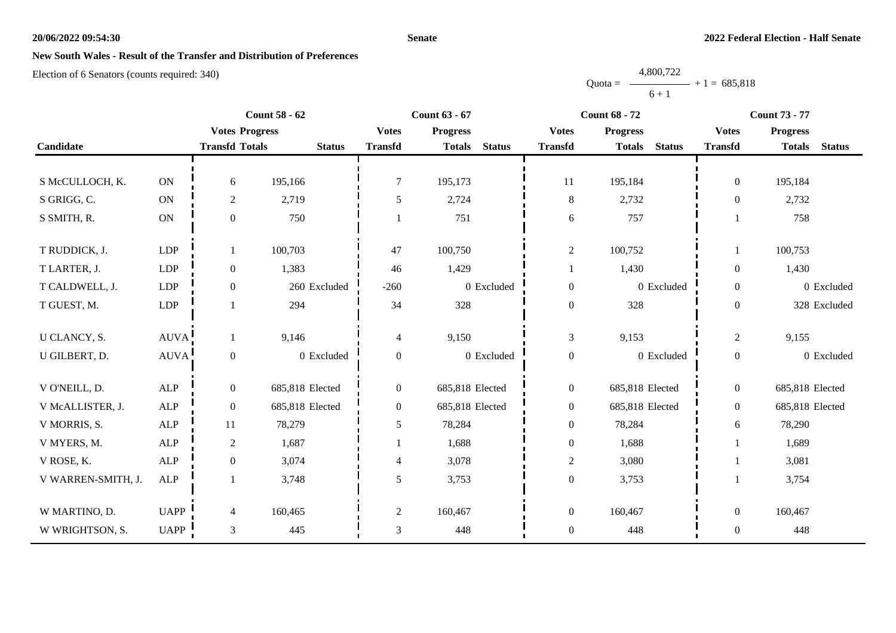# New South Wales - Result of the Transfer and Distribution of Preferences

Election of 6 Senators (counts required: 340)

Quota = $\frac{4,800,722}{6 + 1} + 1 = 685,818$

| Candidate | | Count 58 - 62 | | | Count 63 - 67 | | | Count 68 - 72 | | | Count 73 - 77 | | |
|---|---|---|---|---|---|---|---|---|---|---|---|---|---|
| | | Votes Transfd | Progress Totals | Status | Votes Transfd | Progress Totals | Status | Votes Transfd | Progress Totals | Status | Votes Transfd | Progress Totals | Status |
| S McCULLOCH, K. | ON | 6 | 195,166 | | 7 | 195,173 | | 11 | 195,184 | | 0 | 195,184 | |
| S GRIGG, C. | ON | 2 | 2,719 | | 5 | 2,724 | | 8 | 2,732 | | 0 | 2,732 | |
| S SMITH, R. | ON | 0 | 750 | | 1 | 751 | | 6 | 757 | | 1 | 758 | |
| T RUDDICK, J. | LDP | 1 | 100,703 | | 47 | 100,750 | | 2 | 100,752 | | 1 | 100,753 | |
| T LARTER, J. | LDP | 0 | 1,383 | | 46 | 1,429 | | 1 | 1,430 | | 0 | 1,430 | |
| T CALDWELL, J. | LDP | 0 | 260 | Excluded | -260 | 0 | Excluded | 0 | 0 | Excluded | 0 | 0 | Excluded |
| T GUEST, M. | LDP | 1 | 294 | | 34 | 328 | | 0 | 328 | | 0 | 328 | Excluded |
| U CLANCY, S. | AUVA | 1 | 9,146 | | 4 | 9,150 | | 3 | 9,153 | | 2 | 9,155 | |
| U GILBERT, D. | AUVA | 0 | 0 | Excluded | 0 | 0 | Excluded | 0 | 0 | Excluded | 0 | 0 | Excluded |
| V O'NEILL, D. | ALP | 0 | 685,818 | Elected | 0 | 685,818 | Elected | 0 | 685,818 | Elected | 0 | 685,818 | Elected |
| V McALLISTER, J. | ALP | 0 | 685,818 | Elected | 0 | 685,818 | Elected | 0 | 685,818 | Elected | 0 | 685,818 | Elected |
| V MORRIS, S. | ALP | 11 | 78,279 | | 5 | 78,284 | | 0 | 78,284 | | 6 | 78,290 | |
| V MYERS, M. | ALP | 2 | 1,687 | | 1 | 1,688 | | 0 | 1,688 | | 1 | 1,689 | |
| V ROSE, K. | ALP | 0 | 3,074 | | 4 | 3,078 | | 2 | 3,080 | | 1 | 3,081 | |
| V WARREN-SMITH, J. | ALP | 1 | 3,748 | | 5 | 3,753 | | 0 | 3,753 | | 1 | 3,754 | |
| W MARTINO, D. | UAPP | 4 | 160,465 | | 2 | 160,467 | | 0 | 160,467 | | 0 | 160,467 | |
| W WRIGHTSON, S. | UAPP | 3 | 445 | | 3 | 448 | | 0 | 448 | | 0 | 448 | |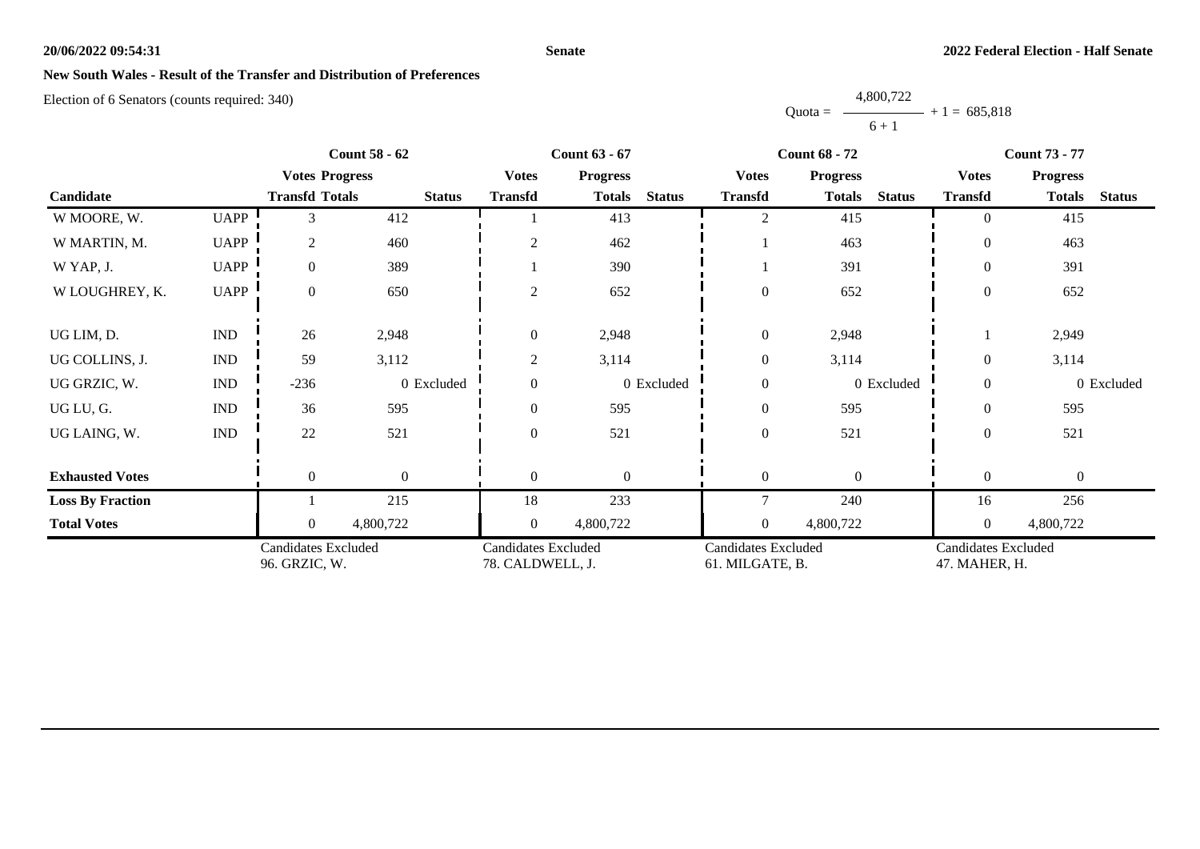**New South Wales - Result of the Transfer and Distribution of Preferences**

Election of 6 Senators (counts required: 340)

$$\text{Quota} = \frac{4,800,722}{6+1} + 1 = 685,818$$

| | | Count 58 - 62 | | | Count 63 - 67 | | | Count 68 - 72 | | | Count 73 - 77 | | |
|---|---|---|---|---|---|---|---|---|---|---|---|---|---|
| | | Votes Transfd | Progress Totals | Status | Votes Transfd | Progress Totals | Status | Votes Transfd | Progress Totals | Status | Votes Transfd | Progress Totals | Status |
| **Candidate** | | | | | | | | | | | | | |
| W MOORE, W. | UAPP | 3 | 412 | | 1 | 413 | | 2 | 415 | | 0 | 415 | |
| W MARTIN, M. | UAPP | 2 | 460 | | 2 | 462 | | 1 | 463 | | 0 | 463 | |
| W YAP, J. | UAPP | 0 | 389 | | 1 | 390 | | 1 | 391 | | 0 | 391 | |
| W LOUGHREY, K. | UAPP | 0 | 650 | | 2 | 652 | | 0 | 652 | | 0 | 652 | |
| UG LIM, D. | IND | 26 | 2,948 | | 0 | 2,948 | | 0 | 2,948 | | 1 | 2,949 | |
| UG COLLINS, J. | IND | 59 | 3,112 | | 2 | 3,114 | | 0 | 3,114 | | 0 | 3,114 | |
| UG GRZIC, W. | IND | -236 | 0 | Excluded | 0 | 0 | Excluded | 0 | 0 | Excluded | 0 | 0 | Excluded |
| UG LU, G. | IND | 36 | 595 | | 0 | 595 | | 0 | 595 | | 0 | 595 | |
| UG LAING, W. | IND | 22 | 521 | | 0 | 521 | | 0 | 521 | | 0 | 521 | |
| **Exhausted Votes** | | 0 | 0 | | 0 | 0 | | 0 | 0 | | 0 | 0 | |
| **Loss By Fraction** | | 1 | 215 | | 18 | 233 | | 7 | 240 | | 16 | 256 | |
| **Total Votes** | | 0 | 4,800,722 | | 0 | 4,800,722 | | 0 | 4,800,722 | | 0 | 4,800,722 | |
| | | Candidates Excluded 96. GRZIC, W. | | | Candidates Excluded 78. CALDWELL, J. | | | Candidates Excluded 61. MILGATE, B. | | | Candidates Excluded 47. MAHER, H. | | |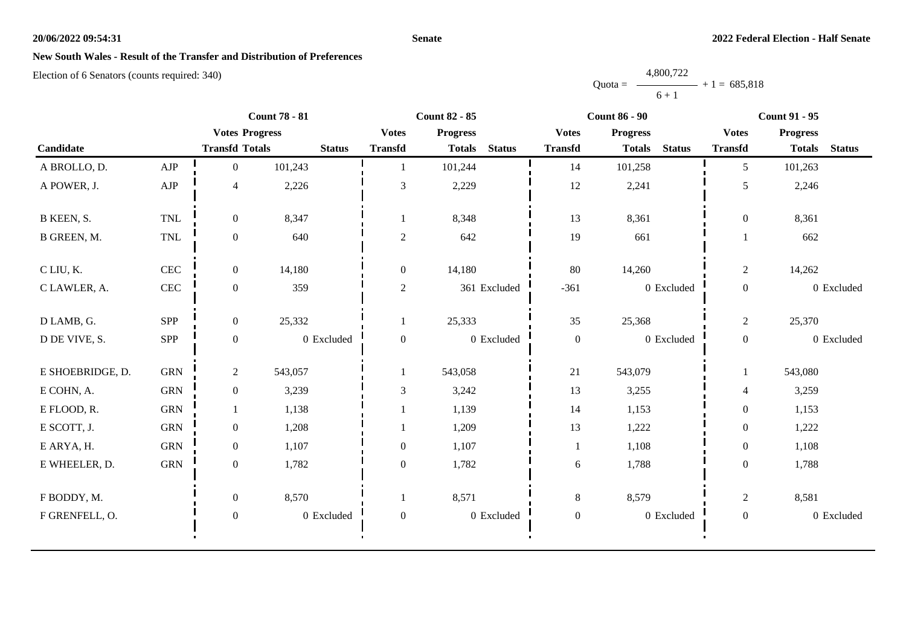**20/06/2022 09:54:31** **Senate** **2022 Federal Election - Half Senate**

## New South Wales - Result of the Transfer and Distribution of Preferences

Election of 6 Senators (counts required: 340)

$$\text{Quota} = \frac{4,800,722}{6 + 1} + 1 = 685,818$$

| Candidate | | Count 78 - 81 | | | Count 82 - 85 | | | Count 86 - 90 | | | Count 91 - 95 | | |
|---|---|---|---|---|---|---|---|---|---|---|---|---|---|
| | | Votes Transfd | Progress Totals | Status | Votes Transfd | Progress Totals | Status | Votes Transfd | Progress Totals | Status | Votes Transfd | Progress Totals | Status |
| A BROLLO, D. | AJP | 0 | 101,243 | | 1 | 101,244 | | 14 | 101,258 | | 5 | 101,263 | |
| A POWER, J. | AJP | 4 | 2,226 | | 3 | 2,229 | | 12 | 2,241 | | 5 | 2,246 | |
| B KEEN, S. | TNL | 0 | 8,347 | | 1 | 8,348 | | 13 | 8,361 | | 0 | 8,361 | |
| B GREEN, M. | TNL | 0 | 640 | | 2 | 642 | | 19 | 661 | | 1 | 662 | |
| C LIU, K. | CEC | 0 | 14,180 | | 0 | 14,180 | | 80 | 14,260 | | 2 | 14,262 | |
| C LAWLER, A. | CEC | 0 | 359 | | 2 | 361 | Excluded | -361 | 0 | Excluded | 0 | 0 | Excluded |
| D LAMB, G. | SPP | 0 | 25,332 | | 1 | 25,333 | | 35 | 25,368 | | 2 | 25,370 | |
| D DE VIVE, S. | SPP | 0 | 0 | Excluded | 0 | 0 | Excluded | 0 | 0 | Excluded | 0 | 0 | Excluded |
| E SHOEBRIDGE, D. | GRN | 2 | 543,057 | | 1 | 543,058 | | 21 | 543,079 | | 1 | 543,080 | |
| E COHN, A. | GRN | 0 | 3,239 | | 3 | 3,242 | | 13 | 3,255 | | 4 | 3,259 | |
| E FLOOD, R. | GRN | 1 | 1,138 | | 1 | 1,139 | | 14 | 1,153 | | 0 | 1,153 | |
| E SCOTT, J. | GRN | 0 | 1,208 | | 1 | 1,209 | | 13 | 1,222 | | 0 | 1,222 | |
| E ARYA, H. | GRN | 0 | 1,107 | | 0 | 1,107 | | 1 | 1,108 | | 0 | 1,108 | |
| E WHEELER, D. | GRN | 0 | 1,782 | | 0 | 1,782 | | 6 | 1,788 | | 0 | 1,788 | |
| F BODDY, M. | | 0 | 8,570 | | 1 | 8,571 | | 8 | 8,579 | | 2 | 8,581 | |
| F GRENFELL, O. | | 0 | 0 | Excluded | 0 | 0 | Excluded | 0 | 0 | Excluded | 0 | 0 | Excluded |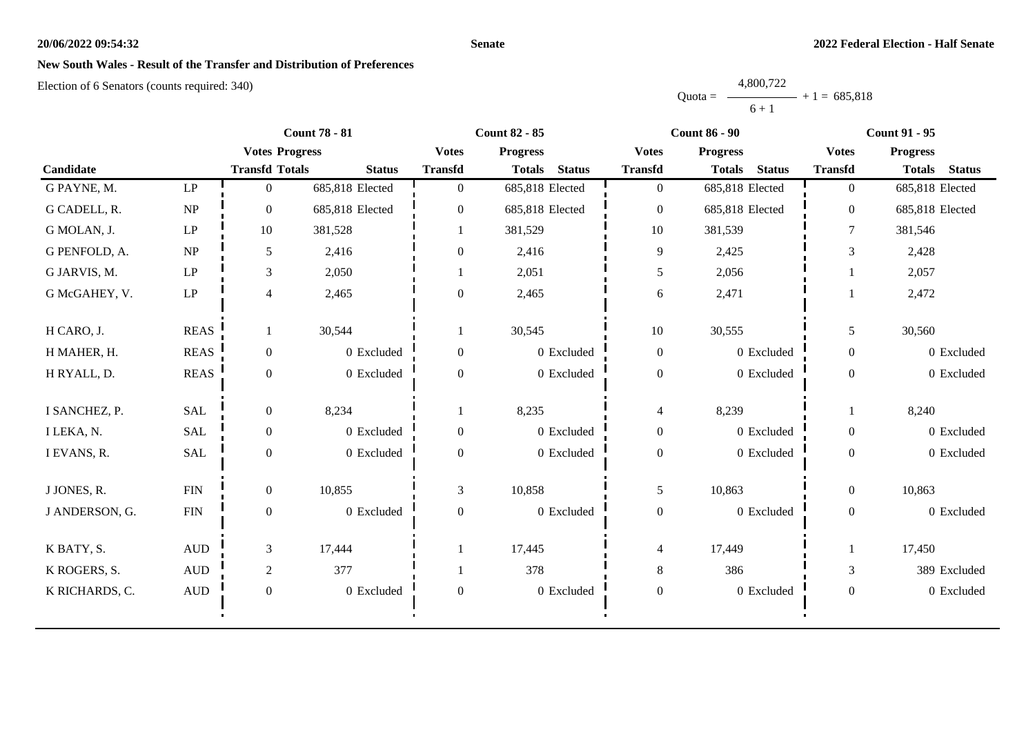# New South Wales - Result of the Transfer and Distribution of Preferences

Election of 6 Senators (counts required: 340)

$$\text{Quota} = \frac{4,800,722}{6 + 1} + 1 = 685,818$$

| Candidate | | Count 78 - 81 | | | Count 82 - 85 | | | Count 86 - 90 | | | Count 91 - 95 | | |
|---|---|---|---|---|---|---|---|---|---|---|---|---|---|
| | | Votes Transfd | Progress Totals | Status | Votes Transfd | Progress Totals | Status | Votes Transfd | Progress Totals | Status | Votes Transfd | Progress Totals | Status |
| G PAYNE, M. | LP | 0 | 685,818 | Elected | 0 | 685,818 | Elected | 0 | 685,818 | Elected | 0 | 685,818 | Elected |
| G CADELL, R. | NP | 0 | 685,818 | Elected | 0 | 685,818 | Elected | 0 | 685,818 | Elected | 0 | 685,818 | Elected |
| G MOLAN, J. | LP | 10 | 381,528 | | 1 | 381,529 | | 10 | 381,539 | | 7 | 381,546 | |
| G PENFOLD, A. | NP | 5 | 2,416 | | 0 | 2,416 | | 9 | 2,425 | | 3 | 2,428 | |
| G JARVIS, M. | LP | 3 | 2,050 | | 1 | 2,051 | | 5 | 2,056 | | 1 | 2,057 | |
| G McGAHEY, V. | LP | 4 | 2,465 | | 0 | 2,465 | | 6 | 2,471 | | 1 | 2,472 | |
| H CARO, J. | REAS | 1 | 30,544 | | 1 | 30,545 | | 10 | 30,555 | | 5 | 30,560 | |
| H MAHER, H. | REAS | 0 | 0 | Excluded | 0 | 0 | Excluded | 0 | 0 | Excluded | 0 | 0 | Excluded |
| H RYALL, D. | REAS | 0 | 0 | Excluded | 0 | 0 | Excluded | 0 | 0 | Excluded | 0 | 0 | Excluded |
| I SANCHEZ, P. | SAL | 0 | 8,234 | | 1 | 8,235 | | 4 | 8,239 | | 1 | 8,240 | |
| I LEKA, N. | SAL | 0 | 0 | Excluded | 0 | 0 | Excluded | 0 | 0 | Excluded | 0 | 0 | Excluded |
| I EVANS, R. | SAL | 0 | 0 | Excluded | 0 | 0 | Excluded | 0 | 0 | Excluded | 0 | 0 | Excluded |
| J JONES, R. | FIN | 0 | 10,855 | | 3 | 10,858 | | 5 | 10,863 | | 0 | 10,863 | |
| J ANDERSON, G. | FIN | 0 | 0 | Excluded | 0 | 0 | Excluded | 0 | 0 | Excluded | 0 | 0 | Excluded |
| K BATY, S. | AUD | 3 | 17,444 | | 1 | 17,445 | | 4 | 17,449 | | 1 | 17,450 | |
| K ROGERS, S. | AUD | 2 | 377 | | 1 | 378 | | 8 | 386 | | 3 | 389 | Excluded |
| K RICHARDS, C. | AUD | 0 | 0 | Excluded | 0 | 0 | Excluded | 0 | 0 | Excluded | 0 | 0 | Excluded |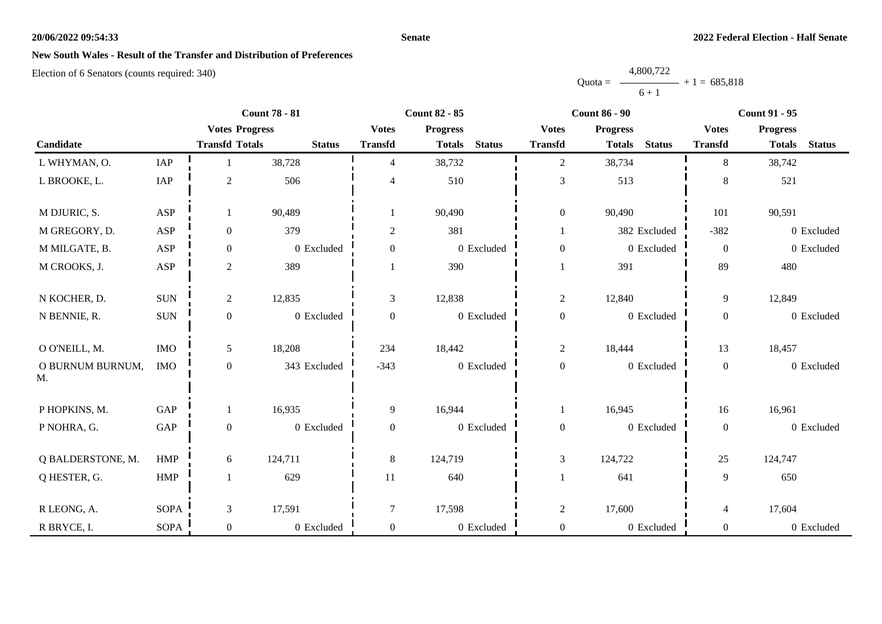## New South Wales - Result of the Transfer and Distribution of Preferences

Election of 6 Senators (counts required: 340)

$$\text{Quota} = \frac{4{,}800{,}722}{6 + 1} + 1 = 685{,}818$$

| Candidate | | Count 78 - 81 | | | Count 82 - 85 | | | Count 86 - 90 | | | Count 91 - 95 | | |
|---|---|---|---|---|---|---|---|---|---|---|---|---|---|
| | | Votes Transfd | Progress Totals | Status | Votes Transfd | Progress Totals | Status | Votes Transfd | Progress Totals | Status | Votes Transfd | Progress Totals | Status |
| L WHYMAN, O. | IAP | 1 | 38,728 | | 4 | 38,732 | | 2 | 38,734 | | 8 | 38,742 | |
| L BROOKE, L. | IAP | 2 | 506 | | 4 | 510 | | 3 | 513 | | 8 | 521 | |
| M DJURIC, S. | ASP | 1 | 90,489 | | 1 | 90,490 | | 0 | 90,490 | | 101 | 90,591 | |
| M GREGORY, D. | ASP | 0 | 379 | | 2 | 381 | | 1 | 382 | Excluded | -382 | 0 | Excluded |
| M MILGATE, B. | ASP | 0 | 0 | Excluded | 0 | 0 | Excluded | 0 | 0 | Excluded | 0 | 0 | Excluded |
| M CROOKS, J. | ASP | 2 | 389 | | 1 | 390 | | 1 | 391 | | 89 | 480 | |
| N KOCHER, D. | SUN | 2 | 12,835 | | 3 | 12,838 | | 2 | 12,840 | | 9 | 12,849 | |
| N BENNIE, R. | SUN | 0 | 0 | Excluded | 0 | 0 | Excluded | 0 | 0 | Excluded | 0 | 0 | Excluded |
| O O'NEILL, M. | IMO | 5 | 18,208 | | 234 | 18,442 | | 2 | 18,444 | | 13 | 18,457 | |
| O BURNUM BURNUM, M. | IMO | 0 | 343 | Excluded | -343 | 0 | Excluded | 0 | 0 | Excluded | 0 | 0 | Excluded |
| P HOPKINS, M. | GAP | 1 | 16,935 | | 9 | 16,944 | | 1 | 16,945 | | 16 | 16,961 | |
| P NOHRA, G. | GAP | 0 | 0 | Excluded | 0 | 0 | Excluded | 0 | 0 | Excluded | 0 | 0 | Excluded |
| Q BALDERSTONE, M. | HMP | 6 | 124,711 | | 8 | 124,719 | | 3 | 124,722 | | 25 | 124,747 | |
| Q HESTER, G. | HMP | 1 | 629 | | 11 | 640 | | 1 | 641 | | 9 | 650 | |
| R LEONG, A. | SOPA | 3 | 17,591 | | 7 | 17,598 | | 2 | 17,600 | | 4 | 17,604 | |
| R BRYCE, I. | SOPA | 0 | 0 | Excluded | 0 | 0 | Excluded | 0 | 0 | Excluded | 0 | 0 | Excluded |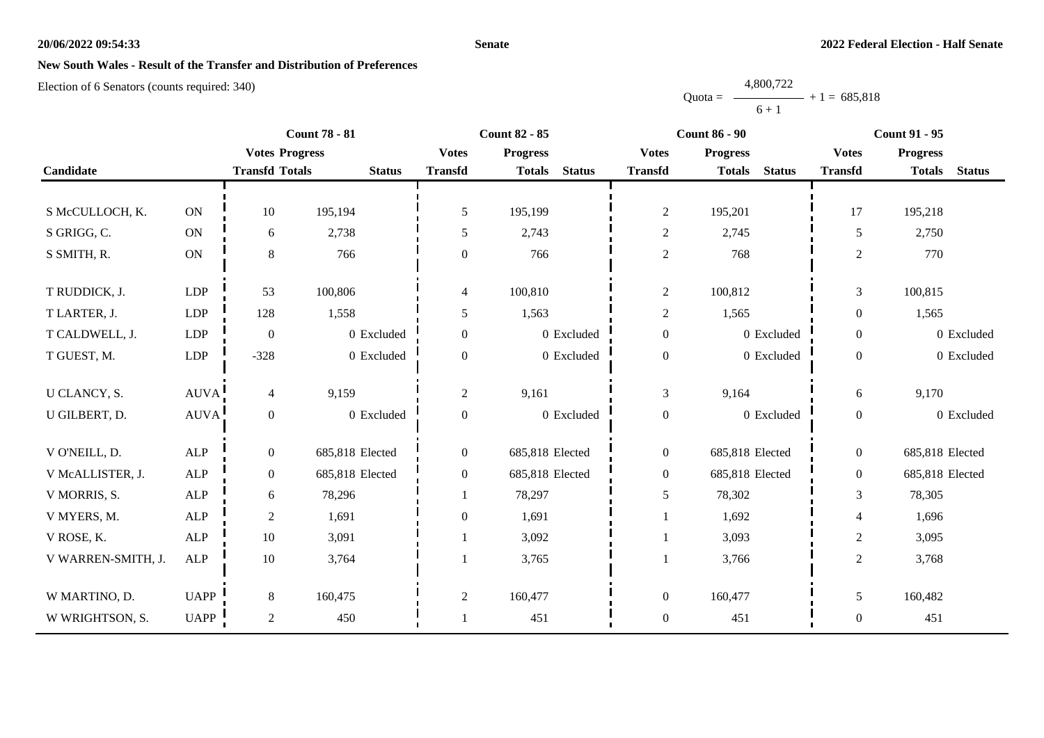**20/06/2022 09:54:33** **Senate** **2022 Federal Election - Half Senate**

## New South Wales - Result of the Transfer and Distribution of Preferences

Election of 6 Senators (counts required: 340)

$$\text{Quota} = \frac{4,800,722}{6 + 1} + 1 = 685,818$$

| Candidate | | Count 78 - 81 | | | Count 82 - 85 | | | Count 86 - 90 | | | Count 91 - 95 | | |
|---|---|---|---|---|---|---|---|---|---|---|---|---|---|
| | | Votes Transfd | Progress Totals | Status | Votes Transfd | Progress Totals | Status | Votes Transfd | Progress Totals | Status | Votes Transfd | Progress Totals | Status |
| S McCULLOCH, K. | ON | 10 | 195,194 | | 5 | 195,199 | | 2 | 195,201 | | 17 | 195,218 | |
| S GRIGG, C. | ON | 6 | 2,738 | | 5 | 2,743 | | 2 | 2,745 | | 5 | 2,750 | |
| S SMITH, R. | ON | 8 | 766 | | 0 | 766 | | 2 | 768 | | 2 | 770 | |
| T RUDDICK, J. | LDP | 53 | 100,806 | | 4 | 100,810 | | 2 | 100,812 | | 3 | 100,815 | |
| T LARTER, J. | LDP | 128 | 1,558 | | 5 | 1,563 | | 2 | 1,565 | | 0 | 1,565 | |
| T CALDWELL, J. | LDP | 0 | 0 | Excluded | 0 | 0 | Excluded | 0 | 0 | Excluded | 0 | 0 | Excluded |
| T GUEST, M. | LDP | -328 | 0 | Excluded | 0 | 0 | Excluded | 0 | 0 | Excluded | 0 | 0 | Excluded |
| U CLANCY, S. | AUVA | 4 | 9,159 | | 2 | 9,161 | | 3 | 9,164 | | 6 | 9,170 | |
| U GILBERT, D. | AUVA | 0 | 0 | Excluded | 0 | 0 | Excluded | 0 | 0 | Excluded | 0 | 0 | Excluded |
| V O'NEILL, D. | ALP | 0 | 685,818 | Elected | 0 | 685,818 | Elected | 0 | 685,818 | Elected | 0 | 685,818 | Elected |
| V McALLISTER, J. | ALP | 0 | 685,818 | Elected | 0 | 685,818 | Elected | 0 | 685,818 | Elected | 0 | 685,818 | Elected |
| V MORRIS, S. | ALP | 6 | 78,296 | | 1 | 78,297 | | 5 | 78,302 | | 3 | 78,305 | |
| V MYERS, M. | ALP | 2 | 1,691 | | 0 | 1,691 | | 1 | 1,692 | | 4 | 1,696 | |
| V ROSE, K. | ALP | 10 | 3,091 | | 1 | 3,092 | | 1 | 3,093 | | 2 | 3,095 | |
| V WARREN-SMITH, J. | ALP | 10 | 3,764 | | 1 | 3,765 | | 1 | 3,766 | | 2 | 3,768 | |
| W MARTINO, D. | UAPP | 8 | 160,475 | | 2 | 160,477 | | 0 | 160,477 | | 5 | 160,482 | |
| W WRIGHTSON, S. | UAPP | 2 | 450 | | 1 | 451 | | 0 | 451 | | 0 | 451 | |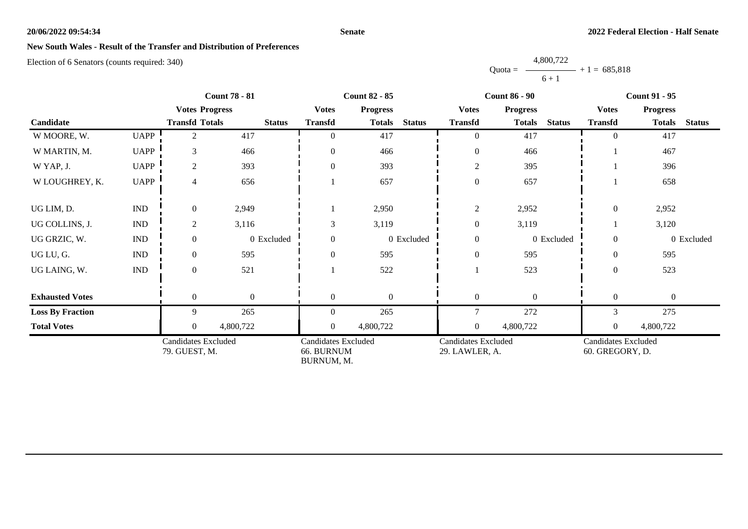**New South Wales - Result of the Transfer and Distribution of Preferences**

Election of 6 Senators (counts required: 340)

$$\text{Quota} = \frac{4,800,722}{6+1} + 1 = 685,818$$

| Candidate | | Count 78 - 81 | | | Count 82 - 85 | | | Count 86 - 90 | | | Count 91 - 95 | | |
|---|---|---|---|---|---|---|---|---|---|---|---|---|---|
| | | Votes Transfd | Progress Totals | Status | Votes Transfd | Progress Totals | Status | Votes Transfd | Progress Totals | Status | Votes Transfd | Progress Totals | Status |
| W MOORE, W. | UAPP | 2 | 417 | | 0 | 417 | | 0 | 417 | | 0 | 417 | |
| W MARTIN, M. | UAPP | 3 | 466 | | 0 | 466 | | 0 | 466 | | 1 | 467 | |
| W YAP, J. | UAPP | 2 | 393 | | 0 | 393 | | 2 | 395 | | 1 | 396 | |
| W LOUGHREY, K. | UAPP | 4 | 656 | | 1 | 657 | | 0 | 657 | | 1 | 658 | |
| UG LIM, D. | IND | 0 | 2,949 | | 1 | 2,950 | | 2 | 2,952 | | 0 | 2,952 | |
| UG COLLINS, J. | IND | 2 | 3,116 | | 3 | 3,119 | | 0 | 3,119 | | 1 | 3,120 | |
| UG GRZIC, W. | IND | 0 | 0 | Excluded | 0 | 0 | Excluded | 0 | 0 | Excluded | 0 | 0 | Excluded |
| UG LU, G. | IND | 0 | 595 | | 0 | 595 | | 0 | 595 | | 0 | 595 | |
| UG LAING, W. | IND | 0 | 521 | | 1 | 522 | | 1 | 523 | | 0 | 523 | |
| **Exhausted Votes** | | 0 | 0 | | 0 | 0 | | 0 | 0 | | 0 | 0 | |
| **Loss By Fraction** | | 9 | 265 | | 0 | 265 | | 7 | 272 | | 3 | 275 | |
| **Total Votes** | | 0 | 4,800,722 | | 0 | 4,800,722 | | 0 | 4,800,722 | | 0 | 4,800,722 | |
| | | Candidates Excluded 79. GUEST, M. | | | Candidates Excluded 66. BURNUM BURNUM, M. | | | Candidates Excluded 29. LAWLER, A. | | | Candidates Excluded 60. GREGORY, D. | | |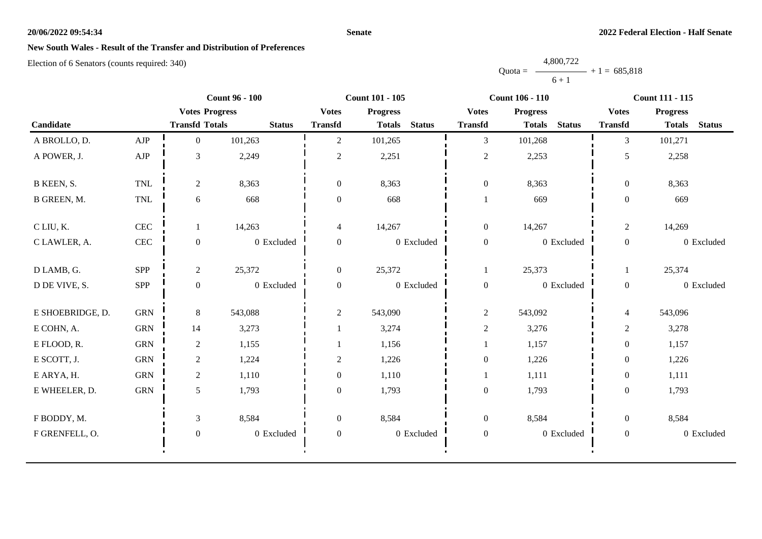## New South Wales - Result of the Transfer and Distribution of Preferences

Election of 6 Senators (counts required: 340)

$$\text{Quota} = \frac{4{,}800{,}722}{6 + 1} + 1 = 685{,}818$$

| Candidate | | Count 96 - 100 | | | Count 101 - 105 | | | Count 106 - 110 | | | Count 111 - 115 | | |
|---|---|---|---|---|---|---|---|---|---|---|---|---|---|
| | | Votes Transfd | Progress Totals | Status | Votes Transfd | Progress Totals | Status | Votes Transfd | Progress Totals | Status | Votes Transfd | Progress Totals | Status |
| A BROLLO, D. | AJP | 0 | 101,263 | | 2 | 101,265 | | 3 | 101,268 | | 3 | 101,271 | |
| A POWER, J. | AJP | 3 | 2,249 | | 2 | 2,251 | | 2 | 2,253 | | 5 | 2,258 | |
| B KEEN, S. | TNL | 2 | 8,363 | | 0 | 8,363 | | 0 | 8,363 | | 0 | 8,363 | |
| B GREEN, M. | TNL | 6 | 668 | | 0 | 668 | | 1 | 669 | | 0 | 669 | |
| C LIU, K. | CEC | 1 | 14,263 | | 4 | 14,267 | | 0 | 14,267 | | 2 | 14,269 | |
| C LAWLER, A. | CEC | 0 | 0 | Excluded | 0 | 0 | Excluded | 0 | 0 | Excluded | 0 | 0 | Excluded |
| D LAMB, G. | SPP | 2 | 25,372 | | 0 | 25,372 | | 1 | 25,373 | | 1 | 25,374 | |
| D DE VIVE, S. | SPP | 0 | 0 | Excluded | 0 | 0 | Excluded | 0 | 0 | Excluded | 0 | 0 | Excluded |
| E SHOEBRIDGE, D. | GRN | 8 | 543,088 | | 2 | 543,090 | | 2 | 543,092 | | 4 | 543,096 | |
| E COHN, A. | GRN | 14 | 3,273 | | 1 | 3,274 | | 2 | 3,276 | | 2 | 3,278 | |
| E FLOOD, R. | GRN | 2 | 1,155 | | 1 | 1,156 | | 1 | 1,157 | | 0 | 1,157 | |
| E SCOTT, J. | GRN | 2 | 1,224 | | 2 | 1,226 | | 0 | 1,226 | | 0 | 1,226 | |
| E ARYA, H. | GRN | 2 | 1,110 | | 0 | 1,110 | | 1 | 1,111 | | 0 | 1,111 | |
| E WHEELER, D. | GRN | 5 | 1,793 | | 0 | 1,793 | | 0 | 1,793 | | 0 | 1,793 | |
| F BODDY, M. | | 3 | 8,584 | | 0 | 8,584 | | 0 | 8,584 | | 0 | 8,584 | |
| F GRENFELL, O. | | 0 | 0 | Excluded | 0 | 0 | Excluded | 0 | 0 | Excluded | 0 | 0 | Excluded |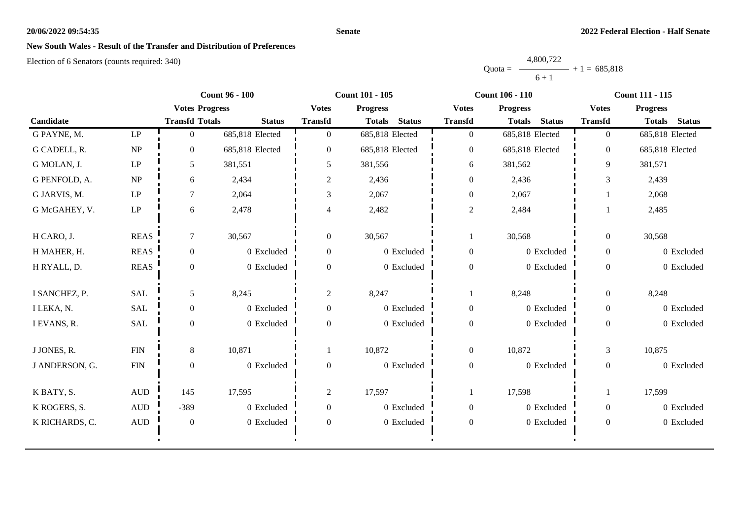**Senate**

**2022 Federal Election - Half Senate**

## New South Wales - Result of the Transfer and Distribution of Preferences

Election of 6 Senators (counts required: 340)

$$\text{Quota} = \frac{4{,}800{,}722}{6 + 1} + 1 = 685{,}818$$

| Candidate | | Count 96 - 100 | | | Count 101 - 105 | | | Count 106 - 110 | | | Count 111 - 115 | | |
|---|---|---|---|---|---|---|---|---|---|---|---|---|---|
| | | Votes Transfd | Progress Totals | Status | Votes Transfd | Progress Totals | Status | Votes Transfd | Progress Totals | Status | Votes Transfd | Progress Totals | Status |
| G PAYNE, M. | LP | 0 | 685,818 | Elected | 0 | 685,818 | Elected | 0 | 685,818 | Elected | 0 | 685,818 | Elected |
| G CADELL, R. | NP | 0 | 685,818 | Elected | 0 | 685,818 | Elected | 0 | 685,818 | Elected | 0 | 685,818 | Elected |
| G MOLAN, J. | LP | 5 | 381,551 | | 5 | 381,556 | | 6 | 381,562 | | 9 | 381,571 | |
| G PENFOLD, A. | NP | 6 | 2,434 | | 2 | 2,436 | | 0 | 2,436 | | 3 | 2,439 | |
| G JARVIS, M. | LP | 7 | 2,064 | | 3 | 2,067 | | 0 | 2,067 | | 1 | 2,068 | |
| G McGAHEY, V. | LP | 6 | 2,478 | | 4 | 2,482 | | 2 | 2,484 | | 1 | 2,485 | |
| H CARO, J. | REAS | 7 | 30,567 | | 0 | 30,567 | | 1 | 30,568 | | 0 | 30,568 | |
| H MAHER, H. | REAS | 0 | 0 | Excluded | 0 | 0 | Excluded | 0 | 0 | Excluded | 0 | 0 | Excluded |
| H RYALL, D. | REAS | 0 | 0 | Excluded | 0 | 0 | Excluded | 0 | 0 | Excluded | 0 | 0 | Excluded |
| I SANCHEZ, P. | SAL | 5 | 8,245 | | 2 | 8,247 | | 1 | 8,248 | | 0 | 8,248 | |
| I LEKA, N. | SAL | 0 | 0 | Excluded | 0 | 0 | Excluded | 0 | 0 | Excluded | 0 | 0 | Excluded |
| I EVANS, R. | SAL | 0 | 0 | Excluded | 0 | 0 | Excluded | 0 | 0 | Excluded | 0 | 0 | Excluded |
| J JONES, R. | FIN | 8 | 10,871 | | 1 | 10,872 | | 0 | 10,872 | | 3 | 10,875 | |
| J ANDERSON, G. | FIN | 0 | 0 | Excluded | 0 | 0 | Excluded | 0 | 0 | Excluded | 0 | 0 | Excluded |
| K BATY, S. | AUD | 145 | 17,595 | | 2 | 17,597 | | 1 | 17,598 | | 1 | 17,599 | |
| K ROGERS, S. | AUD | -389 | 0 | Excluded | 0 | 0 | Excluded | 0 | 0 | Excluded | 0 | 0 | Excluded |
| K RICHARDS, C. | AUD | 0 | 0 | Excluded | 0 | 0 | Excluded | 0 | 0 | Excluded | 0 | 0 | Excluded |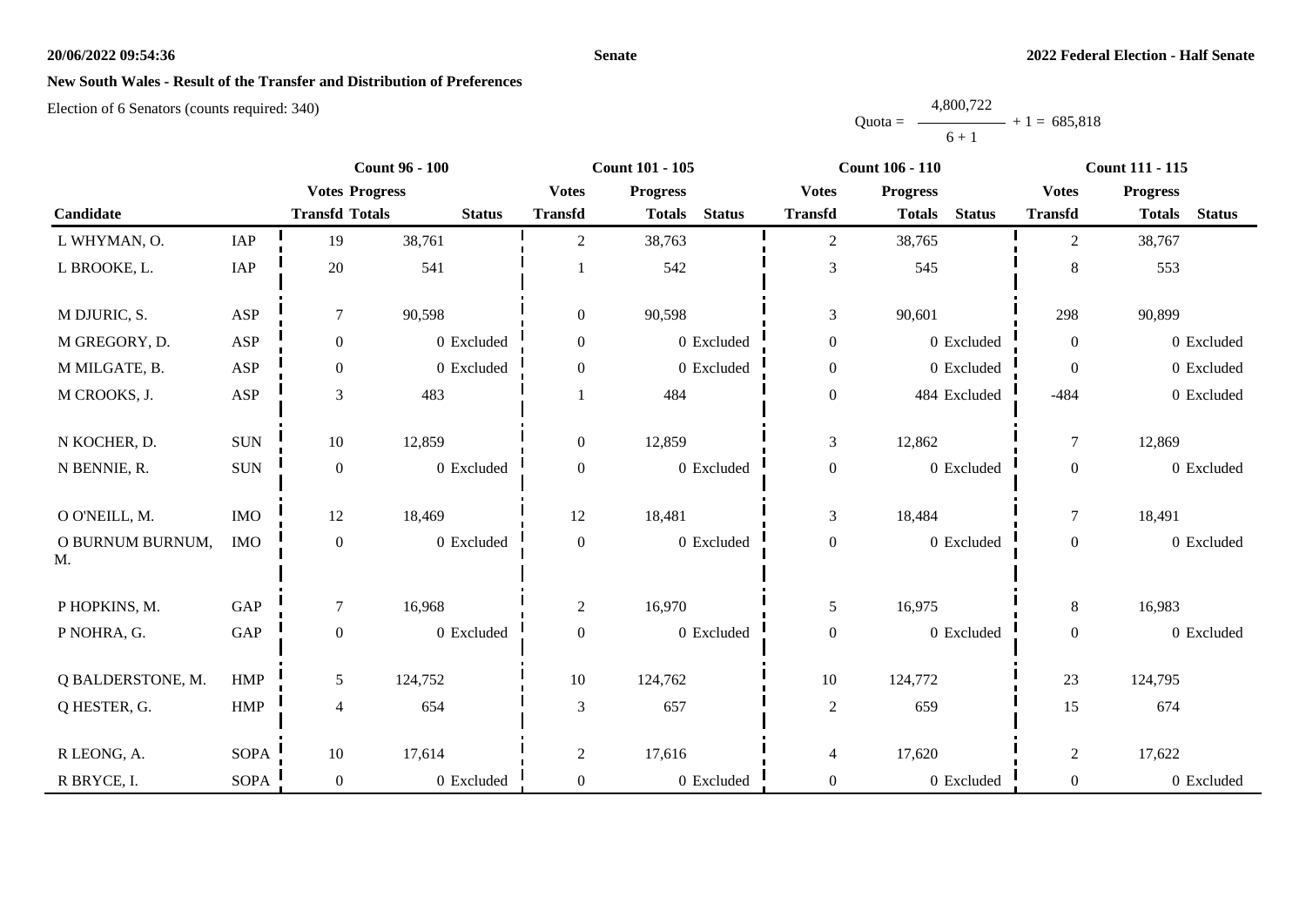## New South Wales - Result of the Transfer and Distribution of Preferences

Election of 6 Senators (counts required: 340)

$$\text{Quota} = \frac{4{,}800{,}722}{6 + 1} + 1 = 685{,}818$$

| Candidate | | Count 96 - 100 | | | Count 101 - 105 | | | Count 106 - 110 | | | Count 111 - 115 | | |
|---|---|---|---|---|---|---|---|---|---|---|---|---|---|
| | | Votes Transfd | Progress Totals | Status | Votes Transfd | Progress Totals | Status | Votes Transfd | Progress Totals | Status | Votes Transfd | Progress Totals | Status |
| L WHYMAN, O. | IAP | 19 | 38,761 | | 2 | 38,763 | | 2 | 38,765 | | 2 | 38,767 | |
| L BROOKE, L. | IAP | 20 | 541 | | 1 | 542 | | 3 | 545 | | 8 | 553 | |
| M DJURIC, S. | ASP | 7 | 90,598 | | 0 | 90,598 | | 3 | 90,601 | | 298 | 90,899 | |
| M GREGORY, D. | ASP | 0 | 0 | Excluded | 0 | 0 | Excluded | 0 | 0 | Excluded | 0 | 0 | Excluded |
| M MILGATE, B. | ASP | 0 | 0 | Excluded | 0 | 0 | Excluded | 0 | 0 | Excluded | 0 | 0 | Excluded |
| M CROOKS, J. | ASP | 3 | 483 | | 1 | 484 | | 0 | 484 | Excluded | -484 | 0 | Excluded |
| N KOCHER, D. | SUN | 10 | 12,859 | | 0 | 12,859 | | 3 | 12,862 | | 7 | 12,869 | |
| N BENNIE, R. | SUN | 0 | 0 | Excluded | 0 | 0 | Excluded | 0 | 0 | Excluded | 0 | 0 | Excluded |
| O O'NEILL, M. | IMO | 12 | 18,469 | | 12 | 18,481 | | 3 | 18,484 | | 7 | 18,491 | |
| O BURNUM BURNUM, M. | IMO | 0 | 0 | Excluded | 0 | 0 | Excluded | 0 | 0 | Excluded | 0 | 0 | Excluded |
| P HOPKINS, M. | GAP | 7 | 16,968 | | 2 | 16,970 | | 5 | 16,975 | | 8 | 16,983 | |
| P NOHRA, G. | GAP | 0 | 0 | Excluded | 0 | 0 | Excluded | 0 | 0 | Excluded | 0 | 0 | Excluded |
| Q BALDERSTONE, M. | HMP | 5 | 124,752 | | 10 | 124,762 | | 10 | 124,772 | | 23 | 124,795 | |
| Q HESTER, G. | HMP | 4 | 654 | | 3 | 657 | | 2 | 659 | | 15 | 674 | |
| R LEONG, A. | SOPA | 10 | 17,614 | | 2 | 17,616 | | 4 | 17,620 | | 2 | 17,622 | |
| R BRYCE, I. | SOPA | 0 | 0 | Excluded | 0 | 0 | Excluded | 0 | 0 | Excluded | 0 | 0 | Excluded |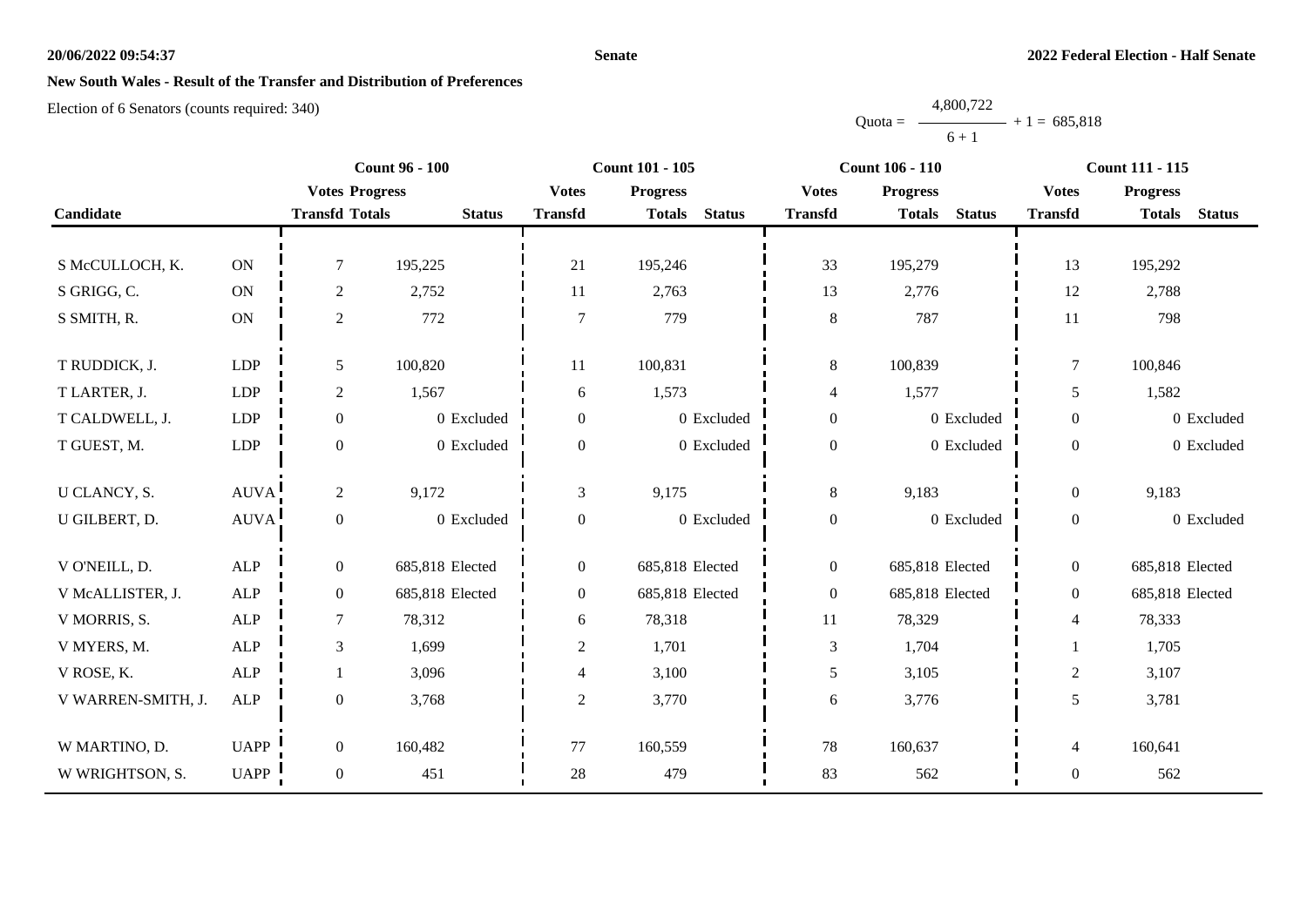**New South Wales - Result of the Transfer and Distribution of Preferences**

Election of 6 Senators (counts required: 340)

$$\text{Quota} = \frac{4,800,722}{6+1} + 1 = 685,818$$

| Candidate | | Count 96 - 100 | | | Count 101 - 105 | | | Count 106 - 110 | | | Count 111 - 115 | | |
|---|---|---|---|---|---|---|---|---|---|---|---|---|---|
| | | Votes Transfd | Progress Totals | Status | Votes Transfd | Progress Totals | Status | Votes Transfd | Progress Totals | Status | Votes Transfd | Progress Totals | Status |
| S McCULLOCH, K. | ON | 7 | 195,225 | | 21 | 195,246 | | 33 | 195,279 | | 13 | 195,292 | |
| S GRIGG, C. | ON | 2 | 2,752 | | 11 | 2,763 | | 13 | 2,776 | | 12 | 2,788 | |
| S SMITH, R. | ON | 2 | 772 | | 7 | 779 | | 8 | 787 | | 11 | 798 | |
| T RUDDICK, J. | LDP | 5 | 100,820 | | 11 | 100,831 | | 8 | 100,839 | | 7 | 100,846 | |
| T LARTER, J. | LDP | 2 | 1,567 | | 6 | 1,573 | | 4 | 1,577 | | 5 | 1,582 | |
| T CALDWELL, J. | LDP | 0 | 0 | Excluded | 0 | 0 | Excluded | 0 | 0 | Excluded | 0 | 0 | Excluded |
| T GUEST, M. | LDP | 0 | 0 | Excluded | 0 | 0 | Excluded | 0 | 0 | Excluded | 0 | 0 | Excluded |
| U CLANCY, S. | AUVA | 2 | 9,172 | | 3 | 9,175 | | 8 | 9,183 | | 0 | 9,183 | |
| U GILBERT, D. | AUVA | 0 | 0 | Excluded | 0 | 0 | Excluded | 0 | 0 | Excluded | 0 | 0 | Excluded |
| V O'NEILL, D. | ALP | 0 | 685,818 | Elected | 0 | 685,818 | Elected | 0 | 685,818 | Elected | 0 | 685,818 | Elected |
| V McALLISTER, J. | ALP | 0 | 685,818 | Elected | 0 | 685,818 | Elected | 0 | 685,818 | Elected | 0 | 685,818 | Elected |
| V MORRIS, S. | ALP | 7 | 78,312 | | 6 | 78,318 | | 11 | 78,329 | | 4 | 78,333 | |
| V MYERS, M. | ALP | 3 | 1,699 | | 2 | 1,701 | | 3 | 1,704 | | 1 | 1,705 | |
| V ROSE, K. | ALP | 1 | 3,096 | | 4 | 3,100 | | 5 | 3,105 | | 2 | 3,107 | |
| V WARREN-SMITH, J. | ALP | 0 | 3,768 | | 2 | 3,770 | | 6 | 3,776 | | 5 | 3,781 | |
| W MARTINO, D. | UAPP | 0 | 160,482 | | 77 | 160,559 | | 78 | 160,637 | | 4 | 160,641 | |
| W WRIGHTSON, S. | UAPP | 0 | 451 | | 28 | 479 | | 83 | 562 | | 0 | 562 | |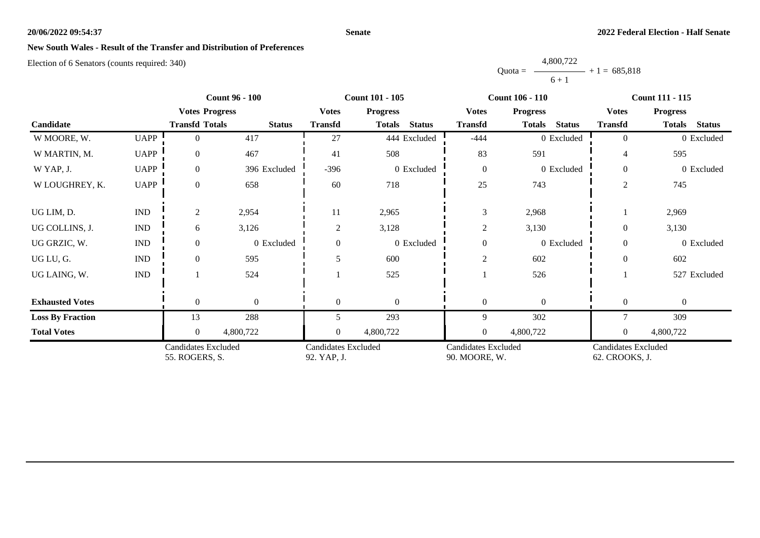**20/06/2022 09:54:37** **Senate** **2022 Federal Election - Half Senate**

**New South Wales - Result of the Transfer and Distribution of Preferences**

Election of 6 Senators (counts required: 340)

$$\text{Quota} = \frac{4{,}800{,}722}{6 + 1} + 1 = 685{,}818$$

| Candidate | | Count 96 - 100 | | | Count 101 - 105 | | | Count 106 - 110 | | | Count 111 - 115 | | |
|---|---|---|---|---|---|---|---|---|---|---|---|---|---|
| | | Votes Transfd | Progress Totals | Status | Votes Transfd | Progress Totals | Status | Votes Transfd | Progress Totals | Status | Votes Transfd | Progress Totals | Status |
| W MOORE, W. | UAPP | 0 | 417 | | 27 | 444 | Excluded | -444 | 0 | Excluded | 0 | 0 | Excluded |
| W MARTIN, M. | UAPP | 0 | 467 | | 41 | 508 | | 83 | 591 | | 4 | 595 | |
| W YAP, J. | UAPP | 0 | 396 | Excluded | -396 | 0 | Excluded | 0 | 0 | Excluded | 0 | 0 | Excluded |
| W LOUGHREY, K. | UAPP | 0 | 658 | | 60 | 718 | | 25 | 743 | | 2 | 745 | |
| UG LIM, D. | IND | 2 | 2,954 | | 11 | 2,965 | | 3 | 2,968 | | 1 | 2,969 | |
| UG COLLINS, J. | IND | 6 | 3,126 | | 2 | 3,128 | | 2 | 3,130 | | 0 | 3,130 | |
| UG GRZIC, W. | IND | 0 | 0 | Excluded | 0 | 0 | Excluded | 0 | 0 | Excluded | 0 | 0 | Excluded |
| UG LU, G. | IND | 0 | 595 | | 5 | 600 | | 2 | 602 | | 0 | 602 | |
| UG LAING, W. | IND | 1 | 524 | | 1 | 525 | | 1 | 526 | | 1 | 527 | Excluded |
| **Exhausted Votes** | | 0 | 0 | | 0 | 0 | | 0 | 0 | | 0 | 0 | |
| **Loss By Fraction** | | 13 | 288 | | 5 | 293 | | 9 | 302 | | 7 | 309 | |
| **Total Votes** | | 0 | 4,800,722 | | 0 | 4,800,722 | | 0 | 4,800,722 | | 0 | 4,800,722 | |
| | | Candidates Excluded 55. ROGERS, S. | | | Candidates Excluded 92. YAP, J. | | | Candidates Excluded 90. MOORE, W. | | | Candidates Excluded 62. CROOKS, J. | | |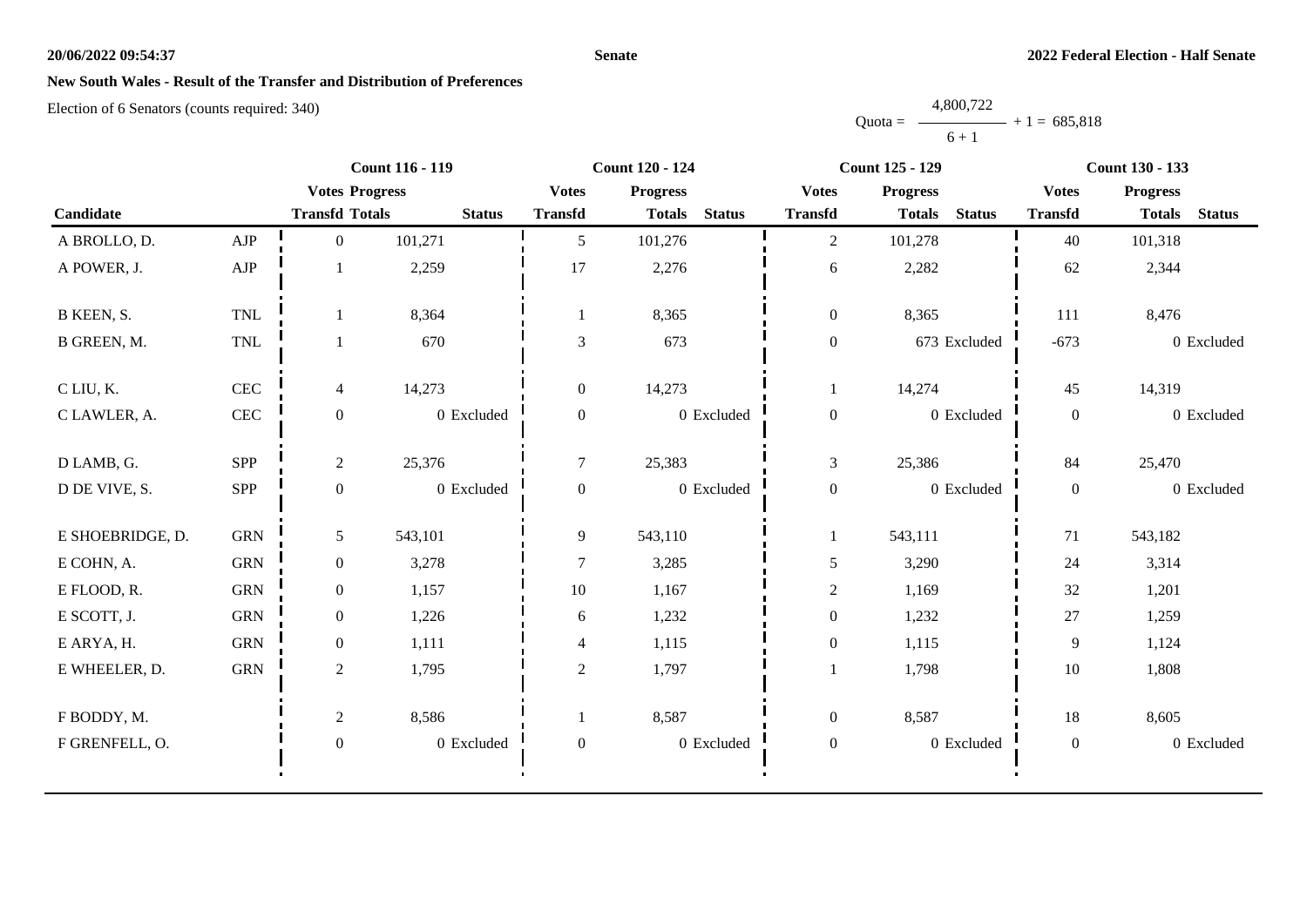## New South Wales - Result of the Transfer and Distribution of Preferences

Election of 6 Senators (counts required: 340)

$$\text{Quota} = \frac{4,800,722}{6 + 1} + 1 = 685,818$$

| Candidate | | Count 116 - 119 | | | Count 120 - 124 | | | Count 125 - 129 | | | Count 130 - 133 | | |
|---|---|---|---|---|---|---|---|---|---|---|---|---|---|
| | | Votes Transfd | Progress Totals | Status | Votes Transfd | Progress Totals | Status | Votes Transfd | Progress Totals | Status | Votes Transfd | Progress Totals | Status |
| A BROLLO, D. | AJP | 0 | 101,271 | | 5 | 101,276 | | 2 | 101,278 | | 40 | 101,318 | |
| A POWER, J. | AJP | 1 | 2,259 | | 17 | 2,276 | | 6 | 2,282 | | 62 | 2,344 | |
| B KEEN, S. | TNL | 1 | 8,364 | | 1 | 8,365 | | 0 | 8,365 | | 111 | 8,476 | |
| B GREEN, M. | TNL | 1 | 670 | | 3 | 673 | | 0 | 673 | Excluded | -673 | 0 | Excluded |
| C LIU, K. | CEC | 4 | 14,273 | | 0 | 14,273 | | 1 | 14,274 | | 45 | 14,319 | |
| C LAWLER, A. | CEC | 0 | 0 | Excluded | 0 | 0 | Excluded | 0 | 0 | Excluded | 0 | 0 | Excluded |
| D LAMB, G. | SPP | 2 | 25,376 | | 7 | 25,383 | | 3 | 25,386 | | 84 | 25,470 | |
| D DE VIVE, S. | SPP | 0 | 0 | Excluded | 0 | 0 | Excluded | 0 | 0 | Excluded | 0 | 0 | Excluded |
| E SHOEBRIDGE, D. | GRN | 5 | 543,101 | | 9 | 543,110 | | 1 | 543,111 | | 71 | 543,182 | |
| E COHN, A. | GRN | 0 | 3,278 | | 7 | 3,285 | | 5 | 3,290 | | 24 | 3,314 | |
| E FLOOD, R. | GRN | 0 | 1,157 | | 10 | 1,167 | | 2 | 1,169 | | 32 | 1,201 | |
| E SCOTT, J. | GRN | 0 | 1,226 | | 6 | 1,232 | | 0 | 1,232 | | 27 | 1,259 | |
| E ARYA, H. | GRN | 0 | 1,111 | | 4 | 1,115 | | 0 | 1,115 | | 9 | 1,124 | |
| E WHEELER, D. | GRN | 2 | 1,795 | | 2 | 1,797 | | 1 | 1,798 | | 10 | 1,808 | |
| F BODDY, M. | | 2 | 8,586 | | 1 | 8,587 | | 0 | 8,587 | | 18 | 8,605 | |
| F GRENFELL, O. | | 0 | 0 | Excluded | 0 | 0 | Excluded | 0 | 0 | Excluded | 0 | 0 | Excluded |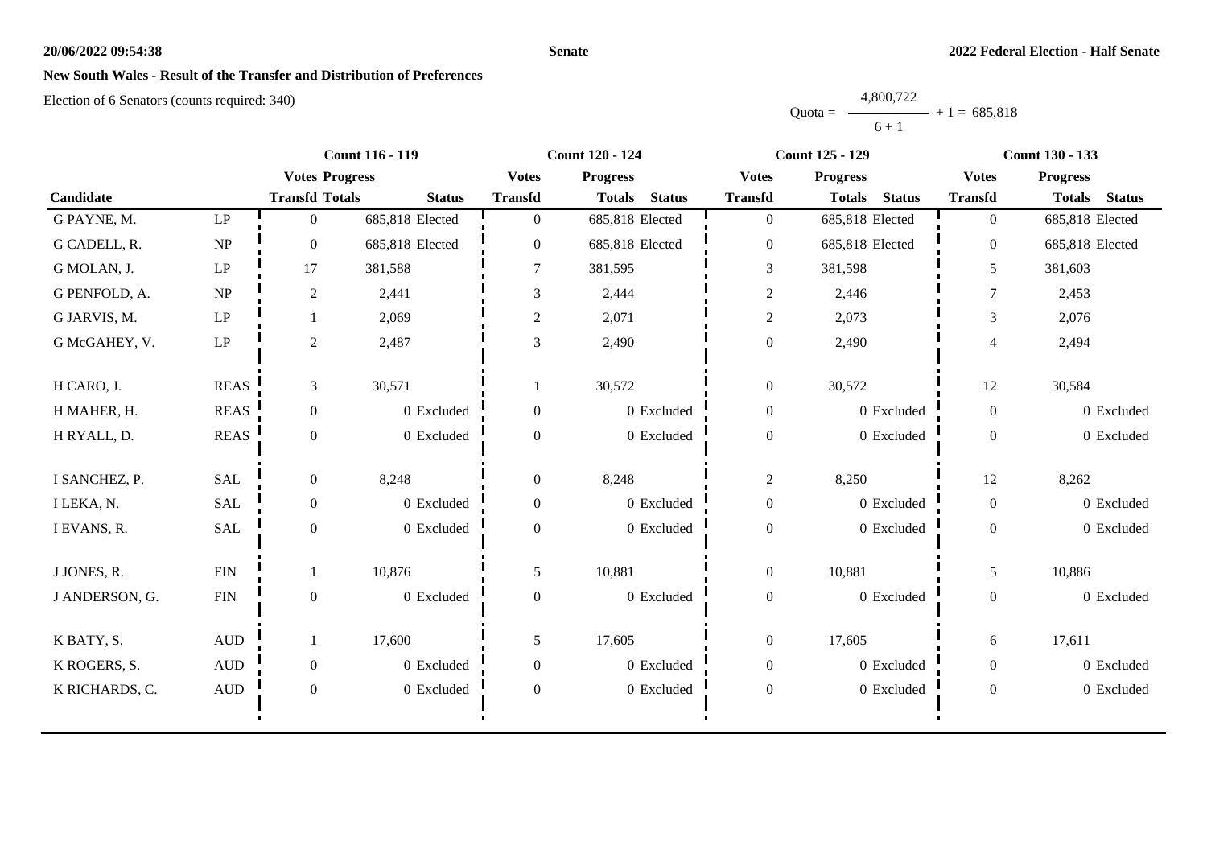## New South Wales - Result of the Transfer and Distribution of Preferences

Election of 6 Senators (counts required: 340)

$$\text{Quota} = \frac{4,800,722}{6 + 1} + 1 = 685,818$$

| Candidate | | Count 116 - 119 | | | Count 120 - 124 | | | Count 125 - 129 | | | Count 130 - 133 | | |
|---|---|---|---|---|---|---|---|---|---|---|---|---|---|
| | | Votes Transfd | Progress Totals | Status | Votes Transfd | Progress Totals | Status | Votes Transfd | Progress Totals | Status | Votes Transfd | Progress Totals | Status |
| G PAYNE, M. | LP | 0 | 685,818 | Elected | 0 | 685,818 | Elected | 0 | 685,818 | Elected | 0 | 685,818 | Elected |
| G CADELL, R. | NP | 0 | 685,818 | Elected | 0 | 685,818 | Elected | 0 | 685,818 | Elected | 0 | 685,818 | Elected |
| G MOLAN, J. | LP | 17 | 381,588 | | 7 | 381,595 | | 3 | 381,598 | | 5 | 381,603 | |
| G PENFOLD, A. | NP | 2 | 2,441 | | 3 | 2,444 | | 2 | 2,446 | | 7 | 2,453 | |
| G JARVIS, M. | LP | 1 | 2,069 | | 2 | 2,071 | | 2 | 2,073 | | 3 | 2,076 | |
| G McGAHEY, V. | LP | 2 | 2,487 | | 3 | 2,490 | | 0 | 2,490 | | 4 | 2,494 | |
| H CARO, J. | REAS | 3 | 30,571 | | 1 | 30,572 | | 0 | 30,572 | | 12 | 30,584 | |
| H MAHER, H. | REAS | 0 | 0 | Excluded | 0 | 0 | Excluded | 0 | 0 | Excluded | 0 | 0 | Excluded |
| H RYALL, D. | REAS | 0 | 0 | Excluded | 0 | 0 | Excluded | 0 | 0 | Excluded | 0 | 0 | Excluded |
| I SANCHEZ, P. | SAL | 0 | 8,248 | | 0 | 8,248 | | 2 | 8,250 | | 12 | 8,262 | |
| I LEKA, N. | SAL | 0 | 0 | Excluded | 0 | 0 | Excluded | 0 | 0 | Excluded | 0 | 0 | Excluded |
| I EVANS, R. | SAL | 0 | 0 | Excluded | 0 | 0 | Excluded | 0 | 0 | Excluded | 0 | 0 | Excluded |
| J JONES, R. | FIN | 1 | 10,876 | | 5 | 10,881 | | 0 | 10,881 | | 5 | 10,886 | |
| J ANDERSON, G. | FIN | 0 | 0 | Excluded | 0 | 0 | Excluded | 0 | 0 | Excluded | 0 | 0 | Excluded |
| K BATY, S. | AUD | 1 | 17,600 | | 5 | 17,605 | | 0 | 17,605 | | 6 | 17,611 | |
| K ROGERS, S. | AUD | 0 | 0 | Excluded | 0 | 0 | Excluded | 0 | 0 | Excluded | 0 | 0 | Excluded |
| K RICHARDS, C. | AUD | 0 | 0 | Excluded | 0 | 0 | Excluded | 0 | 0 | Excluded | 0 | 0 | Excluded |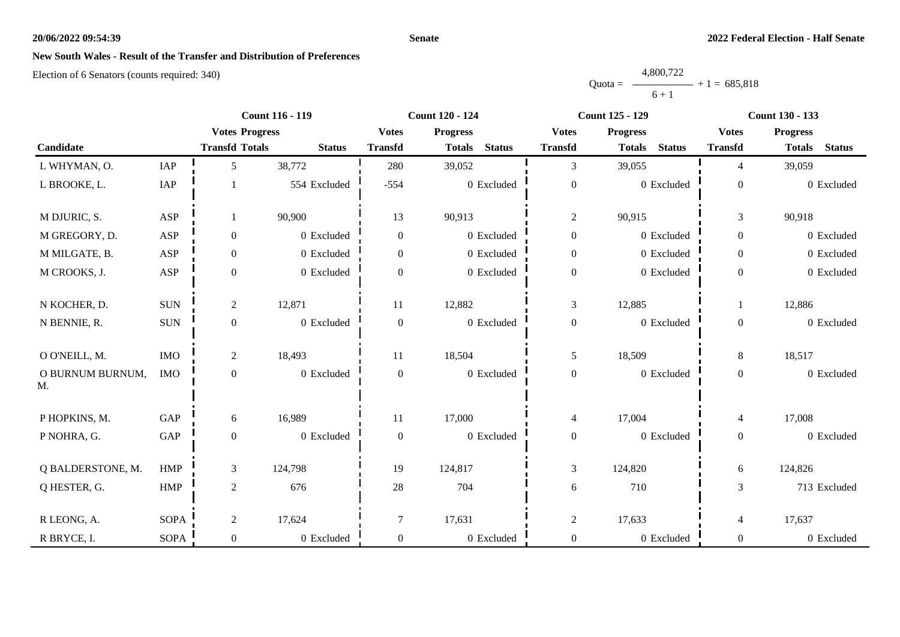## New South Wales - Result of the Transfer and Distribution of Preferences

Election of 6 Senators (counts required: 340)

$$\text{Quota} = \frac{4,800,722}{6 + 1} + 1 = 685,818$$

| Candidate | | Count 116 - 119 | | | Count 120 - 124 | | | Count 125 - 129 | | | Count 130 - 133 | | |
|---|---|---|---|---|---|---|---|---|---|---|---|---|---|
| | | Votes Transfd | Progress Totals | Status | Votes Transfd | Progress Totals | Status | Votes Transfd | Progress Totals | Status | Votes Transfd | Progress Totals | Status |
| L WHYMAN, O. | IAP | 5 | 38,772 | | 280 | 39,052 | | 3 | 39,055 | | 4 | 39,059 | |
| L BROOKE, L. | IAP | 1 | 554 | Excluded | -554 | 0 | Excluded | 0 | 0 | Excluded | 0 | 0 | Excluded |
| M DJURIC, S. | ASP | 1 | 90,900 | | 13 | 90,913 | | 2 | 90,915 | | 3 | 90,918 | |
| M GREGORY, D. | ASP | 0 | 0 | Excluded | 0 | 0 | Excluded | 0 | 0 | Excluded | 0 | 0 | Excluded |
| M MILGATE, B. | ASP | 0 | 0 | Excluded | 0 | 0 | Excluded | 0 | 0 | Excluded | 0 | 0 | Excluded |
| M CROOKS, J. | ASP | 0 | 0 | Excluded | 0 | 0 | Excluded | 0 | 0 | Excluded | 0 | 0 | Excluded |
| N KOCHER, D. | SUN | 2 | 12,871 | | 11 | 12,882 | | 3 | 12,885 | | 1 | 12,886 | |
| N BENNIE, R. | SUN | 0 | 0 | Excluded | 0 | 0 | Excluded | 0 | 0 | Excluded | 0 | 0 | Excluded |
| O O'NEILL, M. | IMO | 2 | 18,493 | | 11 | 18,504 | | 5 | 18,509 | | 8 | 18,517 | |
| O BURNUM BURNUM, M. | IMO | 0 | 0 | Excluded | 0 | 0 | Excluded | 0 | 0 | Excluded | 0 | 0 | Excluded |
| P HOPKINS, M. | GAP | 6 | 16,989 | | 11 | 17,000 | | 4 | 17,004 | | 4 | 17,008 | |
| P NOHRA, G. | GAP | 0 | 0 | Excluded | 0 | 0 | Excluded | 0 | 0 | Excluded | 0 | 0 | Excluded |
| Q BALDERSTONE, M. | HMP | 3 | 124,798 | | 19 | 124,817 | | 3 | 124,820 | | 6 | 124,826 | |
| Q HESTER, G. | HMP | 2 | 676 | | 28 | 704 | | 6 | 710 | | 3 | 713 | Excluded |
| R LEONG, A. | SOPA | 2 | 17,624 | | 7 | 17,631 | | 2 | 17,633 | | 4 | 17,637 | |
| R BRYCE, I. | SOPA | 0 | 0 | Excluded | 0 | 0 | Excluded | 0 | 0 | Excluded | 0 | 0 | Excluded |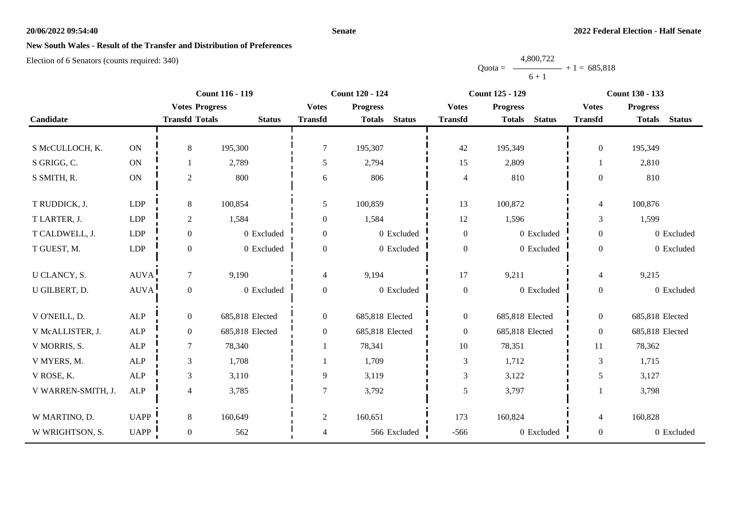## New South Wales - Result of the Transfer and Distribution of Preferences

Election of 6 Senators (counts required: 340)

$$\text{Quota} = \frac{4,800,722}{6 + 1} + 1 = 685,818$$

| Candidate | | Count 116 - 119 | | | Count 120 - 124 | | | Count 125 - 129 | | | Count 130 - 133 | | |
|---|---|---|---|---|---|---|---|---|---|---|---|---|---|
| | | Votes Transfd | Progress Totals | Status | Votes Transfd | Progress Totals | Status | Votes Transfd | Progress Totals | Status | Votes Transfd | Progress Totals | Status |
| S McCULLOCH, K. | ON | 8 | 195,300 | | 7 | 195,307 | | 42 | 195,349 | | 0 | 195,349 | |
| S GRIGG, C. | ON | 1 | 2,789 | | 5 | 2,794 | | 15 | 2,809 | | 1 | 2,810 | |
| S SMITH, R. | ON | 2 | 800 | | 6 | 806 | | 4 | 810 | | 0 | 810 | |
| T RUDDICK, J. | LDP | 8 | 100,854 | | 5 | 100,859 | | 13 | 100,872 | | 4 | 100,876 | |
| T LARTER, J. | LDP | 2 | 1,584 | | 0 | 1,584 | | 12 | 1,596 | | 3 | 1,599 | |
| T CALDWELL, J. | LDP | 0 | 0 | Excluded | 0 | 0 | Excluded | 0 | 0 | Excluded | 0 | 0 | Excluded |
| T GUEST, M. | LDP | 0 | 0 | Excluded | 0 | 0 | Excluded | 0 | 0 | Excluded | 0 | 0 | Excluded |
| U CLANCY, S. | AUVA | 7 | 9,190 | | 4 | 9,194 | | 17 | 9,211 | | 4 | 9,215 | |
| U GILBERT, D. | AUVA | 0 | 0 | Excluded | 0 | 0 | Excluded | 0 | 0 | Excluded | 0 | 0 | Excluded |
| V O'NEILL, D. | ALP | 0 | 685,818 | Elected | 0 | 685,818 | Elected | 0 | 685,818 | Elected | 0 | 685,818 | Elected |
| V McALLISTER, J. | ALP | 0 | 685,818 | Elected | 0 | 685,818 | Elected | 0 | 685,818 | Elected | 0 | 685,818 | Elected |
| V MORRIS, S. | ALP | 7 | 78,340 | | 1 | 78,341 | | 10 | 78,351 | | 11 | 78,362 | |
| V MYERS, M. | ALP | 3 | 1,708 | | 1 | 1,709 | | 3 | 1,712 | | 3 | 1,715 | |
| V ROSE, K. | ALP | 3 | 3,110 | | 9 | 3,119 | | 3 | 3,122 | | 5 | 3,127 | |
| V WARREN-SMITH, J. | ALP | 4 | 3,785 | | 7 | 3,792 | | 5 | 3,797 | | 1 | 3,798 | |
| W MARTINO, D. | UAPP | 8 | 160,649 | | 2 | 160,651 | | 173 | 160,824 | | 4 | 160,828 | |
| W WRIGHTSON, S. | UAPP | 0 | 562 | | 4 | 566 | Excluded | -566 | 0 | Excluded | 0 | 0 | Excluded |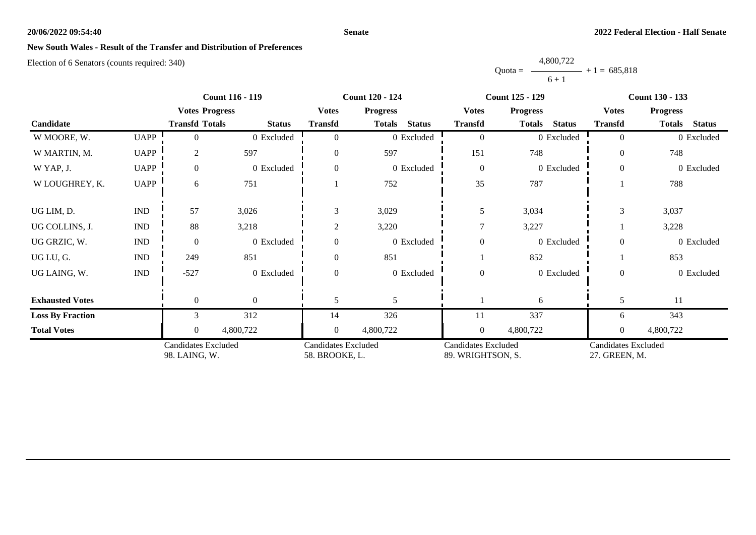**New South Wales - Result of the Transfer and Distribution of Preferences**

Election of 6 Senators (counts required: 340)

$$\text{Quota} = \frac{4{,}800{,}722}{6 + 1} + 1 = 685{,}818$$

| Candidate | | Count 116 - 119 | | | Count 120 - 124 | | | Count 125 - 129 | | | Count 130 - 133 | | |
|---|---|---|---|---|---|---|---|---|---|---|---|---|---|
| | | Votes Transfd | Progress Totals | Status | Votes Transfd | Progress Totals | Status | Votes Transfd | Progress Totals | Status | Votes Transfd | Progress Totals | Status |
| W MOORE, W. | UAPP | 0 | 0 | Excluded | 0 | 0 | Excluded | 0 | 0 | Excluded | 0 | 0 | Excluded |
| W MARTIN, M. | UAPP | 2 | 597 | | 0 | 597 | | 151 | 748 | | 0 | 748 | |
| W YAP, J. | UAPP | 0 | 0 | Excluded | 0 | 0 | Excluded | 0 | 0 | Excluded | 0 | 0 | Excluded |
| W LOUGHREY, K. | UAPP | 6 | 751 | | 1 | 752 | | 35 | 787 | | 1 | 788 | |
| UG LIM, D. | IND | 57 | 3,026 | | 3 | 3,029 | | 5 | 3,034 | | 3 | 3,037 | |
| UG COLLINS, J. | IND | 88 | 3,218 | | 2 | 3,220 | | 7 | 3,227 | | 1 | 3,228 | |
| UG GRZIC, W. | IND | 0 | 0 | Excluded | 0 | 0 | Excluded | 0 | 0 | Excluded | 0 | 0 | Excluded |
| UG LU, G. | IND | 249 | 851 | | 0 | 851 | | 1 | 852 | | 1 | 853 | |
| UG LAING, W. | IND | -527 | 0 | Excluded | 0 | 0 | Excluded | 0 | 0 | Excluded | 0 | 0 | Excluded |
| **Exhausted Votes** | | 0 | 0 | | 5 | 5 | | 1 | 6 | | 5 | 11 | |
| **Loss By Fraction** | | 3 | 312 | | 14 | 326 | | 11 | 337 | | 6 | 343 | |
| **Total Votes** | | 0 | 4,800,722 | | 0 | 4,800,722 | | 0 | 4,800,722 | | 0 | 4,800,722 | |
| | | Candidates Excluded 98. LAING, W. | | | Candidates Excluded 58. BROOKE, L. | | | Candidates Excluded 89. WRIGHTSON, S. | | | Candidates Excluded 27. GREEN, M. | | |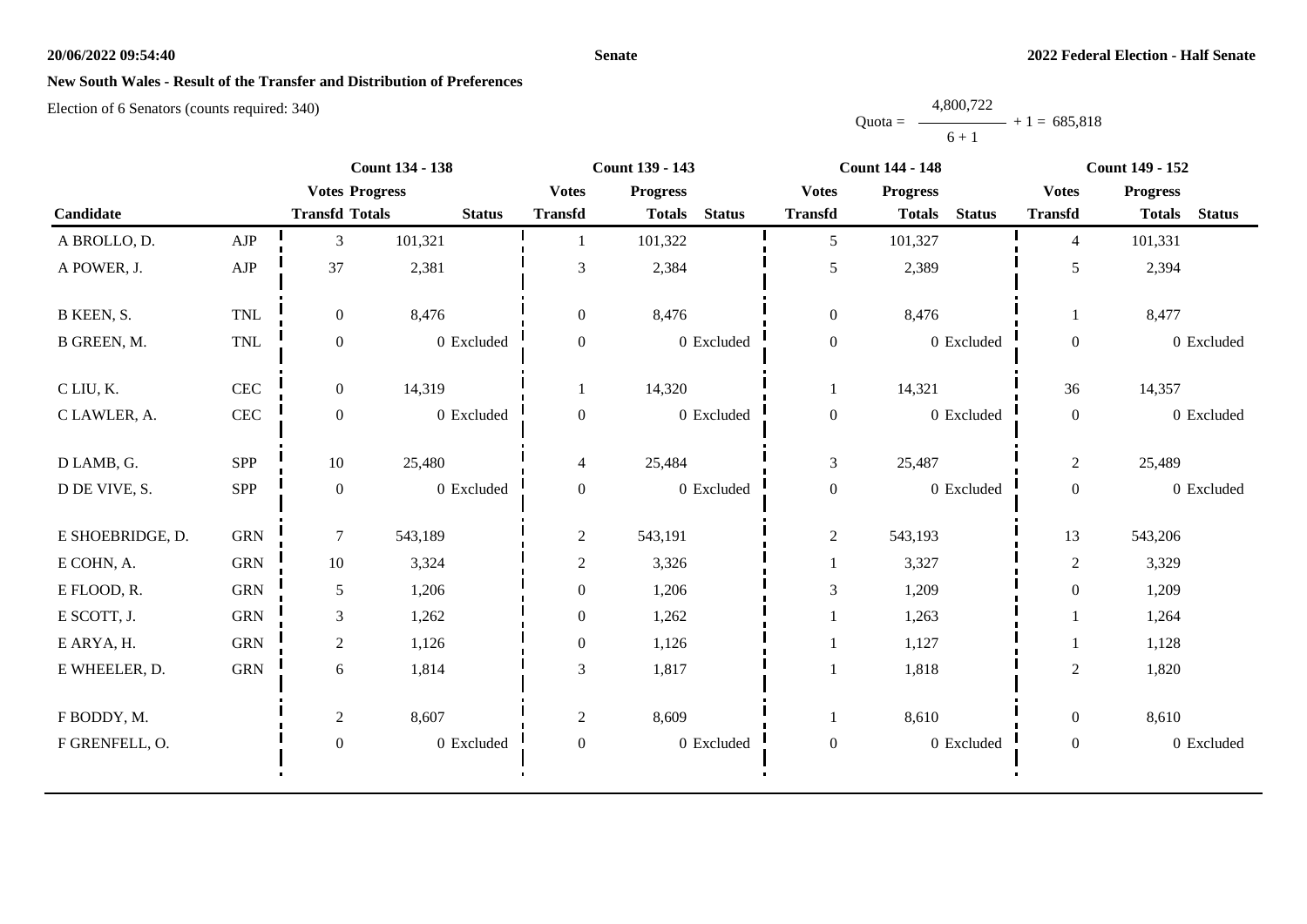## New South Wales - Result of the Transfer and Distribution of Preferences

Election of 6 Senators (counts required: 340)

$$\text{Quota} = \frac{4,800,722}{6 + 1} + 1 = 685,818$$

| Candidate | | Count 134 - 138 | | | Count 139 - 143 | | | Count 144 - 148 | | | Count 149 - 152 | | |
|---|---|---|---|---|---|---|---|---|---|---|---|---|---|
| | | Votes Transfd | Progress Totals | Status | Votes Transfd | Progress Totals | Status | Votes Transfd | Progress Totals | Status | Votes Transfd | Progress Totals | Status |
| A BROLLO, D. | AJP | 3 | 101,321 | | 1 | 101,322 | | 5 | 101,327 | | 4 | 101,331 | |
| A POWER, J. | AJP | 37 | 2,381 | | 3 | 2,384 | | 5 | 2,389 | | 5 | 2,394 | |
| B KEEN, S. | TNL | 0 | 8,476 | | 0 | 8,476 | | 0 | 8,476 | | 1 | 8,477 | |
| B GREEN, M. | TNL | 0 | 0 | Excluded | 0 | 0 | Excluded | 0 | 0 | Excluded | 0 | 0 | Excluded |
| C LIU, K. | CEC | 0 | 14,319 | | 1 | 14,320 | | 1 | 14,321 | | 36 | 14,357 | |
| C LAWLER, A. | CEC | 0 | 0 | Excluded | 0 | 0 | Excluded | 0 | 0 | Excluded | 0 | 0 | Excluded |
| D LAMB, G. | SPP | 10 | 25,480 | | 4 | 25,484 | | 3 | 25,487 | | 2 | 25,489 | |
| D DE VIVE, S. | SPP | 0 | 0 | Excluded | 0 | 0 | Excluded | 0 | 0 | Excluded | 0 | 0 | Excluded |
| E SHOEBRIDGE, D. | GRN | 7 | 543,189 | | 2 | 543,191 | | 2 | 543,193 | | 13 | 543,206 | |
| E COHN, A. | GRN | 10 | 3,324 | | 2 | 3,326 | | 1 | 3,327 | | 2 | 3,329 | |
| E FLOOD, R. | GRN | 5 | 1,206 | | 0 | 1,206 | | 3 | 1,209 | | 0 | 1,209 | |
| E SCOTT, J. | GRN | 3 | 1,262 | | 0 | 1,262 | | 1 | 1,263 | | 1 | 1,264 | |
| E ARYA, H. | GRN | 2 | 1,126 | | 0 | 1,126 | | 1 | 1,127 | | 1 | 1,128 | |
| E WHEELER, D. | GRN | 6 | 1,814 | | 3 | 1,817 | | 1 | 1,818 | | 2 | 1,820 | |
| F BODDY, M. | | 2 | 8,607 | | 2 | 8,609 | | 1 | 8,610 | | 0 | 8,610 | |
| F GRENFELL, O. | | 0 | 0 | Excluded | 0 | 0 | Excluded | 0 | 0 | Excluded | 0 | 0 | Excluded |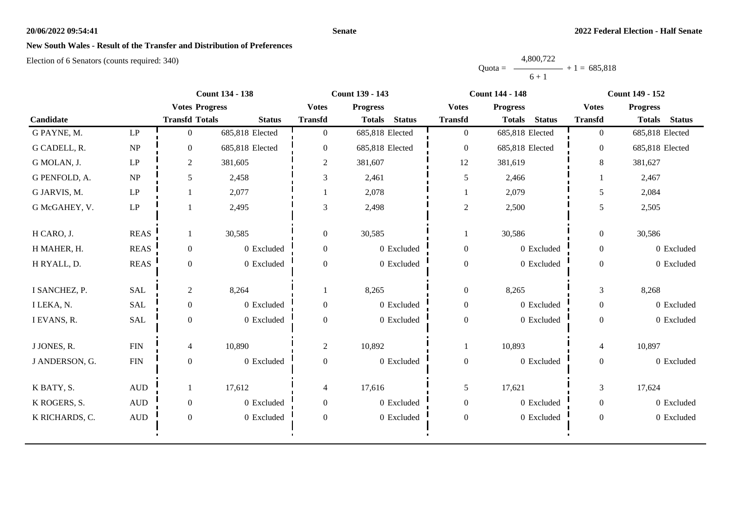**20/06/2022 09:54:41** **Senate** **2022 Federal Election - Half Senate**

## New South Wales - Result of the Transfer and Distribution of Preferences

Election of 6 Senators (counts required: 340)

$$\text{Quota} = \frac{4{,}800{,}722}{6 + 1} + 1 = 685{,}818$$

| Candidate | | Count 134 - 138 | | | Count 139 - 143 | | | Count 144 - 148 | | | Count 149 - 152 | | |
|---|---|---|---|---|---|---|---|---|---|---|---|---|---|
| | | Votes Transfd | Progress Totals | Status | Votes Transfd | Progress Totals | Status | Votes Transfd | Progress Totals | Status | Votes Transfd | Progress Totals | Status |
| G PAYNE, M. | LP | 0 | 685,818 | Elected | 0 | 685,818 | Elected | 0 | 685,818 | Elected | 0 | 685,818 | Elected |
| G CADELL, R. | NP | 0 | 685,818 | Elected | 0 | 685,818 | Elected | 0 | 685,818 | Elected | 0 | 685,818 | Elected |
| G MOLAN, J. | LP | 2 | 381,605 | | 2 | 381,607 | | 12 | 381,619 | | 8 | 381,627 | |
| G PENFOLD, A. | NP | 5 | 2,458 | | 3 | 2,461 | | 5 | 2,466 | | 1 | 2,467 | |
| G JARVIS, M. | LP | 1 | 2,077 | | 1 | 2,078 | | 1 | 2,079 | | 5 | 2,084 | |
| G McGAHEY, V. | LP | 1 | 2,495 | | 3 | 2,498 | | 2 | 2,500 | | 5 | 2,505 | |
| H CARO, J. | REAS | 1 | 30,585 | | 0 | 30,585 | | 1 | 30,586 | | 0 | 30,586 | |
| H MAHER, H. | REAS | 0 | 0 | Excluded | 0 | 0 | Excluded | 0 | 0 | Excluded | 0 | 0 | Excluded |
| H RYALL, D. | REAS | 0 | 0 | Excluded | 0 | 0 | Excluded | 0 | 0 | Excluded | 0 | 0 | Excluded |
| I SANCHEZ, P. | SAL | 2 | 8,264 | | 1 | 8,265 | | 0 | 8,265 | | 3 | 8,268 | |
| I LEKA, N. | SAL | 0 | 0 | Excluded | 0 | 0 | Excluded | 0 | 0 | Excluded | 0 | 0 | Excluded |
| I EVANS, R. | SAL | 0 | 0 | Excluded | 0 | 0 | Excluded | 0 | 0 | Excluded | 0 | 0 | Excluded |
| J JONES, R. | FIN | 4 | 10,890 | | 2 | 10,892 | | 1 | 10,893 | | 4 | 10,897 | |
| J ANDERSON, G. | FIN | 0 | 0 | Excluded | 0 | 0 | Excluded | 0 | 0 | Excluded | 0 | 0 | Excluded |
| K BATY, S. | AUD | 1 | 17,612 | | 4 | 17,616 | | 5 | 17,621 | | 3 | 17,624 | |
| K ROGERS, S. | AUD | 0 | 0 | Excluded | 0 | 0 | Excluded | 0 | 0 | Excluded | 0 | 0 | Excluded |
| K RICHARDS, C. | AUD | 0 | 0 | Excluded | 0 | 0 | Excluded | 0 | 0 | Excluded | 0 | 0 | Excluded |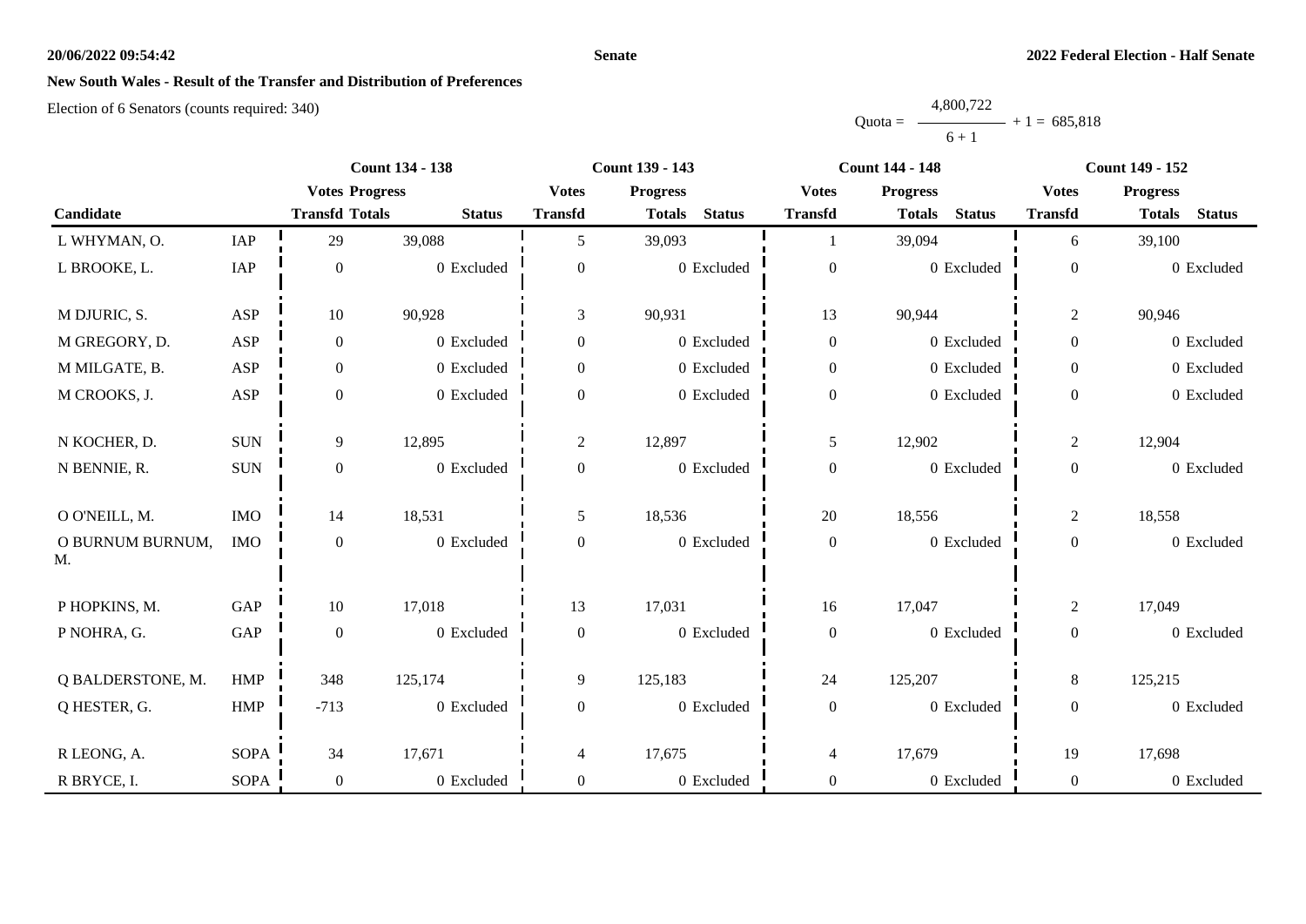## New South Wales - Result of the Transfer and Distribution of Preferences

Election of 6 Senators (counts required: 340)

$$\text{Quota} = \frac{4{,}800{,}722}{6 + 1} + 1 = 685{,}818$$

| Candidate | | Count 134 - 138 | | | Count 139 - 143 | | | Count 144 - 148 | | | Count 149 - 152 | | |
|---|---|---|---|---|---|---|---|---|---|---|---|---|---|
| | | Votes Transfd | Progress Totals | Status | Votes Transfd | Progress Totals | Status | Votes Transfd | Progress Totals | Status | Votes Transfd | Progress Totals | Status |
| L WHYMAN, O. | IAP | 29 | 39,088 | | 5 | 39,093 | | 1 | 39,094 | | 6 | 39,100 | |
| L BROOKE, L. | IAP | 0 | 0 | Excluded | 0 | 0 | Excluded | 0 | 0 | Excluded | 0 | 0 | Excluded |
| M DJURIC, S. | ASP | 10 | 90,928 | | 3 | 90,931 | | 13 | 90,944 | | 2 | 90,946 | |
| M GREGORY, D. | ASP | 0 | 0 | Excluded | 0 | 0 | Excluded | 0 | 0 | Excluded | 0 | 0 | Excluded |
| M MILGATE, B. | ASP | 0 | 0 | Excluded | 0 | 0 | Excluded | 0 | 0 | Excluded | 0 | 0 | Excluded |
| M CROOKS, J. | ASP | 0 | 0 | Excluded | 0 | 0 | Excluded | 0 | 0 | Excluded | 0 | 0 | Excluded |
| N KOCHER, D. | SUN | 9 | 12,895 | | 2 | 12,897 | | 5 | 12,902 | | 2 | 12,904 | |
| N BENNIE, R. | SUN | 0 | 0 | Excluded | 0 | 0 | Excluded | 0 | 0 | Excluded | 0 | 0 | Excluded |
| O O'NEILL, M. | IMO | 14 | 18,531 | | 5 | 18,536 | | 20 | 18,556 | | 2 | 18,558 | |
| O BURNUM BURNUM, M. | IMO | 0 | 0 | Excluded | 0 | 0 | Excluded | 0 | 0 | Excluded | 0 | 0 | Excluded |
| P HOPKINS, M. | GAP | 10 | 17,018 | | 13 | 17,031 | | 16 | 17,047 | | 2 | 17,049 | |
| P NOHRA, G. | GAP | 0 | 0 | Excluded | 0 | 0 | Excluded | 0 | 0 | Excluded | 0 | 0 | Excluded |
| Q BALDERSTONE, M. | HMP | 348 | 125,174 | | 9 | 125,183 | | 24 | 125,207 | | 8 | 125,215 | |
| Q HESTER, G. | HMP | -713 | 0 | Excluded | 0 | 0 | Excluded | 0 | 0 | Excluded | 0 | 0 | Excluded |
| R LEONG, A. | SOPA | 34 | 17,671 | | 4 | 17,675 | | 4 | 17,679 | | 19 | 17,698 | |
| R BRYCE, I. | SOPA | 0 | 0 | Excluded | 0 | 0 | Excluded | 0 | 0 | Excluded | 0 | 0 | Excluded |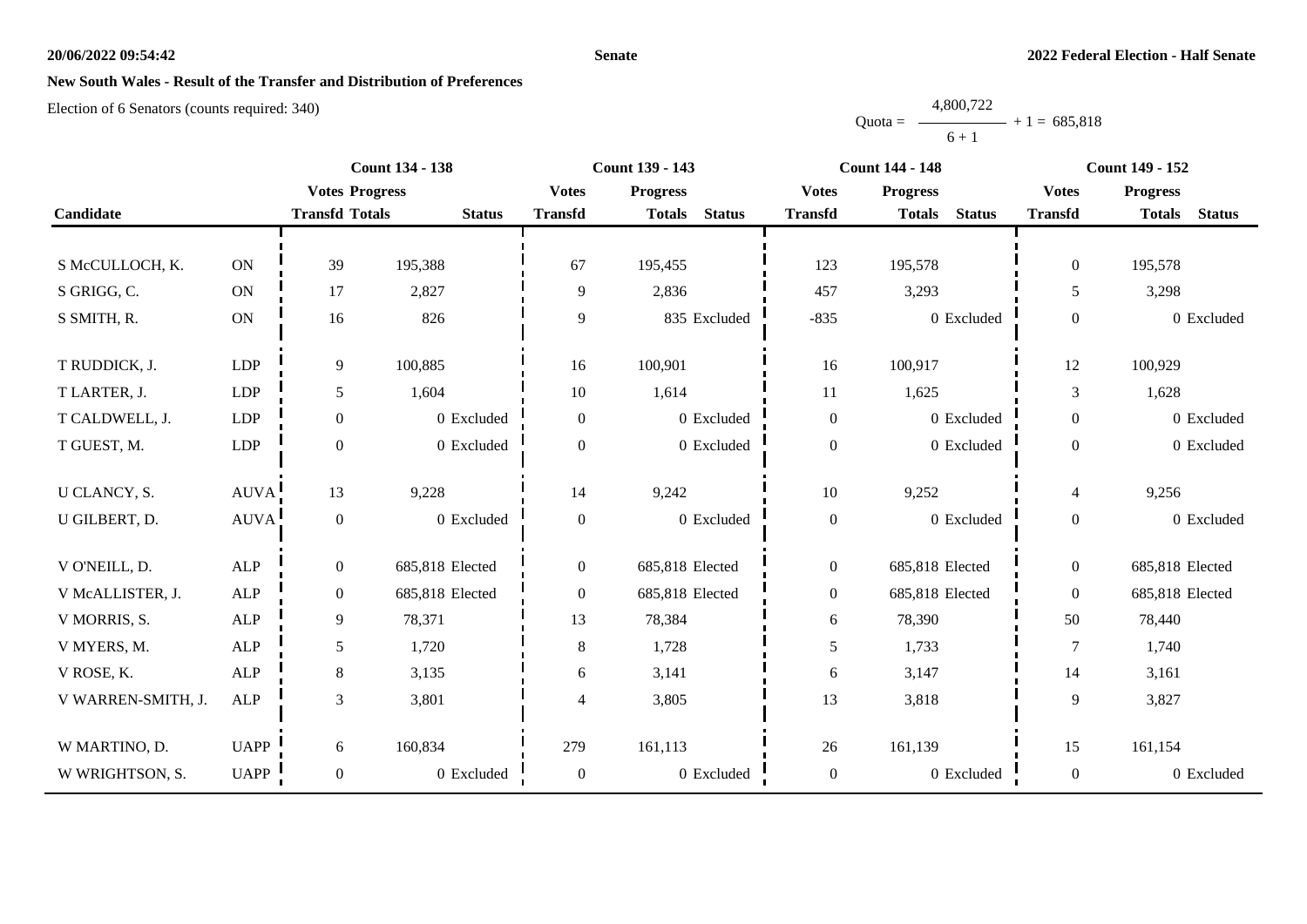**Senate**

**2022 Federal Election - Half Senate**

**New South Wales - Result of the Transfer and Distribution of Preferences**

Election of 6 Senators (counts required: 340)

$$\text{Quota} = \frac{4{,}800{,}722}{6 + 1} + 1 = 685{,}818$$

| Candidate | | Count 134 - 138 | | | Count 139 - 143 | | | Count 144 - 148 | | | Count 149 - 152 | | |
|---|---|---|---|---|---|---|---|---|---|---|---|---|---|
| | | Votes Transfd | Progress Totals | Status | Votes Transfd | Progress Totals | Status | Votes Transfd | Progress Totals | Status | Votes Transfd | Progress Totals | Status |
| S McCULLOCH, K. | ON | 39 | 195,388 | | 67 | 195,455 | | 123 | 195,578 | | 0 | 195,578 | |
| S GRIGG, C. | ON | 17 | 2,827 | | 9 | 2,836 | | 457 | 3,293 | | 5 | 3,298 | |
| S SMITH, R. | ON | 16 | 826 | | 9 | 835 | Excluded | -835 | 0 | Excluded | 0 | 0 | Excluded |
| T RUDDICK, J. | LDP | 9 | 100,885 | | 16 | 100,901 | | 16 | 100,917 | | 12 | 100,929 | |
| T LARTER, J. | LDP | 5 | 1,604 | | 10 | 1,614 | | 11 | 1,625 | | 3 | 1,628 | |
| T CALDWELL, J. | LDP | 0 | 0 | Excluded | 0 | 0 | Excluded | 0 | 0 | Excluded | 0 | 0 | Excluded |
| T GUEST, M. | LDP | 0 | 0 | Excluded | 0 | 0 | Excluded | 0 | 0 | Excluded | 0 | 0 | Excluded |
| U CLANCY, S. | AUVA | 13 | 9,228 | | 14 | 9,242 | | 10 | 9,252 | | 4 | 9,256 | |
| U GILBERT, D. | AUVA | 0 | 0 | Excluded | 0 | 0 | Excluded | 0 | 0 | Excluded | 0 | 0 | Excluded |
| V O'NEILL, D. | ALP | 0 | 685,818 | Elected | 0 | 685,818 | Elected | 0 | 685,818 | Elected | 0 | 685,818 | Elected |
| V McALLISTER, J. | ALP | 0 | 685,818 | Elected | 0 | 685,818 | Elected | 0 | 685,818 | Elected | 0 | 685,818 | Elected |
| V MORRIS, S. | ALP | 9 | 78,371 | | 13 | 78,384 | | 6 | 78,390 | | 50 | 78,440 | |
| V MYERS, M. | ALP | 5 | 1,720 | | 8 | 1,728 | | 5 | 1,733 | | 7 | 1,740 | |
| V ROSE, K. | ALP | 8 | 3,135 | | 6 | 3,141 | | 6 | 3,147 | | 14 | 3,161 | |
| V WARREN-SMITH, J. | ALP | 3 | 3,801 | | 4 | 3,805 | | 13 | 3,818 | | 9 | 3,827 | |
| W MARTINO, D. | UAPP | 6 | 160,834 | | 279 | 161,113 | | 26 | 161,139 | | 15 | 161,154 | |
| W WRIGHTSON, S. | UAPP | 0 | 0 | Excluded | 0 | 0 | Excluded | 0 | 0 | Excluded | 0 | 0 | Excluded |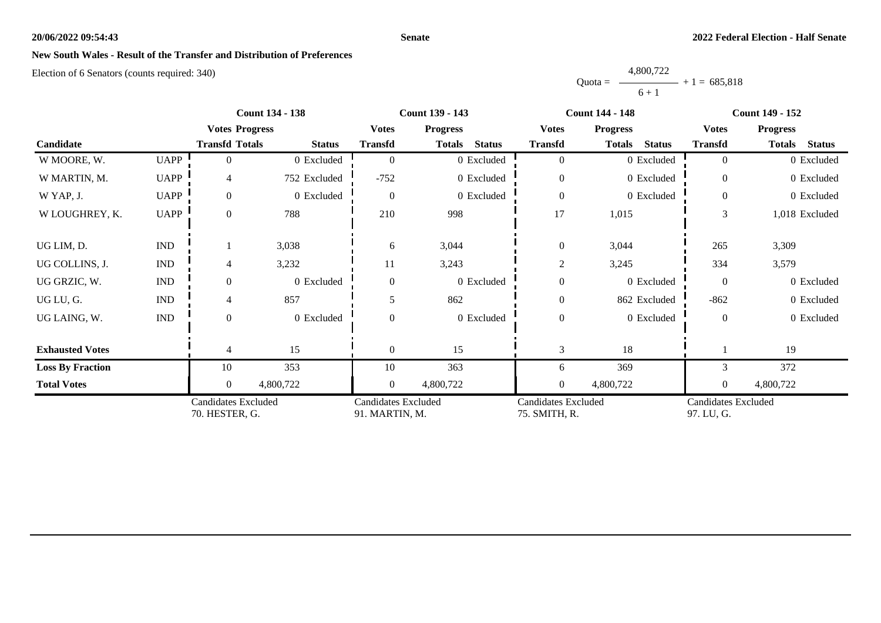## New South Wales - Result of the Transfer and Distribution of Preferences

Election of 6 Senators (counts required: 340)

$$\text{Quota} = \frac{4,800,722}{6 + 1} + 1 = 685,818$$

| Candidate | | Count 134 - 138 | | | Count 139 - 143 | | | Count 144 - 148 | | | Count 149 - 152 | | |
|---|---|---|---|---|---|---|---|---|---|---|---|---|---|
| | | Votes Transfd | Progress Totals | Status | Votes Transfd | Progress Totals | Status | Votes Transfd | Progress Totals | Status | Votes Transfd | Progress Totals | Status |
| W MOORE, W. | UAPP | 0 | 0 | Excluded | 0 | 0 | Excluded | 0 | 0 | Excluded | 0 | 0 | Excluded |
| W MARTIN, M. | UAPP | 4 | 752 | Excluded | -752 | 0 | Excluded | 0 | 0 | Excluded | 0 | 0 | Excluded |
| W YAP, J. | UAPP | 0 | 0 | Excluded | 0 | 0 | Excluded | 0 | 0 | Excluded | 0 | 0 | Excluded |
| W LOUGHREY, K. | UAPP | 0 | 788 | | 210 | 998 | | 17 | 1,015 | | 3 | 1,018 | Excluded |
| UG LIM, D. | IND | 1 | 3,038 | | 6 | 3,044 | | 0 | 3,044 | | 265 | 3,309 | |
| UG COLLINS, J. | IND | 4 | 3,232 | | 11 | 3,243 | | 2 | 3,245 | | 334 | 3,579 | |
| UG GRZIC, W. | IND | 0 | 0 | Excluded | 0 | 0 | Excluded | 0 | 0 | Excluded | 0 | 0 | Excluded |
| UG LU, G. | IND | 4 | 857 | | 5 | 862 | | 0 | 862 | Excluded | -862 | 0 | Excluded |
| UG LAING, W. | IND | 0 | 0 | Excluded | 0 | 0 | Excluded | 0 | 0 | Excluded | 0 | 0 | Excluded |
| **Exhausted Votes** | | 4 | 15 | | 0 | 15 | | 3 | 18 | | 1 | 19 | |
| **Loss By Fraction** | | 10 | 353 | | 10 | 363 | | 6 | 369 | | 3 | 372 | |
| **Total Votes** | | 0 | 4,800,722 | | 0 | 4,800,722 | | 0 | 4,800,722 | | 0 | 4,800,722 | |
| | | Candidates Excluded 70. HESTER, G. | | | Candidates Excluded 91. MARTIN, M. | | | Candidates Excluded 75. SMITH, R. | | | Candidates Excluded 97. LU, G. | | |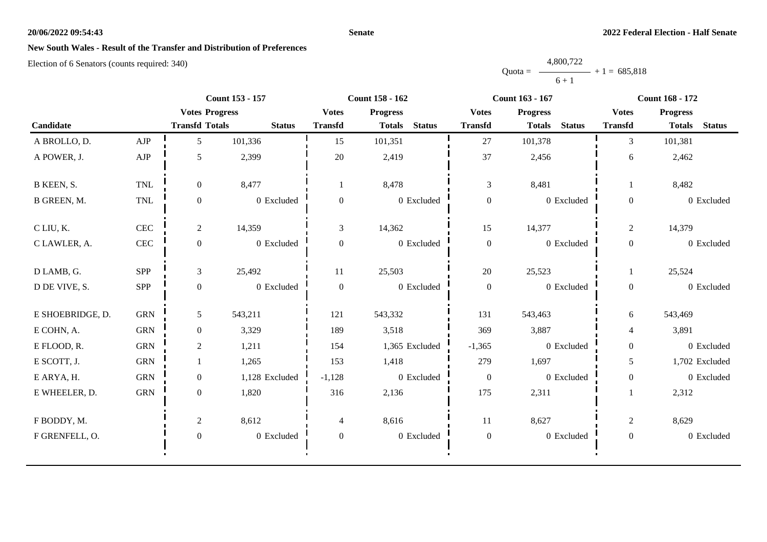# New South Wales - Result of the Transfer and Distribution of Preferences

Election of 6 Senators (counts required: 340)

Quota = $\frac{4,800,722}{6 + 1} + 1 = 685,818$

| Candidate | | Count 153 - 157 | | | Count 158 - 162 | | | Count 163 - 167 | | | Count 168 - 172 | | |
|---|---|---|---|---|---|---|---|---|---|---|---|---|---|
| | | Votes Transfd | Progress Totals | Status | Votes Transfd | Progress Totals | Status | Votes Transfd | Progress Totals | Status | Votes Transfd | Progress Totals | Status |
| A BROLLO, D. | AJP | 5 | 101,336 | | 15 | 101,351 | | 27 | 101,378 | | 3 | 101,381 | |
| A POWER, J. | AJP | 5 | 2,399 | | 20 | 2,419 | | 37 | 2,456 | | 6 | 2,462 | |
| B KEEN, S. | TNL | 0 | 8,477 | | 1 | 8,478 | | 3 | 8,481 | | 1 | 8,482 | |
| B GREEN, M. | TNL | 0 | 0 | Excluded | 0 | 0 | Excluded | 0 | 0 | Excluded | 0 | 0 | Excluded |
| C LIU, K. | CEC | 2 | 14,359 | | 3 | 14,362 | | 15 | 14,377 | | 2 | 14,379 | |
| C LAWLER, A. | CEC | 0 | 0 | Excluded | 0 | 0 | Excluded | 0 | 0 | Excluded | 0 | 0 | Excluded |
| D LAMB, G. | SPP | 3 | 25,492 | | 11 | 25,503 | | 20 | 25,523 | | 1 | 25,524 | |
| D DE VIVE, S. | SPP | 0 | 0 | Excluded | 0 | 0 | Excluded | 0 | 0 | Excluded | 0 | 0 | Excluded |
| E SHOEBRIDGE, D. | GRN | 5 | 543,211 | | 121 | 543,332 | | 131 | 543,463 | | 6 | 543,469 | |
| E COHN, A. | GRN | 0 | 3,329 | | 189 | 3,518 | | 369 | 3,887 | | 4 | 3,891 | |
| E FLOOD, R. | GRN | 2 | 1,211 | | 154 | 1,365 | Excluded | -1,365 | 0 | Excluded | 0 | 0 | Excluded |
| E SCOTT, J. | GRN | 1 | 1,265 | | 153 | 1,418 | | 279 | 1,697 | | 5 | 1,702 | Excluded |
| E ARYA, H. | GRN | 0 | 1,128 | Excluded | -1,128 | 0 | Excluded | 0 | 0 | Excluded | 0 | 0 | Excluded |
| E WHEELER, D. | GRN | 0 | 1,820 | | 316 | 2,136 | | 175 | 2,311 | | 1 | 2,312 | |
| F BODDY, M. | | 2 | 8,612 | | 4 | 8,616 | | 11 | 8,627 | | 2 | 8,629 | |
| F GRENFELL, O. | | 0 | 0 | Excluded | 0 | 0 | Excluded | 0 | 0 | Excluded | 0 | 0 | Excluded |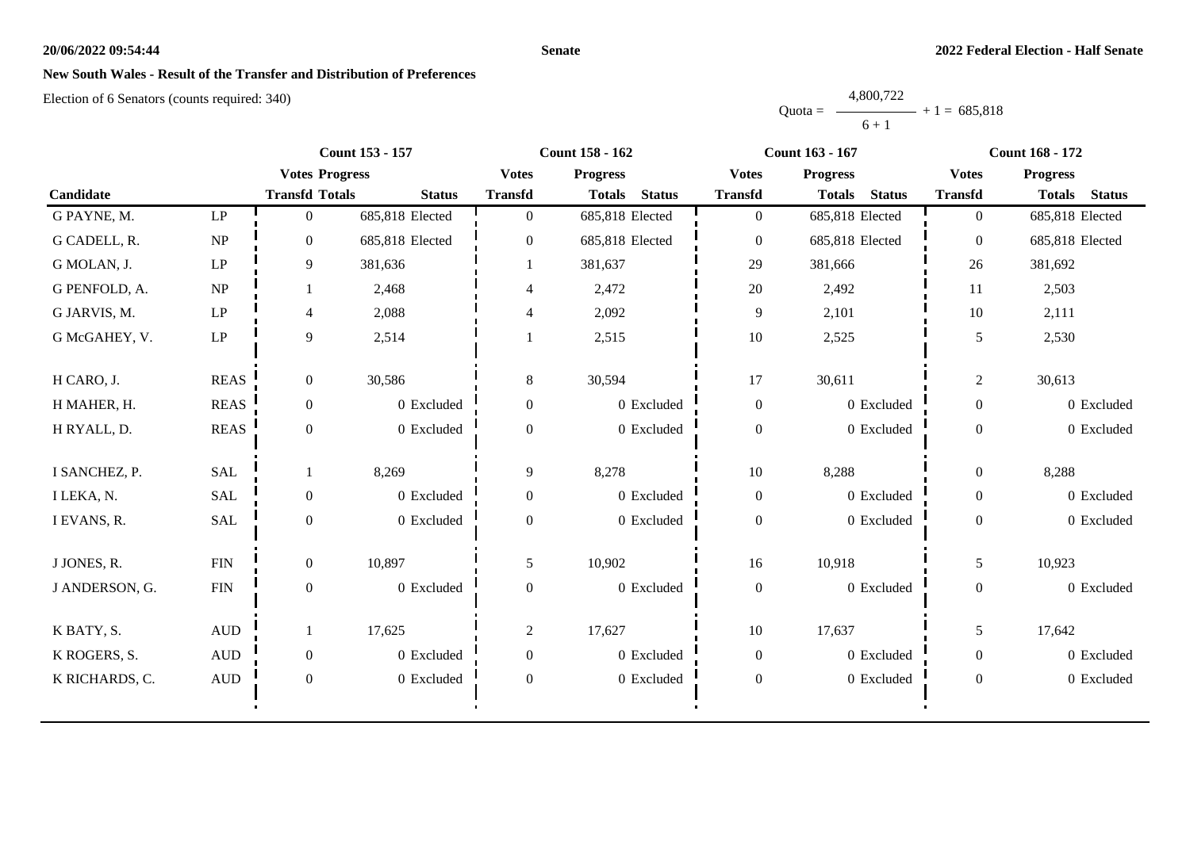## New South Wales - Result of the Transfer and Distribution of Preferences

Election of 6 Senators (counts required: 340)

$$\text{Quota} = \frac{4,800,722}{6 + 1} + 1 = 685,818$$

| Candidate | | Count 153 - 157 | | | Count 158 - 162 | | | Count 163 - 167 | | | Count 168 - 172 | | |
|---|---|---|---|---|---|---|---|---|---|---|---|---|---|
| | | Votes Transfd | Progress Totals | Status | Votes Transfd | Progress Totals | Status | Votes Transfd | Progress Totals | Status | Votes Transfd | Progress Totals | Status |
| G PAYNE, M. | LP | 0 | 685,818 | Elected | 0 | 685,818 | Elected | 0 | 685,818 | Elected | 0 | 685,818 | Elected |
| G CADELL, R. | NP | 0 | 685,818 | Elected | 0 | 685,818 | Elected | 0 | 685,818 | Elected | 0 | 685,818 | Elected |
| G MOLAN, J. | LP | 9 | 381,636 | | 1 | 381,637 | | 29 | 381,666 | | 26 | 381,692 | |
| G PENFOLD, A. | NP | 1 | 2,468 | | 4 | 2,472 | | 20 | 2,492 | | 11 | 2,503 | |
| G JARVIS, M. | LP | 4 | 2,088 | | 4 | 2,092 | | 9 | 2,101 | | 10 | 2,111 | |
| G McGAHEY, V. | LP | 9 | 2,514 | | 1 | 2,515 | | 10 | 2,525 | | 5 | 2,530 | |
| H CARO, J. | REAS | 0 | 30,586 | | 8 | 30,594 | | 17 | 30,611 | | 2 | 30,613 | |
| H MAHER, H. | REAS | 0 | 0 | Excluded | 0 | 0 | Excluded | 0 | 0 | Excluded | 0 | 0 | Excluded |
| H RYALL, D. | REAS | 0 | 0 | Excluded | 0 | 0 | Excluded | 0 | 0 | Excluded | 0 | 0 | Excluded |
| I SANCHEZ, P. | SAL | 1 | 8,269 | | 9 | 8,278 | | 10 | 8,288 | | 0 | 8,288 | |
| I LEKA, N. | SAL | 0 | 0 | Excluded | 0 | 0 | Excluded | 0 | 0 | Excluded | 0 | 0 | Excluded |
| I EVANS, R. | SAL | 0 | 0 | Excluded | 0 | 0 | Excluded | 0 | 0 | Excluded | 0 | 0 | Excluded |
| J JONES, R. | FIN | 0 | 10,897 | | 5 | 10,902 | | 16 | 10,918 | | 5 | 10,923 | |
| J ANDERSON, G. | FIN | 0 | 0 | Excluded | 0 | 0 | Excluded | 0 | 0 | Excluded | 0 | 0 | Excluded |
| K BATY, S. | AUD | 1 | 17,625 | | 2 | 17,627 | | 10 | 17,637 | | 5 | 17,642 | |
| K ROGERS, S. | AUD | 0 | 0 | Excluded | 0 | 0 | Excluded | 0 | 0 | Excluded | 0 | 0 | Excluded |
| K RICHARDS, C. | AUD | 0 | 0 | Excluded | 0 | 0 | Excluded | 0 | 0 | Excluded | 0 | 0 | Excluded |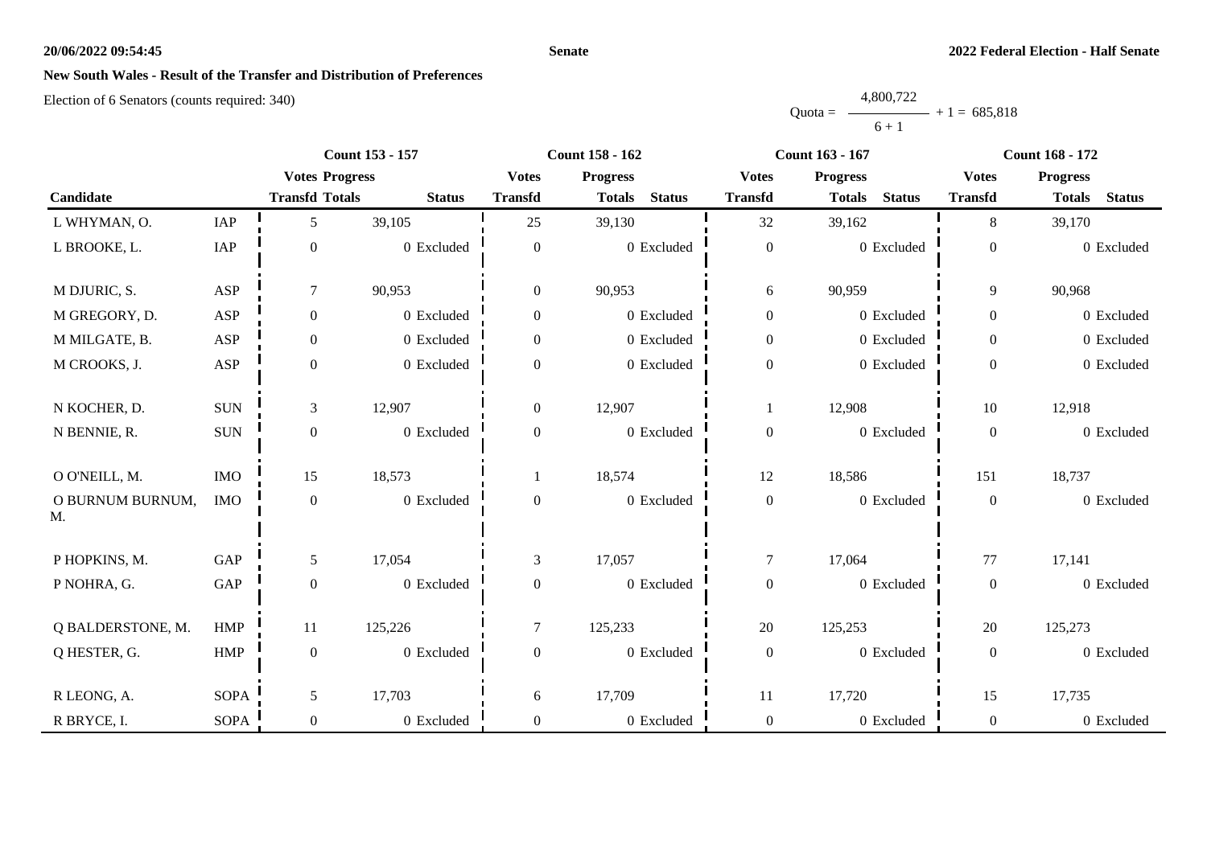## New South Wales - Result of the Transfer and Distribution of Preferences

Election of 6 Senators (counts required: 340)

$$\text{Quota} = \frac{4{,}800{,}722}{6 + 1} + 1 = 685{,}818$$

| | | Count 153 - 157 | | | Count 158 - 162 | | | Count 163 - 167 | | | Count 168 - 172 | | |
|---|---|---|---|---|---|---|---|---|---|---|---|---|---|
| | | Votes | Progress | | Votes | Progress | | Votes | Progress | | Votes | Progress | |
| Candidate | | Transfd | Totals | Status | Transfd | Totals | Status | Transfd | Totals | Status | Transfd | Totals | Status |
| L WHYMAN, O. | IAP | 5 | 39,105 | | 25 | 39,130 | | 32 | 39,162 | | 8 | 39,170 | |
| L BROOKE, L. | IAP | 0 | 0 | Excluded | 0 | 0 | Excluded | 0 | 0 | Excluded | 0 | 0 | Excluded |
| M DJURIC, S. | ASP | 7 | 90,953 | | 0 | 90,953 | | 6 | 90,959 | | 9 | 90,968 | |
| M GREGORY, D. | ASP | 0 | 0 | Excluded | 0 | 0 | Excluded | 0 | 0 | Excluded | 0 | 0 | Excluded |
| M MILGATE, B. | ASP | 0 | 0 | Excluded | 0 | 0 | Excluded | 0 | 0 | Excluded | 0 | 0 | Excluded |
| M CROOKS, J. | ASP | 0 | 0 | Excluded | 0 | 0 | Excluded | 0 | 0 | Excluded | 0 | 0 | Excluded |
| N KOCHER, D. | SUN | 3 | 12,907 | | 0 | 12,907 | | 1 | 12,908 | | 10 | 12,918 | |
| N BENNIE, R. | SUN | 0 | 0 | Excluded | 0 | 0 | Excluded | 0 | 0 | Excluded | 0 | 0 | Excluded |
| O O'NEILL, M. | IMO | 15 | 18,573 | | 1 | 18,574 | | 12 | 18,586 | | 151 | 18,737 | |
| O BURNUM BURNUM, M. | IMO | 0 | 0 | Excluded | 0 | 0 | Excluded | 0 | 0 | Excluded | 0 | 0 | Excluded |
| P HOPKINS, M. | GAP | 5 | 17,054 | | 3 | 17,057 | | 7 | 17,064 | | 77 | 17,141 | |
| P NOHRA, G. | GAP | 0 | 0 | Excluded | 0 | 0 | Excluded | 0 | 0 | Excluded | 0 | 0 | Excluded |
| Q BALDERSTONE, M. | HMP | 11 | 125,226 | | 7 | 125,233 | | 20 | 125,253 | | 20 | 125,273 | |
| Q HESTER, G. | HMP | 0 | 0 | Excluded | 0 | 0 | Excluded | 0 | 0 | Excluded | 0 | 0 | Excluded |
| R LEONG, A. | SOPA | 5 | 17,703 | | 6 | 17,709 | | 11 | 17,720 | | 15 | 17,735 | |
| R BRYCE, I. | SOPA | 0 | 0 | Excluded | 0 | 0 | Excluded | 0 | 0 | Excluded | 0 | 0 | Excluded |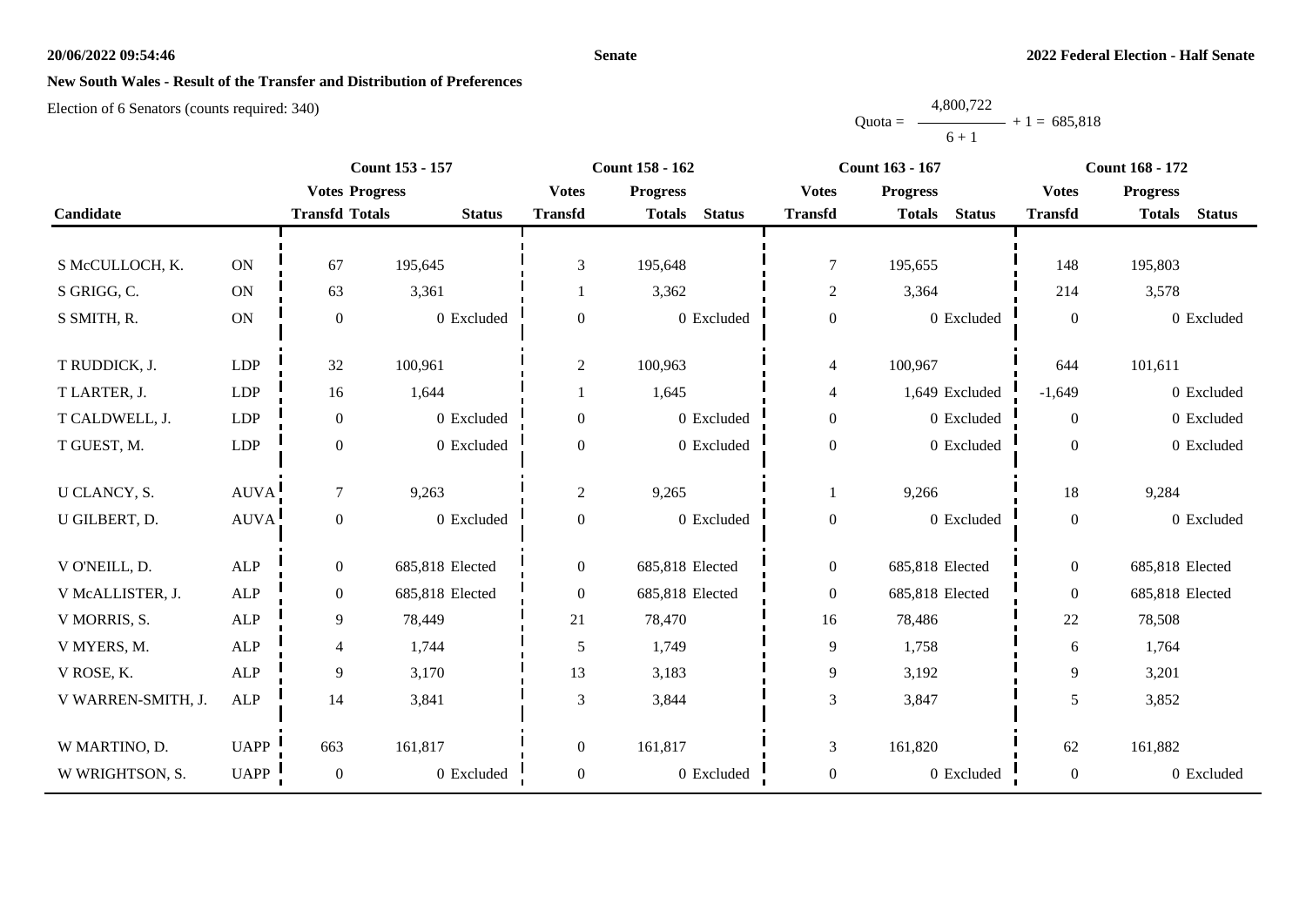**Senate**

**2022 Federal Election - Half Senate**

## New South Wales - Result of the Transfer and Distribution of Preferences

Election of 6 Senators (counts required: 340)

$$\text{Quota} = \frac{4{,}800{,}722}{6 + 1} + 1 = 685{,}818$$

| Candidate | | Count 153 - 157 | | | Count 158 - 162 | | | Count 163 - 167 | | | Count 168 - 172 | | |
|---|---|---|---|---|---|---|---|---|---|---|---|---|---|
| | | Votes Transfd | Progress Totals | Status | Votes Transfd | Progress Totals | Status | Votes Transfd | Progress Totals | Status | Votes Transfd | Progress Totals | Status |
| S McCULLOCH, K. | ON | 67 | 195,645 | | 3 | 195,648 | | 7 | 195,655 | | 148 | 195,803 | |
| S GRIGG, C. | ON | 63 | 3,361 | | 1 | 3,362 | | 2 | 3,364 | | 214 | 3,578 | |
| S SMITH, R. | ON | 0 | 0 | Excluded | 0 | 0 | Excluded | 0 | 0 | Excluded | 0 | 0 | Excluded |
| T RUDDICK, J. | LDP | 32 | 100,961 | | 2 | 100,963 | | 4 | 100,967 | | 644 | 101,611 | |
| T LARTER, J. | LDP | 16 | 1,644 | | 1 | 1,645 | | 4 | 1,649 | Excluded | -1,649 | 0 | Excluded |
| T CALDWELL, J. | LDP | 0 | 0 | Excluded | 0 | 0 | Excluded | 0 | 0 | Excluded | 0 | 0 | Excluded |
| T GUEST, M. | LDP | 0 | 0 | Excluded | 0 | 0 | Excluded | 0 | 0 | Excluded | 0 | 0 | Excluded |
| U CLANCY, S. | AUVA | 7 | 9,263 | | 2 | 9,265 | | 1 | 9,266 | | 18 | 9,284 | |
| U GILBERT, D. | AUVA | 0 | 0 | Excluded | 0 | 0 | Excluded | 0 | 0 | Excluded | 0 | 0 | Excluded |
| V O'NEILL, D. | ALP | 0 | 685,818 | Elected | 0 | 685,818 | Elected | 0 | 685,818 | Elected | 0 | 685,818 | Elected |
| V McALLISTER, J. | ALP | 0 | 685,818 | Elected | 0 | 685,818 | Elected | 0 | 685,818 | Elected | 0 | 685,818 | Elected |
| V MORRIS, S. | ALP | 9 | 78,449 | | 21 | 78,470 | | 16 | 78,486 | | 22 | 78,508 | |
| V MYERS, M. | ALP | 4 | 1,744 | | 5 | 1,749 | | 9 | 1,758 | | 6 | 1,764 | |
| V ROSE, K. | ALP | 9 | 3,170 | | 13 | 3,183 | | 9 | 3,192 | | 9 | 3,201 | |
| V WARREN-SMITH, J. | ALP | 14 | 3,841 | | 3 | 3,844 | | 3 | 3,847 | | 5 | 3,852 | |
| W MARTINO, D. | UAPP | 663 | 161,817 | | 0 | 161,817 | | 3 | 161,820 | | 62 | 161,882 | |
| W WRIGHTSON, S. | UAPP | 0 | 0 | Excluded | 0 | 0 | Excluded | 0 | 0 | Excluded | 0 | 0 | Excluded |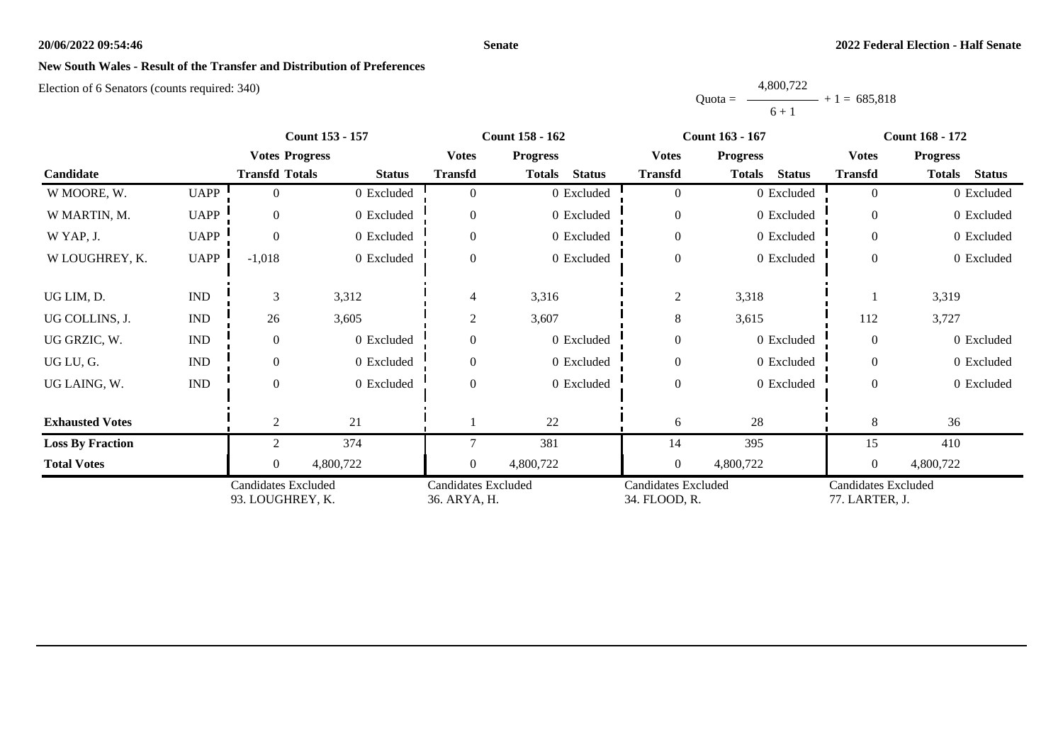**20/06/2022 09:54:46** **Senate** **2022 Federal Election - Half Senate**

## New South Wales - Result of the Transfer and Distribution of Preferences

Election of 6 Senators (counts required: 340)

$$\text{Quota} = \frac{4,800,722}{6 + 1} + 1 = 685,818$$

| Candidate | | Count 153 - 157 | | | Count 158 - 162 | | | Count 163 - 167 | | | Count 168 - 172 | | |
|---|---|---|---|---|---|---|---|---|---|---|---|---|---|
| | | Votes Transfd | Progress Totals | Status | Votes Transfd | Progress Totals | Status | Votes Transfd | Progress Totals | Status | Votes Transfd | Progress Totals | Status |
| W MOORE, W. | UAPP | 0 | 0 | Excluded | 0 | 0 | Excluded | 0 | 0 | Excluded | 0 | 0 | Excluded |
| W MARTIN, M. | UAPP | 0 | 0 | Excluded | 0 | 0 | Excluded | 0 | 0 | Excluded | 0 | 0 | Excluded |
| W YAP, J. | UAPP | 0 | 0 | Excluded | 0 | 0 | Excluded | 0 | 0 | Excluded | 0 | 0 | Excluded |
| W LOUGHREY, K. | UAPP | -1,018 | 0 | Excluded | 0 | 0 | Excluded | 0 | 0 | Excluded | 0 | 0 | Excluded |
| UG LIM, D. | IND | 3 | 3,312 | | 4 | 3,316 | | 2 | 3,318 | | 1 | 3,319 | |
| UG COLLINS, J. | IND | 26 | 3,605 | | 2 | 3,607 | | 8 | 3,615 | | 112 | 3,727 | |
| UG GRZIC, W. | IND | 0 | 0 | Excluded | 0 | 0 | Excluded | 0 | 0 | Excluded | 0 | 0 | Excluded |
| UG LU, G. | IND | 0 | 0 | Excluded | 0 | 0 | Excluded | 0 | 0 | Excluded | 0 | 0 | Excluded |
| UG LAING, W. | IND | 0 | 0 | Excluded | 0 | 0 | Excluded | 0 | 0 | Excluded | 0 | 0 | Excluded |
| **Exhausted Votes** | | 2 | 21 | | 1 | 22 | | 6 | 28 | | 8 | 36 | |
| **Loss By Fraction** | | 2 | 374 | | 7 | 381 | | 14 | 395 | | 15 | 410 | |
| **Total Votes** | | 0 | 4,800,722 | | 0 | 4,800,722 | | 0 | 4,800,722 | | 0 | 4,800,722 | |
| | | Candidates Excluded 93. LOUGHREY, K. | | | Candidates Excluded 36. ARYA, H. | | | Candidates Excluded 34. FLOOD, R. | | | Candidates Excluded 77. LARTER, J. | | |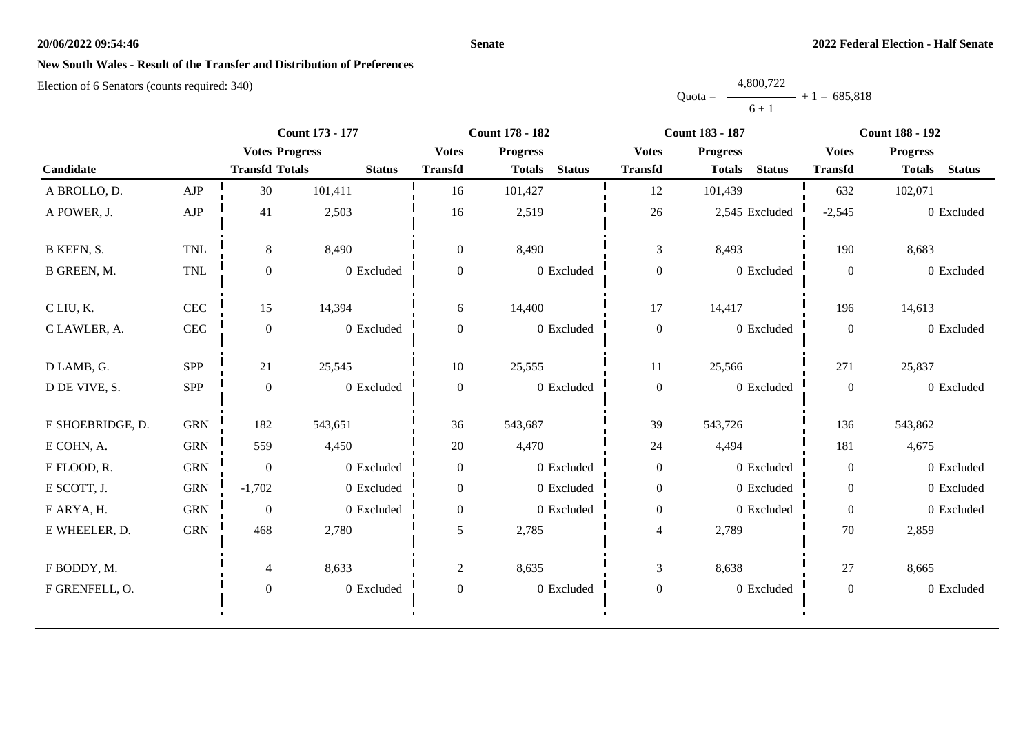**New South Wales - Result of the Transfer and Distribution of Preferences**

Election of 6 Senators (counts required: 340)

$$\text{Quota} = \frac{4,800,722}{6 + 1} + 1 = 685,818$$

| | | Count 173 - 177 | | | Count 178 - 182 | | | Count 183 - 187 | | | Count 188 - 192 | | |
|---|---|---|---|---|---|---|---|---|---|---|---|---|---|
| Candidate | | Votes Transfd | Progress Totals | Status | Votes Transfd | Progress Totals | Status | Votes Transfd | Progress Totals | Status | Votes Transfd | Progress Totals | Status |
| A BROLLO, D. | AJP | 30 | 101,411 | | 16 | 101,427 | | 12 | 101,439 | | 632 | 102,071 | |
| A POWER, J. | AJP | 41 | 2,503 | | 16 | 2,519 | | 26 | 2,545 | Excluded | -2,545 | 0 | Excluded |
| B KEEN, S. | TNL | 8 | 8,490 | | 0 | 8,490 | | 3 | 8,493 | | 190 | 8,683 | |
| B GREEN, M. | TNL | 0 | 0 | Excluded | 0 | 0 | Excluded | 0 | 0 | Excluded | 0 | 0 | Excluded |
| C LIU, K. | CEC | 15 | 14,394 | | 6 | 14,400 | | 17 | 14,417 | | 196 | 14,613 | |
| C LAWLER, A. | CEC | 0 | 0 | Excluded | 0 | 0 | Excluded | 0 | 0 | Excluded | 0 | 0 | Excluded |
| D LAMB, G. | SPP | 21 | 25,545 | | 10 | 25,555 | | 11 | 25,566 | | 271 | 25,837 | |
| D DE VIVE, S. | SPP | 0 | 0 | Excluded | 0 | 0 | Excluded | 0 | 0 | Excluded | 0 | 0 | Excluded |
| E SHOEBRIDGE, D. | GRN | 182 | 543,651 | | 36 | 543,687 | | 39 | 543,726 | | 136 | 543,862 | |
| E COHN, A. | GRN | 559 | 4,450 | | 20 | 4,470 | | 24 | 4,494 | | 181 | 4,675 | |
| E FLOOD, R. | GRN | 0 | 0 | Excluded | 0 | 0 | Excluded | 0 | 0 | Excluded | 0 | 0 | Excluded |
| E SCOTT, J. | GRN | -1,702 | 0 | Excluded | 0 | 0 | Excluded | 0 | 0 | Excluded | 0 | 0 | Excluded |
| E ARYA, H. | GRN | 0 | 0 | Excluded | 0 | 0 | Excluded | 0 | 0 | Excluded | 0 | 0 | Excluded |
| E WHEELER, D. | GRN | 468 | 2,780 | | 5 | 2,785 | | 4 | 2,789 | | 70 | 2,859 | |
| F BODDY, M. | | 4 | 8,633 | | 2 | 8,635 | | 3 | 8,638 | | 27 | 8,665 | |
| F GRENFELL, O. | | 0 | 0 | Excluded | 0 | 0 | Excluded | 0 | 0 | Excluded | 0 | 0 | Excluded |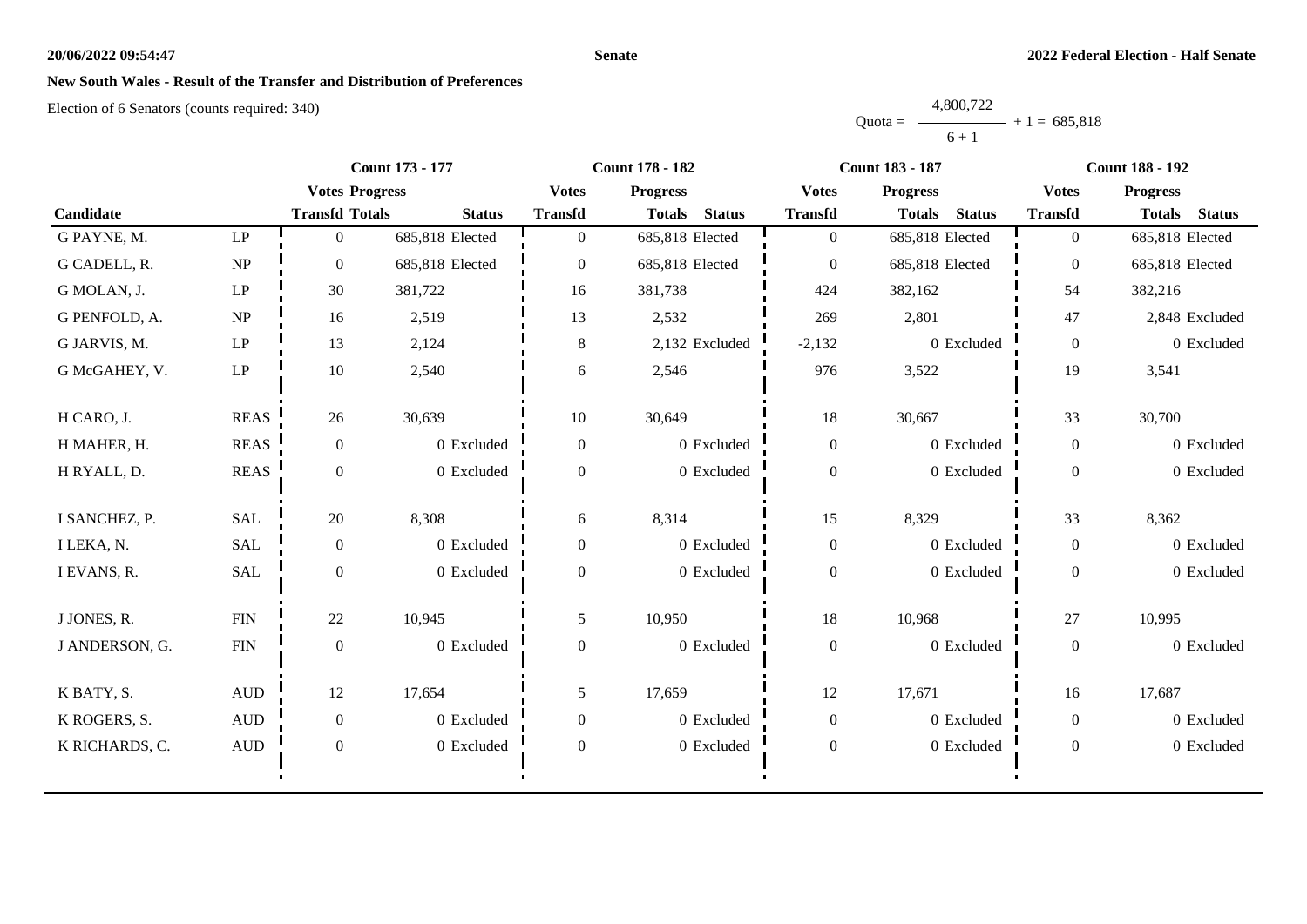**New South Wales - Result of the Transfer and Distribution of Preferences**

Election of 6 Senators (counts required: 340)

$$\text{Quota} = \frac{4,800,722}{6 + 1} + 1 = 685,818$$

| Candidate | | Count 173 - 177 | | | Count 178 - 182 | | | Count 183 - 187 | | | Count 188 - 192 | | |
|---|---|---|---|---|---|---|---|---|---|---|---|---|---|
| | | Votes Transfd | Progress Totals | Status | Votes Transfd | Progress Totals | Status | Votes Transfd | Progress Totals | Status | Votes Transfd | Progress Totals | Status |
| G PAYNE, M. | LP | 0 | 685,818 | Elected | 0 | 685,818 | Elected | 0 | 685,818 | Elected | 0 | 685,818 | Elected |
| G CADELL, R. | NP | 0 | 685,818 | Elected | 0 | 685,818 | Elected | 0 | 685,818 | Elected | 0 | 685,818 | Elected |
| G MOLAN, J. | LP | 30 | 381,722 | | 16 | 381,738 | | 424 | 382,162 | | 54 | 382,216 | |
| G PENFOLD, A. | NP | 16 | 2,519 | | 13 | 2,532 | | 269 | 2,801 | | 47 | 2,848 | Excluded |
| G JARVIS, M. | LP | 13 | 2,124 | | 8 | 2,132 | Excluded | -2,132 | 0 | Excluded | 0 | 0 | Excluded |
| G McGAHEY, V. | LP | 10 | 2,540 | | 6 | 2,546 | | 976 | 3,522 | | 19 | 3,541 | |
| H CARO, J. | REAS | 26 | 30,639 | | 10 | 30,649 | | 18 | 30,667 | | 33 | 30,700 | |
| H MAHER, H. | REAS | 0 | 0 | Excluded | 0 | 0 | Excluded | 0 | 0 | Excluded | 0 | 0 | Excluded |
| H RYALL, D. | REAS | 0 | 0 | Excluded | 0 | 0 | Excluded | 0 | 0 | Excluded | 0 | 0 | Excluded |
| I SANCHEZ, P. | SAL | 20 | 8,308 | | 6 | 8,314 | | 15 | 8,329 | | 33 | 8,362 | |
| I LEKA, N. | SAL | 0 | 0 | Excluded | 0 | 0 | Excluded | 0 | 0 | Excluded | 0 | 0 | Excluded |
| I EVANS, R. | SAL | 0 | 0 | Excluded | 0 | 0 | Excluded | 0 | 0 | Excluded | 0 | 0 | Excluded |
| J JONES, R. | FIN | 22 | 10,945 | | 5 | 10,950 | | 18 | 10,968 | | 27 | 10,995 | |
| J ANDERSON, G. | FIN | 0 | 0 | Excluded | 0 | 0 | Excluded | 0 | 0 | Excluded | 0 | 0 | Excluded |
| K BATY, S. | AUD | 12 | 17,654 | | 5 | 17,659 | | 12 | 17,671 | | 16 | 17,687 | |
| K ROGERS, S. | AUD | 0 | 0 | Excluded | 0 | 0 | Excluded | 0 | 0 | Excluded | 0 | 0 | Excluded |
| K RICHARDS, C. | AUD | 0 | 0 | Excluded | 0 | 0 | Excluded | 0 | 0 | Excluded | 0 | 0 | Excluded |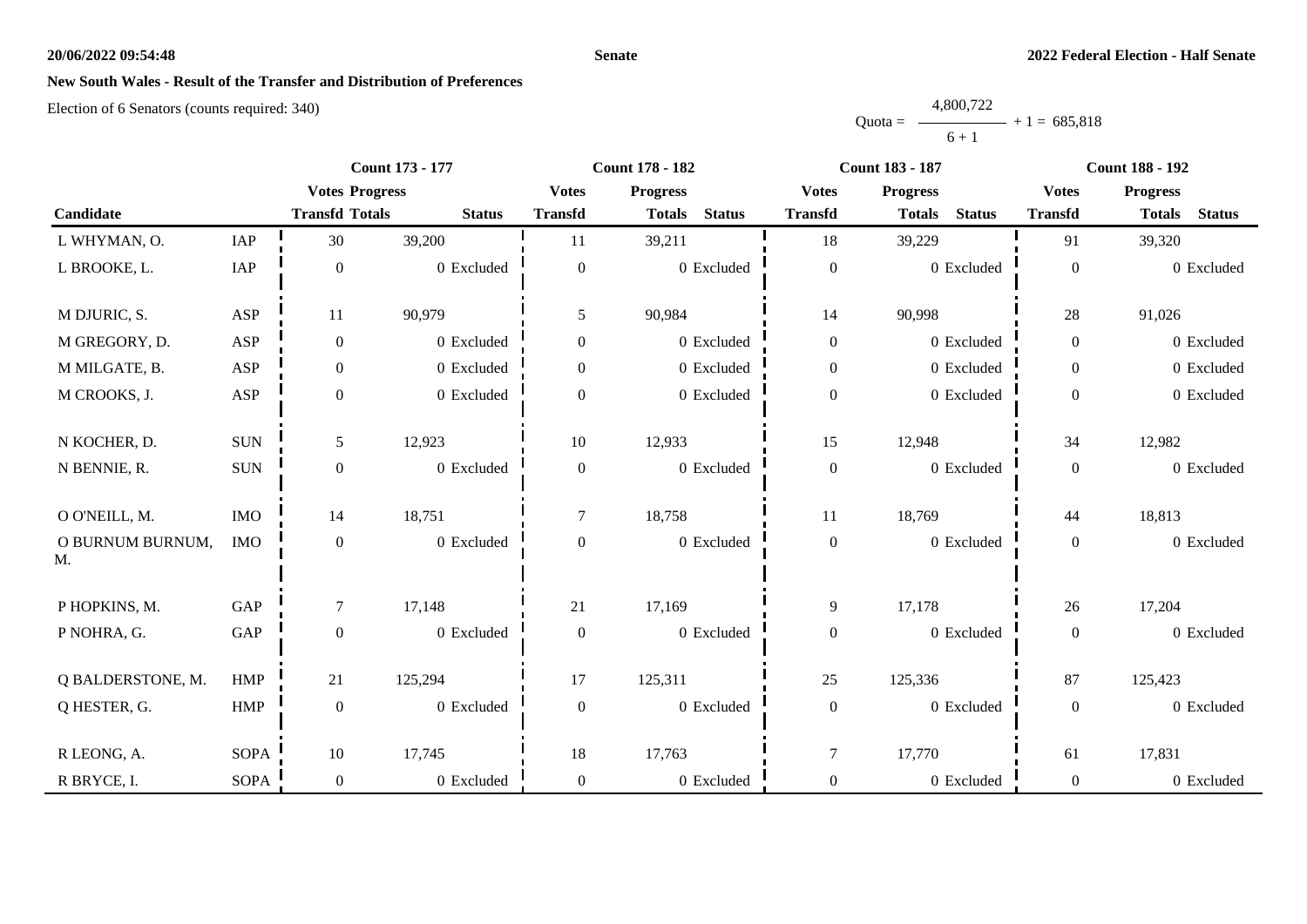**20/06/2022 09:54:48** **Senate** **2022 Federal Election - Half Senate**

## New South Wales - Result of the Transfer and Distribution of Preferences

Election of 6 Senators (counts required: 340)

$$\text{Quota} = \frac{4,800,722}{6+1} + 1 = 685,818$$

| Candidate | | Count 173 - 177 | | | Count 178 - 182 | | | Count 183 - 187 | | | Count 188 - 192 | | |
|---|---|---|---|---|---|---|---|---|---|---|---|---|---|
| | | Votes Transfd | Progress Totals | Status | Votes Transfd | Progress Totals | Status | Votes Transfd | Progress Totals | Status | Votes Transfd | Progress Totals | Status |
| L WHYMAN, O. | IAP | 30 | 39,200 | | 11 | 39,211 | | 18 | 39,229 | | 91 | 39,320 | |
| L BROOKE, L. | IAP | 0 | 0 | Excluded | 0 | 0 | Excluded | 0 | 0 | Excluded | 0 | 0 | Excluded |
| M DJURIC, S. | ASP | 11 | 90,979 | | 5 | 90,984 | | 14 | 90,998 | | 28 | 91,026 | |
| M GREGORY, D. | ASP | 0 | 0 | Excluded | 0 | 0 | Excluded | 0 | 0 | Excluded | 0 | 0 | Excluded |
| M MILGATE, B. | ASP | 0 | 0 | Excluded | 0 | 0 | Excluded | 0 | 0 | Excluded | 0 | 0 | Excluded |
| M CROOKS, J. | ASP | 0 | 0 | Excluded | 0 | 0 | Excluded | 0 | 0 | Excluded | 0 | 0 | Excluded |
| N KOCHER, D. | SUN | 5 | 12,923 | | 10 | 12,933 | | 15 | 12,948 | | 34 | 12,982 | |
| N BENNIE, R. | SUN | 0 | 0 | Excluded | 0 | 0 | Excluded | 0 | 0 | Excluded | 0 | 0 | Excluded |
| O O'NEILL, M. | IMO | 14 | 18,751 | | 7 | 18,758 | | 11 | 18,769 | | 44 | 18,813 | |
| O BURNUM BURNUM, M. | IMO | 0 | 0 | Excluded | 0 | 0 | Excluded | 0 | 0 | Excluded | 0 | 0 | Excluded |
| P HOPKINS, M. | GAP | 7 | 17,148 | | 21 | 17,169 | | 9 | 17,178 | | 26 | 17,204 | |
| P NOHRA, G. | GAP | 0 | 0 | Excluded | 0 | 0 | Excluded | 0 | 0 | Excluded | 0 | 0 | Excluded |
| Q BALDERSTONE, M. | HMP | 21 | 125,294 | | 17 | 125,311 | | 25 | 125,336 | | 87 | 125,423 | |
| Q HESTER, G. | HMP | 0 | 0 | Excluded | 0 | 0 | Excluded | 0 | 0 | Excluded | 0 | 0 | Excluded |
| R LEONG, A. | SOPA | 10 | 17,745 | | 18 | 17,763 | | 7 | 17,770 | | 61 | 17,831 | |
| R BRYCE, I. | SOPA | 0 | 0 | Excluded | 0 | 0 | Excluded | 0 | 0 | Excluded | 0 | 0 | Excluded |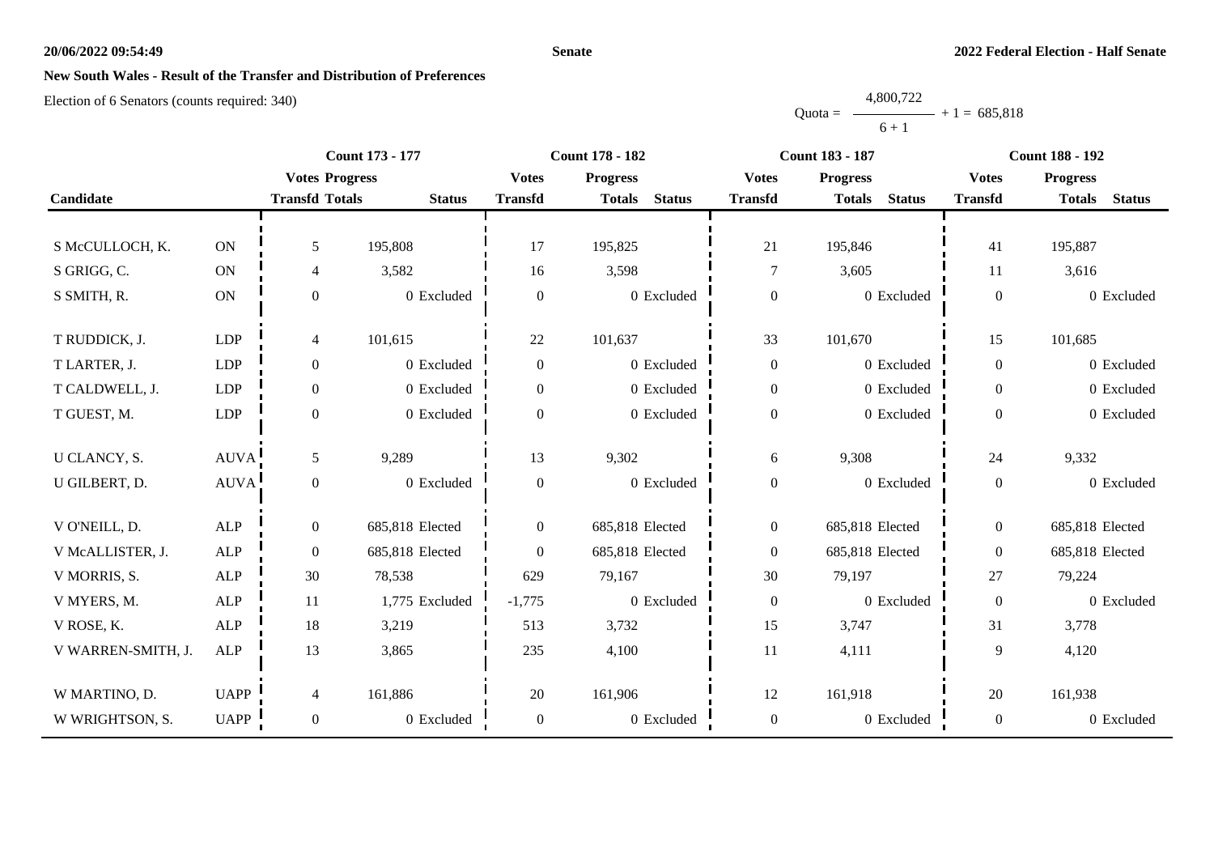## New South Wales - Result of the Transfer and Distribution of Preferences

Election of 6 Senators (counts required: 340)

$$\text{Quota} = \frac{4,800,722}{6 + 1} + 1 = 685,818$$

| Candidate | | Count 173 - 177 | | | Count 178 - 182 | | | Count 183 - 187 | | | Count 188 - 192 | | |
|---|---|---|---|---|---|---|---|---|---|---|---|---|---|
| | | Votes Transfd | Progress Totals | Status | Votes Transfd | Progress Totals | Status | Votes Transfd | Progress Totals | Status | Votes Transfd | Progress Totals | Status |
| S McCULLOCH, K. | ON | 5 | 195,808 | | 17 | 195,825 | | 21 | 195,846 | | 41 | 195,887 | |
| S GRIGG, C. | ON | 4 | 3,582 | | 16 | 3,598 | | 7 | 3,605 | | 11 | 3,616 | |
| S SMITH, R. | ON | 0 | 0 | Excluded | 0 | 0 | Excluded | 0 | 0 | Excluded | 0 | 0 | Excluded |
| T RUDDICK, J. | LDP | 4 | 101,615 | | 22 | 101,637 | | 33 | 101,670 | | 15 | 101,685 | |
| T LARTER, J. | LDP | 0 | 0 | Excluded | 0 | 0 | Excluded | 0 | 0 | Excluded | 0 | 0 | Excluded |
| T CALDWELL, J. | LDP | 0 | 0 | Excluded | 0 | 0 | Excluded | 0 | 0 | Excluded | 0 | 0 | Excluded |
| T GUEST, M. | LDP | 0 | 0 | Excluded | 0 | 0 | Excluded | 0 | 0 | Excluded | 0 | 0 | Excluded |
| U CLANCY, S. | AUVA | 5 | 9,289 | | 13 | 9,302 | | 6 | 9,308 | | 24 | 9,332 | |
| U GILBERT, D. | AUVA | 0 | 0 | Excluded | 0 | 0 | Excluded | 0 | 0 | Excluded | 0 | 0 | Excluded |
| V O'NEILL, D. | ALP | 0 | 685,818 | Elected | 0 | 685,818 | Elected | 0 | 685,818 | Elected | 0 | 685,818 | Elected |
| V McALLISTER, J. | ALP | 0 | 685,818 | Elected | 0 | 685,818 | Elected | 0 | 685,818 | Elected | 0 | 685,818 | Elected |
| V MORRIS, S. | ALP | 30 | 78,538 | | 629 | 79,167 | | 30 | 79,197 | | 27 | 79,224 | |
| V MYERS, M. | ALP | 11 | 1,775 | Excluded | -1,775 | 0 | Excluded | 0 | 0 | Excluded | 0 | 0 | Excluded |
| V ROSE, K. | ALP | 18 | 3,219 | | 513 | 3,732 | | 15 | 3,747 | | 31 | 3,778 | |
| V WARREN-SMITH, J. | ALP | 13 | 3,865 | | 235 | 4,100 | | 11 | 4,111 | | 9 | 4,120 | |
| W MARTINO, D. | UAPP | 4 | 161,886 | | 20 | 161,906 | | 12 | 161,918 | | 20 | 161,938 | |
| W WRIGHTSON, S. | UAPP | 0 | 0 | Excluded | 0 | 0 | Excluded | 0 | 0 | Excluded | 0 | 0 | Excluded |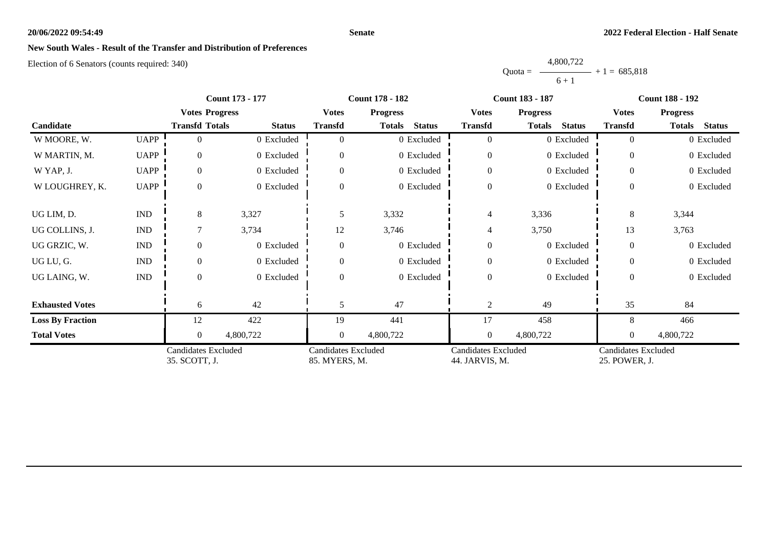**New South Wales - Result of the Transfer and Distribution of Preferences**

Election of 6 Senators (counts required: 340)

$$\text{Quota} = \frac{4,800,722}{6 + 1} + 1 = 685,818$$

| Candidate | | Count 173 - 177 | | | Count 178 - 182 | | | Count 183 - 187 | | | Count 188 - 192 | | |
|---|---|---|---|---|---|---|---|---|---|---|---|---|---|
| | | Votes Transfd | Progress Totals | Status | Votes Transfd | Progress Totals | Status | Votes Transfd | Progress Totals | Status | Votes Transfd | Progress Totals | Status |
| W MOORE, W. | UAPP | 0 | 0 | Excluded | 0 | 0 | Excluded | 0 | 0 | Excluded | 0 | 0 | Excluded |
| W MARTIN, M. | UAPP | 0 | 0 | Excluded | 0 | 0 | Excluded | 0 | 0 | Excluded | 0 | 0 | Excluded |
| W YAP, J. | UAPP | 0 | 0 | Excluded | 0 | 0 | Excluded | 0 | 0 | Excluded | 0 | 0 | Excluded |
| W LOUGHREY, K. | UAPP | 0 | 0 | Excluded | 0 | 0 | Excluded | 0 | 0 | Excluded | 0 | 0 | Excluded |
| UG LIM, D. | IND | 8 | 3,327 | | 5 | 3,332 | | 4 | 3,336 | | 8 | 3,344 | |
| UG COLLINS, J. | IND | 7 | 3,734 | | 12 | 3,746 | | 4 | 3,750 | | 13 | 3,763 | |
| UG GRZIC, W. | IND | 0 | 0 | Excluded | 0 | 0 | Excluded | 0 | 0 | Excluded | 0 | 0 | Excluded |
| UG LU, G. | IND | 0 | 0 | Excluded | 0 | 0 | Excluded | 0 | 0 | Excluded | 0 | 0 | Excluded |
| UG LAING, W. | IND | 0 | 0 | Excluded | 0 | 0 | Excluded | 0 | 0 | Excluded | 0 | 0 | Excluded |
| **Exhausted Votes** | | 6 | 42 | | 5 | 47 | | 2 | 49 | | 35 | 84 | |
| **Loss By Fraction** | | 12 | 422 | | 19 | 441 | | 17 | 458 | | 8 | 466 | |
| **Total Votes** | | 0 | 4,800,722 | | 0 | 4,800,722 | | 0 | 4,800,722 | | 0 | 4,800,722 | |
| | | Candidates Excluded 35. SCOTT, J. | | | Candidates Excluded 85. MYERS, M. | | | Candidates Excluded 44. JARVIS, M. | | | Candidates Excluded 25. POWER, J. | | |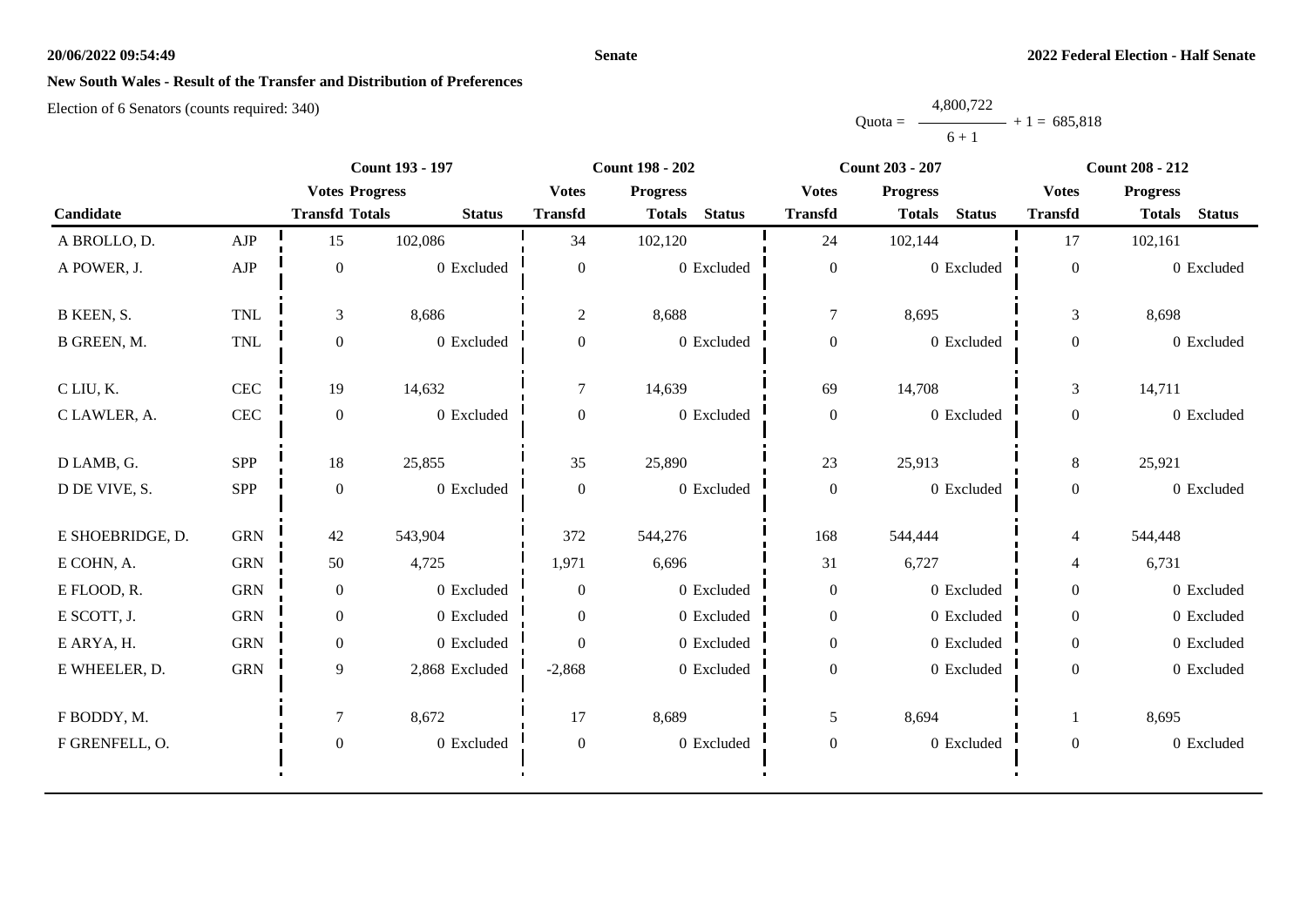**20/06/2022 09:54:49** **Senate** **2022 Federal Election - Half Senate**

## New South Wales - Result of the Transfer and Distribution of Preferences

Election of 6 Senators (counts required: 340)

$$\text{Quota} = \frac{4{,}800{,}722}{6 + 1} + 1 = 685{,}818$$

| Candidate | | Count 193 - 197 | | | Count 198 - 202 | | | Count 203 - 207 | | | Count 208 - 212 | | |
|---|---|---|---|---|---|---|---|---|---|---|---|---|---|
| | | Votes Transfd | Progress Totals | Status | Votes Transfd | Progress Totals | Status | Votes Transfd | Progress Totals | Status | Votes Transfd | Progress Totals | Status |
| A BROLLO, D. | AJP | 15 | 102,086 | | 34 | 102,120 | | 24 | 102,144 | | 17 | 102,161 | |
| A POWER, J. | AJP | 0 | 0 | Excluded | 0 | 0 | Excluded | 0 | 0 | Excluded | 0 | 0 | Excluded |
| B KEEN, S. | TNL | 3 | 8,686 | | 2 | 8,688 | | 7 | 8,695 | | 3 | 8,698 | |
| B GREEN, M. | TNL | 0 | 0 | Excluded | 0 | 0 | Excluded | 0 | 0 | Excluded | 0 | 0 | Excluded |
| C LIU, K. | CEC | 19 | 14,632 | | 7 | 14,639 | | 69 | 14,708 | | 3 | 14,711 | |
| C LAWLER, A. | CEC | 0 | 0 | Excluded | 0 | 0 | Excluded | 0 | 0 | Excluded | 0 | 0 | Excluded |
| D LAMB, G. | SPP | 18 | 25,855 | | 35 | 25,890 | | 23 | 25,913 | | 8 | 25,921 | |
| D DE VIVE, S. | SPP | 0 | 0 | Excluded | 0 | 0 | Excluded | 0 | 0 | Excluded | 0 | 0 | Excluded |
| E SHOEBRIDGE, D. | GRN | 42 | 543,904 | | 372 | 544,276 | | 168 | 544,444 | | 4 | 544,448 | |
| E COHN, A. | GRN | 50 | 4,725 | | 1,971 | 6,696 | | 31 | 6,727 | | 4 | 6,731 | |
| E FLOOD, R. | GRN | 0 | 0 | Excluded | 0 | 0 | Excluded | 0 | 0 | Excluded | 0 | 0 | Excluded |
| E SCOTT, J. | GRN | 0 | 0 | Excluded | 0 | 0 | Excluded | 0 | 0 | Excluded | 0 | 0 | Excluded |
| E ARYA, H. | GRN | 0 | 0 | Excluded | 0 | 0 | Excluded | 0 | 0 | Excluded | 0 | 0 | Excluded |
| E WHEELER, D. | GRN | 9 | 2,868 | Excluded | -2,868 | 0 | Excluded | 0 | 0 | Excluded | 0 | 0 | Excluded |
| F BODDY, M. | | 7 | 8,672 | | 17 | 8,689 | | 5 | 8,694 | | 1 | 8,695 | |
| F GRENFELL, O. | | 0 | 0 | Excluded | 0 | 0 | Excluded | 0 | 0 | Excluded | 0 | 0 | Excluded |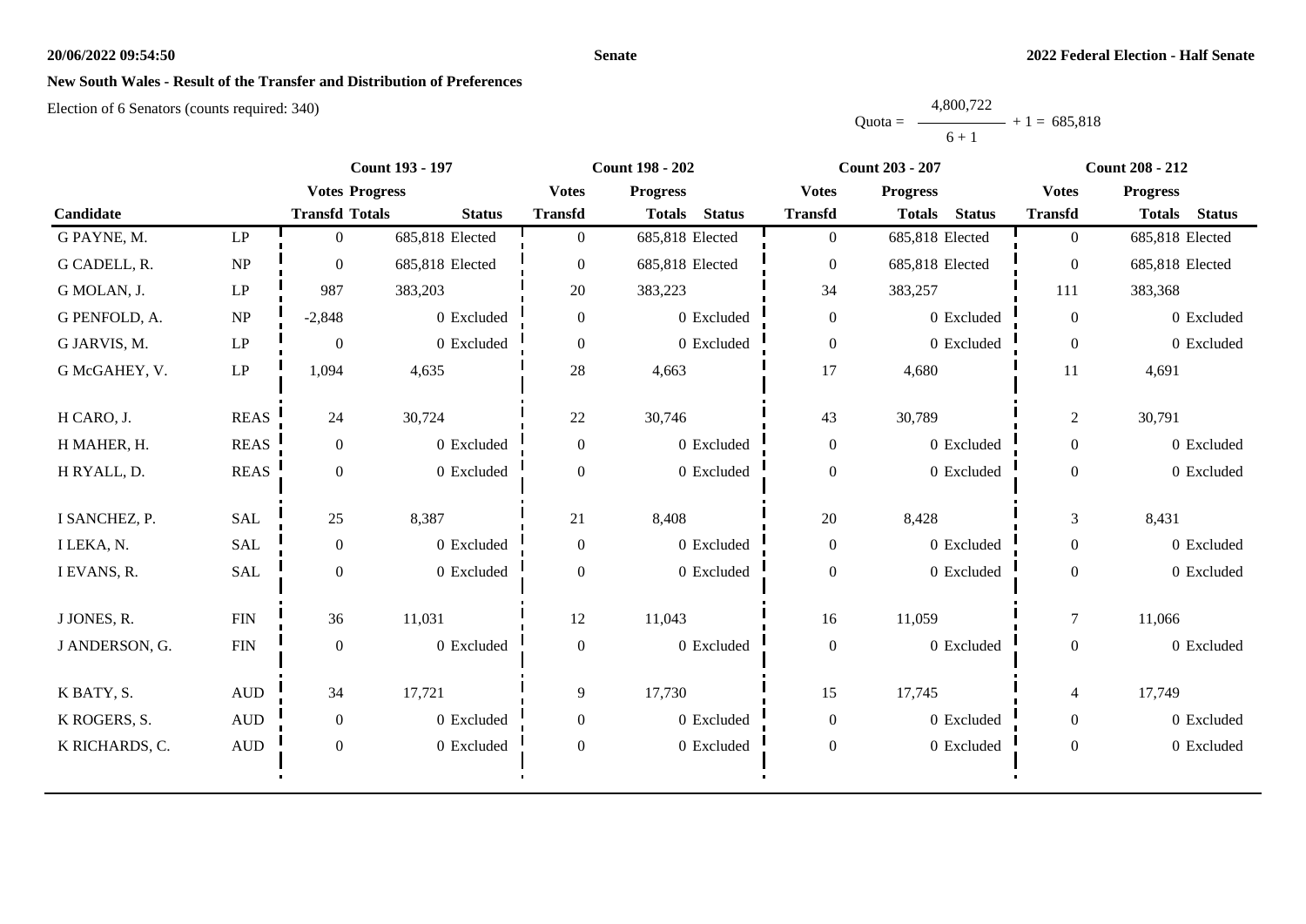## New South Wales - Result of the Transfer and Distribution of Preferences

Election of 6 Senators (counts required: 340)

$$\text{Quota} = \frac{4{,}800{,}722}{6+1} + 1 = 685{,}818$$

| Candidate | | Count 193 - 197 | | | Count 198 - 202 | | | Count 203 - 207 | | | Count 208 - 212 | | |
|---|---|---|---|---|---|---|---|---|---|---|---|---|---|
| | | Votes Transfd | Progress Totals | Status | Votes Transfd | Progress Totals | Status | Votes Transfd | Progress Totals | Status | Votes Transfd | Progress Totals | Status |
| G PAYNE, M. | LP | 0 | 685,818 | Elected | 0 | 685,818 | Elected | 0 | 685,818 | Elected | 0 | 685,818 | Elected |
| G CADELL, R. | NP | 0 | 685,818 | Elected | 0 | 685,818 | Elected | 0 | 685,818 | Elected | 0 | 685,818 | Elected |
| G MOLAN, J. | LP | 987 | 383,203 | | 20 | 383,223 | | 34 | 383,257 | | 111 | 383,368 | |
| G PENFOLD, A. | NP | -2,848 | 0 | Excluded | 0 | 0 | Excluded | 0 | 0 | Excluded | 0 | 0 | Excluded |
| G JARVIS, M. | LP | 0 | 0 | Excluded | 0 | 0 | Excluded | 0 | 0 | Excluded | 0 | 0 | Excluded |
| G McGAHEY, V. | LP | 1,094 | 4,635 | | 28 | 4,663 | | 17 | 4,680 | | 11 | 4,691 | |
| H CARO, J. | REAS | 24 | 30,724 | | 22 | 30,746 | | 43 | 30,789 | | 2 | 30,791 | |
| H MAHER, H. | REAS | 0 | 0 | Excluded | 0 | 0 | Excluded | 0 | 0 | Excluded | 0 | 0 | Excluded |
| H RYALL, D. | REAS | 0 | 0 | Excluded | 0 | 0 | Excluded | 0 | 0 | Excluded | 0 | 0 | Excluded |
| I SANCHEZ, P. | SAL | 25 | 8,387 | | 21 | 8,408 | | 20 | 8,428 | | 3 | 8,431 | |
| I LEKA, N. | SAL | 0 | 0 | Excluded | 0 | 0 | Excluded | 0 | 0 | Excluded | 0 | 0 | Excluded |
| I EVANS, R. | SAL | 0 | 0 | Excluded | 0 | 0 | Excluded | 0 | 0 | Excluded | 0 | 0 | Excluded |
| J JONES, R. | FIN | 36 | 11,031 | | 12 | 11,043 | | 16 | 11,059 | | 7 | 11,066 | |
| J ANDERSON, G. | FIN | 0 | 0 | Excluded | 0 | 0 | Excluded | 0 | 0 | Excluded | 0 | 0 | Excluded |
| K BATY, S. | AUD | 34 | 17,721 | | 9 | 17,730 | | 15 | 17,745 | | 4 | 17,749 | |
| K ROGERS, S. | AUD | 0 | 0 | Excluded | 0 | 0 | Excluded | 0 | 0 | Excluded | 0 | 0 | Excluded |
| K RICHARDS, C. | AUD | 0 | 0 | Excluded | 0 | 0 | Excluded | 0 | 0 | Excluded | 0 | 0 | Excluded |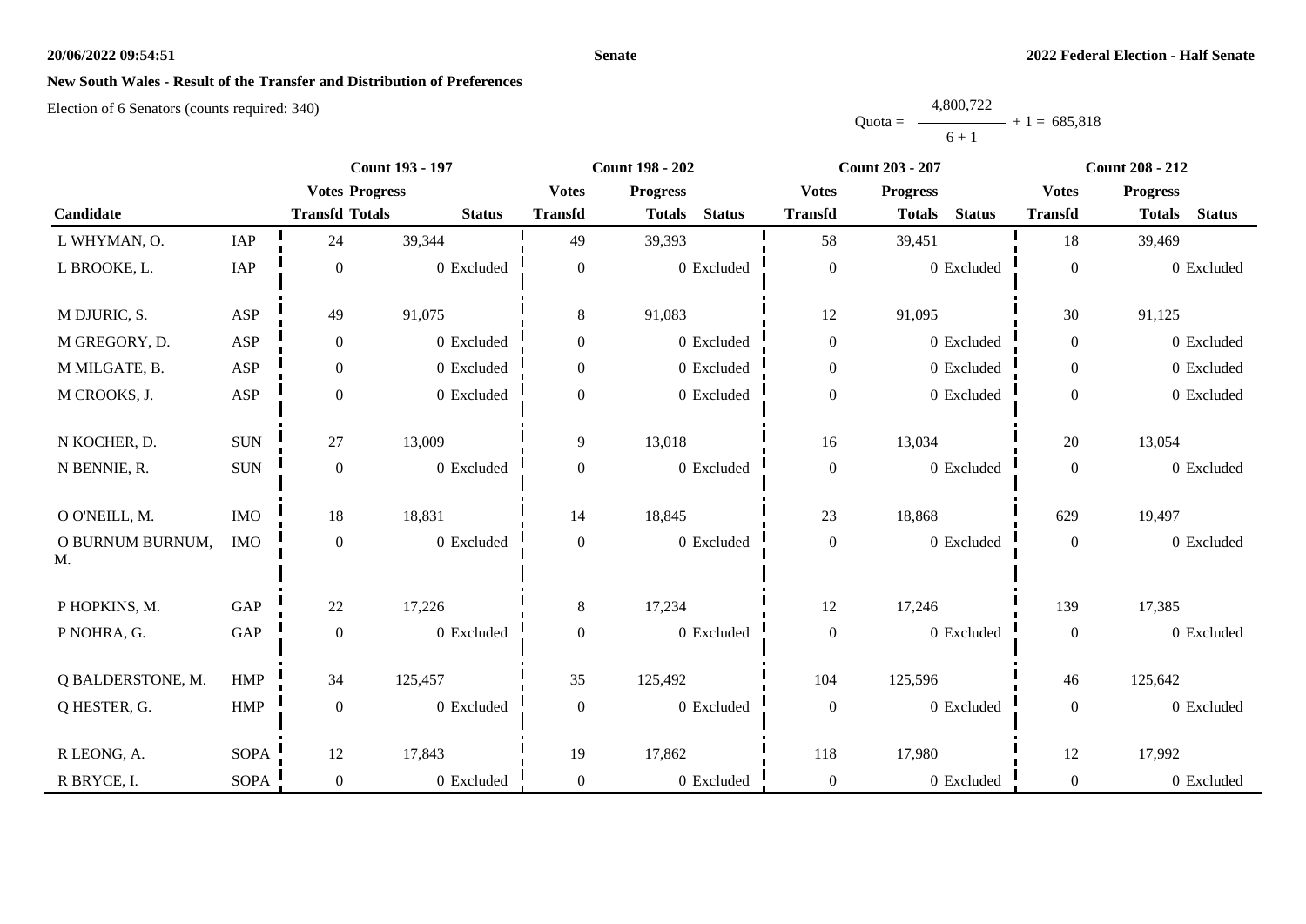**New South Wales - Result of the Transfer and Distribution of Preferences**

Election of 6 Senators (counts required: 340)

$$\text{Quota} = \frac{4{,}800{,}722}{6+1} + 1 = 685{,}818$$

| Candidate | | Count 193 - 197 | | | Count 198 - 202 | | | Count 203 - 207 | | | Count 208 - 212 | | |
|---|---|---|---|---|---|---|---|---|---|---|---|---|---|
| | | Votes Transfd | Progress Totals | Status | Votes Transfd | Progress Totals | Status | Votes Transfd | Progress Totals | Status | Votes Transfd | Progress Totals | Status |
| L WHYMAN, O. | IAP | 24 | 39,344 | | 49 | 39,393 | | 58 | 39,451 | | 18 | 39,469 | |
| L BROOKE, L. | IAP | 0 | 0 | Excluded | 0 | 0 | Excluded | 0 | 0 | Excluded | 0 | 0 | Excluded |
| M DJURIC, S. | ASP | 49 | 91,075 | | 8 | 91,083 | | 12 | 91,095 | | 30 | 91,125 | |
| M GREGORY, D. | ASP | 0 | 0 | Excluded | 0 | 0 | Excluded | 0 | 0 | Excluded | 0 | 0 | Excluded |
| M MILGATE, B. | ASP | 0 | 0 | Excluded | 0 | 0 | Excluded | 0 | 0 | Excluded | 0 | 0 | Excluded |
| M CROOKS, J. | ASP | 0 | 0 | Excluded | 0 | 0 | Excluded | 0 | 0 | Excluded | 0 | 0 | Excluded |
| N KOCHER, D. | SUN | 27 | 13,009 | | 9 | 13,018 | | 16 | 13,034 | | 20 | 13,054 | |
| N BENNIE, R. | SUN | 0 | 0 | Excluded | 0 | 0 | Excluded | 0 | 0 | Excluded | 0 | 0 | Excluded |
| O O'NEILL, M. | IMO | 18 | 18,831 | | 14 | 18,845 | | 23 | 18,868 | | 629 | 19,497 | |
| O BURNUM BURNUM, M. | IMO | 0 | 0 | Excluded | 0 | 0 | Excluded | 0 | 0 | Excluded | 0 | 0 | Excluded |
| P HOPKINS, M. | GAP | 22 | 17,226 | | 8 | 17,234 | | 12 | 17,246 | | 139 | 17,385 | |
| P NOHRA, G. | GAP | 0 | 0 | Excluded | 0 | 0 | Excluded | 0 | 0 | Excluded | 0 | 0 | Excluded |
| Q BALDERSTONE, M. | HMP | 34 | 125,457 | | 35 | 125,492 | | 104 | 125,596 | | 46 | 125,642 | |
| Q HESTER, G. | HMP | 0 | 0 | Excluded | 0 | 0 | Excluded | 0 | 0 | Excluded | 0 | 0 | Excluded |
| R LEONG, A. | SOPA | 12 | 17,843 | | 19 | 17,862 | | 118 | 17,980 | | 12 | 17,992 | |
| R BRYCE, I. | SOPA | 0 | 0 | Excluded | 0 | 0 | Excluded | 0 | 0 | Excluded | 0 | 0 | Excluded |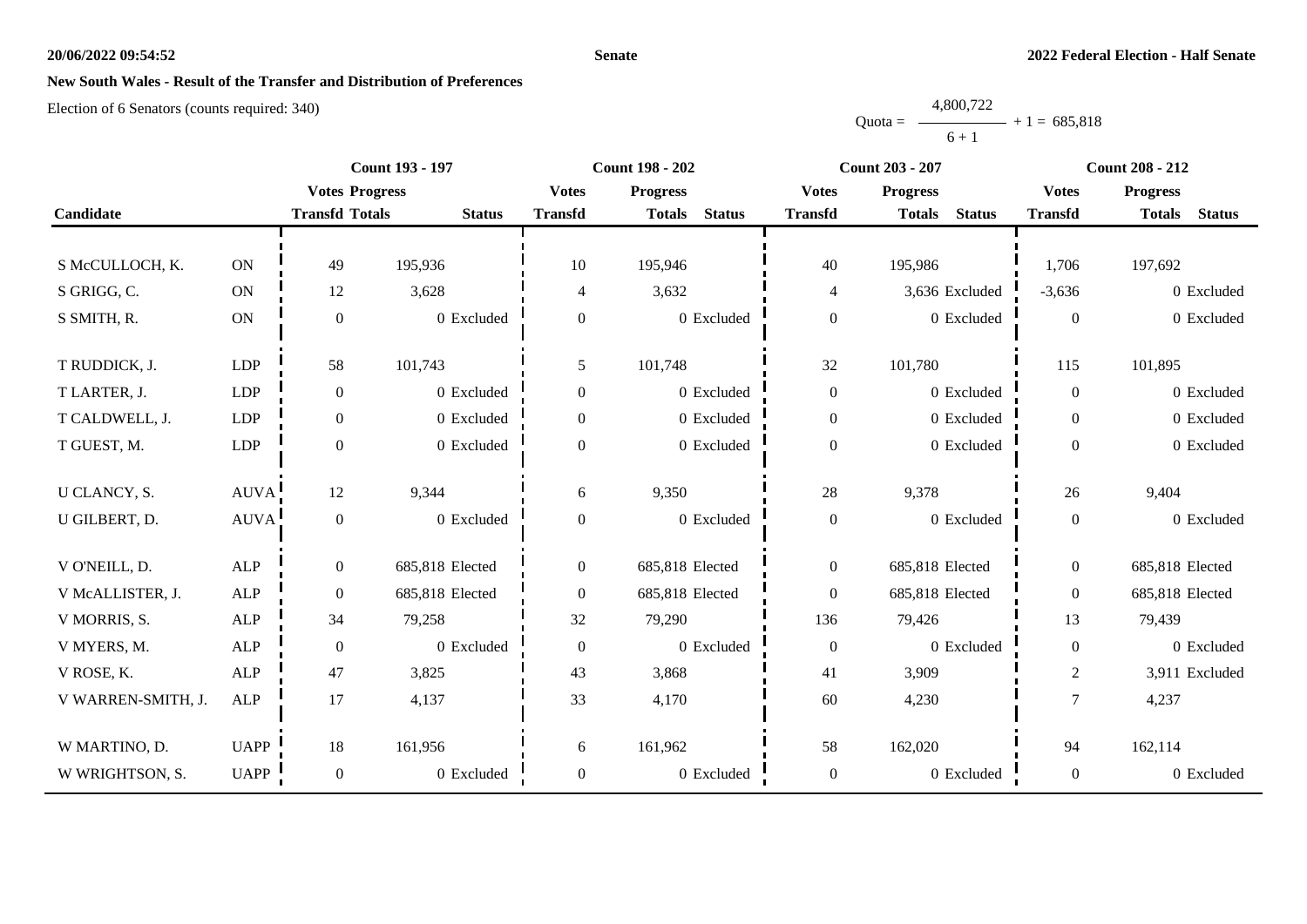## New South Wales - Result of the Transfer and Distribution of Preferences

Election of 6 Senators (counts required: 340)

$$\text{Quota} = \frac{4,800,722}{6 + 1} + 1 = 685,818$$

| Candidate | | Count 193 - 197 | | | Count 198 - 202 | | | Count 203 - 207 | | | Count 208 - 212 | | |
|---|---|---|---|---|---|---|---|---|---|---|---|---|---|
| | | Votes Transfd | Progress Totals | Status | Votes Transfd | Progress Totals | Status | Votes Transfd | Progress Totals | Status | Votes Transfd | Progress Totals | Status |
| S McCULLOCH, K. | ON | 49 | 195,936 | | 10 | 195,946 | | 40 | 195,986 | | 1,706 | 197,692 | |
| S GRIGG, C. | ON | 12 | 3,628 | | 4 | 3,632 | | 4 | 3,636 | Excluded | -3,636 | 0 | Excluded |
| S SMITH, R. | ON | 0 | 0 | Excluded | 0 | 0 | Excluded | 0 | 0 | Excluded | 0 | 0 | Excluded |
| T RUDDICK, J. | LDP | 58 | 101,743 | | 5 | 101,748 | | 32 | 101,780 | | 115 | 101,895 | |
| T LARTER, J. | LDP | 0 | 0 | Excluded | 0 | 0 | Excluded | 0 | 0 | Excluded | 0 | 0 | Excluded |
| T CALDWELL, J. | LDP | 0 | 0 | Excluded | 0 | 0 | Excluded | 0 | 0 | Excluded | 0 | 0 | Excluded |
| T GUEST, M. | LDP | 0 | 0 | Excluded | 0 | 0 | Excluded | 0 | 0 | Excluded | 0 | 0 | Excluded |
| U CLANCY, S. | AUVA | 12 | 9,344 | | 6 | 9,350 | | 28 | 9,378 | | 26 | 9,404 | |
| U GILBERT, D. | AUVA | 0 | 0 | Excluded | 0 | 0 | Excluded | 0 | 0 | Excluded | 0 | 0 | Excluded |
| V O'NEILL, D. | ALP | 0 | 685,818 | Elected | 0 | 685,818 | Elected | 0 | 685,818 | Elected | 0 | 685,818 | Elected |
| V McALLISTER, J. | ALP | 0 | 685,818 | Elected | 0 | 685,818 | Elected | 0 | 685,818 | Elected | 0 | 685,818 | Elected |
| V MORRIS, S. | ALP | 34 | 79,258 | | 32 | 79,290 | | 136 | 79,426 | | 13 | 79,439 | |
| V MYERS, M. | ALP | 0 | 0 | Excluded | 0 | 0 | Excluded | 0 | 0 | Excluded | 0 | 0 | Excluded |
| V ROSE, K. | ALP | 47 | 3,825 | | 43 | 3,868 | | 41 | 3,909 | | 2 | 3,911 | Excluded |
| V WARREN-SMITH, J. | ALP | 17 | 4,137 | | 33 | 4,170 | | 60 | 4,230 | | 7 | 4,237 | |
| W MARTINO, D. | UAPP | 18 | 161,956 | | 6 | 161,962 | | 58 | 162,020 | | 94 | 162,114 | |
| W WRIGHTSON, S. | UAPP | 0 | 0 | Excluded | 0 | 0 | Excluded | 0 | 0 | Excluded | 0 | 0 | Excluded |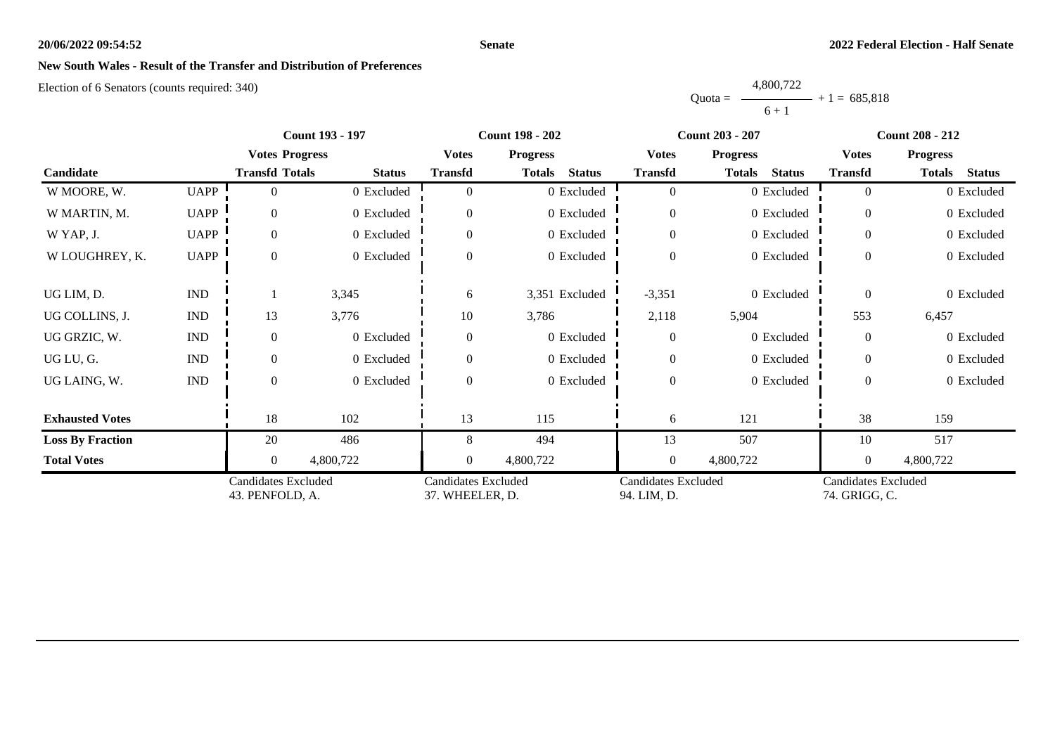## New South Wales - Result of the Transfer and Distribution of Preferences

Election of 6 Senators (counts required: 340)

Quota = 4,800,722 / (6 + 1) + 1 = 685,818

| Candidate | | Count 193 - 197 | | | Count 198 - 202 | | | Count 203 - 207 | | | Count 208 - 212 | | |
|---|---|---|---|---|---|---|---|---|---|---|---|---|---|
| | | Votes Transfd | Progress Totals | Status | Votes Transfd | Progress Totals | Status | Votes Transfd | Progress Totals | Status | Votes Transfd | Progress Totals | Status |
| W MOORE, W. | UAPP | 0 | 0 | Excluded | 0 | 0 | Excluded | 0 | 0 | Excluded | 0 | 0 | Excluded |
| W MARTIN, M. | UAPP | 0 | 0 | Excluded | 0 | 0 | Excluded | 0 | 0 | Excluded | 0 | 0 | Excluded |
| W YAP, J. | UAPP | 0 | 0 | Excluded | 0 | 0 | Excluded | 0 | 0 | Excluded | 0 | 0 | Excluded |
| W LOUGHREY, K. | UAPP | 0 | 0 | Excluded | 0 | 0 | Excluded | 0 | 0 | Excluded | 0 | 0 | Excluded |
| UG LIM, D. | IND | 1 | 3,345 | | 6 | 3,351 | Excluded | -3,351 | 0 | Excluded | 0 | 0 | Excluded |
| UG COLLINS, J. | IND | 13 | 3,776 | | 10 | 3,786 | | 2,118 | 5,904 | | 553 | 6,457 | |
| UG GRZIC, W. | IND | 0 | 0 | Excluded | 0 | 0 | Excluded | 0 | 0 | Excluded | 0 | 0 | Excluded |
| UG LU, G. | IND | 0 | 0 | Excluded | 0 | 0 | Excluded | 0 | 0 | Excluded | 0 | 0 | Excluded |
| UG LAING, W. | IND | 0 | 0 | Excluded | 0 | 0 | Excluded | 0 | 0 | Excluded | 0 | 0 | Excluded |
| **Exhausted Votes** | | 18 | 102 | | 13 | 115 | | 6 | 121 | | 38 | 159 | |
| **Loss By Fraction** | | 20 | 486 | | 8 | 494 | | 13 | 507 | | 10 | 517 | |
| **Total Votes** | | 0 | 4,800,722 | | 0 | 4,800,722 | | 0 | 4,800,722 | | 0 | 4,800,722 | |
| | | Candidates Excluded 43. PENFOLD, A. | | | Candidates Excluded 37. WHEELER, D. | | | Candidates Excluded 94. LIM, D. | | | Candidates Excluded 74. GRIGG, C. | | |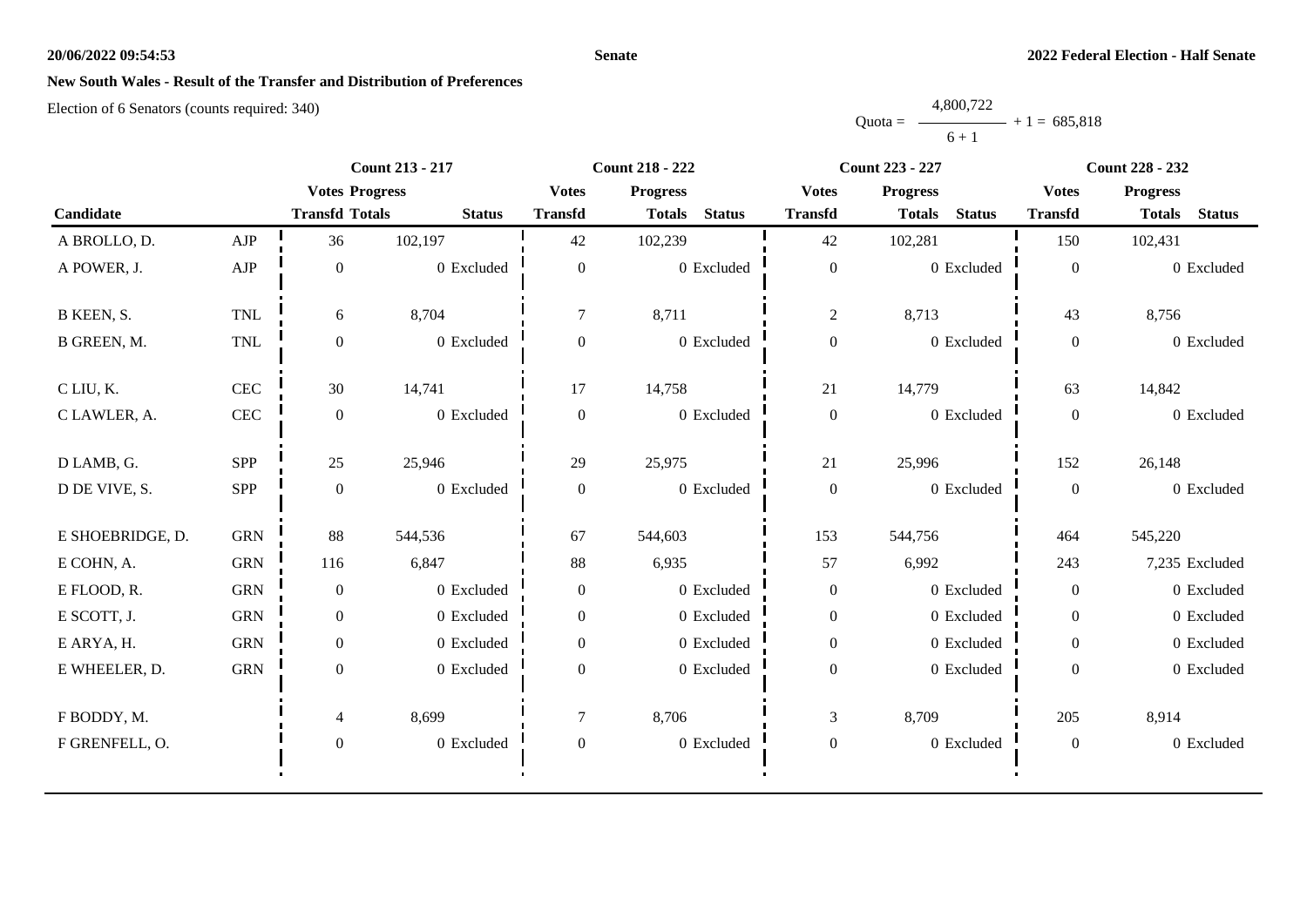**Senate**

**2022 Federal Election - Half Senate**

## New South Wales - Result of the Transfer and Distribution of Preferences

Election of 6 Senators (counts required: 340)

Quota = 4,800,722 / (6 + 1) + 1 = 685,818

| Candidate | | Count 213 - 217 | | | Count 218 - 222 | | | Count 223 - 227 | | | Count 228 - 232 | | |
|---|---|---|---|---|---|---|---|---|---|---|---|---|---|
| | | Votes Transfd | Progress Totals | Status | Votes Transfd | Progress Totals | Status | Votes Transfd | Progress Totals | Status | Votes Transfd | Progress Totals | Status |
| A BROLLO, D. | AJP | 36 | 102,197 | | 42 | 102,239 | | 42 | 102,281 | | 150 | 102,431 | |
| A POWER, J. | AJP | 0 | 0 | Excluded | 0 | 0 | Excluded | 0 | 0 | Excluded | 0 | 0 | Excluded |
| B KEEN, S. | TNL | 6 | 8,704 | | 7 | 8,711 | | 2 | 8,713 | | 43 | 8,756 | |
| B GREEN, M. | TNL | 0 | 0 | Excluded | 0 | 0 | Excluded | 0 | 0 | Excluded | 0 | 0 | Excluded |
| C LIU, K. | CEC | 30 | 14,741 | | 17 | 14,758 | | 21 | 14,779 | | 63 | 14,842 | |
| C LAWLER, A. | CEC | 0 | 0 | Excluded | 0 | 0 | Excluded | 0 | 0 | Excluded | 0 | 0 | Excluded |
| D LAMB, G. | SPP | 25 | 25,946 | | 29 | 25,975 | | 21 | 25,996 | | 152 | 26,148 | |
| D DE VIVE, S. | SPP | 0 | 0 | Excluded | 0 | 0 | Excluded | 0 | 0 | Excluded | 0 | 0 | Excluded |
| E SHOEBRIDGE, D. | GRN | 88 | 544,536 | | 67 | 544,603 | | 153 | 544,756 | | 464 | 545,220 | |
| E COHN, A. | GRN | 116 | 6,847 | | 88 | 6,935 | | 57 | 6,992 | | 243 | 7,235 | Excluded |
| E FLOOD, R. | GRN | 0 | 0 | Excluded | 0 | 0 | Excluded | 0 | 0 | Excluded | 0 | 0 | Excluded |
| E SCOTT, J. | GRN | 0 | 0 | Excluded | 0 | 0 | Excluded | 0 | 0 | Excluded | 0 | 0 | Excluded |
| E ARYA, H. | GRN | 0 | 0 | Excluded | 0 | 0 | Excluded | 0 | 0 | Excluded | 0 | 0 | Excluded |
| E WHEELER, D. | GRN | 0 | 0 | Excluded | 0 | 0 | Excluded | 0 | 0 | Excluded | 0 | 0 | Excluded |
| F BODDY, M. | | 4 | 8,699 | | 7 | 8,706 | | 3 | 8,709 | | 205 | 8,914 | |
| F GRENFELL, O. | | 0 | 0 | Excluded | 0 | 0 | Excluded | 0 | 0 | Excluded | 0 | 0 | Excluded |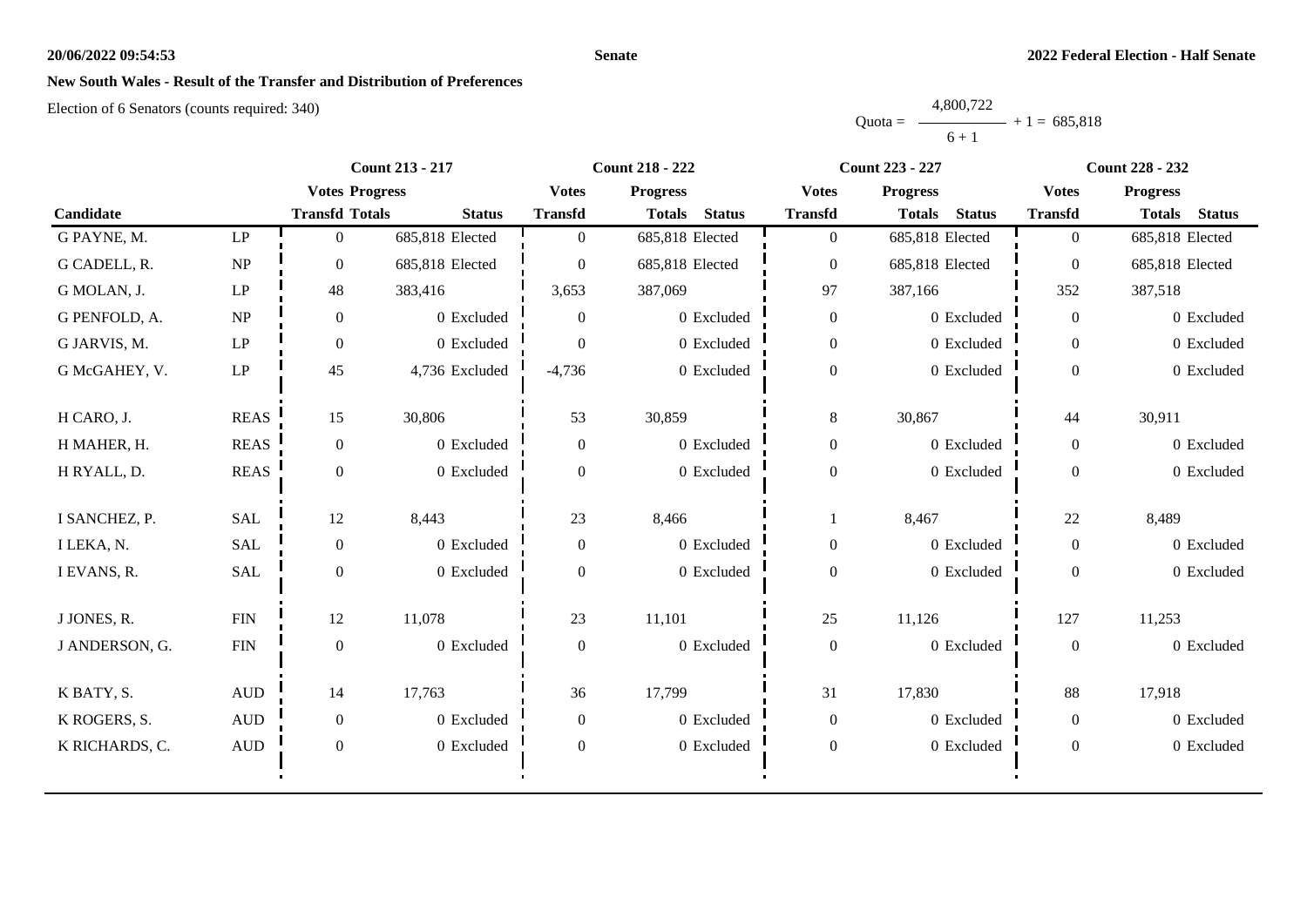**20/06/2022 09:54:53** **Senate** **2022 Federal Election - Half Senate**

## New South Wales - Result of the Transfer and Distribution of Preferences

Election of 6 Senators (counts required: 340)

$$\text{Quota} = \frac{4{,}800{,}722}{6 + 1} + 1 = 685{,}818$$

| Candidate | | Count 213 - 217 | | | Count 218 - 222 | | | Count 223 - 227 | | | Count 228 - 232 | | |
|---|---|---|---|---|---|---|---|---|---|---|---|---|---|
| | | Votes Transfd | Progress Totals | Status | Votes Transfd | Progress Totals | Status | Votes Transfd | Progress Totals | Status | Votes Transfd | Progress Totals | Status |
| G PAYNE, M. | LP | 0 | 685,818 | Elected | 0 | 685,818 | Elected | 0 | 685,818 | Elected | 0 | 685,818 | Elected |
| G CADELL, R. | NP | 0 | 685,818 | Elected | 0 | 685,818 | Elected | 0 | 685,818 | Elected | 0 | 685,818 | Elected |
| G MOLAN, J. | LP | 48 | 383,416 | | 3,653 | 387,069 | | 97 | 387,166 | | 352 | 387,518 | |
| G PENFOLD, A. | NP | 0 | 0 | Excluded | 0 | 0 | Excluded | 0 | 0 | Excluded | 0 | 0 | Excluded |
| G JARVIS, M. | LP | 0 | 0 | Excluded | 0 | 0 | Excluded | 0 | 0 | Excluded | 0 | 0 | Excluded |
| G McGAHEY, V. | LP | 45 | 4,736 | Excluded | -4,736 | 0 | Excluded | 0 | 0 | Excluded | 0 | 0 | Excluded |
| H CARO, J. | REAS | 15 | 30,806 | | 53 | 30,859 | | 8 | 30,867 | | 44 | 30,911 | |
| H MAHER, H. | REAS | 0 | 0 | Excluded | 0 | 0 | Excluded | 0 | 0 | Excluded | 0 | 0 | Excluded |
| H RYALL, D. | REAS | 0 | 0 | Excluded | 0 | 0 | Excluded | 0 | 0 | Excluded | 0 | 0 | Excluded |
| I SANCHEZ, P. | SAL | 12 | 8,443 | | 23 | 8,466 | | 1 | 8,467 | | 22 | 8,489 | |
| I LEKA, N. | SAL | 0 | 0 | Excluded | 0 | 0 | Excluded | 0 | 0 | Excluded | 0 | 0 | Excluded |
| I EVANS, R. | SAL | 0 | 0 | Excluded | 0 | 0 | Excluded | 0 | 0 | Excluded | 0 | 0 | Excluded |
| J JONES, R. | FIN | 12 | 11,078 | | 23 | 11,101 | | 25 | 11,126 | | 127 | 11,253 | |
| J ANDERSON, G. | FIN | 0 | 0 | Excluded | 0 | 0 | Excluded | 0 | 0 | Excluded | 0 | 0 | Excluded |
| K BATY, S. | AUD | 14 | 17,763 | | 36 | 17,799 | | 31 | 17,830 | | 88 | 17,918 | |
| K ROGERS, S. | AUD | 0 | 0 | Excluded | 0 | 0 | Excluded | 0 | 0 | Excluded | 0 | 0 | Excluded |
| K RICHARDS, C. | AUD | 0 | 0 | Excluded | 0 | 0 | Excluded | 0 | 0 | Excluded | 0 | 0 | Excluded |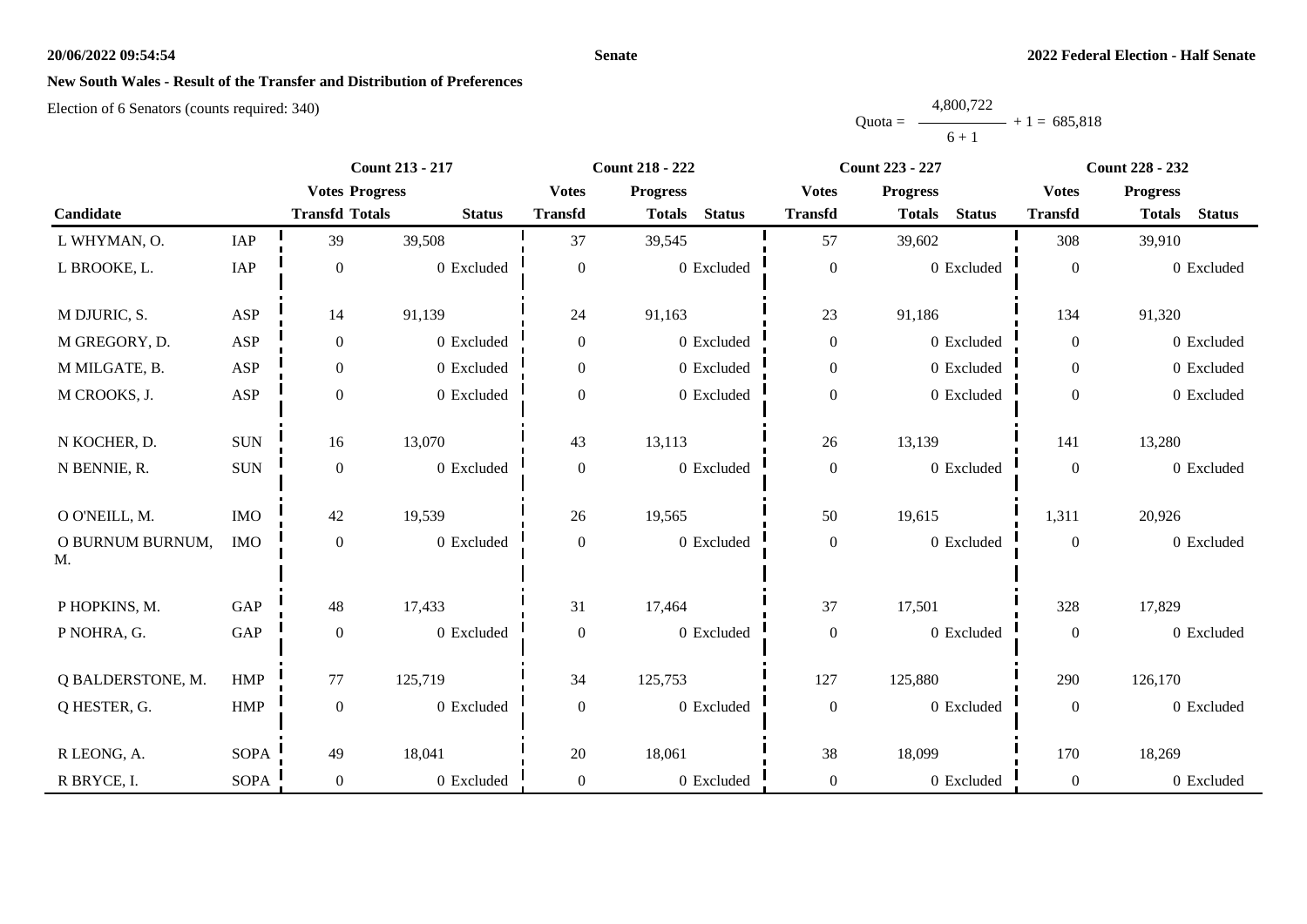**New South Wales - Result of the Transfer and Distribution of Preferences**

Election of 6 Senators (counts required: 340)

$$\text{Quota} = \frac{4,800,722}{6 + 1} + 1 = 685,818$$

| Candidate | | Count 213 - 217 | | | Count 218 - 222 | | | Count 223 - 227 | | | Count 228 - 232 | | |
|---|---|---|---|---|---|---|---|---|---|---|---|---|---|
| | | Votes Transfd | Progress Totals | Status | Votes Transfd | Progress Totals | Status | Votes Transfd | Progress Totals | Status | Votes Transfd | Progress Totals | Status |
| L WHYMAN, O. | IAP | 39 | 39,508 | | 37 | 39,545 | | 57 | 39,602 | | 308 | 39,910 | |
| L BROOKE, L. | IAP | 0 | 0 | Excluded | 0 | 0 | Excluded | 0 | 0 | Excluded | 0 | 0 | Excluded |
| M DJURIC, S. | ASP | 14 | 91,139 | | 24 | 91,163 | | 23 | 91,186 | | 134 | 91,320 | |
| M GREGORY, D. | ASP | 0 | 0 | Excluded | 0 | 0 | Excluded | 0 | 0 | Excluded | 0 | 0 | Excluded |
| M MILGATE, B. | ASP | 0 | 0 | Excluded | 0 | 0 | Excluded | 0 | 0 | Excluded | 0 | 0 | Excluded |
| M CROOKS, J. | ASP | 0 | 0 | Excluded | 0 | 0 | Excluded | 0 | 0 | Excluded | 0 | 0 | Excluded |
| N KOCHER, D. | SUN | 16 | 13,070 | | 43 | 13,113 | | 26 | 13,139 | | 141 | 13,280 | |
| N BENNIE, R. | SUN | 0 | 0 | Excluded | 0 | 0 | Excluded | 0 | 0 | Excluded | 0 | 0 | Excluded |
| O O'NEILL, M. | IMO | 42 | 19,539 | | 26 | 19,565 | | 50 | 19,615 | | 1,311 | 20,926 | |
| O BURNUM BURNUM, M. | IMO | 0 | 0 | Excluded | 0 | 0 | Excluded | 0 | 0 | Excluded | 0 | 0 | Excluded |
| P HOPKINS, M. | GAP | 48 | 17,433 | | 31 | 17,464 | | 37 | 17,501 | | 328 | 17,829 | |
| P NOHRA, G. | GAP | 0 | 0 | Excluded | 0 | 0 | Excluded | 0 | 0 | Excluded | 0 | 0 | Excluded |
| Q BALDERSTONE, M. | HMP | 77 | 125,719 | | 34 | 125,753 | | 127 | 125,880 | | 290 | 126,170 | |
| Q HESTER, G. | HMP | 0 | 0 | Excluded | 0 | 0 | Excluded | 0 | 0 | Excluded | 0 | 0 | Excluded |
| R LEONG, A. | SOPA | 49 | 18,041 | | 20 | 18,061 | | 38 | 18,099 | | 170 | 18,269 | |
| R BRYCE, I. | SOPA | 0 | 0 | Excluded | 0 | 0 | Excluded | 0 | 0 | Excluded | 0 | 0 | Excluded |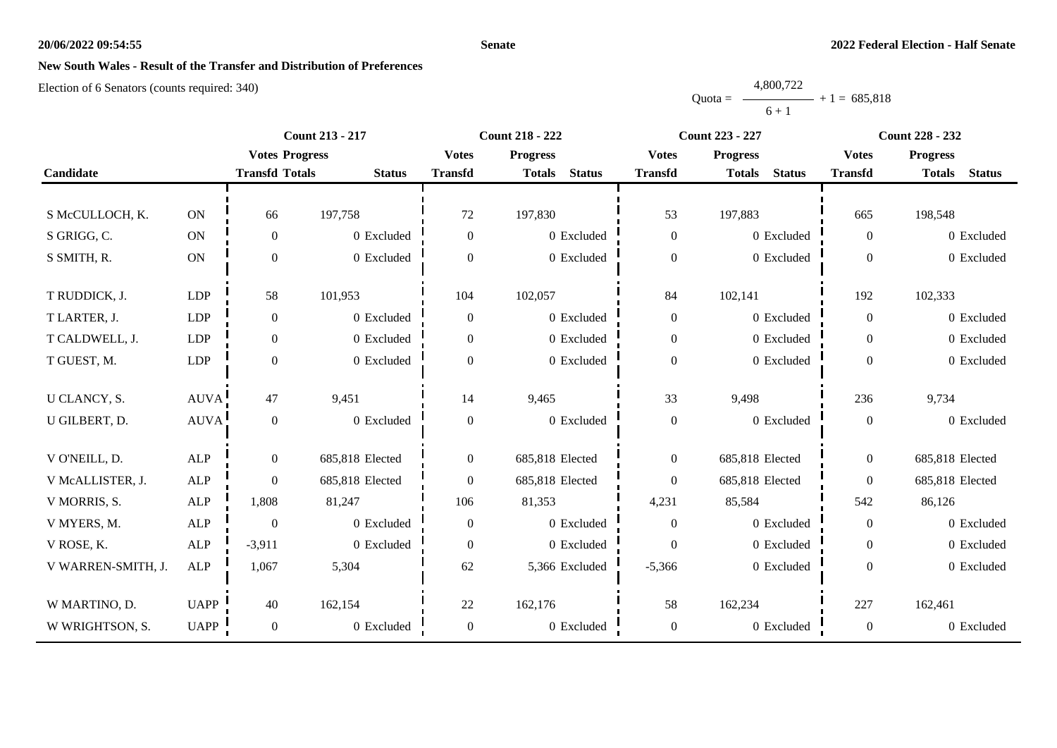**20/06/2022 09:54:55**

**Senate**

**2022 Federal Election - Half Senate**

## New South Wales - Result of the Transfer and Distribution of Preferences

Election of 6 Senators (counts required: 340)

$$\text{Quota} = \frac{4{,}800{,}722}{6 + 1} + 1 = 685{,}818$$

| Candidate | | Count 213 - 217 | | | Count 218 - 222 | | | Count 223 - 227 | | | Count 228 - 232 | | |
|---|---|---|---|---|---|---|---|---|---|---|---|---|---|
| | | Votes Transfd | Progress Totals | Status | Votes Transfd | Progress Totals | Status | Votes Transfd | Progress Totals | Status | Votes Transfd | Progress Totals | Status |
| S McCULLOCH, K. | ON | 66 | 197,758 | | 72 | 197,830 | | 53 | 197,883 | | 665 | 198,548 | |
| S GRIGG, C. | ON | 0 | 0 | Excluded | 0 | 0 | Excluded | 0 | 0 | Excluded | 0 | 0 | Excluded |
| S SMITH, R. | ON | 0 | 0 | Excluded | 0 | 0 | Excluded | 0 | 0 | Excluded | 0 | 0 | Excluded |
| T RUDDICK, J. | LDP | 58 | 101,953 | | 104 | 102,057 | | 84 | 102,141 | | 192 | 102,333 | |
| T LARTER, J. | LDP | 0 | 0 | Excluded | 0 | 0 | Excluded | 0 | 0 | Excluded | 0 | 0 | Excluded |
| T CALDWELL, J. | LDP | 0 | 0 | Excluded | 0 | 0 | Excluded | 0 | 0 | Excluded | 0 | 0 | Excluded |
| T GUEST, M. | LDP | 0 | 0 | Excluded | 0 | 0 | Excluded | 0 | 0 | Excluded | 0 | 0 | Excluded |
| U CLANCY, S. | AUVA | 47 | 9,451 | | 14 | 9,465 | | 33 | 9,498 | | 236 | 9,734 | |
| U GILBERT, D. | AUVA | 0 | 0 | Excluded | 0 | 0 | Excluded | 0 | 0 | Excluded | 0 | 0 | Excluded |
| V O'NEILL, D. | ALP | 0 | 685,818 | Elected | 0 | 685,818 | Elected | 0 | 685,818 | Elected | 0 | 685,818 | Elected |
| V McALLISTER, J. | ALP | 0 | 685,818 | Elected | 0 | 685,818 | Elected | 0 | 685,818 | Elected | 0 | 685,818 | Elected |
| V MORRIS, S. | ALP | 1,808 | 81,247 | | 106 | 81,353 | | 4,231 | 85,584 | | 542 | 86,126 | |
| V MYERS, M. | ALP | 0 | 0 | Excluded | 0 | 0 | Excluded | 0 | 0 | Excluded | 0 | 0 | Excluded |
| V ROSE, K. | ALP | -3,911 | 0 | Excluded | 0 | 0 | Excluded | 0 | 0 | Excluded | 0 | 0 | Excluded |
| V WARREN-SMITH, J. | ALP | 1,067 | 5,304 | | 62 | 5,366 | Excluded | -5,366 | 0 | Excluded | 0 | 0 | Excluded |
| W MARTINO, D. | UAPP | 40 | 162,154 | | 22 | 162,176 | | 58 | 162,234 | | 227 | 162,461 | |
| W WRIGHTSON, S. | UAPP | 0 | 0 | Excluded | 0 | 0 | Excluded | 0 | 0 | Excluded | 0 | 0 | Excluded |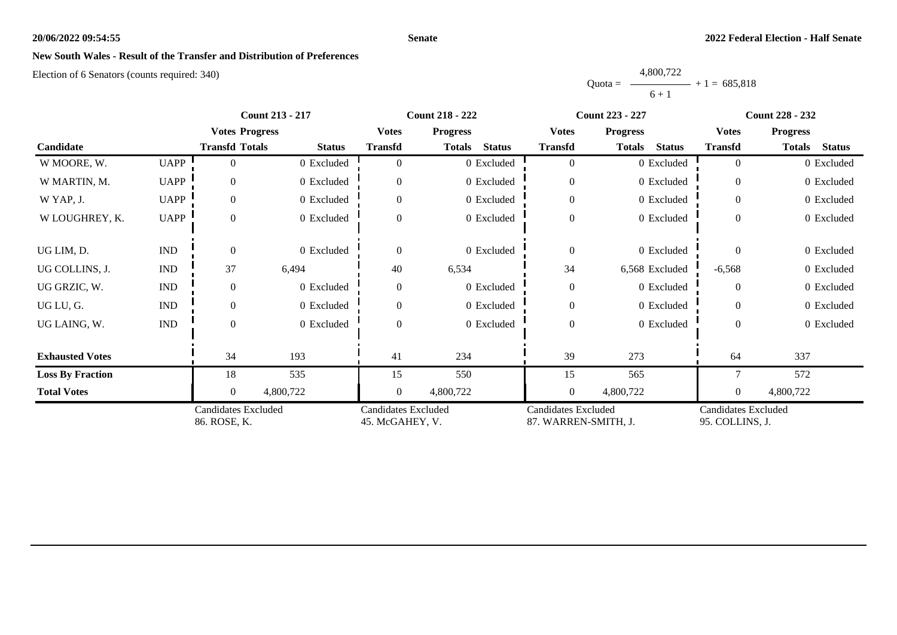## New South Wales - Result of the Transfer and Distribution of Preferences

Election of 6 Senators (counts required: 340)

$$\text{Quota} = \frac{4{,}800{,}722}{6 + 1} + 1 = 685{,}818$$

| Candidate | | Count 213 - 217 | | | Count 218 - 222 | | | Count 223 - 227 | | | Count 228 - 232 | | |
|---|---|---|---|---|---|---|---|---|---|---|---|---|---|
| | | Votes Transfd | Progress Totals | Status | Votes Transfd | Progress Totals | Status | Votes Transfd | Progress Totals | Status | Votes Transfd | Progress Totals | Status |
| W MOORE, W. | UAPP | 0 | 0 | Excluded | 0 | 0 | Excluded | 0 | 0 | Excluded | 0 | 0 | Excluded |
| W MARTIN, M. | UAPP | 0 | 0 | Excluded | 0 | 0 | Excluded | 0 | 0 | Excluded | 0 | 0 | Excluded |
| W YAP, J. | UAPP | 0 | 0 | Excluded | 0 | 0 | Excluded | 0 | 0 | Excluded | 0 | 0 | Excluded |
| W LOUGHREY, K. | UAPP | 0 | 0 | Excluded | 0 | 0 | Excluded | 0 | 0 | Excluded | 0 | 0 | Excluded |
| UG LIM, D. | IND | 0 | 0 | Excluded | 0 | 0 | Excluded | 0 | 0 | Excluded | 0 | 0 | Excluded |
| UG COLLINS, J. | IND | 37 | 6,494 | | 40 | 6,534 | | 34 | 6,568 | Excluded | -6,568 | 0 | Excluded |
| UG GRZIC, W. | IND | 0 | 0 | Excluded | 0 | 0 | Excluded | 0 | 0 | Excluded | 0 | 0 | Excluded |
| UG LU, G. | IND | 0 | 0 | Excluded | 0 | 0 | Excluded | 0 | 0 | Excluded | 0 | 0 | Excluded |
| UG LAING, W. | IND | 0 | 0 | Excluded | 0 | 0 | Excluded | 0 | 0 | Excluded | 0 | 0 | Excluded |
| **Exhausted Votes** | | 34 | 193 | | 41 | 234 | | 39 | 273 | | 64 | 337 | |
| **Loss By Fraction** | | 18 | 535 | | 15 | 550 | | 15 | 565 | | 7 | 572 | |
| **Total Votes** | | 0 | 4,800,722 | | 0 | 4,800,722 | | 0 | 4,800,722 | | 0 | 4,800,722 | |
| | | Candidates Excluded 86. ROSE, K. | | | Candidates Excluded 45. McGAHEY, V. | | | Candidates Excluded 87. WARREN-SMITH, J. | | | Candidates Excluded 95. COLLINS, J. | | |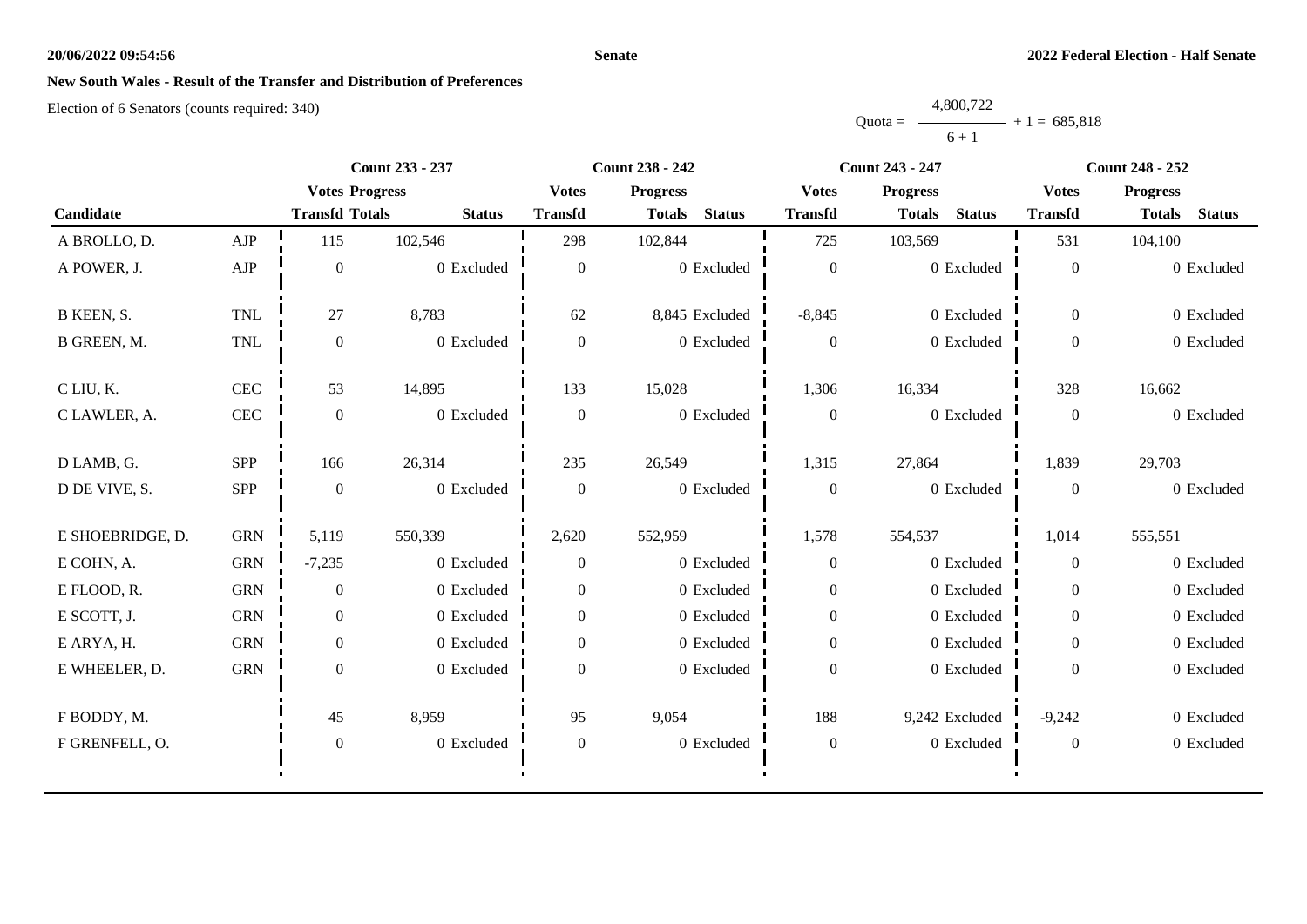## New South Wales - Result of the Transfer and Distribution of Preferences

Election of 6 Senators (counts required: 340)

$$\text{Quota} = \frac{4{,}800{,}722}{6 + 1} + 1 = 685{,}818$$

| Candidate | | Count 233 - 237 | | | Count 238 - 242 | | | Count 243 - 247 | | | Count 248 - 252 | | |
|---|---|---|---|---|---|---|---|---|---|---|---|---|---|
| | | Votes Transfd | Progress Totals | Status | Votes Transfd | Progress Totals | Status | Votes Transfd | Progress Totals | Status | Votes Transfd | Progress Totals | Status |
| A BROLLO, D. | AJP | 115 | 102,546 | | 298 | 102,844 | | 725 | 103,569 | | 531 | 104,100 | |
| A POWER, J. | AJP | 0 | 0 | Excluded | 0 | 0 | Excluded | 0 | 0 | Excluded | 0 | 0 | Excluded |
| B KEEN, S. | TNL | 27 | 8,783 | | 62 | 8,845 | Excluded | -8,845 | 0 | Excluded | 0 | 0 | Excluded |
| B GREEN, M. | TNL | 0 | 0 | Excluded | 0 | 0 | Excluded | 0 | 0 | Excluded | 0 | 0 | Excluded |
| C LIU, K. | CEC | 53 | 14,895 | | 133 | 15,028 | | 1,306 | 16,334 | | 328 | 16,662 | |
| C LAWLER, A. | CEC | 0 | 0 | Excluded | 0 | 0 | Excluded | 0 | 0 | Excluded | 0 | 0 | Excluded |
| D LAMB, G. | SPP | 166 | 26,314 | | 235 | 26,549 | | 1,315 | 27,864 | | 1,839 | 29,703 | |
| D DE VIVE, S. | SPP | 0 | 0 | Excluded | 0 | 0 | Excluded | 0 | 0 | Excluded | 0 | 0 | Excluded |
| E SHOEBRIDGE, D. | GRN | 5,119 | 550,339 | | 2,620 | 552,959 | | 1,578 | 554,537 | | 1,014 | 555,551 | |
| E COHN, A. | GRN | -7,235 | 0 | Excluded | 0 | 0 | Excluded | 0 | 0 | Excluded | 0 | 0 | Excluded |
| E FLOOD, R. | GRN | 0 | 0 | Excluded | 0 | 0 | Excluded | 0 | 0 | Excluded | 0 | 0 | Excluded |
| E SCOTT, J. | GRN | 0 | 0 | Excluded | 0 | 0 | Excluded | 0 | 0 | Excluded | 0 | 0 | Excluded |
| E ARYA, H. | GRN | 0 | 0 | Excluded | 0 | 0 | Excluded | 0 | 0 | Excluded | 0 | 0 | Excluded |
| E WHEELER, D. | GRN | 0 | 0 | Excluded | 0 | 0 | Excluded | 0 | 0 | Excluded | 0 | 0 | Excluded |
| F BODDY, M. | | 45 | 8,959 | | 95 | 9,054 | | 188 | 9,242 | Excluded | -9,242 | 0 | Excluded |
| F GRENFELL, O. | | 0 | 0 | Excluded | 0 | 0 | Excluded | 0 | 0 | Excluded | 0 | 0 | Excluded |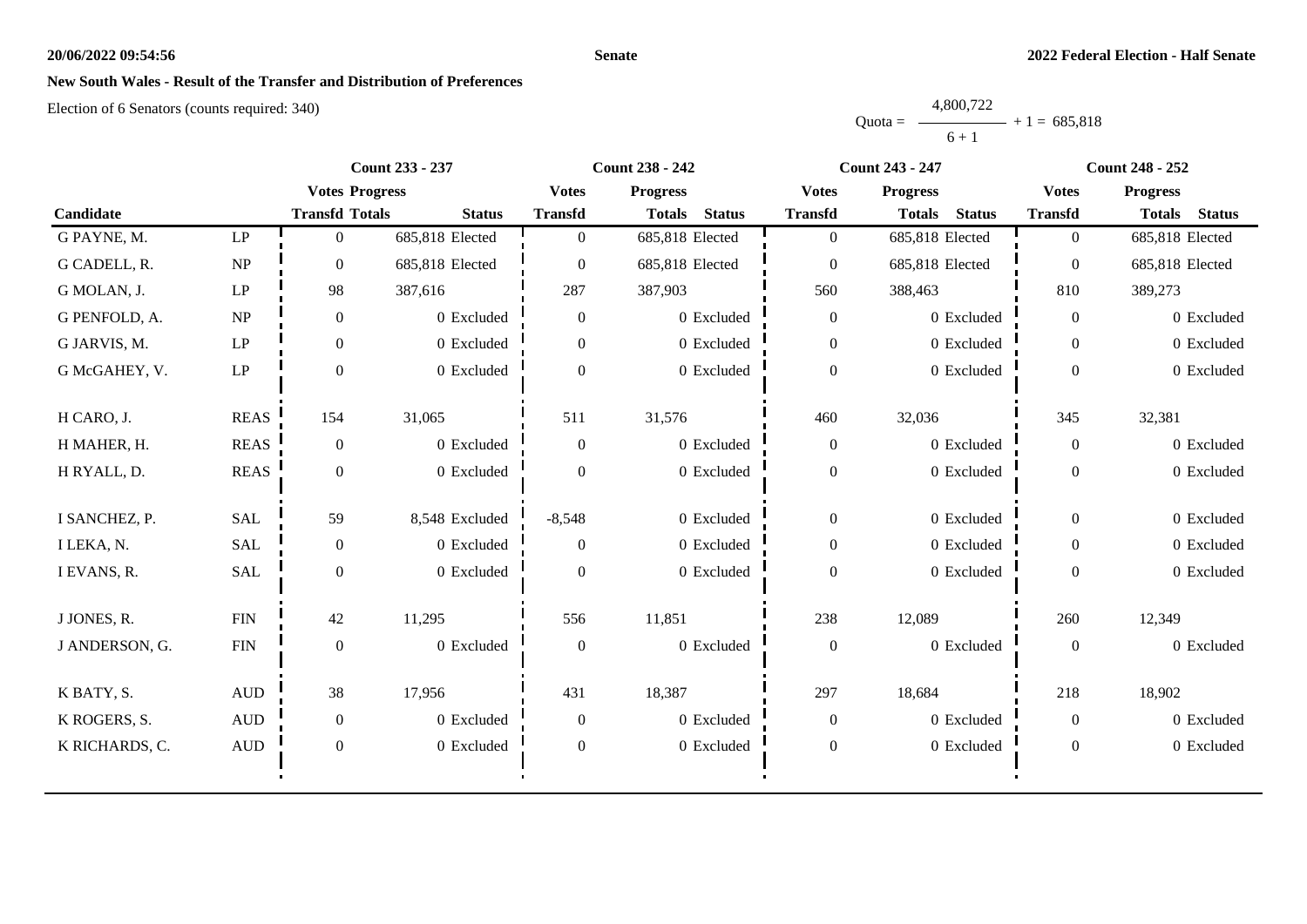**20/06/2022 09:54:56** **Senate** **2022 Federal Election - Half Senate**

## New South Wales - Result of the Transfer and Distribution of Preferences

Election of 6 Senators (counts required: 340)

$$\text{Quota} = \frac{4{,}800{,}722}{6 + 1} + 1 = 685{,}818$$

| Candidate | | Count 233 - 237 | | | Count 238 - 242 | | | Count 243 - 247 | | | Count 248 - 252 | | |
|---|---|---|---|---|---|---|---|---|---|---|---|---|---|
| | | Votes Transfd | Progress Totals | Status | Votes Transfd | Progress Totals | Status | Votes Transfd | Progress Totals | Status | Votes Transfd | Progress Totals | Status |
| G PAYNE, M. | LP | 0 | 685,818 | Elected | 0 | 685,818 | Elected | 0 | 685,818 | Elected | 0 | 685,818 | Elected |
| G CADELL, R. | NP | 0 | 685,818 | Elected | 0 | 685,818 | Elected | 0 | 685,818 | Elected | 0 | 685,818 | Elected |
| G MOLAN, J. | LP | 98 | 387,616 | | 287 | 387,903 | | 560 | 388,463 | | 810 | 389,273 | |
| G PENFOLD, A. | NP | 0 | 0 | Excluded | 0 | 0 | Excluded | 0 | 0 | Excluded | 0 | 0 | Excluded |
| G JARVIS, M. | LP | 0 | 0 | Excluded | 0 | 0 | Excluded | 0 | 0 | Excluded | 0 | 0 | Excluded |
| G McGAHEY, V. | LP | 0 | 0 | Excluded | 0 | 0 | Excluded | 0 | 0 | Excluded | 0 | 0 | Excluded |
| H CARO, J. | REAS | 154 | 31,065 | | 511 | 31,576 | | 460 | 32,036 | | 345 | 32,381 | |
| H MAHER, H. | REAS | 0 | 0 | Excluded | 0 | 0 | Excluded | 0 | 0 | Excluded | 0 | 0 | Excluded |
| H RYALL, D. | REAS | 0 | 0 | Excluded | 0 | 0 | Excluded | 0 | 0 | Excluded | 0 | 0 | Excluded |
| I SANCHEZ, P. | SAL | 59 | 8,548 | Excluded | -8,548 | 0 | Excluded | 0 | 0 | Excluded | 0 | 0 | Excluded |
| I LEKA, N. | SAL | 0 | 0 | Excluded | 0 | 0 | Excluded | 0 | 0 | Excluded | 0 | 0 | Excluded |
| I EVANS, R. | SAL | 0 | 0 | Excluded | 0 | 0 | Excluded | 0 | 0 | Excluded | 0 | 0 | Excluded |
| J JONES, R. | FIN | 42 | 11,295 | | 556 | 11,851 | | 238 | 12,089 | | 260 | 12,349 | |
| J ANDERSON, G. | FIN | 0 | 0 | Excluded | 0 | 0 | Excluded | 0 | 0 | Excluded | 0 | 0 | Excluded |
| K BATY, S. | AUD | 38 | 17,956 | | 431 | 18,387 | | 297 | 18,684 | | 218 | 18,902 | |
| K ROGERS, S. | AUD | 0 | 0 | Excluded | 0 | 0 | Excluded | 0 | 0 | Excluded | 0 | 0 | Excluded |
| K RICHARDS, C. | AUD | 0 | 0 | Excluded | 0 | 0 | Excluded | 0 | 0 | Excluded | 0 | 0 | Excluded |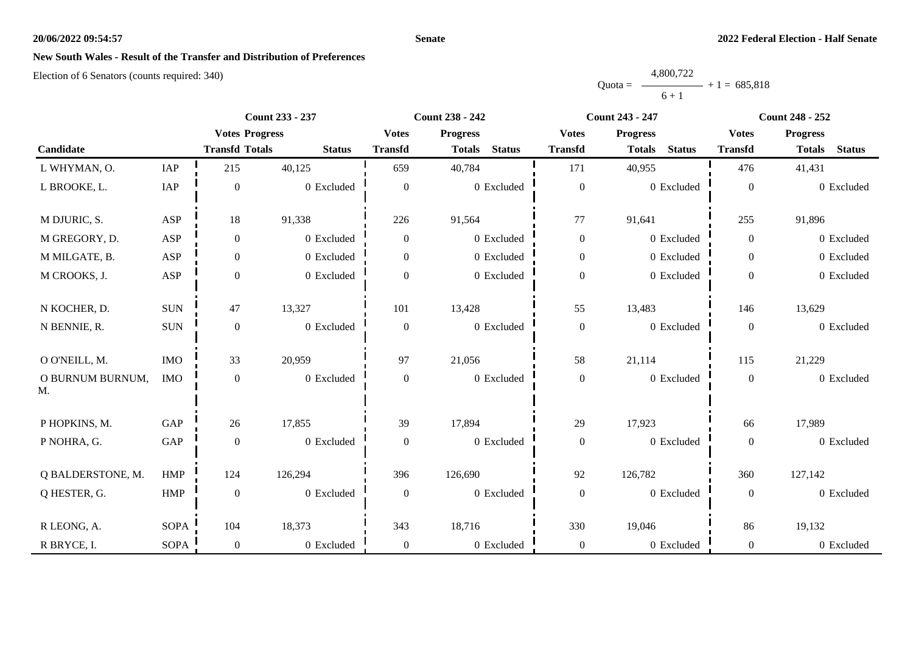## New South Wales - Result of the Transfer and Distribution of Preferences

Election of 6 Senators (counts required: 340)

$$\text{Quota} = \frac{4,800,722}{6+1} + 1 = 685,818$$

| Candidate | | Count 233 - 237 | | | Count 238 - 242 | | | Count 243 - 247 | | | Count 248 - 252 | | |
|---|---|---|---|---|---|---|---|---|---|---|---|---|---|
| | | Votes Transfd | Progress Totals | Status | Votes Transfd | Progress Totals | Status | Votes Transfd | Progress Totals | Status | Votes Transfd | Progress Totals | Status |
| L WHYMAN, O. | IAP | 215 | 40,125 | | 659 | 40,784 | | 171 | 40,955 | | 476 | 41,431 | |
| L BROOKE, L. | IAP | 0 | 0 | Excluded | 0 | 0 | Excluded | 0 | 0 | Excluded | 0 | 0 | Excluded |
| M DJURIC, S. | ASP | 18 | 91,338 | | 226 | 91,564 | | 77 | 91,641 | | 255 | 91,896 | |
| M GREGORY, D. | ASP | 0 | 0 | Excluded | 0 | 0 | Excluded | 0 | 0 | Excluded | 0 | 0 | Excluded |
| M MILGATE, B. | ASP | 0 | 0 | Excluded | 0 | 0 | Excluded | 0 | 0 | Excluded | 0 | 0 | Excluded |
| M CROOKS, J. | ASP | 0 | 0 | Excluded | 0 | 0 | Excluded | 0 | 0 | Excluded | 0 | 0 | Excluded |
| N KOCHER, D. | SUN | 47 | 13,327 | | 101 | 13,428 | | 55 | 13,483 | | 146 | 13,629 | |
| N BENNIE, R. | SUN | 0 | 0 | Excluded | 0 | 0 | Excluded | 0 | 0 | Excluded | 0 | 0 | Excluded |
| O O'NEILL, M. | IMO | 33 | 20,959 | | 97 | 21,056 | | 58 | 21,114 | | 115 | 21,229 | |
| O BURNUM BURNUM, M. | IMO | 0 | 0 | Excluded | 0 | 0 | Excluded | 0 | 0 | Excluded | 0 | 0 | Excluded |
| P HOPKINS, M. | GAP | 26 | 17,855 | | 39 | 17,894 | | 29 | 17,923 | | 66 | 17,989 | |
| P NOHRA, G. | GAP | 0 | 0 | Excluded | 0 | 0 | Excluded | 0 | 0 | Excluded | 0 | 0 | Excluded |
| Q BALDERSTONE, M. | HMP | 124 | 126,294 | | 396 | 126,690 | | 92 | 126,782 | | 360 | 127,142 | |
| Q HESTER, G. | HMP | 0 | 0 | Excluded | 0 | 0 | Excluded | 0 | 0 | Excluded | 0 | 0 | Excluded |
| R LEONG, A. | SOPA | 104 | 18,373 | | 343 | 18,716 | | 330 | 19,046 | | 86 | 19,132 | |
| R BRYCE, I. | SOPA | 0 | 0 | Excluded | 0 | 0 | Excluded | 0 | 0 | Excluded | 0 | 0 | Excluded |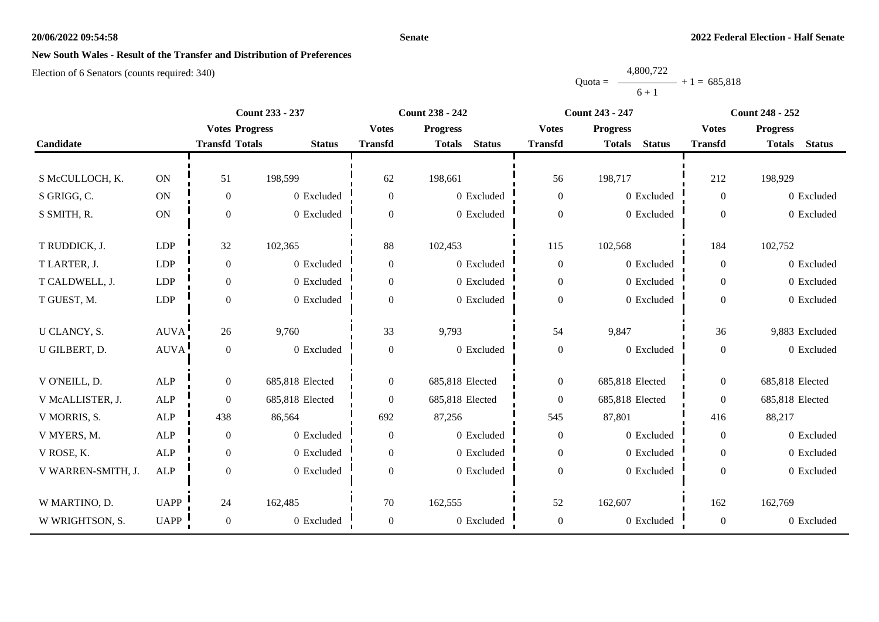**20/06/2022 09:54:58** **Senate** **2022 Federal Election - Half Senate**

## New South Wales - Result of the Transfer and Distribution of Preferences

Election of 6 Senators (counts required: 340)

$$\text{Quota} = \frac{4{,}800{,}722}{6 + 1} + 1 = 685{,}818$$

| Candidate | | Count 233 - 237 | | | Count 238 - 242 | | | Count 243 - 247 | | | Count 248 - 252 | | |
|---|---|---|---|---|---|---|---|---|---|---|---|---|---|
| | | Votes Transfd | Progress Totals | Status | Votes Transfd | Progress Totals | Status | Votes Transfd | Progress Totals | Status | Votes Transfd | Progress Totals | Status |
| S McCULLOCH, K. | ON | 51 | 198,599 | | 62 | 198,661 | | 56 | 198,717 | | 212 | 198,929 | |
| S GRIGG, C. | ON | 0 | 0 | Excluded | 0 | 0 | Excluded | 0 | 0 | Excluded | 0 | 0 | Excluded |
| S SMITH, R. | ON | 0 | 0 | Excluded | 0 | 0 | Excluded | 0 | 0 | Excluded | 0 | 0 | Excluded |
| T RUDDICK, J. | LDP | 32 | 102,365 | | 88 | 102,453 | | 115 | 102,568 | | 184 | 102,752 | |
| T LARTER, J. | LDP | 0 | 0 | Excluded | 0 | 0 | Excluded | 0 | 0 | Excluded | 0 | 0 | Excluded |
| T CALDWELL, J. | LDP | 0 | 0 | Excluded | 0 | 0 | Excluded | 0 | 0 | Excluded | 0 | 0 | Excluded |
| T GUEST, M. | LDP | 0 | 0 | Excluded | 0 | 0 | Excluded | 0 | 0 | Excluded | 0 | 0 | Excluded |
| U CLANCY, S. | AUVA | 26 | 9,760 | | 33 | 9,793 | | 54 | 9,847 | | 36 | 9,883 | Excluded |
| U GILBERT, D. | AUVA | 0 | 0 | Excluded | 0 | 0 | Excluded | 0 | 0 | Excluded | 0 | 0 | Excluded |
| V O'NEILL, D. | ALP | 0 | 685,818 | Elected | 0 | 685,818 | Elected | 0 | 685,818 | Elected | 0 | 685,818 | Elected |
| V McALLISTER, J. | ALP | 0 | 685,818 | Elected | 0 | 685,818 | Elected | 0 | 685,818 | Elected | 0 | 685,818 | Elected |
| V MORRIS, S. | ALP | 438 | 86,564 | | 692 | 87,256 | | 545 | 87,801 | | 416 | 88,217 | |
| V MYERS, M. | ALP | 0 | 0 | Excluded | 0 | 0 | Excluded | 0 | 0 | Excluded | 0 | 0 | Excluded |
| V ROSE, K. | ALP | 0 | 0 | Excluded | 0 | 0 | Excluded | 0 | 0 | Excluded | 0 | 0 | Excluded |
| V WARREN-SMITH, J. | ALP | 0 | 0 | Excluded | 0 | 0 | Excluded | 0 | 0 | Excluded | 0 | 0 | Excluded |
| W MARTINO, D. | UAPP | 24 | 162,485 | | 70 | 162,555 | | 52 | 162,607 | | 162 | 162,769 | |
| W WRIGHTSON, S. | UAPP | 0 | 0 | Excluded | 0 | 0 | Excluded | 0 | 0 | Excluded | 0 | 0 | Excluded |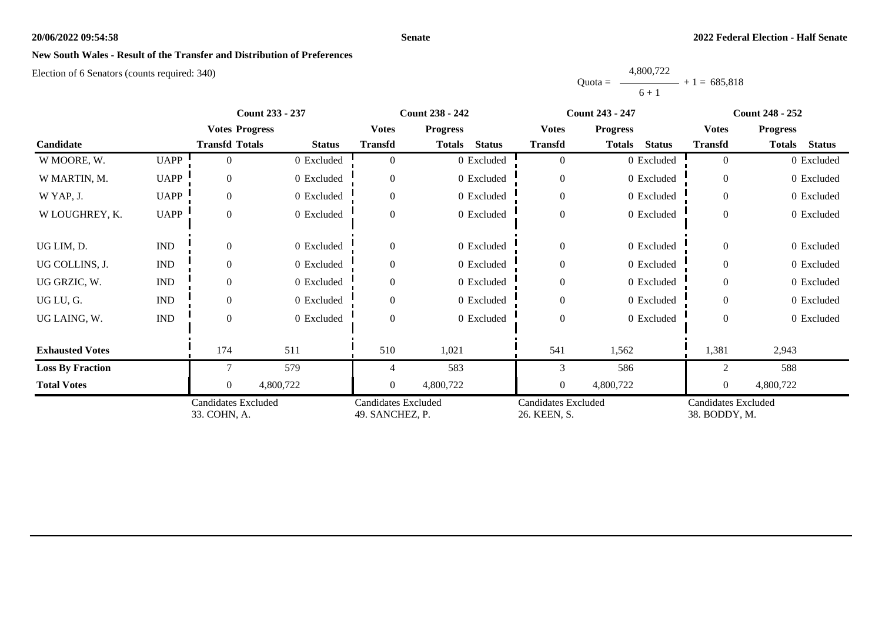**20/06/2022 09:54:58** **Senate** **2022 Federal Election - Half Senate**

## New South Wales - Result of the Transfer and Distribution of Preferences

Election of 6 Senators (counts required: 340)

$$\text{Quota} = \frac{4,800,722}{6 + 1} + 1 = 685,818$$

| Candidate | | Count 233 - 237 Votes Transfd | Progress Totals | Status | Count 238 - 242 Votes Transfd | Progress Totals | Status | Count 243 - 247 Votes Transfd | Progress Totals | Status | Count 248 - 252 Votes Transfd | Progress Totals | Status |
|---|---|---|---|---|---|---|---|---|---|---|---|---|---|
| W MOORE, W. | UAPP | 0 | 0 | Excluded | 0 | 0 | Excluded | 0 | 0 | Excluded | 0 | 0 | Excluded |
| W MARTIN, M. | UAPP | 0 | 0 | Excluded | 0 | 0 | Excluded | 0 | 0 | Excluded | 0 | 0 | Excluded |
| W YAP, J. | UAPP | 0 | 0 | Excluded | 0 | 0 | Excluded | 0 | 0 | Excluded | 0 | 0 | Excluded |
| W LOUGHREY, K. | UAPP | 0 | 0 | Excluded | 0 | 0 | Excluded | 0 | 0 | Excluded | 0 | 0 | Excluded |
| UG LIM, D. | IND | 0 | 0 | Excluded | 0 | 0 | Excluded | 0 | 0 | Excluded | 0 | 0 | Excluded |
| UG COLLINS, J. | IND | 0 | 0 | Excluded | 0 | 0 | Excluded | 0 | 0 | Excluded | 0 | 0 | Excluded |
| UG GRZIC, W. | IND | 0 | 0 | Excluded | 0 | 0 | Excluded | 0 | 0 | Excluded | 0 | 0 | Excluded |
| UG LU, G. | IND | 0 | 0 | Excluded | 0 | 0 | Excluded | 0 | 0 | Excluded | 0 | 0 | Excluded |
| UG LAING, W. | IND | 0 | 0 | Excluded | 0 | 0 | Excluded | 0 | 0 | Excluded | 0 | 0 | Excluded |
| **Exhausted Votes** | | 174 | 511 | | 510 | 1,021 | | 541 | 1,562 | | 1,381 | 2,943 | |
| **Loss By Fraction** | | 7 | 579 | | 4 | 583 | | 3 | 586 | | 2 | 588 | |
| **Total Votes** | | 0 | 4,800,722 | | 0 | 4,800,722 | | 0 | 4,800,722 | | 0 | 4,800,722 | |
| | | Candidates Excluded 33. COHN, A. | | | Candidates Excluded 49. SANCHEZ, P. | | | Candidates Excluded 26. KEEN, S. | | | Candidates Excluded 38. BODDY, M. | | |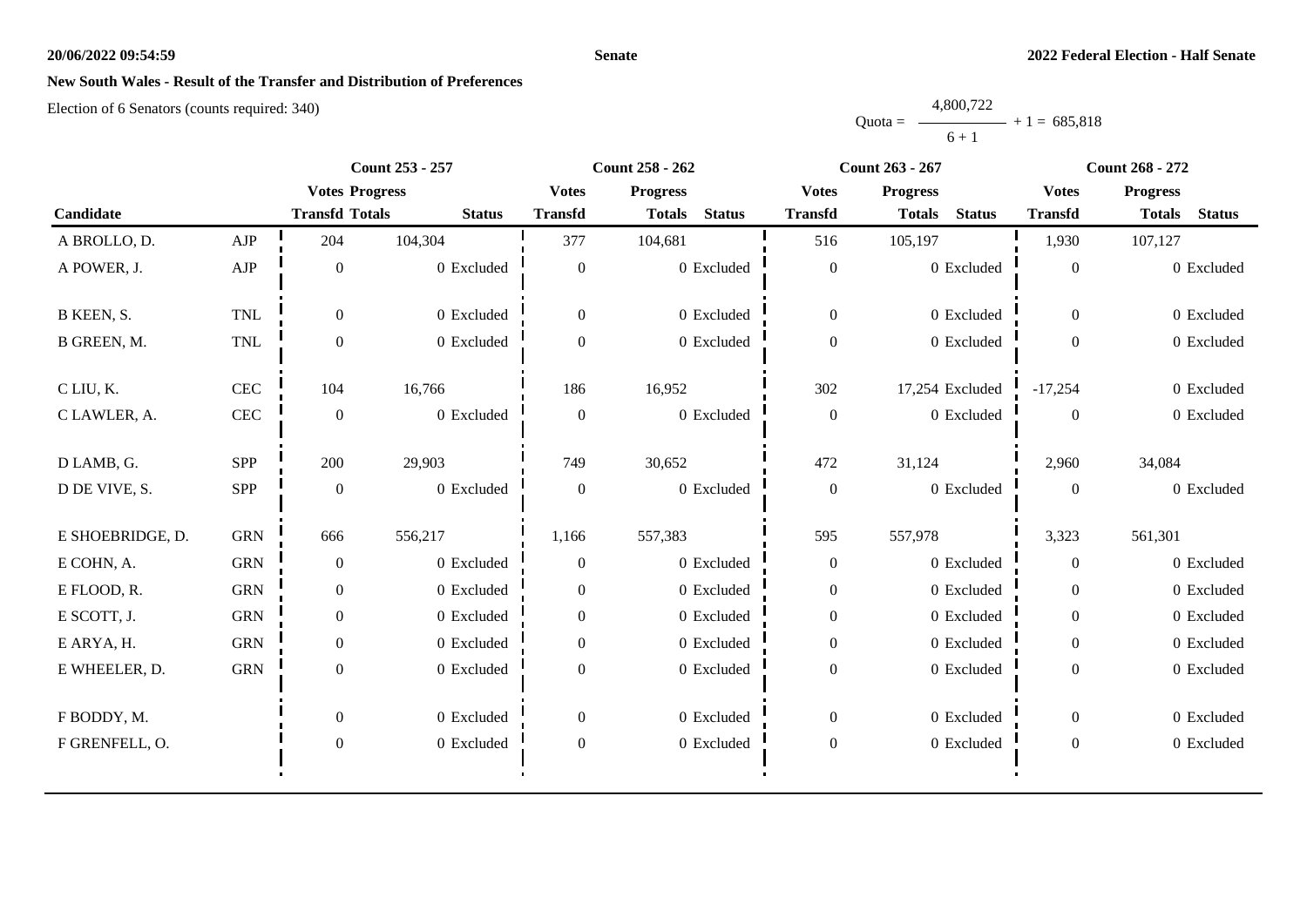# New South Wales - Result of the Transfer and Distribution of Preferences

Election of 6 Senators (counts required: 340)

$$\text{Quota} = \frac{4,800,722}{6 + 1} + 1 = 685,818$$

| Candidate | | Count 253 - 257 | | | Count 258 - 262 | | | Count 263 - 267 | | | Count 268 - 272 | | |
|---|---|---|---|---|---|---|---|---|---|---|---|---|---|
| | | Votes Transfd | Progress Totals | Status | Votes Transfd | Progress Totals | Status | Votes Transfd | Progress Totals | Status | Votes Transfd | Progress Totals | Status |
| A BROLLO, D. | AJP | 204 | 104,304 | | 377 | 104,681 | | 516 | 105,197 | | 1,930 | 107,127 | |
| A POWER, J. | AJP | 0 | 0 | Excluded | 0 | 0 | Excluded | 0 | 0 | Excluded | 0 | 0 | Excluded |
| B KEEN, S. | TNL | 0 | 0 | Excluded | 0 | 0 | Excluded | 0 | 0 | Excluded | 0 | 0 | Excluded |
| B GREEN, M. | TNL | 0 | 0 | Excluded | 0 | 0 | Excluded | 0 | 0 | Excluded | 0 | 0 | Excluded |
| C LIU, K. | CEC | 104 | 16,766 | | 186 | 16,952 | | 302 | 17,254 | Excluded | -17,254 | 0 | Excluded |
| C LAWLER, A. | CEC | 0 | 0 | Excluded | 0 | 0 | Excluded | 0 | 0 | Excluded | 0 | 0 | Excluded |
| D LAMB, G. | SPP | 200 | 29,903 | | 749 | 30,652 | | 472 | 31,124 | | 2,960 | 34,084 | |
| D DE VIVE, S. | SPP | 0 | 0 | Excluded | 0 | 0 | Excluded | 0 | 0 | Excluded | 0 | 0 | Excluded |
| E SHOEBRIDGE, D. | GRN | 666 | 556,217 | | 1,166 | 557,383 | | 595 | 557,978 | | 3,323 | 561,301 | |
| E COHN, A. | GRN | 0 | 0 | Excluded | 0 | 0 | Excluded | 0 | 0 | Excluded | 0 | 0 | Excluded |
| E FLOOD, R. | GRN | 0 | 0 | Excluded | 0 | 0 | Excluded | 0 | 0 | Excluded | 0 | 0 | Excluded |
| E SCOTT, J. | GRN | 0 | 0 | Excluded | 0 | 0 | Excluded | 0 | 0 | Excluded | 0 | 0 | Excluded |
| E ARYA, H. | GRN | 0 | 0 | Excluded | 0 | 0 | Excluded | 0 | 0 | Excluded | 0 | 0 | Excluded |
| E WHEELER, D. | GRN | 0 | 0 | Excluded | 0 | 0 | Excluded | 0 | 0 | Excluded | 0 | 0 | Excluded |
| F BODDY, M. | | 0 | 0 | Excluded | 0 | 0 | Excluded | 0 | 0 | Excluded | 0 | 0 | Excluded |
| F GRENFELL, O. | | 0 | 0 | Excluded | 0 | 0 | Excluded | 0 | 0 | Excluded | 0 | 0 | Excluded |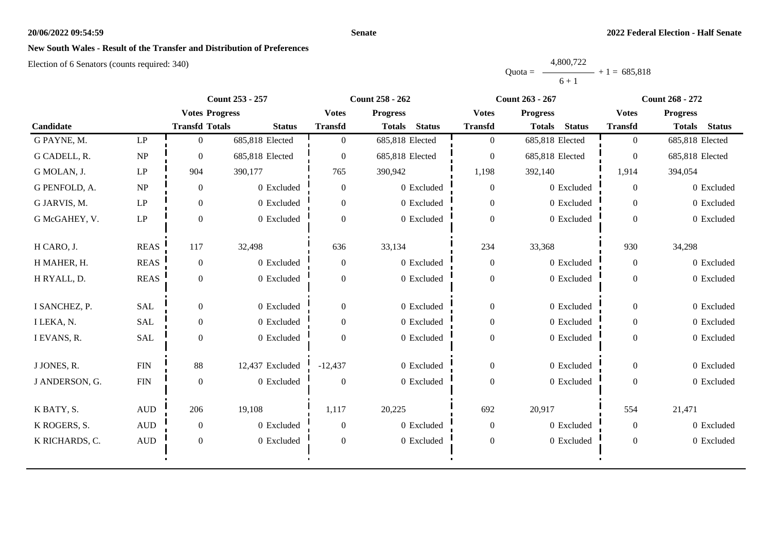**20/06/2022 09:54:59** **Senate** **2022 Federal Election - Half Senate**

## New South Wales - Result of the Transfer and Distribution of Preferences

Election of 6 Senators (counts required: 340)

$$\text{Quota} = \frac{4{,}800{,}722}{6 + 1} + 1 = 685{,}818$$

| Candidate | | Count 253 - 257 | | | Count 258 - 262 | | | Count 263 - 267 | | | Count 268 - 272 | | |
|---|---|---|---|---|---|---|---|---|---|---|---|---|---|
| | | Votes Transfd | Progress Totals | Status | Votes Transfd | Progress Totals | Status | Votes Transfd | Progress Totals | Status | Votes Transfd | Progress Totals | Status |
| G PAYNE, M. | LP | 0 | 685,818 | Elected | 0 | 685,818 | Elected | 0 | 685,818 | Elected | 0 | 685,818 | Elected |
| G CADELL, R. | NP | 0 | 685,818 | Elected | 0 | 685,818 | Elected | 0 | 685,818 | Elected | 0 | 685,818 | Elected |
| G MOLAN, J. | LP | 904 | 390,177 | | 765 | 390,942 | | 1,198 | 392,140 | | 1,914 | 394,054 | |
| G PENFOLD, A. | NP | 0 | 0 | Excluded | 0 | 0 | Excluded | 0 | 0 | Excluded | 0 | 0 | Excluded |
| G JARVIS, M. | LP | 0 | 0 | Excluded | 0 | 0 | Excluded | 0 | 0 | Excluded | 0 | 0 | Excluded |
| G McGAHEY, V. | LP | 0 | 0 | Excluded | 0 | 0 | Excluded | 0 | 0 | Excluded | 0 | 0 | Excluded |
| H CARO, J. | REAS | 117 | 32,498 | | 636 | 33,134 | | 234 | 33,368 | | 930 | 34,298 | |
| H MAHER, H. | REAS | 0 | 0 | Excluded | 0 | 0 | Excluded | 0 | 0 | Excluded | 0 | 0 | Excluded |
| H RYALL, D. | REAS | 0 | 0 | Excluded | 0 | 0 | Excluded | 0 | 0 | Excluded | 0 | 0 | Excluded |
| I SANCHEZ, P. | SAL | 0 | 0 | Excluded | 0 | 0 | Excluded | 0 | 0 | Excluded | 0 | 0 | Excluded |
| I LEKA, N. | SAL | 0 | 0 | Excluded | 0 | 0 | Excluded | 0 | 0 | Excluded | 0 | 0 | Excluded |
| I EVANS, R. | SAL | 0 | 0 | Excluded | 0 | 0 | Excluded | 0 | 0 | Excluded | 0 | 0 | Excluded |
| J JONES, R. | FIN | 88 | 12,437 | Excluded | -12,437 | 0 | Excluded | 0 | 0 | Excluded | 0 | 0 | Excluded |
| J ANDERSON, G. | FIN | 0 | 0 | Excluded | 0 | 0 | Excluded | 0 | 0 | Excluded | 0 | 0 | Excluded |
| K BATY, S. | AUD | 206 | 19,108 | | 1,117 | 20,225 | | 692 | 20,917 | | 554 | 21,471 | |
| K ROGERS, S. | AUD | 0 | 0 | Excluded | 0 | 0 | Excluded | 0 | 0 | Excluded | 0 | 0 | Excluded |
| K RICHARDS, C. | AUD | 0 | 0 | Excluded | 0 | 0 | Excluded | 0 | 0 | Excluded | 0 | 0 | Excluded |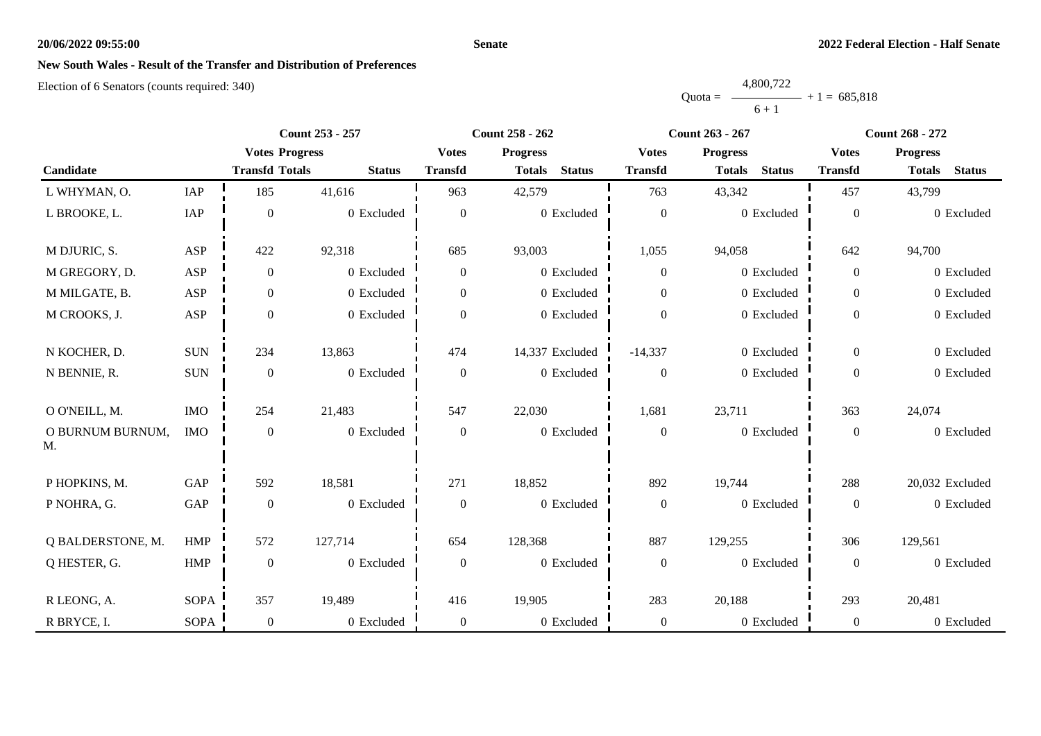## New South Wales - Result of the Transfer and Distribution of Preferences

Election of 6 Senators (counts required: 340)

$$\text{Quota} = \frac{4{,}800{,}722}{6+1} + 1 = 685{,}818$$

| Candidate | | Count 253 - 257 | | | Count 258 - 262 | | | Count 263 - 267 | | | Count 268 - 272 | | |
|---|---|---|---|---|---|---|---|---|---|---|---|---|---|
| | | Votes Transfd | Progress Totals | Status | Votes Transfd | Progress Totals | Status | Votes Transfd | Progress Totals | Status | Votes Transfd | Progress Totals | Status |
| L WHYMAN, O. | IAP | 185 | 41,616 | | 963 | 42,579 | | 763 | 43,342 | | 457 | 43,799 | |
| L BROOKE, L. | IAP | 0 | 0 | Excluded | 0 | 0 | Excluded | 0 | 0 | Excluded | 0 | 0 | Excluded |
| M DJURIC, S. | ASP | 422 | 92,318 | | 685 | 93,003 | | 1,055 | 94,058 | | 642 | 94,700 | |
| M GREGORY, D. | ASP | 0 | 0 | Excluded | 0 | 0 | Excluded | 0 | 0 | Excluded | 0 | 0 | Excluded |
| M MILGATE, B. | ASP | 0 | 0 | Excluded | 0 | 0 | Excluded | 0 | 0 | Excluded | 0 | 0 | Excluded |
| M CROOKS, J. | ASP | 0 | 0 | Excluded | 0 | 0 | Excluded | 0 | 0 | Excluded | 0 | 0 | Excluded |
| N KOCHER, D. | SUN | 234 | 13,863 | | 474 | 14,337 | Excluded | -14,337 | 0 | Excluded | 0 | 0 | Excluded |
| N BENNIE, R. | SUN | 0 | 0 | Excluded | 0 | 0 | Excluded | 0 | 0 | Excluded | 0 | 0 | Excluded |
| O O'NEILL, M. | IMO | 254 | 21,483 | | 547 | 22,030 | | 1,681 | 23,711 | | 363 | 24,074 | |
| O BURNUM BURNUM, M. | IMO | 0 | 0 | Excluded | 0 | 0 | Excluded | 0 | 0 | Excluded | 0 | 0 | Excluded |
| P HOPKINS, M. | GAP | 592 | 18,581 | | 271 | 18,852 | | 892 | 19,744 | | 288 | 20,032 | Excluded |
| P NOHRA, G. | GAP | 0 | 0 | Excluded | 0 | 0 | Excluded | 0 | 0 | Excluded | 0 | 0 | Excluded |
| Q BALDERSTONE, M. | HMP | 572 | 127,714 | | 654 | 128,368 | | 887 | 129,255 | | 306 | 129,561 | |
| Q HESTER, G. | HMP | 0 | 0 | Excluded | 0 | 0 | Excluded | 0 | 0 | Excluded | 0 | 0 | Excluded |
| R LEONG, A. | SOPA | 357 | 19,489 | | 416 | 19,905 | | 283 | 20,188 | | 293 | 20,481 | |
| R BRYCE, I. | SOPA | 0 | 0 | Excluded | 0 | 0 | Excluded | 0 | 0 | Excluded | 0 | 0 | Excluded |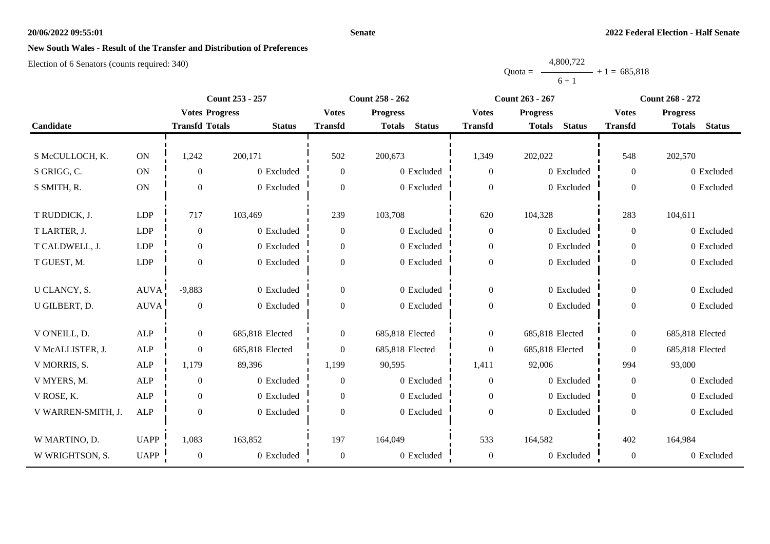**New South Wales - Result of the Transfer and Distribution of Preferences**

Election of 6 Senators (counts required: 340)

$$\text{Quota} = \frac{4,800,722}{6 + 1} + 1 = 685,818$$

| Candidate | | Count 253 - 257 | | | Count 258 - 262 | | | Count 263 - 267 | | | Count 268 - 272 | | |
|---|---|---|---|---|---|---|---|---|---|---|---|---|---|
| | | Votes Transfd | Progress Totals | Status | Votes Transfd | Progress Totals | Status | Votes Transfd | Progress Totals | Status | Votes Transfd | Progress Totals | Status |
| S McCULLOCH, K. | ON | 1,242 | 200,171 | | 502 | 200,673 | | 1,349 | 202,022 | | 548 | 202,570 | |
| S GRIGG, C. | ON | 0 | 0 | Excluded | 0 | 0 | Excluded | 0 | 0 | Excluded | 0 | 0 | Excluded |
| S SMITH, R. | ON | 0 | 0 | Excluded | 0 | 0 | Excluded | 0 | 0 | Excluded | 0 | 0 | Excluded |
| T RUDDICK, J. | LDP | 717 | 103,469 | | 239 | 103,708 | | 620 | 104,328 | | 283 | 104,611 | |
| T LARTER, J. | LDP | 0 | 0 | Excluded | 0 | 0 | Excluded | 0 | 0 | Excluded | 0 | 0 | Excluded |
| T CALDWELL, J. | LDP | 0 | 0 | Excluded | 0 | 0 | Excluded | 0 | 0 | Excluded | 0 | 0 | Excluded |
| T GUEST, M. | LDP | 0 | 0 | Excluded | 0 | 0 | Excluded | 0 | 0 | Excluded | 0 | 0 | Excluded |
| U CLANCY, S. | AUVA | -9,883 | 0 | Excluded | 0 | 0 | Excluded | 0 | 0 | Excluded | 0 | 0 | Excluded |
| U GILBERT, D. | AUVA | 0 | 0 | Excluded | 0 | 0 | Excluded | 0 | 0 | Excluded | 0 | 0 | Excluded |
| V O'NEILL, D. | ALP | 0 | 685,818 | Elected | 0 | 685,818 | Elected | 0 | 685,818 | Elected | 0 | 685,818 | Elected |
| V McALLISTER, J. | ALP | 0 | 685,818 | Elected | 0 | 685,818 | Elected | 0 | 685,818 | Elected | 0 | 685,818 | Elected |
| V MORRIS, S. | ALP | 1,179 | 89,396 | | 1,199 | 90,595 | | 1,411 | 92,006 | | 994 | 93,000 | |
| V MYERS, M. | ALP | 0 | 0 | Excluded | 0 | 0 | Excluded | 0 | 0 | Excluded | 0 | 0 | Excluded |
| V ROSE, K. | ALP | 0 | 0 | Excluded | 0 | 0 | Excluded | 0 | 0 | Excluded | 0 | 0 | Excluded |
| V WARREN-SMITH, J. | ALP | 0 | 0 | Excluded | 0 | 0 | Excluded | 0 | 0 | Excluded | 0 | 0 | Excluded |
| W MARTINO, D. | UAPP | 1,083 | 163,852 | | 197 | 164,049 | | 533 | 164,582 | | 402 | 164,984 | |
| W WRIGHTSON, S. | UAPP | 0 | 0 | Excluded | 0 | 0 | Excluded | 0 | 0 | Excluded | 0 | 0 | Excluded |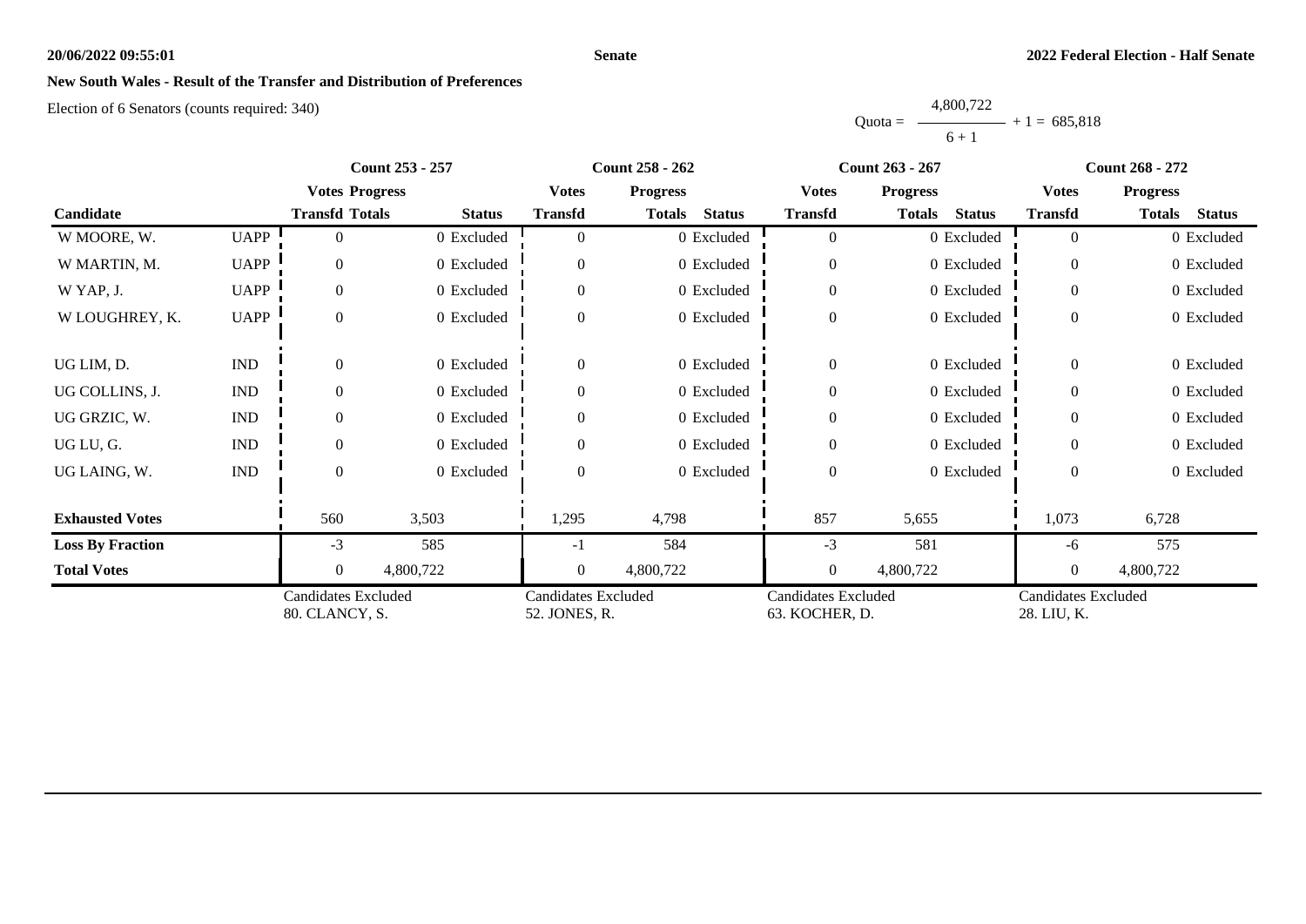## New South Wales - Result of the Transfer and Distribution of Preferences

Election of 6 Senators (counts required: 340)

$$\text{Quota} = \frac{4{,}800{,}722}{6 + 1} + 1 = 685{,}818$$

| Candidate | | Count 253 - 257 | | | Count 258 - 262 | | | Count 263 - 267 | | | Count 268 - 272 | | |
|---|---|---|---|---|---|---|---|---|---|---|---|---|---|
| | | Votes | Progress | | Votes | Progress | | Votes | Progress | | Votes | Progress | |
| | | Transfd | Totals | Status | Transfd | Totals | Status | Transfd | Totals | Status | Transfd | Totals | Status |
| W MOORE, W. | UAPP | 0 | 0 | Excluded | 0 | 0 | Excluded | 0 | 0 | Excluded | 0 | 0 | Excluded |
| W MARTIN, M. | UAPP | 0 | 0 | Excluded | 0 | 0 | Excluded | 0 | 0 | Excluded | 0 | 0 | Excluded |
| W YAP, J. | UAPP | 0 | 0 | Excluded | 0 | 0 | Excluded | 0 | 0 | Excluded | 0 | 0 | Excluded |
| W LOUGHREY, K. | UAPP | 0 | 0 | Excluded | 0 | 0 | Excluded | 0 | 0 | Excluded | 0 | 0 | Excluded |
| UG LIM, D. | IND | 0 | 0 | Excluded | 0 | 0 | Excluded | 0 | 0 | Excluded | 0 | 0 | Excluded |
| UG COLLINS, J. | IND | 0 | 0 | Excluded | 0 | 0 | Excluded | 0 | 0 | Excluded | 0 | 0 | Excluded |
| UG GRZIC, W. | IND | 0 | 0 | Excluded | 0 | 0 | Excluded | 0 | 0 | Excluded | 0 | 0 | Excluded |
| UG LU, G. | IND | 0 | 0 | Excluded | 0 | 0 | Excluded | 0 | 0 | Excluded | 0 | 0 | Excluded |
| UG LAING, W. | IND | 0 | 0 | Excluded | 0 | 0 | Excluded | 0 | 0 | Excluded | 0 | 0 | Excluded |
| **Exhausted Votes** | | 560 | 3,503 | | 1,295 | 4,798 | | 857 | 5,655 | | 1,073 | 6,728 | |
| **Loss By Fraction** | | -3 | 585 | | -1 | 584 | | -3 | 581 | | -6 | 575 | |
| **Total Votes** | | 0 | 4,800,722 | | 0 | 4,800,722 | | 0 | 4,800,722 | | 0 | 4,800,722 | |
| | | Candidates Excluded 80. CLANCY, S. | | | Candidates Excluded 52. JONES, R. | | | Candidates Excluded 63. KOCHER, D. | | | Candidates Excluded 28. LIU, K. | | |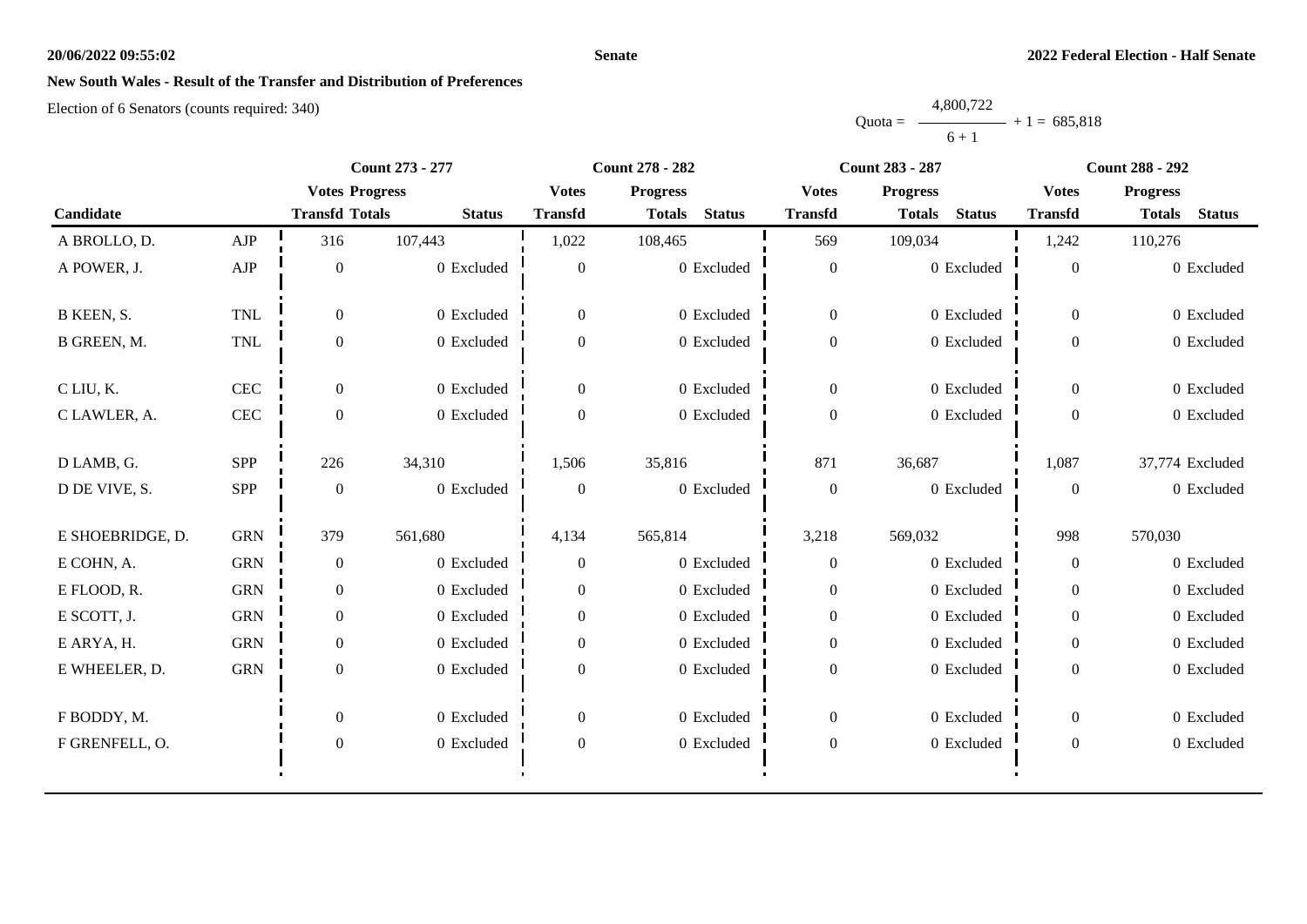**New South Wales - Result of the Transfer and Distribution of Preferences**

Election of 6 Senators (counts required: 340)

Quota = $\frac{4,800,722}{6 + 1} + 1 = 685,818$

| Candidate | | Count 273 - 277 | | | Count 278 - 282 | | | Count 283 - 287 | | | Count 288 - 292 | | |
|---|---|---|---|---|---|---|---|---|---|---|---|---|---|
| | | Votes Transfd | Progress Totals | Status | Votes Transfd | Progress Totals | Status | Votes Transfd | Progress Totals | Status | Votes Transfd | Progress Totals | Status |
| A BROLLO, D. | AJP | 316 | 107,443 | | 1,022 | 108,465 | | 569 | 109,034 | | 1,242 | 110,276 | |
| A POWER, J. | AJP | 0 | 0 | Excluded | 0 | 0 | Excluded | 0 | 0 | Excluded | 0 | 0 | Excluded |
| B KEEN, S. | TNL | 0 | 0 | Excluded | 0 | 0 | Excluded | 0 | 0 | Excluded | 0 | 0 | Excluded |
| B GREEN, M. | TNL | 0 | 0 | Excluded | 0 | 0 | Excluded | 0 | 0 | Excluded | 0 | 0 | Excluded |
| C LIU, K. | CEC | 0 | 0 | Excluded | 0 | 0 | Excluded | 0 | 0 | Excluded | 0 | 0 | Excluded |
| C LAWLER, A. | CEC | 0 | 0 | Excluded | 0 | 0 | Excluded | 0 | 0 | Excluded | 0 | 0 | Excluded |
| D LAMB, G. | SPP | 226 | 34,310 | | 1,506 | 35,816 | | 871 | 36,687 | | 1,087 | 37,774 | Excluded |
| D DE VIVE, S. | SPP | 0 | 0 | Excluded | 0 | 0 | Excluded | 0 | 0 | Excluded | 0 | 0 | Excluded |
| E SHOEBRIDGE, D. | GRN | 379 | 561,680 | | 4,134 | 565,814 | | 3,218 | 569,032 | | 998 | 570,030 | |
| E COHN, A. | GRN | 0 | 0 | Excluded | 0 | 0 | Excluded | 0 | 0 | Excluded | 0 | 0 | Excluded |
| E FLOOD, R. | GRN | 0 | 0 | Excluded | 0 | 0 | Excluded | 0 | 0 | Excluded | 0 | 0 | Excluded |
| E SCOTT, J. | GRN | 0 | 0 | Excluded | 0 | 0 | Excluded | 0 | 0 | Excluded | 0 | 0 | Excluded |
| E ARYA, H. | GRN | 0 | 0 | Excluded | 0 | 0 | Excluded | 0 | 0 | Excluded | 0 | 0 | Excluded |
| E WHEELER, D. | GRN | 0 | 0 | Excluded | 0 | 0 | Excluded | 0 | 0 | Excluded | 0 | 0 | Excluded |
| F BODDY, M. | | 0 | 0 | Excluded | 0 | 0 | Excluded | 0 | 0 | Excluded | 0 | 0 | Excluded |
| F GRENFELL, O. | | 0 | 0 | Excluded | 0 | 0 | Excluded | 0 | 0 | Excluded | 0 | 0 | Excluded |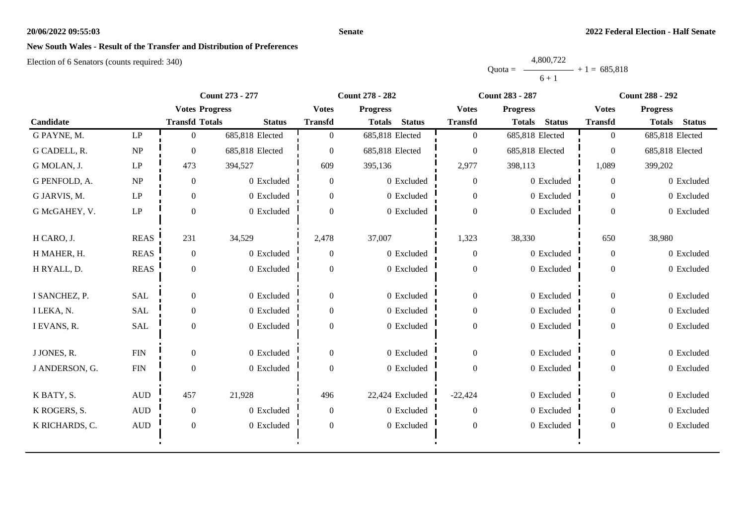## New South Wales - Result of the Transfer and Distribution of Preferences

Election of 6 Senators (counts required: 340)

$$\text{Quota} = \frac{4{,}800{,}722}{6+1} + 1 = 685{,}818$$

| Candidate | | Count 273 - 277 | | | Count 278 - 282 | | | Count 283 - 287 | | | Count 288 - 292 | | |
|---|---|---|---|---|---|---|---|---|---|---|---|---|---|
| | | Votes Transfd | Progress Totals | Status | Votes Transfd | Progress Totals | Status | Votes Transfd | Progress Totals | Status | Votes Transfd | Progress Totals | Status |
| G PAYNE, M. | LP | 0 | 685,818 | Elected | 0 | 685,818 | Elected | 0 | 685,818 | Elected | 0 | 685,818 | Elected |
| G CADELL, R. | NP | 0 | 685,818 | Elected | 0 | 685,818 | Elected | 0 | 685,818 | Elected | 0 | 685,818 | Elected |
| G MOLAN, J. | LP | 473 | 394,527 | | 609 | 395,136 | | 2,977 | 398,113 | | 1,089 | 399,202 | |
| G PENFOLD, A. | NP | 0 | 0 | Excluded | 0 | 0 | Excluded | 0 | 0 | Excluded | 0 | 0 | Excluded |
| G JARVIS, M. | LP | 0 | 0 | Excluded | 0 | 0 | Excluded | 0 | 0 | Excluded | 0 | 0 | Excluded |
| G McGAHEY, V. | LP | 0 | 0 | Excluded | 0 | 0 | Excluded | 0 | 0 | Excluded | 0 | 0 | Excluded |
| H CARO, J. | REAS | 231 | 34,529 | | 2,478 | 37,007 | | 1,323 | 38,330 | | 650 | 38,980 | |
| H MAHER, H. | REAS | 0 | 0 | Excluded | 0 | 0 | Excluded | 0 | 0 | Excluded | 0 | 0 | Excluded |
| H RYALL, D. | REAS | 0 | 0 | Excluded | 0 | 0 | Excluded | 0 | 0 | Excluded | 0 | 0 | Excluded |
| I SANCHEZ, P. | SAL | 0 | 0 | Excluded | 0 | 0 | Excluded | 0 | 0 | Excluded | 0 | 0 | Excluded |
| I LEKA, N. | SAL | 0 | 0 | Excluded | 0 | 0 | Excluded | 0 | 0 | Excluded | 0 | 0 | Excluded |
| I EVANS, R. | SAL | 0 | 0 | Excluded | 0 | 0 | Excluded | 0 | 0 | Excluded | 0 | 0 | Excluded |
| J JONES, R. | FIN | 0 | 0 | Excluded | 0 | 0 | Excluded | 0 | 0 | Excluded | 0 | 0 | Excluded |
| J ANDERSON, G. | FIN | 0 | 0 | Excluded | 0 | 0 | Excluded | 0 | 0 | Excluded | 0 | 0 | Excluded |
| K BATY, S. | AUD | 457 | 21,928 | | 496 | 22,424 | Excluded | -22,424 | 0 | Excluded | 0 | 0 | Excluded |
| K ROGERS, S. | AUD | 0 | 0 | Excluded | 0 | 0 | Excluded | 0 | 0 | Excluded | 0 | 0 | Excluded |
| K RICHARDS, C. | AUD | 0 | 0 | Excluded | 0 | 0 | Excluded | 0 | 0 | Excluded | 0 | 0 | Excluded |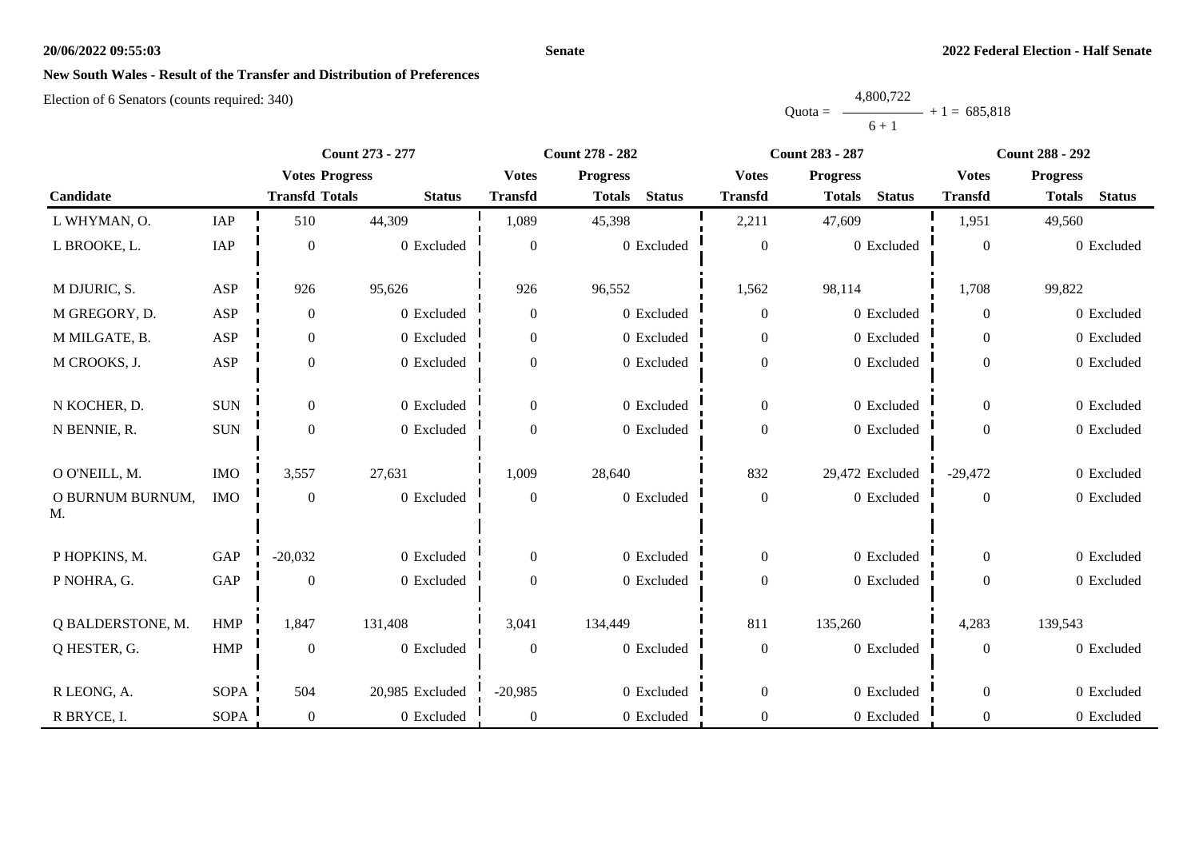## New South Wales - Result of the Transfer and Distribution of Preferences

Election of 6 Senators (counts required: 340)

Quota = 4,800,722 / (6 + 1) + 1 = 685,818

| Candidate | | Count 273 - 277 | | | Count 278 - 282 | | | Count 283 - 287 | | | Count 288 - 292 | | |
|---|---|---|---|---|---|---|---|---|---|---|---|---|---|
| | | Votes Transfd | Progress Totals | Status | Votes Transfd | Progress Totals | Status | Votes Transfd | Progress Totals | Status | Votes Transfd | Progress Totals | Status |
| L WHYMAN, O. | IAP | 510 | 44,309 | | 1,089 | 45,398 | | 2,211 | 47,609 | | 1,951 | 49,560 | |
| L BROOKE, L. | IAP | 0 | 0 | Excluded | 0 | 0 | Excluded | 0 | 0 | Excluded | 0 | 0 | Excluded |
| M DJURIC, S. | ASP | 926 | 95,626 | | 926 | 96,552 | | 1,562 | 98,114 | | 1,708 | 99,822 | |
| M GREGORY, D. | ASP | 0 | 0 | Excluded | 0 | 0 | Excluded | 0 | 0 | Excluded | 0 | 0 | Excluded |
| M MILGATE, B. | ASP | 0 | 0 | Excluded | 0 | 0 | Excluded | 0 | 0 | Excluded | 0 | 0 | Excluded |
| M CROOKS, J. | ASP | 0 | 0 | Excluded | 0 | 0 | Excluded | 0 | 0 | Excluded | 0 | 0 | Excluded |
| N KOCHER, D. | SUN | 0 | 0 | Excluded | 0 | 0 | Excluded | 0 | 0 | Excluded | 0 | 0 | Excluded |
| N BENNIE, R. | SUN | 0 | 0 | Excluded | 0 | 0 | Excluded | 0 | 0 | Excluded | 0 | 0 | Excluded |
| O O'NEILL, M. | IMO | 3,557 | 27,631 | | 1,009 | 28,640 | | 832 | 29,472 | Excluded | -29,472 | 0 | Excluded |
| O BURNUM BURNUM, M. | IMO | 0 | 0 | Excluded | 0 | 0 | Excluded | 0 | 0 | Excluded | 0 | 0 | Excluded |
| P HOPKINS, M. | GAP | -20,032 | 0 | Excluded | 0 | 0 | Excluded | 0 | 0 | Excluded | 0 | 0 | Excluded |
| P NOHRA, G. | GAP | 0 | 0 | Excluded | 0 | 0 | Excluded | 0 | 0 | Excluded | 0 | 0 | Excluded |
| Q BALDERSTONE, M. | HMP | 1,847 | 131,408 | | 3,041 | 134,449 | | 811 | 135,260 | | 4,283 | 139,543 | |
| Q HESTER, G. | HMP | 0 | 0 | Excluded | 0 | 0 | Excluded | 0 | 0 | Excluded | 0 | 0 | Excluded |
| R LEONG, A. | SOPA | 504 | 20,985 | Excluded | -20,985 | 0 | Excluded | 0 | 0 | Excluded | 0 | 0 | Excluded |
| R BRYCE, I. | SOPA | 0 | 0 | Excluded | 0 | 0 | Excluded | 0 | 0 | Excluded | 0 | 0 | Excluded |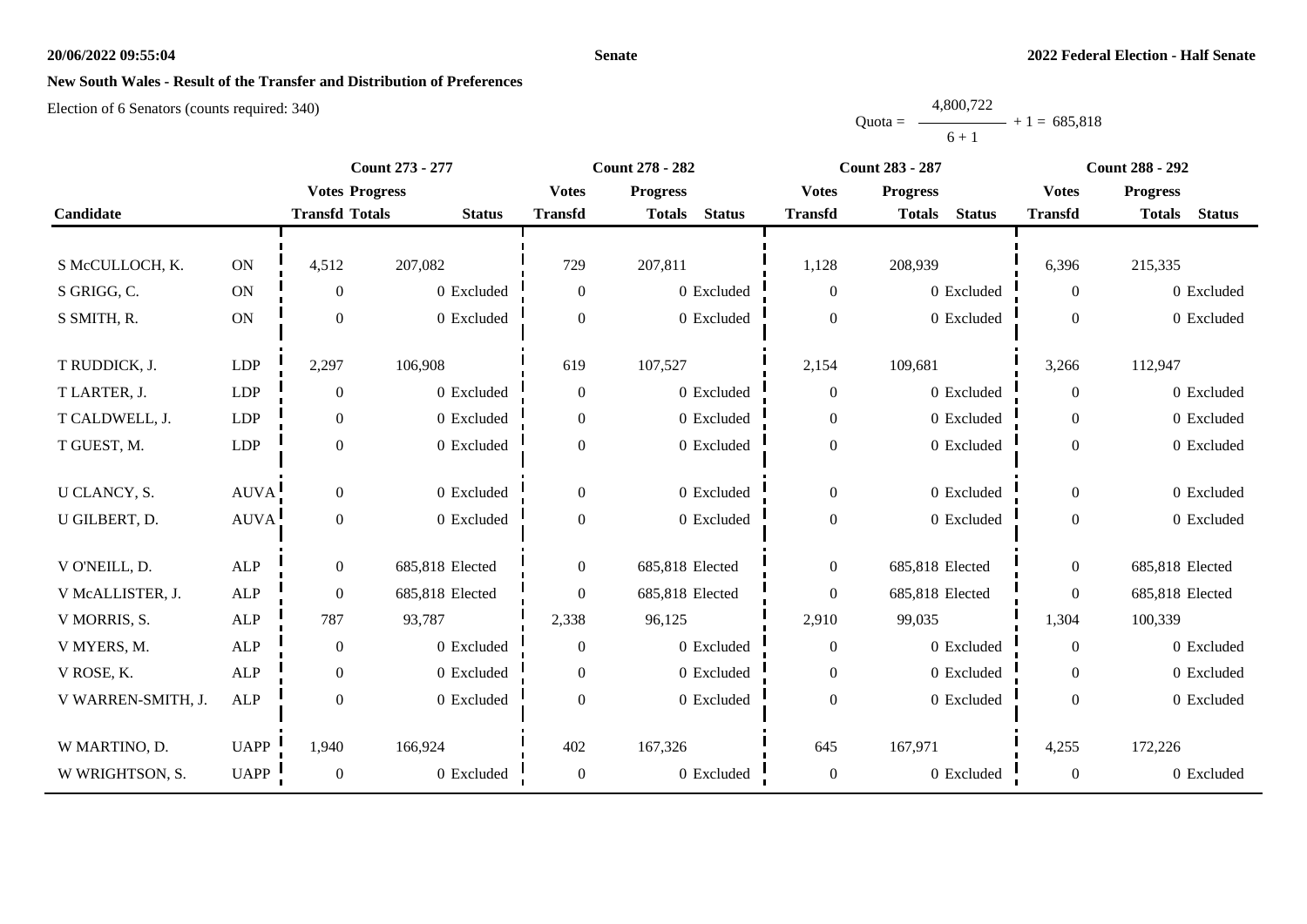**20/06/2022 09:55:04** **Senate** **2022 Federal Election - Half Senate**

## New South Wales - Result of the Transfer and Distribution of Preferences

Election of 6 Senators (counts required: 340)

$$Quota = \frac{4,800,722}{6 + 1} + 1 = 685,818$$

| Candidate | | Count 273 - 277 | | | Count 278 - 282 | | | Count 283 - 287 | | | Count 288 - 292 | | |
|---|---|---|---|---|---|---|---|---|---|---|---|---|---|
| | | Votes Transfd | Progress Totals | Status | Votes Transfd | Progress Totals | Status | Votes Transfd | Progress Totals | Status | Votes Transfd | Progress Totals | Status |
| S McCULLOCH, K. | ON | 4,512 | 207,082 | | 729 | 207,811 | | 1,128 | 208,939 | | 6,396 | 215,335 | |
| S GRIGG, C. | ON | 0 | 0 | Excluded | 0 | 0 | Excluded | 0 | 0 | Excluded | 0 | 0 | Excluded |
| S SMITH, R. | ON | 0 | 0 | Excluded | 0 | 0 | Excluded | 0 | 0 | Excluded | 0 | 0 | Excluded |
| T RUDDICK, J. | LDP | 2,297 | 106,908 | | 619 | 107,527 | | 2,154 | 109,681 | | 3,266 | 112,947 | |
| T LARTER, J. | LDP | 0 | 0 | Excluded | 0 | 0 | Excluded | 0 | 0 | Excluded | 0 | 0 | Excluded |
| T CALDWELL, J. | LDP | 0 | 0 | Excluded | 0 | 0 | Excluded | 0 | 0 | Excluded | 0 | 0 | Excluded |
| T GUEST, M. | LDP | 0 | 0 | Excluded | 0 | 0 | Excluded | 0 | 0 | Excluded | 0 | 0 | Excluded |
| U CLANCY, S. | AUVA | 0 | 0 | Excluded | 0 | 0 | Excluded | 0 | 0 | Excluded | 0 | 0 | Excluded |
| U GILBERT, D. | AUVA | 0 | 0 | Excluded | 0 | 0 | Excluded | 0 | 0 | Excluded | 0 | 0 | Excluded |
| V O'NEILL, D. | ALP | 0 | 685,818 | Elected | 0 | 685,818 | Elected | 0 | 685,818 | Elected | 0 | 685,818 | Elected |
| V McALLISTER, J. | ALP | 0 | 685,818 | Elected | 0 | 685,818 | Elected | 0 | 685,818 | Elected | 0 | 685,818 | Elected |
| V MORRIS, S. | ALP | 787 | 93,787 | | 2,338 | 96,125 | | 2,910 | 99,035 | | 1,304 | 100,339 | |
| V MYERS, M. | ALP | 0 | 0 | Excluded | 0 | 0 | Excluded | 0 | 0 | Excluded | 0 | 0 | Excluded |
| V ROSE, K. | ALP | 0 | 0 | Excluded | 0 | 0 | Excluded | 0 | 0 | Excluded | 0 | 0 | Excluded |
| V WARREN-SMITH, J. | ALP | 0 | 0 | Excluded | 0 | 0 | Excluded | 0 | 0 | Excluded | 0 | 0 | Excluded |
| W MARTINO, D. | UAPP | 1,940 | 166,924 | | 402 | 167,326 | | 645 | 167,971 | | 4,255 | 172,226 | |
| W WRIGHTSON, S. | UAPP | 0 | 0 | Excluded | 0 | 0 | Excluded | 0 | 0 | Excluded | 0 | 0 | Excluded |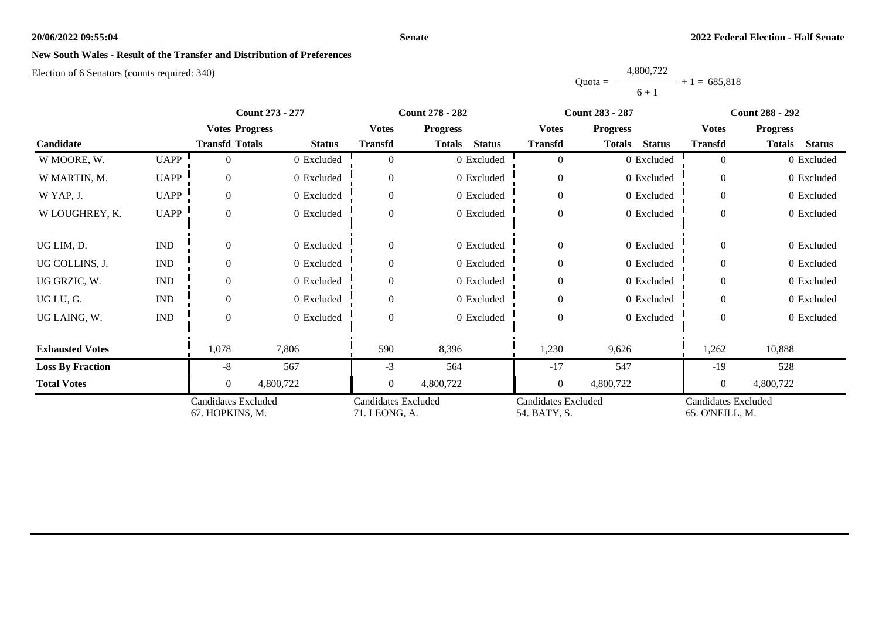## New South Wales - Result of the Transfer and Distribution of Preferences

Election of 6 Senators (counts required: 340)

$$\text{Quota} = \frac{4,800,722}{6 + 1} + 1 = 685,818$$

| Candidate | | Count 273 - 277 | | | Count 278 - 282 | | | Count 283 - 287 | | | Count 288 - 292 | | |
|---|---|---|---|---|---|---|---|---|---|---|---|---|---|
| | | Votes Transfd | Progress Totals | Status | Votes Transfd | Progress Totals | Status | Votes Transfd | Progress Totals | Status | Votes Transfd | Progress Totals | Status |
| W MOORE, W. | UAPP | 0 | 0 | Excluded | 0 | 0 | Excluded | 0 | 0 | Excluded | 0 | 0 | Excluded |
| W MARTIN, M. | UAPP | 0 | 0 | Excluded | 0 | 0 | Excluded | 0 | 0 | Excluded | 0 | 0 | Excluded |
| W YAP, J. | UAPP | 0 | 0 | Excluded | 0 | 0 | Excluded | 0 | 0 | Excluded | 0 | 0 | Excluded |
| W LOUGHREY, K. | UAPP | 0 | 0 | Excluded | 0 | 0 | Excluded | 0 | 0 | Excluded | 0 | 0 | Excluded |
| UG LIM, D. | IND | 0 | 0 | Excluded | 0 | 0 | Excluded | 0 | 0 | Excluded | 0 | 0 | Excluded |
| UG COLLINS, J. | IND | 0 | 0 | Excluded | 0 | 0 | Excluded | 0 | 0 | Excluded | 0 | 0 | Excluded |
| UG GRZIC, W. | IND | 0 | 0 | Excluded | 0 | 0 | Excluded | 0 | 0 | Excluded | 0 | 0 | Excluded |
| UG LU, G. | IND | 0 | 0 | Excluded | 0 | 0 | Excluded | 0 | 0 | Excluded | 0 | 0 | Excluded |
| UG LAING, W. | IND | 0 | 0 | Excluded | 0 | 0 | Excluded | 0 | 0 | Excluded | 0 | 0 | Excluded |
| **Exhausted Votes** | | 1,078 | 7,806 | | 590 | 8,396 | | 1,230 | 9,626 | | 1,262 | 10,888 | |
| **Loss By Fraction** | | -8 | 567 | | -3 | 564 | | -17 | 547 | | -19 | 528 | |
| **Total Votes** | | 0 | 4,800,722 | | 0 | 4,800,722 | | 0 | 4,800,722 | | 0 | 4,800,722 | |
| | | Candidates Excluded 67. HOPKINS, M. | | | Candidates Excluded 71. LEONG, A. | | | Candidates Excluded 54. BATY, S. | | | Candidates Excluded 65. O'NEILL, M. | | |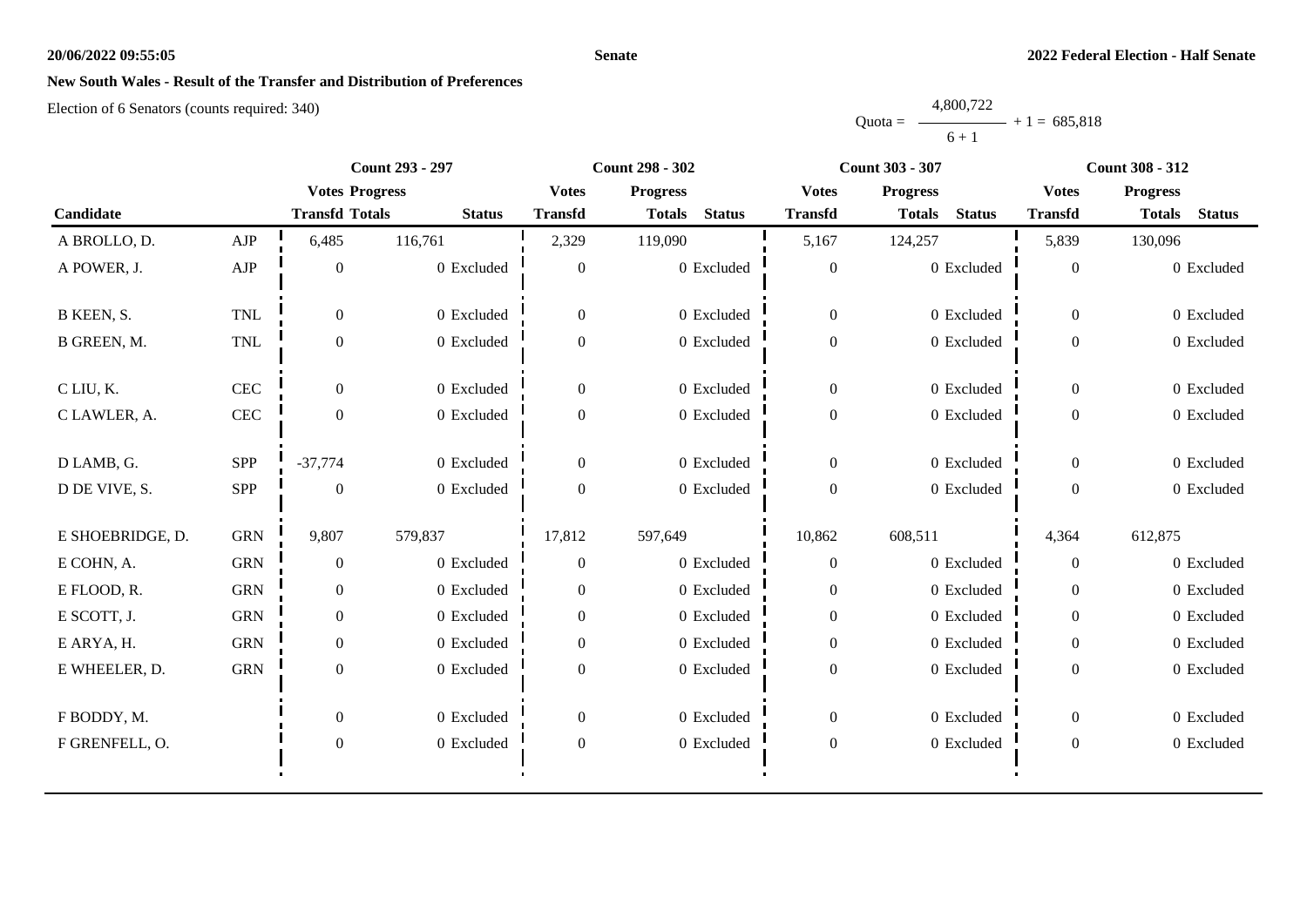**20/06/2022 09:55:05** **Senate** **2022 Federal Election - Half Senate**

## New South Wales - Result of the Transfer and Distribution of Preferences

Election of 6 Senators (counts required: 340)

$$\text{Quota} = \frac{4{,}800{,}722}{6 + 1} + 1 = 685{,}818$$

| Candidate | | Count 293 - 297 | | | Count 298 - 302 | | | Count 303 - 307 | | | Count 308 - 312 | | |
|---|---|---|---|---|---|---|---|---|---|---|---|---|---|
| | | Votes Transfd | Progress Totals | Status | Votes Transfd | Progress Totals | Status | Votes Transfd | Progress Totals | Status | Votes Transfd | Progress Totals | Status |
| A BROLLO, D. | AJP | 6,485 | 116,761 | | 2,329 | 119,090 | | 5,167 | 124,257 | | 5,839 | 130,096 | |
| A POWER, J. | AJP | 0 | 0 | Excluded | 0 | 0 | Excluded | 0 | 0 | Excluded | 0 | 0 | Excluded |
| B KEEN, S. | TNL | 0 | 0 | Excluded | 0 | 0 | Excluded | 0 | 0 | Excluded | 0 | 0 | Excluded |
| B GREEN, M. | TNL | 0 | 0 | Excluded | 0 | 0 | Excluded | 0 | 0 | Excluded | 0 | 0 | Excluded |
| C LIU, K. | CEC | 0 | 0 | Excluded | 0 | 0 | Excluded | 0 | 0 | Excluded | 0 | 0 | Excluded |
| C LAWLER, A. | CEC | 0 | 0 | Excluded | 0 | 0 | Excluded | 0 | 0 | Excluded | 0 | 0 | Excluded |
| D LAMB, G. | SPP | -37,774 | 0 | Excluded | 0 | 0 | Excluded | 0 | 0 | Excluded | 0 | 0 | Excluded |
| D DE VIVE, S. | SPP | 0 | 0 | Excluded | 0 | 0 | Excluded | 0 | 0 | Excluded | 0 | 0 | Excluded |
| E SHOEBRIDGE, D. | GRN | 9,807 | 579,837 | | 17,812 | 597,649 | | 10,862 | 608,511 | | 4,364 | 612,875 | |
| E COHN, A. | GRN | 0 | 0 | Excluded | 0 | 0 | Excluded | 0 | 0 | Excluded | 0 | 0 | Excluded |
| E FLOOD, R. | GRN | 0 | 0 | Excluded | 0 | 0 | Excluded | 0 | 0 | Excluded | 0 | 0 | Excluded |
| E SCOTT, J. | GRN | 0 | 0 | Excluded | 0 | 0 | Excluded | 0 | 0 | Excluded | 0 | 0 | Excluded |
| E ARYA, H. | GRN | 0 | 0 | Excluded | 0 | 0 | Excluded | 0 | 0 | Excluded | 0 | 0 | Excluded |
| E WHEELER, D. | GRN | 0 | 0 | Excluded | 0 | 0 | Excluded | 0 | 0 | Excluded | 0 | 0 | Excluded |
| F BODDY, M. | | 0 | 0 | Excluded | 0 | 0 | Excluded | 0 | 0 | Excluded | 0 | 0 | Excluded |
| F GRENFELL, O. | | 0 | 0 | Excluded | 0 | 0 | Excluded | 0 | 0 | Excluded | 0 | 0 | Excluded |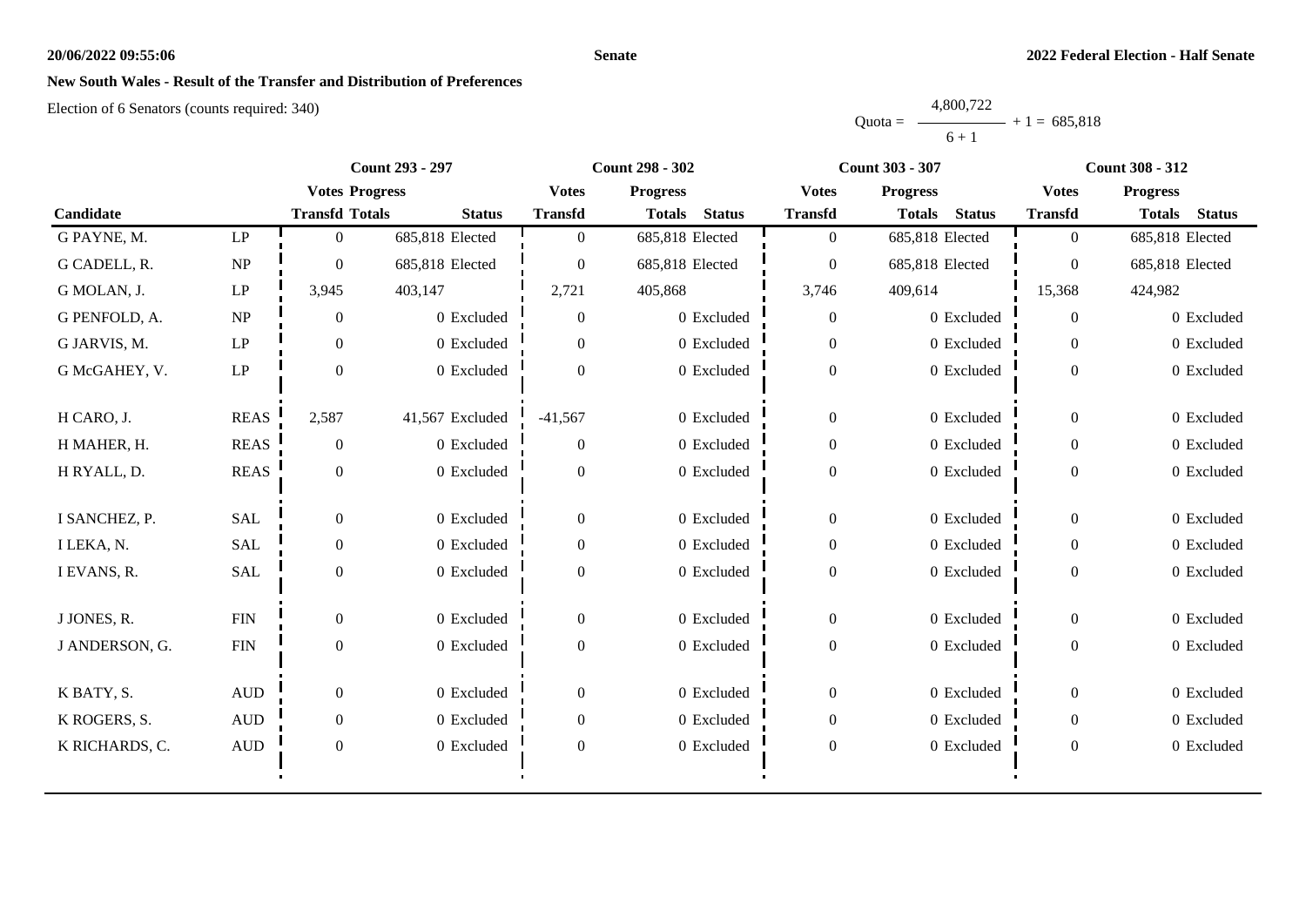**Senate**

**2022 Federal Election - Half Senate**

## New South Wales - Result of the Transfer and Distribution of Preferences

Election of 6 Senators (counts required: 340)

$$\text{Quota} = \frac{4{,}800{,}722}{6 + 1} + 1 = 685{,}818$$

| | | Count 293 - 297 | | | Count 298 - 302 | | | Count 303 - 307 | | | Count 308 - 312 | | |
|---|---|---|---|---|---|---|---|---|---|---|---|---|---|
| | | Votes | Progress | | Votes | Progress | | Votes | Progress | | Votes | Progress | |
| Candidate | | Transfd | Totals | Status | Transfd | Totals | Status | Transfd | Totals | Status | Transfd | Totals | Status |
| G PAYNE, M. | LP | 0 | 685,818 | Elected | 0 | 685,818 | Elected | 0 | 685,818 | Elected | 0 | 685,818 | Elected |
| G CADELL, R. | NP | 0 | 685,818 | Elected | 0 | 685,818 | Elected | 0 | 685,818 | Elected | 0 | 685,818 | Elected |
| G MOLAN, J. | LP | 3,945 | 403,147 | | 2,721 | 405,868 | | 3,746 | 409,614 | | 15,368 | 424,982 | |
| G PENFOLD, A. | NP | 0 | 0 | Excluded | 0 | 0 | Excluded | 0 | 0 | Excluded | 0 | 0 | Excluded |
| G JARVIS, M. | LP | 0 | 0 | Excluded | 0 | 0 | Excluded | 0 | 0 | Excluded | 0 | 0 | Excluded |
| G McGAHEY, V. | LP | 0 | 0 | Excluded | 0 | 0 | Excluded | 0 | 0 | Excluded | 0 | 0 | Excluded |
| H CARO, J. | REAS | 2,587 | 41,567 | Excluded | -41,567 | 0 | Excluded | 0 | 0 | Excluded | 0 | 0 | Excluded |
| H MAHER, H. | REAS | 0 | 0 | Excluded | 0 | 0 | Excluded | 0 | 0 | Excluded | 0 | 0 | Excluded |
| H RYALL, D. | REAS | 0 | 0 | Excluded | 0 | 0 | Excluded | 0 | 0 | Excluded | 0 | 0 | Excluded |
| I SANCHEZ, P. | SAL | 0 | 0 | Excluded | 0 | 0 | Excluded | 0 | 0 | Excluded | 0 | 0 | Excluded |
| I LEKA, N. | SAL | 0 | 0 | Excluded | 0 | 0 | Excluded | 0 | 0 | Excluded | 0 | 0 | Excluded |
| I EVANS, R. | SAL | 0 | 0 | Excluded | 0 | 0 | Excluded | 0 | 0 | Excluded | 0 | 0 | Excluded |
| J JONES, R. | FIN | 0 | 0 | Excluded | 0 | 0 | Excluded | 0 | 0 | Excluded | 0 | 0 | Excluded |
| J ANDERSON, G. | FIN | 0 | 0 | Excluded | 0 | 0 | Excluded | 0 | 0 | Excluded | 0 | 0 | Excluded |
| K BATY, S. | AUD | 0 | 0 | Excluded | 0 | 0 | Excluded | 0 | 0 | Excluded | 0 | 0 | Excluded |
| K ROGERS, S. | AUD | 0 | 0 | Excluded | 0 | 0 | Excluded | 0 | 0 | Excluded | 0 | 0 | Excluded |
| K RICHARDS, C. | AUD | 0 | 0 | Excluded | 0 | 0 | Excluded | 0 | 0 | Excluded | 0 | 0 | Excluded |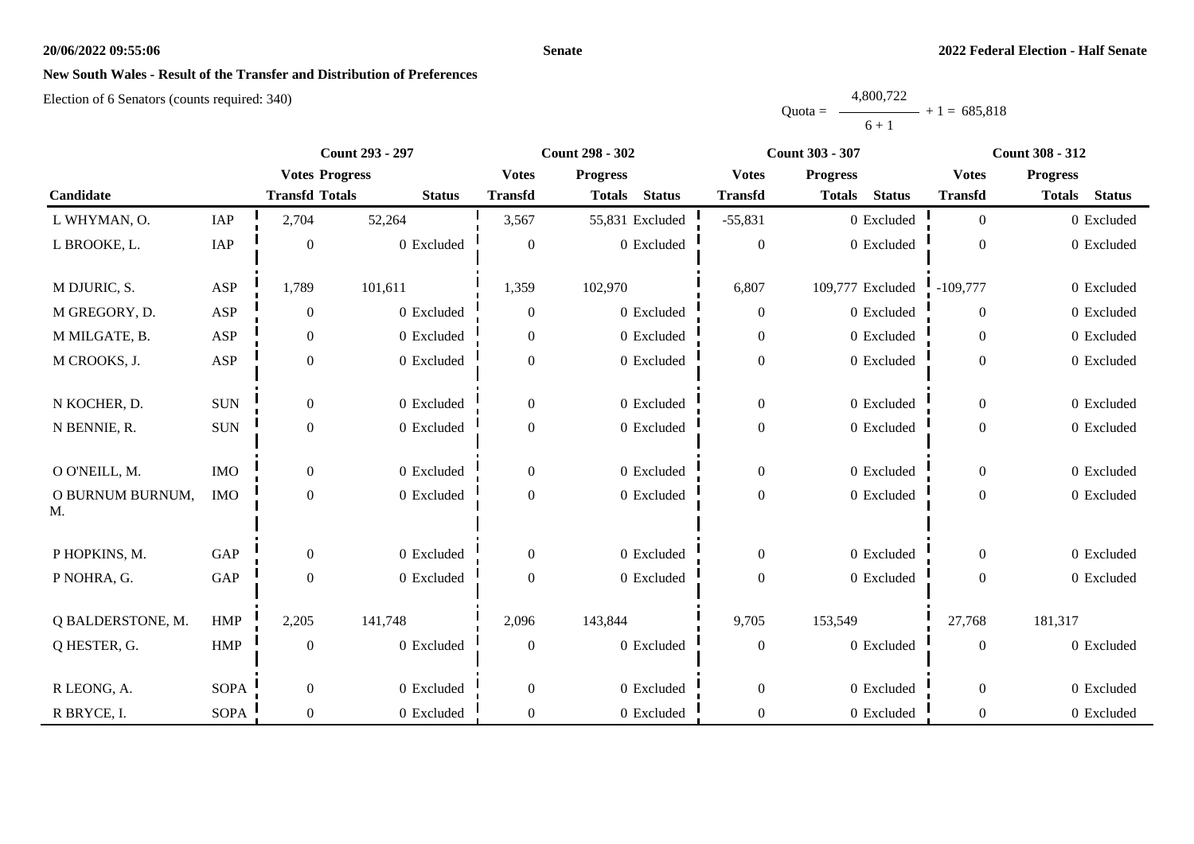**Senate**

**2022 Federal Election - Half Senate**

## New South Wales - Result of the Transfer and Distribution of Preferences

Election of 6 Senators (counts required: 340)

$$\text{Quota} = \frac{4{,}800{,}722}{6 + 1} + 1 = 685{,}818$$

| Candidate | | Count 293 - 297 | | | Count 298 - 302 | | | Count 303 - 307 | | | Count 308 - 312 | | |
|---|---|---|---|---|---|---|---|---|---|---|---|---|---|
| | | Votes Transfd | Progress Totals | Status | Votes Transfd | Progress Totals | Status | Votes Transfd | Progress Totals | Status | Votes Transfd | Progress Totals | Status |
| L WHYMAN, O. | IAP | 2,704 | 52,264 | | 3,567 | 55,831 | Excluded | -55,831 | 0 | Excluded | 0 | 0 | Excluded |
| L BROOKE, L. | IAP | 0 | 0 | Excluded | 0 | 0 | Excluded | 0 | 0 | Excluded | 0 | 0 | Excluded |
| M DJURIC, S. | ASP | 1,789 | 101,611 | | 1,359 | 102,970 | | 6,807 | 109,777 | Excluded | -109,777 | 0 | Excluded |
| M GREGORY, D. | ASP | 0 | 0 | Excluded | 0 | 0 | Excluded | 0 | 0 | Excluded | 0 | 0 | Excluded |
| M MILGATE, B. | ASP | 0 | 0 | Excluded | 0 | 0 | Excluded | 0 | 0 | Excluded | 0 | 0 | Excluded |
| M CROOKS, J. | ASP | 0 | 0 | Excluded | 0 | 0 | Excluded | 0 | 0 | Excluded | 0 | 0 | Excluded |
| N KOCHER, D. | SUN | 0 | 0 | Excluded | 0 | 0 | Excluded | 0 | 0 | Excluded | 0 | 0 | Excluded |
| N BENNIE, R. | SUN | 0 | 0 | Excluded | 0 | 0 | Excluded | 0 | 0 | Excluded | 0 | 0 | Excluded |
| O O'NEILL, M. | IMO | 0 | 0 | Excluded | 0 | 0 | Excluded | 0 | 0 | Excluded | 0 | 0 | Excluded |
| O BURNUM BURNUM, M. | IMO | 0 | 0 | Excluded | 0 | 0 | Excluded | 0 | 0 | Excluded | 0 | 0 | Excluded |
| P HOPKINS, M. | GAP | 0 | 0 | Excluded | 0 | 0 | Excluded | 0 | 0 | Excluded | 0 | 0 | Excluded |
| P NOHRA, G. | GAP | 0 | 0 | Excluded | 0 | 0 | Excluded | 0 | 0 | Excluded | 0 | 0 | Excluded |
| Q BALDERSTONE, M. | HMP | 2,205 | 141,748 | | 2,096 | 143,844 | | 9,705 | 153,549 | | 27,768 | 181,317 | |
| Q HESTER, G. | HMP | 0 | 0 | Excluded | 0 | 0 | Excluded | 0 | 0 | Excluded | 0 | 0 | Excluded |
| R LEONG, A. | SOPA | 0 | 0 | Excluded | 0 | 0 | Excluded | 0 | 0 | Excluded | 0 | 0 | Excluded |
| R BRYCE, I. | SOPA | 0 | 0 | Excluded | 0 | 0 | Excluded | 0 | 0 | Excluded | 0 | 0 | Excluded |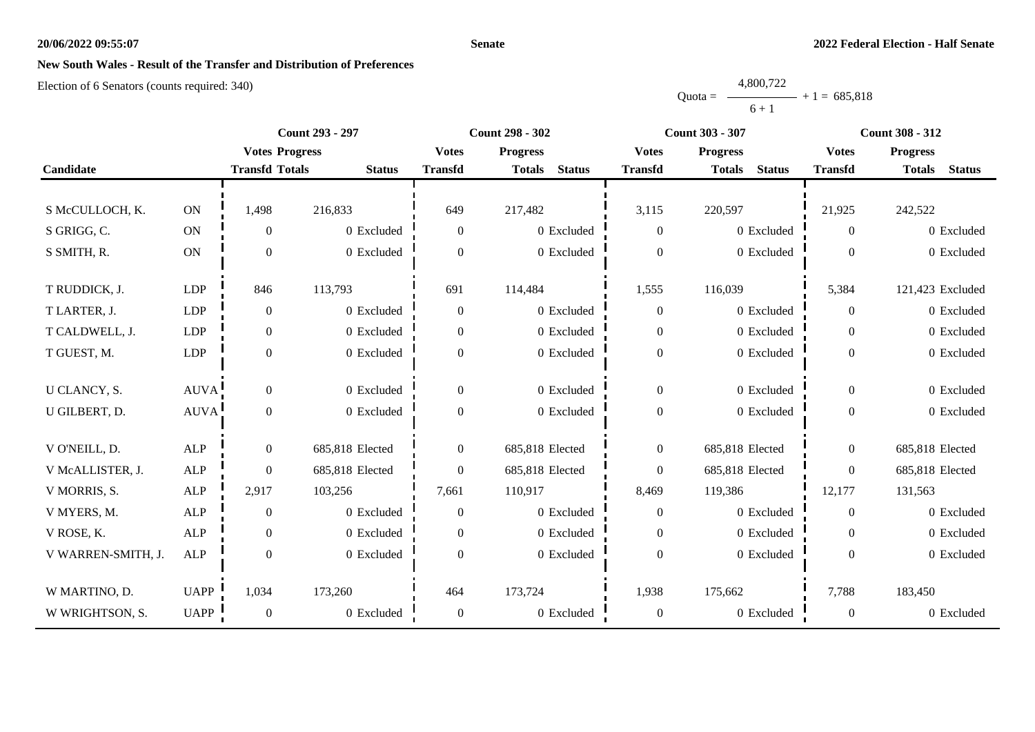## New South Wales - Result of the Transfer and Distribution of Preferences

Election of 6 Senators (counts required: 340)

$$\text{Quota} = \frac{4,800,722}{6 + 1} + 1 = 685,818$$

| Candidate | | Count 293 - 297 | | | Count 298 - 302 | | | Count 303 - 307 | | | Count 308 - 312 | | |
|---|---|---|---|---|---|---|---|---|---|---|---|---|---|
| | | Votes Transfd | Progress Totals | Status | Votes Transfd | Progress Totals | Status | Votes Transfd | Progress Totals | Status | Votes Transfd | Progress Totals | Status |
| S McCULLOCH, K. | ON | 1,498 | 216,833 | | 649 | 217,482 | | 3,115 | 220,597 | | 21,925 | 242,522 | |
| S GRIGG, C. | ON | 0 | 0 | Excluded | 0 | 0 | Excluded | 0 | 0 | Excluded | 0 | 0 | Excluded |
| S SMITH, R. | ON | 0 | 0 | Excluded | 0 | 0 | Excluded | 0 | 0 | Excluded | 0 | 0 | Excluded |
| T RUDDICK, J. | LDP | 846 | 113,793 | | 691 | 114,484 | | 1,555 | 116,039 | | 5,384 | 121,423 | Excluded |
| T LARTER, J. | LDP | 0 | 0 | Excluded | 0 | 0 | Excluded | 0 | 0 | Excluded | 0 | 0 | Excluded |
| T CALDWELL, J. | LDP | 0 | 0 | Excluded | 0 | 0 | Excluded | 0 | 0 | Excluded | 0 | 0 | Excluded |
| T GUEST, M. | LDP | 0 | 0 | Excluded | 0 | 0 | Excluded | 0 | 0 | Excluded | 0 | 0 | Excluded |
| U CLANCY, S. | AUVA | 0 | 0 | Excluded | 0 | 0 | Excluded | 0 | 0 | Excluded | 0 | 0 | Excluded |
| U GILBERT, D. | AUVA | 0 | 0 | Excluded | 0 | 0 | Excluded | 0 | 0 | Excluded | 0 | 0 | Excluded |
| V O'NEILL, D. | ALP | 0 | 685,818 | Elected | 0 | 685,818 | Elected | 0 | 685,818 | Elected | 0 | 685,818 | Elected |
| V McALLISTER, J. | ALP | 0 | 685,818 | Elected | 0 | 685,818 | Elected | 0 | 685,818 | Elected | 0 | 685,818 | Elected |
| V MORRIS, S. | ALP | 2,917 | 103,256 | | 7,661 | 110,917 | | 8,469 | 119,386 | | 12,177 | 131,563 | |
| V MYERS, M. | ALP | 0 | 0 | Excluded | 0 | 0 | Excluded | 0 | 0 | Excluded | 0 | 0 | Excluded |
| V ROSE, K. | ALP | 0 | 0 | Excluded | 0 | 0 | Excluded | 0 | 0 | Excluded | 0 | 0 | Excluded |
| V WARREN-SMITH, J. | ALP | 0 | 0 | Excluded | 0 | 0 | Excluded | 0 | 0 | Excluded | 0 | 0 | Excluded |
| W MARTINO, D. | UAPP | 1,034 | 173,260 | | 464 | 173,724 | | 1,938 | 175,662 | | 7,788 | 183,450 | |
| W WRIGHTSON, S. | UAPP | 0 | 0 | Excluded | 0 | 0 | Excluded | 0 | 0 | Excluded | 0 | 0 | Excluded |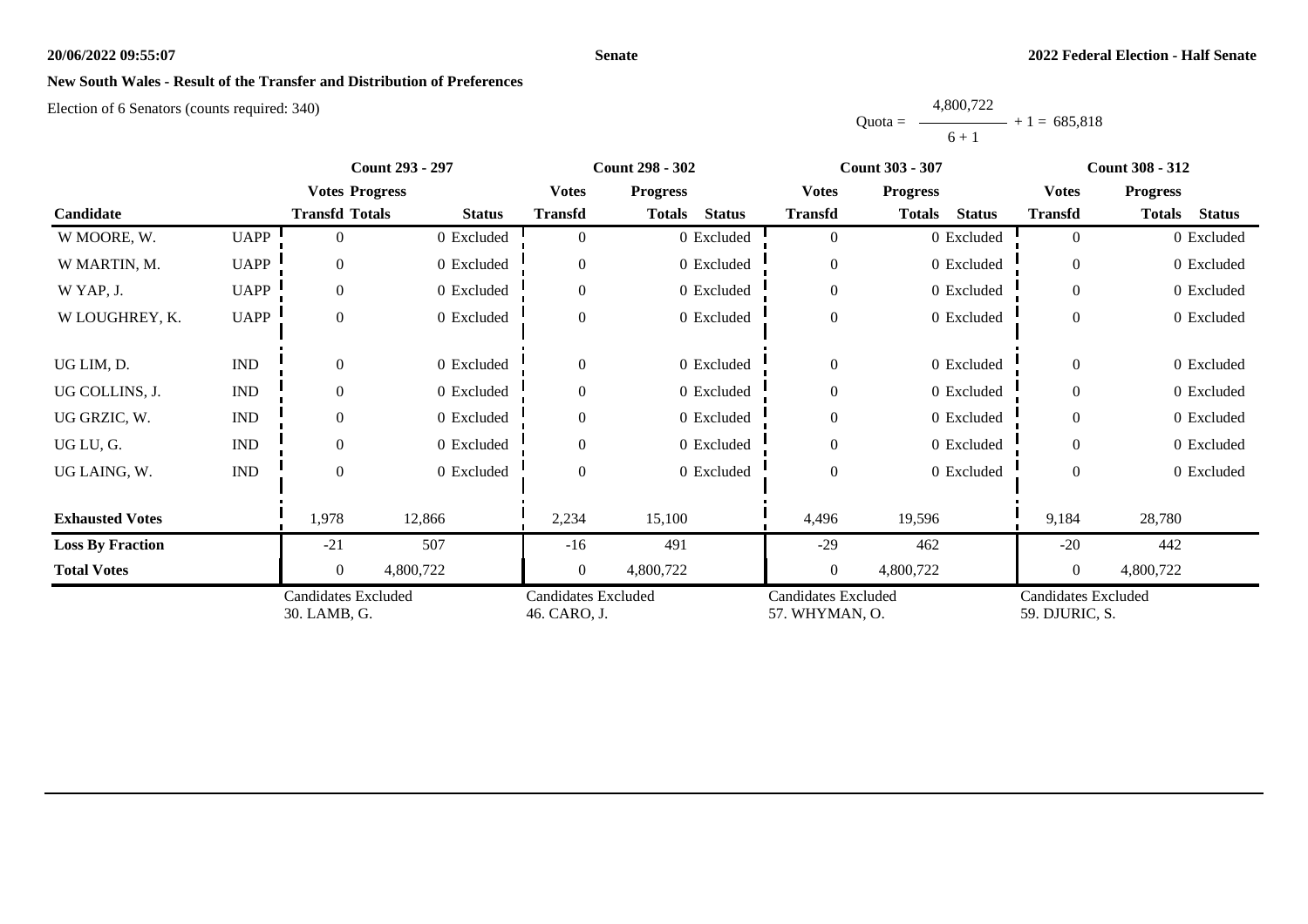## New South Wales - Result of the Transfer and Distribution of Preferences

Election of 6 Senators (counts required: 340)

$$\text{Quota} = \frac{4,800,722}{6 + 1} + 1 = 685,818$$

| Candidate | | Count 293 - 297 | | | Count 298 - 302 | | | Count 303 - 307 | | | Count 308 - 312 | | |
|---|---|---|---|---|---|---|---|---|---|---|---|---|---|
| | | Votes Transfd | Progress Totals | Status | Votes Transfd | Progress Totals | Status | Votes Transfd | Progress Totals | Status | Votes Transfd | Progress Totals | Status |
| W MOORE, W. | UAPP | 0 | 0 | Excluded | 0 | 0 | Excluded | 0 | 0 | Excluded | 0 | 0 | Excluded |
| W MARTIN, M. | UAPP | 0 | 0 | Excluded | 0 | 0 | Excluded | 0 | 0 | Excluded | 0 | 0 | Excluded |
| W YAP, J. | UAPP | 0 | 0 | Excluded | 0 | 0 | Excluded | 0 | 0 | Excluded | 0 | 0 | Excluded |
| W LOUGHREY, K. | UAPP | 0 | 0 | Excluded | 0 | 0 | Excluded | 0 | 0 | Excluded | 0 | 0 | Excluded |
| UG LIM, D. | IND | 0 | 0 | Excluded | 0 | 0 | Excluded | 0 | 0 | Excluded | 0 | 0 | Excluded |
| UG COLLINS, J. | IND | 0 | 0 | Excluded | 0 | 0 | Excluded | 0 | 0 | Excluded | 0 | 0 | Excluded |
| UG GRZIC, W. | IND | 0 | 0 | Excluded | 0 | 0 | Excluded | 0 | 0 | Excluded | 0 | 0 | Excluded |
| UG LU, G. | IND | 0 | 0 | Excluded | 0 | 0 | Excluded | 0 | 0 | Excluded | 0 | 0 | Excluded |
| UG LAING, W. | IND | 0 | 0 | Excluded | 0 | 0 | Excluded | 0 | 0 | Excluded | 0 | 0 | Excluded |
| **Exhausted Votes** | | 1,978 | 12,866 | | 2,234 | 15,100 | | 4,496 | 19,596 | | 9,184 | 28,780 | |
| **Loss By Fraction** | | -21 | 507 | | -16 | 491 | | -29 | 462 | | -20 | 442 | |
| **Total Votes** | | 0 | 4,800,722 | | 0 | 4,800,722 | | 0 | 4,800,722 | | 0 | 4,800,722 | |
| | | Candidates Excluded 30. LAMB, G. | | | Candidates Excluded 46. CARO, J. | | | Candidates Excluded 57. WHYMAN, O. | | | Candidates Excluded 59. DJURIC, S. | | |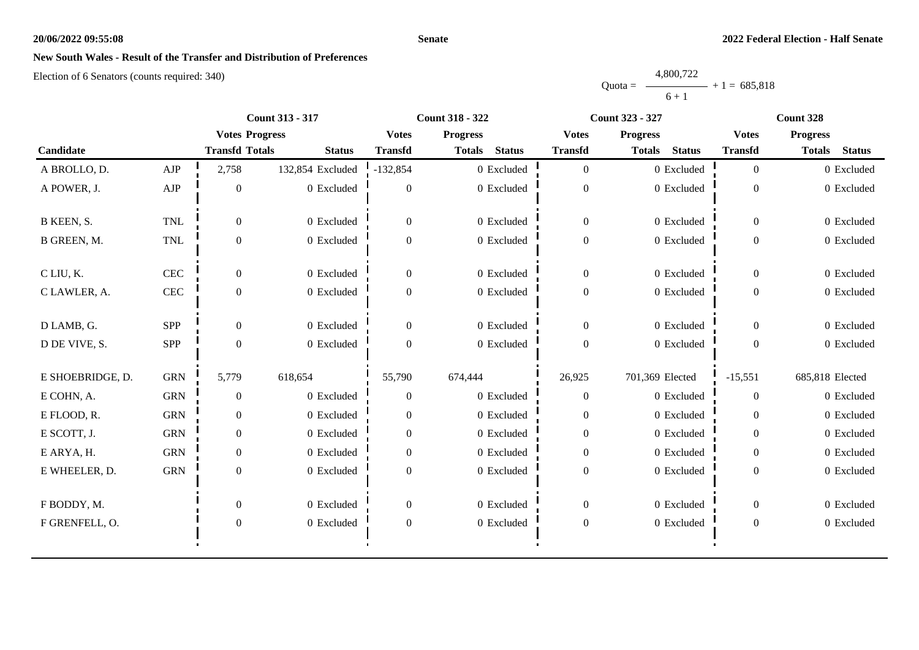**20/06/2022 09:55:08** **Senate** **2022 Federal Election - Half Senate**

## New South Wales - Result of the Transfer and Distribution of Preferences

Election of 6 Senators (counts required: 340)

$$\text{Quota} = \frac{4{,}800{,}722}{6 + 1} + 1 = 685{,}818$$

| Candidate | | Count 313 - 317 | | | Count 318 - 322 | | | Count 323 - 327 | | | Count 328 | | |
|---|---|---|---|---|---|---|---|---|---|---|---|---|---|
| | | Votes Transfd | Progress Totals | Status | Votes Transfd | Progress Totals | Status | Votes Transfd | Progress Totals | Status | Votes Transfd | Progress Totals | Status |
| A BROLLO, D. | AJP | 2,758 | 132,854 | Excluded | -132,854 | 0 | Excluded | 0 | 0 | Excluded | 0 | 0 | Excluded |
| A POWER, J. | AJP | 0 | 0 | Excluded | 0 | 0 | Excluded | 0 | 0 | Excluded | 0 | 0 | Excluded |
| B KEEN, S. | TNL | 0 | 0 | Excluded | 0 | 0 | Excluded | 0 | 0 | Excluded | 0 | 0 | Excluded |
| B GREEN, M. | TNL | 0 | 0 | Excluded | 0 | 0 | Excluded | 0 | 0 | Excluded | 0 | 0 | Excluded |
| C LIU, K. | CEC | 0 | 0 | Excluded | 0 | 0 | Excluded | 0 | 0 | Excluded | 0 | 0 | Excluded |
| C LAWLER, A. | CEC | 0 | 0 | Excluded | 0 | 0 | Excluded | 0 | 0 | Excluded | 0 | 0 | Excluded |
| D LAMB, G. | SPP | 0 | 0 | Excluded | 0 | 0 | Excluded | 0 | 0 | Excluded | 0 | 0 | Excluded |
| D DE VIVE, S. | SPP | 0 | 0 | Excluded | 0 | 0 | Excluded | 0 | 0 | Excluded | 0 | 0 | Excluded |
| E SHOEBRIDGE, D. | GRN | 5,779 | 618,654 | | 55,790 | 674,444 | | 26,925 | 701,369 | Elected | -15,551 | 685,818 | Elected |
| E COHN, A. | GRN | 0 | 0 | Excluded | 0 | 0 | Excluded | 0 | 0 | Excluded | 0 | 0 | Excluded |
| E FLOOD, R. | GRN | 0 | 0 | Excluded | 0 | 0 | Excluded | 0 | 0 | Excluded | 0 | 0 | Excluded |
| E SCOTT, J. | GRN | 0 | 0 | Excluded | 0 | 0 | Excluded | 0 | 0 | Excluded | 0 | 0 | Excluded |
| E ARYA, H. | GRN | 0 | 0 | Excluded | 0 | 0 | Excluded | 0 | 0 | Excluded | 0 | 0 | Excluded |
| E WHEELER, D. | GRN | 0 | 0 | Excluded | 0 | 0 | Excluded | 0 | 0 | Excluded | 0 | 0 | Excluded |
| F BODDY, M. | | 0 | 0 | Excluded | 0 | 0 | Excluded | 0 | 0 | Excluded | 0 | 0 | Excluded |
| F GRENFELL, O. | | 0 | 0 | Excluded | 0 | 0 | Excluded | 0 | 0 | Excluded | 0 | 0 | Excluded |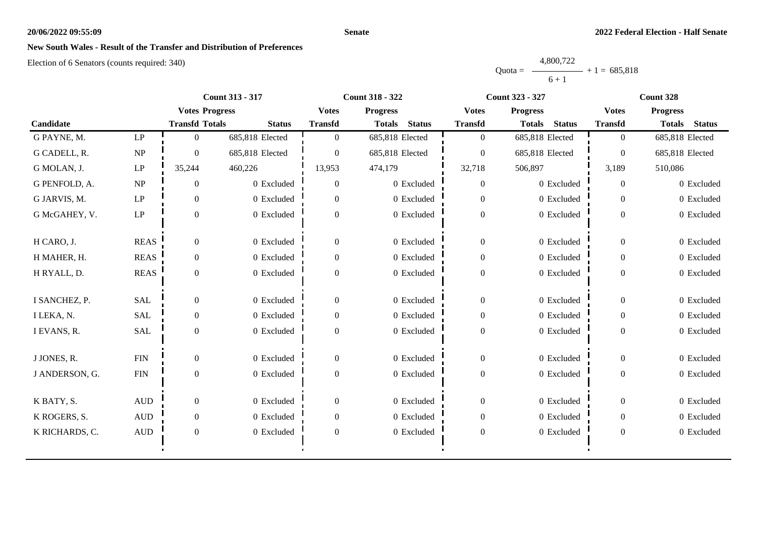## New South Wales - Result of the Transfer and Distribution of Preferences

Election of 6 Senators (counts required: 340)

$$\text{Quota} = \frac{4{,}800{,}722}{6 + 1} + 1 = 685{,}818$$

| | | Count 313 - 317 | | | Count 318 - 322 | | | Count 323 - 327 | | | Count 328 | | |
|---|---|---|---|---|---|---|---|---|---|---|---|---|---|
| | | Votes | Progress | | Votes | Progress | | Votes | Progress | | Votes | Progress | |
| Candidate | | Transfd | Totals | Status | Transfd | Totals | Status | Transfd | Totals | Status | Transfd | Totals | Status |
| G PAYNE, M. | LP | 0 | 685,818 | Elected | 0 | 685,818 | Elected | 0 | 685,818 | Elected | 0 | 685,818 | Elected |
| G CADELL, R. | NP | 0 | 685,818 | Elected | 0 | 685,818 | Elected | 0 | 685,818 | Elected | 0 | 685,818 | Elected |
| G MOLAN, J. | LP | 35,244 | 460,226 | | 13,953 | 474,179 | | 32,718 | 506,897 | | 3,189 | 510,086 | |
| G PENFOLD, A. | NP | 0 | 0 | Excluded | 0 | 0 | Excluded | 0 | 0 | Excluded | 0 | 0 | Excluded |
| G JARVIS, M. | LP | 0 | 0 | Excluded | 0 | 0 | Excluded | 0 | 0 | Excluded | 0 | 0 | Excluded |
| G McGAHEY, V. | LP | 0 | 0 | Excluded | 0 | 0 | Excluded | 0 | 0 | Excluded | 0 | 0 | Excluded |
| H CARO, J. | REAS | 0 | 0 | Excluded | 0 | 0 | Excluded | 0 | 0 | Excluded | 0 | 0 | Excluded |
| H MAHER, H. | REAS | 0 | 0 | Excluded | 0 | 0 | Excluded | 0 | 0 | Excluded | 0 | 0 | Excluded |
| H RYALL, D. | REAS | 0 | 0 | Excluded | 0 | 0 | Excluded | 0 | 0 | Excluded | 0 | 0 | Excluded |
| I SANCHEZ, P. | SAL | 0 | 0 | Excluded | 0 | 0 | Excluded | 0 | 0 | Excluded | 0 | 0 | Excluded |
| I LEKA, N. | SAL | 0 | 0 | Excluded | 0 | 0 | Excluded | 0 | 0 | Excluded | 0 | 0 | Excluded |
| I EVANS, R. | SAL | 0 | 0 | Excluded | 0 | 0 | Excluded | 0 | 0 | Excluded | 0 | 0 | Excluded |
| J JONES, R. | FIN | 0 | 0 | Excluded | 0 | 0 | Excluded | 0 | 0 | Excluded | 0 | 0 | Excluded |
| J ANDERSON, G. | FIN | 0 | 0 | Excluded | 0 | 0 | Excluded | 0 | 0 | Excluded | 0 | 0 | Excluded |
| K BATY, S. | AUD | 0 | 0 | Excluded | 0 | 0 | Excluded | 0 | 0 | Excluded | 0 | 0 | Excluded |
| K ROGERS, S. | AUD | 0 | 0 | Excluded | 0 | 0 | Excluded | 0 | 0 | Excluded | 0 | 0 | Excluded |
| K RICHARDS, C. | AUD | 0 | 0 | Excluded | 0 | 0 | Excluded | 0 | 0 | Excluded | 0 | 0 | Excluded |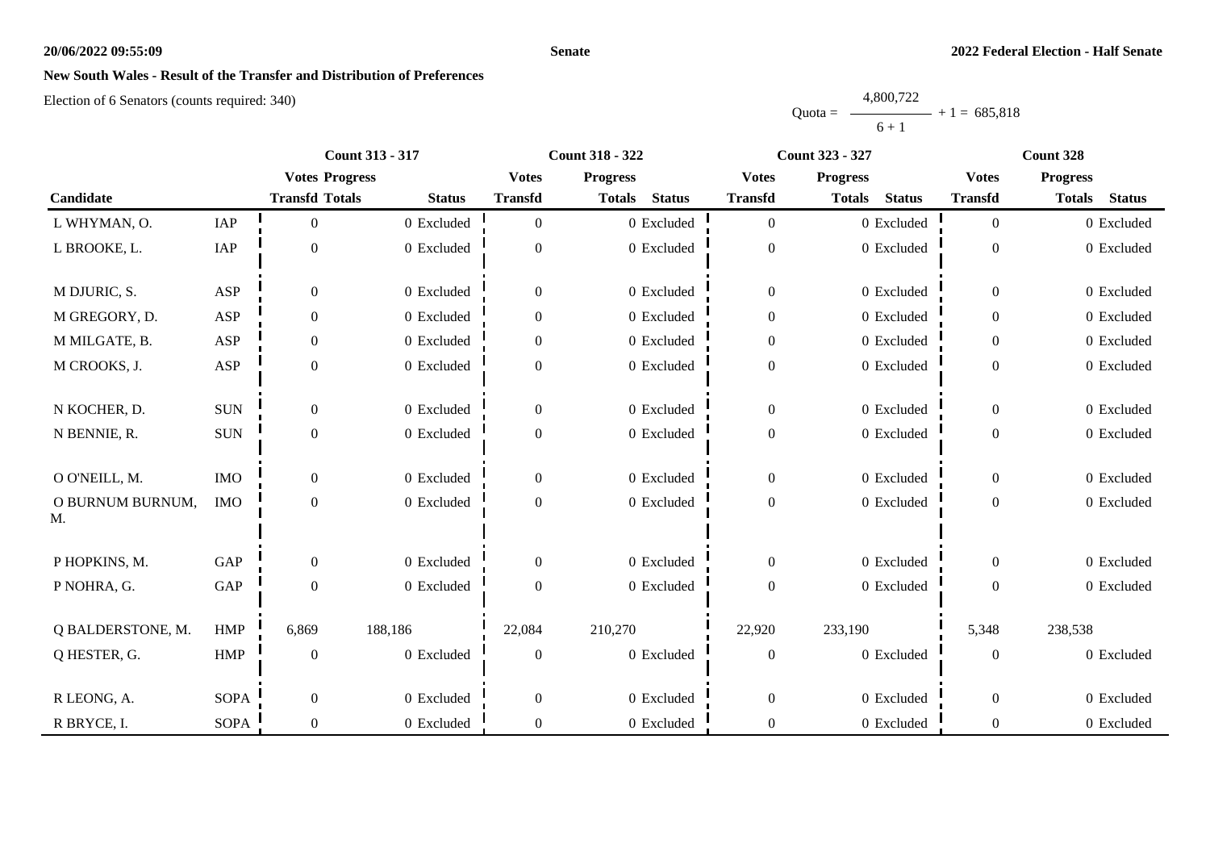## New South Wales - Result of the Transfer and Distribution of Preferences

Election of 6 Senators (counts required: 340)

$$\text{Quota} = \frac{4,800,722}{6 + 1} + 1 = 685,818$$

| Candidate | | Count 313 - 317 | | | Count 318 - 322 | | | Count 323 - 327 | | | Count 328 | | |
|---|---|---|---|---|---|---|---|---|---|---|---|---|---|
| | | Votes Transfd | Progress Totals | Status | Votes Transfd | Progress Totals | Status | Votes Transfd | Progress Totals | Status | Votes Transfd | Progress Totals | Status |
| L WHYMAN, O. | IAP | 0 | 0 | Excluded | 0 | 0 | Excluded | 0 | 0 | Excluded | 0 | 0 | Excluded |
| L BROOKE, L. | IAP | 0 | 0 | Excluded | 0 | 0 | Excluded | 0 | 0 | Excluded | 0 | 0 | Excluded |
| M DJURIC, S. | ASP | 0 | 0 | Excluded | 0 | 0 | Excluded | 0 | 0 | Excluded | 0 | 0 | Excluded |
| M GREGORY, D. | ASP | 0 | 0 | Excluded | 0 | 0 | Excluded | 0 | 0 | Excluded | 0 | 0 | Excluded |
| M MILGATE, B. | ASP | 0 | 0 | Excluded | 0 | 0 | Excluded | 0 | 0 | Excluded | 0 | 0 | Excluded |
| M CROOKS, J. | ASP | 0 | 0 | Excluded | 0 | 0 | Excluded | 0 | 0 | Excluded | 0 | 0 | Excluded |
| N KOCHER, D. | SUN | 0 | 0 | Excluded | 0 | 0 | Excluded | 0 | 0 | Excluded | 0 | 0 | Excluded |
| N BENNIE, R. | SUN | 0 | 0 | Excluded | 0 | 0 | Excluded | 0 | 0 | Excluded | 0 | 0 | Excluded |
| O O'NEILL, M. | IMO | 0 | 0 | Excluded | 0 | 0 | Excluded | 0 | 0 | Excluded | 0 | 0 | Excluded |
| O BURNUM BURNUM, M. | IMO | 0 | 0 | Excluded | 0 | 0 | Excluded | 0 | 0 | Excluded | 0 | 0 | Excluded |
| P HOPKINS, M. | GAP | 0 | 0 | Excluded | 0 | 0 | Excluded | 0 | 0 | Excluded | 0 | 0 | Excluded |
| P NOHRA, G. | GAP | 0 | 0 | Excluded | 0 | 0 | Excluded | 0 | 0 | Excluded | 0 | 0 | Excluded |
| Q BALDERSTONE, M. | HMP | 6,869 | 188,186 | | 22,084 | 210,270 | | 22,920 | 233,190 | | 5,348 | 238,538 | |
| Q HESTER, G. | HMP | 0 | 0 | Excluded | 0 | 0 | Excluded | 0 | 0 | Excluded | 0 | 0 | Excluded |
| R LEONG, A. | SOPA | 0 | 0 | Excluded | 0 | 0 | Excluded | 0 | 0 | Excluded | 0 | 0 | Excluded |
| R BRYCE, I. | SOPA | 0 | 0 | Excluded | 0 | 0 | Excluded | 0 | 0 | Excluded | 0 | 0 | Excluded |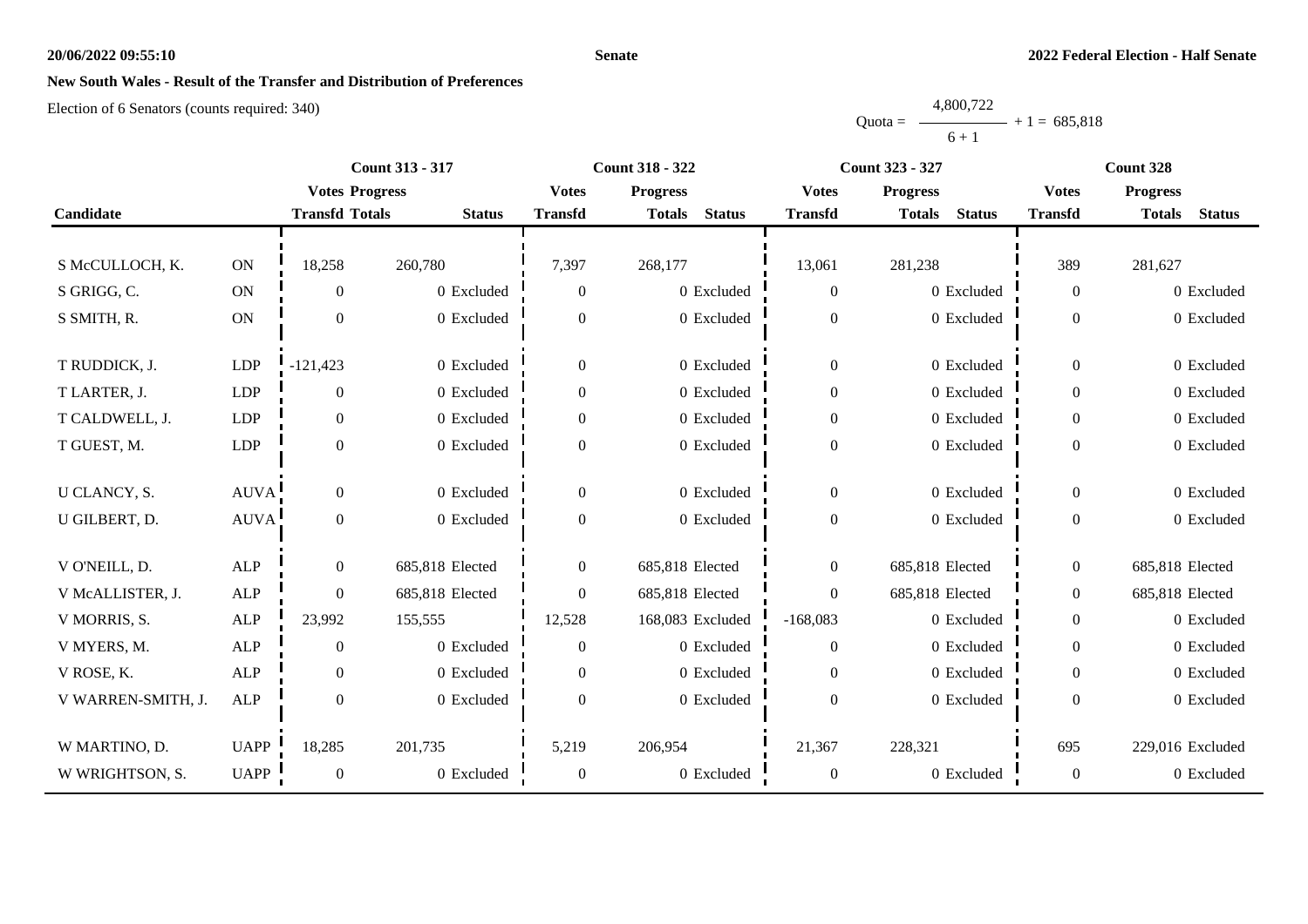# New South Wales - Result of the Transfer and Distribution of Preferences

Election of 6 Senators (counts required: 340)

Quota = $\frac{4,800,722}{6 + 1} + 1 = 685,818$

| Candidate | | Count 313 - 317 | | | Count 318 - 322 | | | Count 323 - 327 | | | Count 328 | | |
|---|---|---|---|---|---|---|---|---|---|---|---|---|---|
| | | Votes Transfd | Progress Totals | Status | Votes Transfd | Progress Totals | Status | Votes Transfd | Progress Totals | Status | Votes Transfd | Progress Totals | Status |
| S McCULLOCH, K. | ON | 18,258 | 260,780 | | 7,397 | 268,177 | | 13,061 | 281,238 | | 389 | 281,627 | |
| S GRIGG, C. | ON | 0 | 0 | Excluded | 0 | 0 | Excluded | 0 | 0 | Excluded | 0 | 0 | Excluded |
| S SMITH, R. | ON | 0 | 0 | Excluded | 0 | 0 | Excluded | 0 | 0 | Excluded | 0 | 0 | Excluded |
| T RUDDICK, J. | LDP | -121,423 | 0 | Excluded | 0 | 0 | Excluded | 0 | 0 | Excluded | 0 | 0 | Excluded |
| T LARTER, J. | LDP | 0 | 0 | Excluded | 0 | 0 | Excluded | 0 | 0 | Excluded | 0 | 0 | Excluded |
| T CALDWELL, J. | LDP | 0 | 0 | Excluded | 0 | 0 | Excluded | 0 | 0 | Excluded | 0 | 0 | Excluded |
| T GUEST, M. | LDP | 0 | 0 | Excluded | 0 | 0 | Excluded | 0 | 0 | Excluded | 0 | 0 | Excluded |
| U CLANCY, S. | AUVA | 0 | 0 | Excluded | 0 | 0 | Excluded | 0 | 0 | Excluded | 0 | 0 | Excluded |
| U GILBERT, D. | AUVA | 0 | 0 | Excluded | 0 | 0 | Excluded | 0 | 0 | Excluded | 0 | 0 | Excluded |
| V O'NEILL, D. | ALP | 0 | 685,818 | Elected | 0 | 685,818 | Elected | 0 | 685,818 | Elected | 0 | 685,818 | Elected |
| V McALLISTER, J. | ALP | 0 | 685,818 | Elected | 0 | 685,818 | Elected | 0 | 685,818 | Elected | 0 | 685,818 | Elected |
| V MORRIS, S. | ALP | 23,992 | 155,555 | | 12,528 | 168,083 | Excluded | -168,083 | 0 | Excluded | 0 | 0 | Excluded |
| V MYERS, M. | ALP | 0 | 0 | Excluded | 0 | 0 | Excluded | 0 | 0 | Excluded | 0 | 0 | Excluded |
| V ROSE, K. | ALP | 0 | 0 | Excluded | 0 | 0 | Excluded | 0 | 0 | Excluded | 0 | 0 | Excluded |
| V WARREN-SMITH, J. | ALP | 0 | 0 | Excluded | 0 | 0 | Excluded | 0 | 0 | Excluded | 0 | 0 | Excluded |
| W MARTINO, D. | UAPP | 18,285 | 201,735 | | 5,219 | 206,954 | | 21,367 | 228,321 | | 695 | 229,016 | Excluded |
| W WRIGHTSON, S. | UAPP | 0 | 0 | Excluded | 0 | 0 | Excluded | 0 | 0 | Excluded | 0 | 0 | Excluded |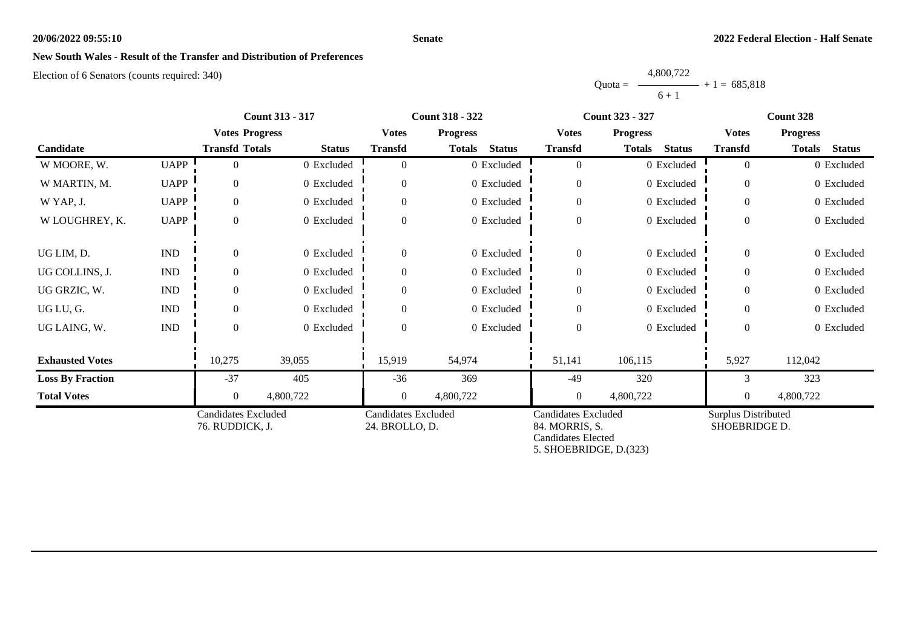**New South Wales - Result of the Transfer and Distribution of Preferences**

Election of 6 Senators (counts required: 340)

$$\text{Quota} = \frac{4,800,722}{6 + 1} + 1 = 685,818$$

| | | Count 313 - 317 | | | Count 318 - 322 | | | Count 323 - 327 | | | Count 328 | | |
|---|---|---|---|---|---|---|---|---|---|---|---|---|---|
| | | Votes Transfd | Progress Totals | Status | Votes Transfd | Progress Totals | Status | Votes Transfd | Progress Totals | Status | Votes Transfd | Progress Totals | Status |
| **Candidate** | | | | | | | | | | | | | |
| W MOORE, W. | UAPP | 0 | 0 | Excluded | 0 | 0 | Excluded | 0 | 0 | Excluded | 0 | 0 | Excluded |
| W MARTIN, M. | UAPP | 0 | 0 | Excluded | 0 | 0 | Excluded | 0 | 0 | Excluded | 0 | 0 | Excluded |
| W YAP, J. | UAPP | 0 | 0 | Excluded | 0 | 0 | Excluded | 0 | 0 | Excluded | 0 | 0 | Excluded |
| W LOUGHREY, K. | UAPP | 0 | 0 | Excluded | 0 | 0 | Excluded | 0 | 0 | Excluded | 0 | 0 | Excluded |
| UG LIM, D. | IND | 0 | 0 | Excluded | 0 | 0 | Excluded | 0 | 0 | Excluded | 0 | 0 | Excluded |
| UG COLLINS, J. | IND | 0 | 0 | Excluded | 0 | 0 | Excluded | 0 | 0 | Excluded | 0 | 0 | Excluded |
| UG GRZIC, W. | IND | 0 | 0 | Excluded | 0 | 0 | Excluded | 0 | 0 | Excluded | 0 | 0 | Excluded |
| UG LU, G. | IND | 0 | 0 | Excluded | 0 | 0 | Excluded | 0 | 0 | Excluded | 0 | 0 | Excluded |
| UG LAING, W. | IND | 0 | 0 | Excluded | 0 | 0 | Excluded | 0 | 0 | Excluded | 0 | 0 | Excluded |
| **Exhausted Votes** | | 10,275 | 39,055 | | 15,919 | 54,974 | | 51,141 | 106,115 | | 5,927 | 112,042 | |
| **Loss By Fraction** | | -37 | 405 | | -36 | 369 | | -49 | 320 | | 3 | 323 | |
| **Total Votes** | | 0 | 4,800,722 | | 0 | 4,800,722 | | 0 | 4,800,722 | | 0 | 4,800,722 | |

Count 313 - 317: Candidates Excluded
76. RUDDICK, J.

Count 318 - 322: Candidates Excluded
24. BROLLO, D.

Count 323 - 327: Candidates Excluded
84. MORRIS, S.
Candidates Elected
5. SHOEBRIDGE, D.(323)

Count 328: Surplus Distributed
SHOEBRIDGE D.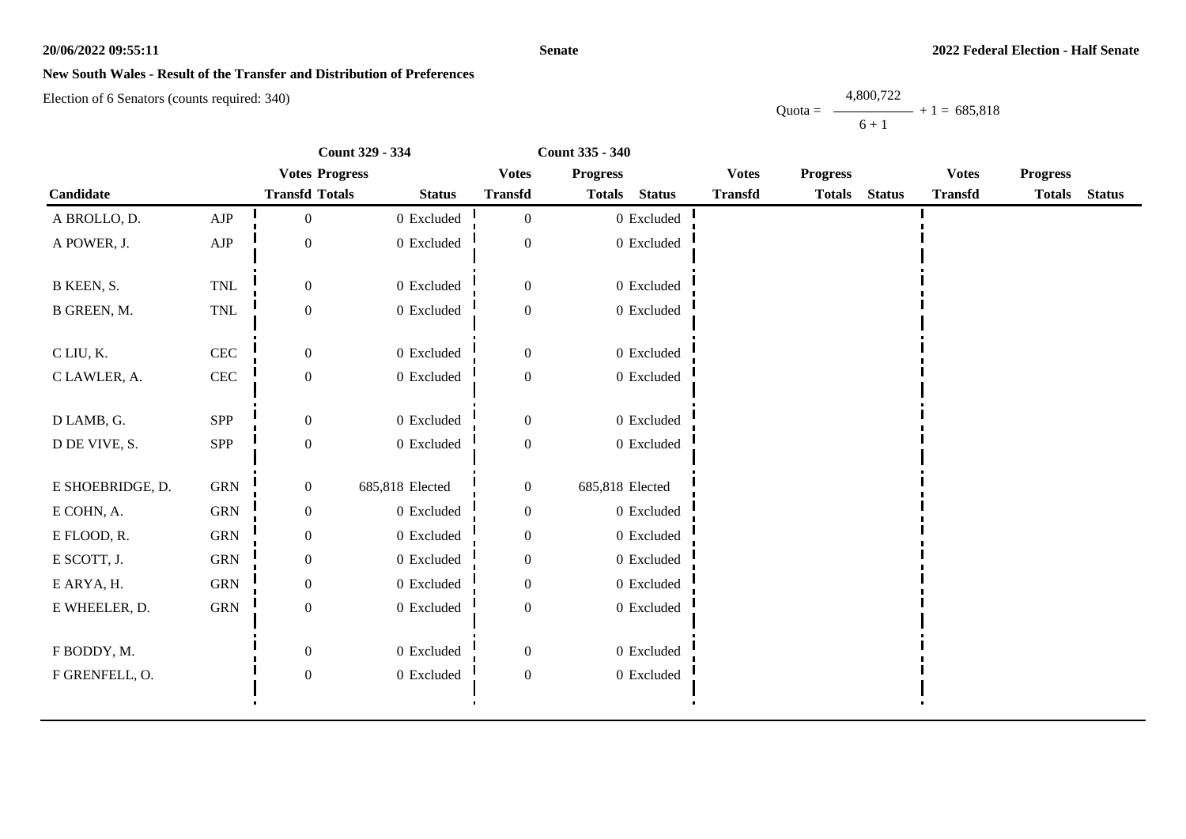**Senate**

**2022 Federal Election - Half Senate**

**New South Wales - Result of the Transfer and Distribution of Preferences**

Election of 6 Senators (counts required: 340)

$$\text{Quota} = \frac{4,800,722}{6 + 1} + 1 = 685,818$$

| | | Count 329 - 334 | | | Count 335 - 340 | | | | | | | | |
|---|---|---|---|---|---|---|---|---|---|---|---|---|---|
| | | Votes | Progress | | Votes | Progress | | Votes | Progress | | Votes | Progress | |
| Candidate | | Transfd | Totals | Status | Transfd | Totals | Status | Transfd | Totals | Status | Transfd | Totals | Status |
| A BROLLO, D. | AJP | 0 | 0 | Excluded | 0 | 0 | Excluded | | | | | | |
| A POWER, J. | AJP | 0 | 0 | Excluded | 0 | 0 | Excluded | | | | | | |
| B KEEN, S. | TNL | 0 | 0 | Excluded | 0 | 0 | Excluded | | | | | | |
| B GREEN, M. | TNL | 0 | 0 | Excluded | 0 | 0 | Excluded | | | | | | |
| C LIU, K. | CEC | 0 | 0 | Excluded | 0 | 0 | Excluded | | | | | | |
| C LAWLER, A. | CEC | 0 | 0 | Excluded | 0 | 0 | Excluded | | | | | | |
| D LAMB, G. | SPP | 0 | 0 | Excluded | 0 | 0 | Excluded | | | | | | |
| D DE VIVE, S. | SPP | 0 | 0 | Excluded | 0 | 0 | Excluded | | | | | | |
| E SHOEBRIDGE, D. | GRN | 0 | 685,818 | Elected | 0 | 685,818 | Elected | | | | | | |
| E COHN, A. | GRN | 0 | 0 | Excluded | 0 | 0 | Excluded | | | | | | |
| E FLOOD, R. | GRN | 0 | 0 | Excluded | 0 | 0 | Excluded | | | | | | |
| E SCOTT, J. | GRN | 0 | 0 | Excluded | 0 | 0 | Excluded | | | | | | |
| E ARYA, H. | GRN | 0 | 0 | Excluded | 0 | 0 | Excluded | | | | | | |
| E WHEELER, D. | GRN | 0 | 0 | Excluded | 0 | 0 | Excluded | | | | | | |
| F BODDY, M. | | 0 | 0 | Excluded | 0 | 0 | Excluded | | | | | | |
| F GRENFELL, O. | | 0 | 0 | Excluded | 0 | 0 | Excluded | | | | | | |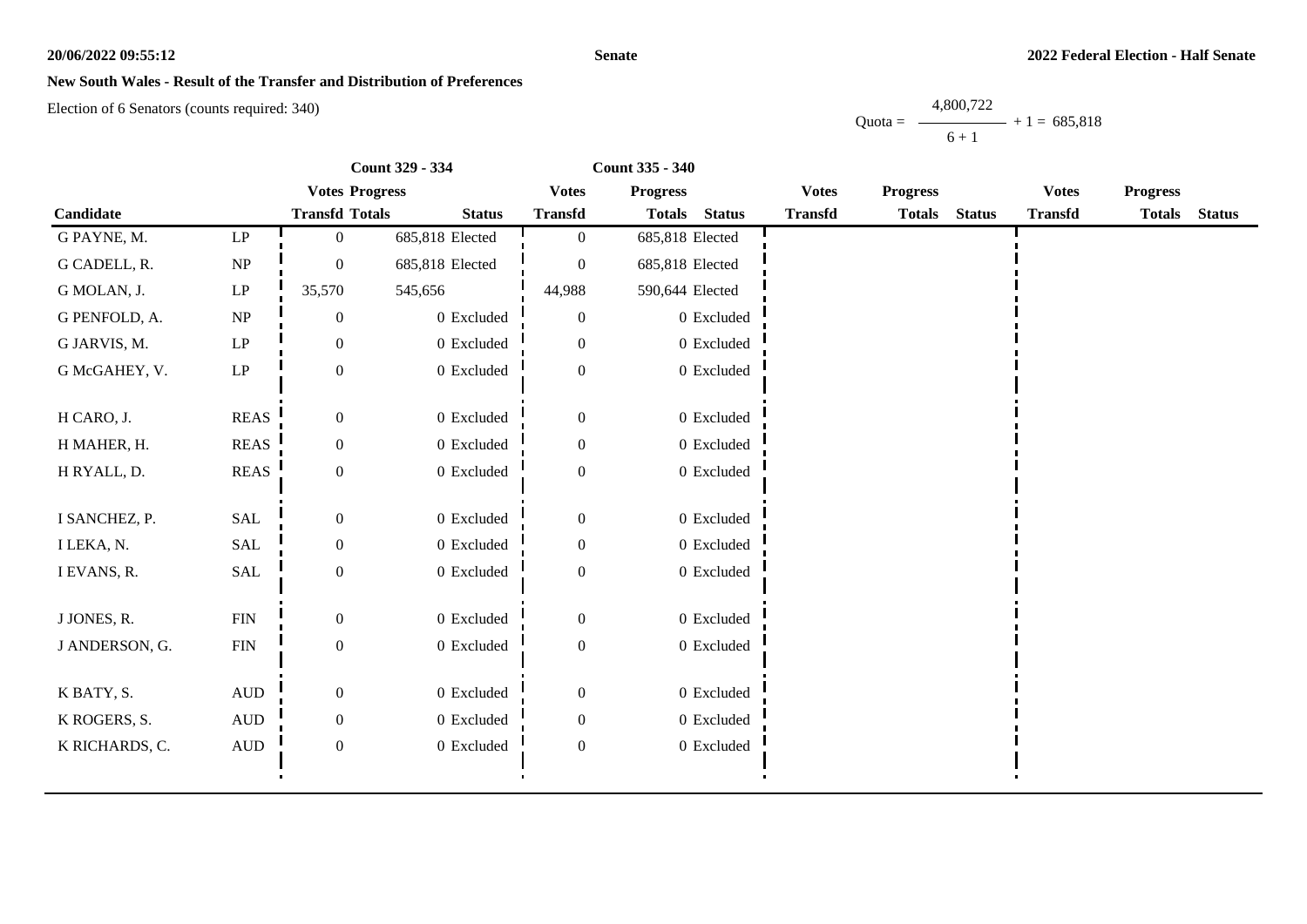**New South Wales - Result of the Transfer and Distribution of Preferences**

Election of 6 Senators (counts required: 340)

Quota = $\frac{4,800,722}{6 + 1} + 1 = 685,818$

| Candidate | | Count 329 - 334 | | | Count 335 - 340 | | | | | | | | |
|---|---|---|---|---|---|---|---|---|---|---|---|---|---|
| | | Votes Transfd | Progress Totals | Status | Votes Transfd | Progress Totals | Status | Votes Transfd | Progress Totals | Status | Votes Transfd | Progress Totals | Status |
| G PAYNE, M. | LP | 0 | 685,818 | Elected | 0 | 685,818 | Elected | | | | | | |
| G CADELL, R. | NP | 0 | 685,818 | Elected | 0 | 685,818 | Elected | | | | | | |
| G MOLAN, J. | LP | 35,570 | 545,656 | | 44,988 | 590,644 | Elected | | | | | | |
| G PENFOLD, A. | NP | 0 | 0 | Excluded | 0 | 0 | Excluded | | | | | | |
| G JARVIS, M. | LP | 0 | 0 | Excluded | 0 | 0 | Excluded | | | | | | |
| G McGAHEY, V. | LP | 0 | 0 | Excluded | 0 | 0 | Excluded | | | | | | |
| H CARO, J. | REAS | 0 | 0 | Excluded | 0 | 0 | Excluded | | | | | | |
| H MAHER, H. | REAS | 0 | 0 | Excluded | 0 | 0 | Excluded | | | | | | |
| H RYALL, D. | REAS | 0 | 0 | Excluded | 0 | 0 | Excluded | | | | | | |
| I SANCHEZ, P. | SAL | 0 | 0 | Excluded | 0 | 0 | Excluded | | | | | | |
| I LEKA, N. | SAL | 0 | 0 | Excluded | 0 | 0 | Excluded | | | | | | |
| I EVANS, R. | SAL | 0 | 0 | Excluded | 0 | 0 | Excluded | | | | | | |
| J JONES, R. | FIN | 0 | 0 | Excluded | 0 | 0 | Excluded | | | | | | |
| J ANDERSON, G. | FIN | 0 | 0 | Excluded | 0 | 0 | Excluded | | | | | | |
| K BATY, S. | AUD | 0 | 0 | Excluded | 0 | 0 | Excluded | | | | | | |
| K ROGERS, S. | AUD | 0 | 0 | Excluded | 0 | 0 | Excluded | | | | | | |
| K RICHARDS, C. | AUD | 0 | 0 | Excluded | 0 | 0 | Excluded | | | | | | |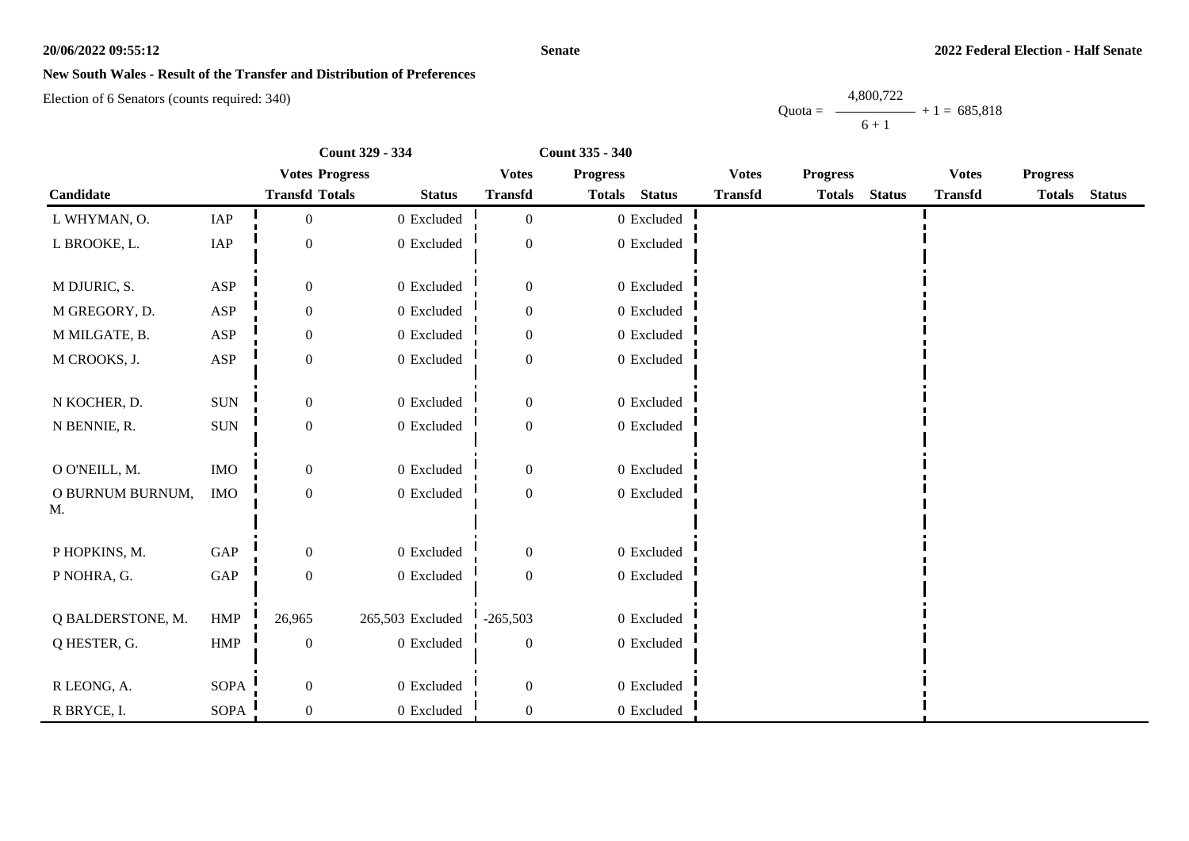**New South Wales - Result of the Transfer and Distribution of Preferences**

Election of 6 Senators (counts required: 340)

$$\text{Quota} = \frac{4,800,722}{6 + 1} + 1 = 685,818$$

| | | Count 329 - 334 | | | Count 335 - 340 | | | | | | | | |
|---|---|---|---|---|---|---|---|---|---|---|---|---|---|
| | | Votes | Progress | | Votes | Progress | | Votes | Progress | | Votes | Progress | |
| Candidate | | Transfd | Totals | Status | Transfd | Totals | Status | Transfd | Totals | Status | Transfd | Totals | Status |
| L WHYMAN, O. | IAP | 0 | 0 | Excluded | 0 | 0 | Excluded | | | | | | |
| L BROOKE, L. | IAP | 0 | 0 | Excluded | 0 | 0 | Excluded | | | | | | |
| M DJURIC, S. | ASP | 0 | 0 | Excluded | 0 | 0 | Excluded | | | | | | |
| M GREGORY, D. | ASP | 0 | 0 | Excluded | 0 | 0 | Excluded | | | | | | |
| M MILGATE, B. | ASP | 0 | 0 | Excluded | 0 | 0 | Excluded | | | | | | |
| M CROOKS, J. | ASP | 0 | 0 | Excluded | 0 | 0 | Excluded | | | | | | |
| N KOCHER, D. | SUN | 0 | 0 | Excluded | 0 | 0 | Excluded | | | | | | |
| N BENNIE, R. | SUN | 0 | 0 | Excluded | 0 | 0 | Excluded | | | | | | |
| O O'NEILL, M. | IMO | 0 | 0 | Excluded | 0 | 0 | Excluded | | | | | | |
| O BURNUM BURNUM, M. | IMO | 0 | 0 | Excluded | 0 | 0 | Excluded | | | | | | |
| P HOPKINS, M. | GAP | 0 | 0 | Excluded | 0 | 0 | Excluded | | | | | | |
| P NOHRA, G. | GAP | 0 | 0 | Excluded | 0 | 0 | Excluded | | | | | | |
| Q BALDERSTONE, M. | HMP | 26,965 | 265,503 | Excluded | -265,503 | 0 | Excluded | | | | | | |
| Q HESTER, G. | HMP | 0 | 0 | Excluded | 0 | 0 | Excluded | | | | | | |
| R LEONG, A. | SOPA | 0 | 0 | Excluded | 0 | 0 | Excluded | | | | | | |
| R BRYCE, I. | SOPA | 0 | 0 | Excluded | 0 | 0 | Excluded | | | | | | |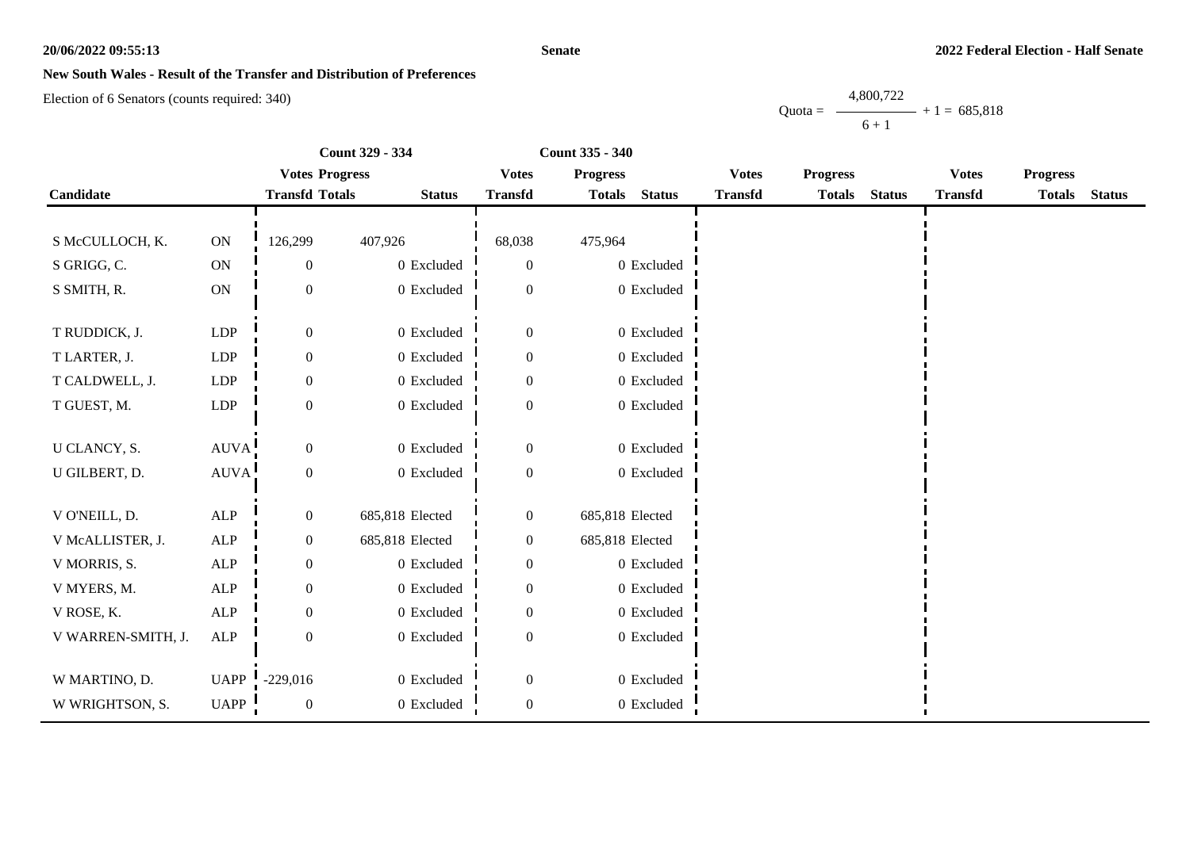## New South Wales - Result of the Transfer and Distribution of Preferences

Election of 6 Senators (counts required: 340)

$$\text{Quota} = \frac{4{,}800{,}722}{6 + 1} + 1 = 685{,}818$$

| | | Count 329 - 334 | | | Count 335 - 340 | | | | | | | | |
|---|---|---|---|---|---|---|---|---|---|---|---|---|---|
| | | Votes | Progress | | Votes | Progress | | Votes | Progress | | Votes | Progress | |
| Candidate | | Transfd | Totals | Status | Transfd | Totals | Status | Transfd | Totals | Status | Transfd | Totals | Status |
| S McCULLOCH, K. | ON | 126,299 | 407,926 | | 68,038 | 475,964 | | | | | | | |
| S GRIGG, C. | ON | 0 | 0 | Excluded | 0 | 0 | Excluded | | | | | | |
| S SMITH, R. | ON | 0 | 0 | Excluded | 0 | 0 | Excluded | | | | | | |
| T RUDDICK, J. | LDP | 0 | 0 | Excluded | 0 | 0 | Excluded | | | | | | |
| T LARTER, J. | LDP | 0 | 0 | Excluded | 0 | 0 | Excluded | | | | | | |
| T CALDWELL, J. | LDP | 0 | 0 | Excluded | 0 | 0 | Excluded | | | | | | |
| T GUEST, M. | LDP | 0 | 0 | Excluded | 0 | 0 | Excluded | | | | | | |
| U CLANCY, S. | AUVA | 0 | 0 | Excluded | 0 | 0 | Excluded | | | | | | |
| U GILBERT, D. | AUVA | 0 | 0 | Excluded | 0 | 0 | Excluded | | | | | | |
| V O'NEILL, D. | ALP | 0 | 685,818 | Elected | 0 | 685,818 | Elected | | | | | | |
| V McALLISTER, J. | ALP | 0 | 685,818 | Elected | 0 | 685,818 | Elected | | | | | | |
| V MORRIS, S. | ALP | 0 | 0 | Excluded | 0 | 0 | Excluded | | | | | | |
| V MYERS, M. | ALP | 0 | 0 | Excluded | 0 | 0 | Excluded | | | | | | |
| V ROSE, K. | ALP | 0 | 0 | Excluded | 0 | 0 | Excluded | | | | | | |
| V WARREN-SMITH, J. | ALP | 0 | 0 | Excluded | 0 | 0 | Excluded | | | | | | |
| W MARTINO, D. | UAPP | -229,016 | 0 | Excluded | 0 | 0 | Excluded | | | | | | |
| W WRIGHTSON, S. | UAPP | 0 | 0 | Excluded | 0 | 0 | Excluded | | | | | | |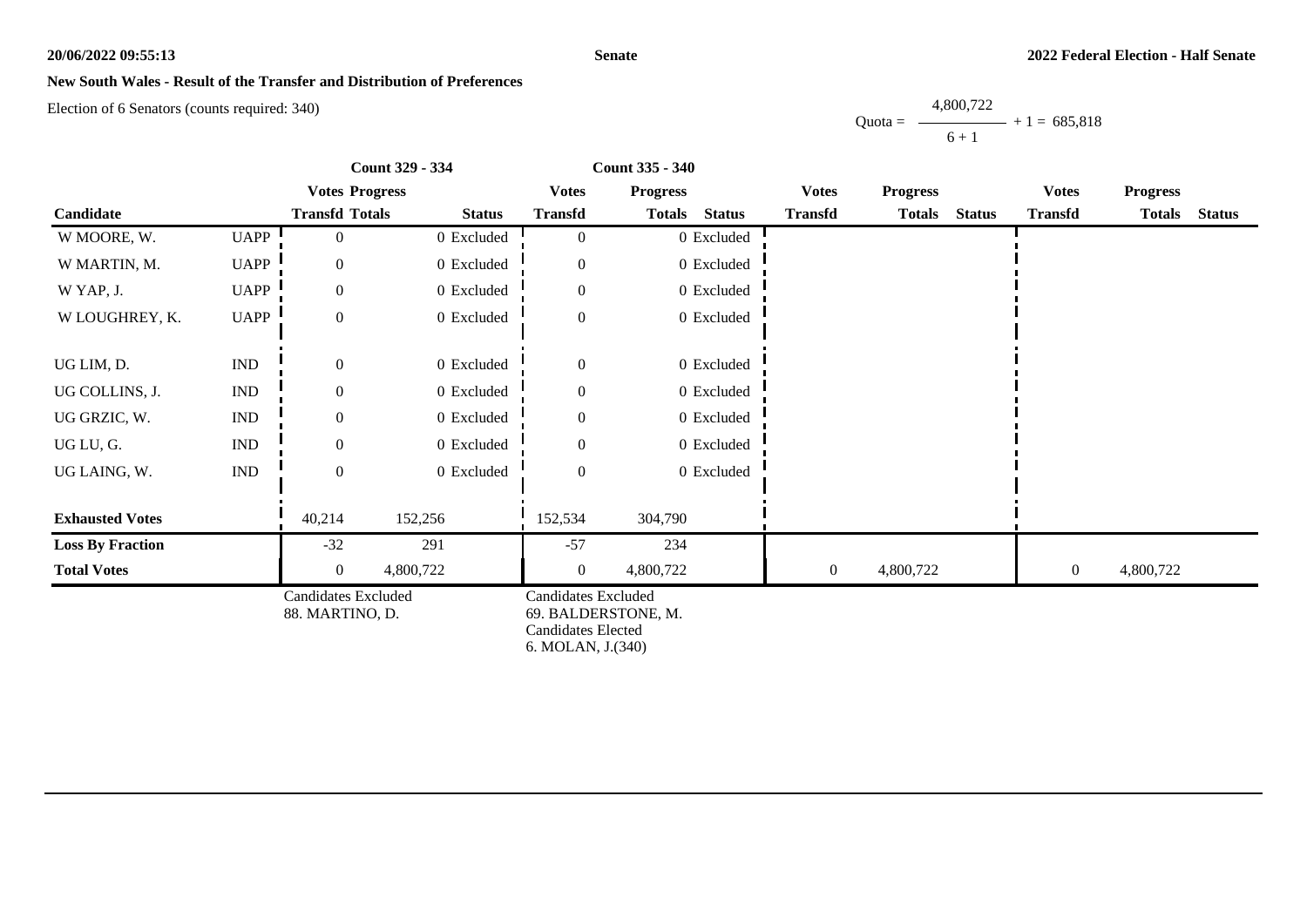**Senate**

**2022 Federal Election - Half Senate**

**New South Wales - Result of the Transfer and Distribution of Preferences**

Election of 6 Senators (counts required: 340)

$$\text{Quota} = \frac{4,800,722}{6+1} + 1 = 685,818$$

| | | Count 329 - 334 | | | Count 335 - 340 | | | | | | | | |
|---|---|---|---|---|---|---|---|---|---|---|---|---|---|
| | | Votes | Progress | | Votes | Progress | | Votes | Progress | | Votes | Progress | |
| Candidate | | Transfd | Totals | Status | Transfd | Totals | Status | Transfd | Totals | Status | Transfd | Totals | Status |
| W MOORE, W. | UAPP | 0 | 0 | Excluded | 0 | 0 | Excluded | | | | | | |
| W MARTIN, M. | UAPP | 0 | 0 | Excluded | 0 | 0 | Excluded | | | | | | |
| W YAP, J. | UAPP | 0 | 0 | Excluded | 0 | 0 | Excluded | | | | | | |
| W LOUGHREY, K. | UAPP | 0 | 0 | Excluded | 0 | 0 | Excluded | | | | | | |
| UG LIM, D. | IND | 0 | 0 | Excluded | 0 | 0 | Excluded | | | | | | |
| UG COLLINS, J. | IND | 0 | 0 | Excluded | 0 | 0 | Excluded | | | | | | |
| UG GRZIC, W. | IND | 0 | 0 | Excluded | 0 | 0 | Excluded | | | | | | |
| UG LU, G. | IND | 0 | 0 | Excluded | 0 | 0 | Excluded | | | | | | |
| UG LAING, W. | IND | 0 | 0 | Excluded | 0 | 0 | Excluded | | | | | | |
| **Exhausted Votes** | | 40,214 | 152,256 | | 152,534 | 304,790 | | | | | | | |
| **Loss By Fraction** | | -32 | 291 | | -57 | 234 | | | | | | | |
| **Total Votes** | | 0 | 4,800,722 | | 0 | 4,800,722 | | 0 | 4,800,722 | | 0 | 4,800,722 | |

Count 329 - 334:
Candidates Excluded
88. MARTINO, D.

Count 335 - 340:
Candidates Excluded
69. BALDERSTONE, M.
Candidates Elected
6. MOLAN, J.(340)